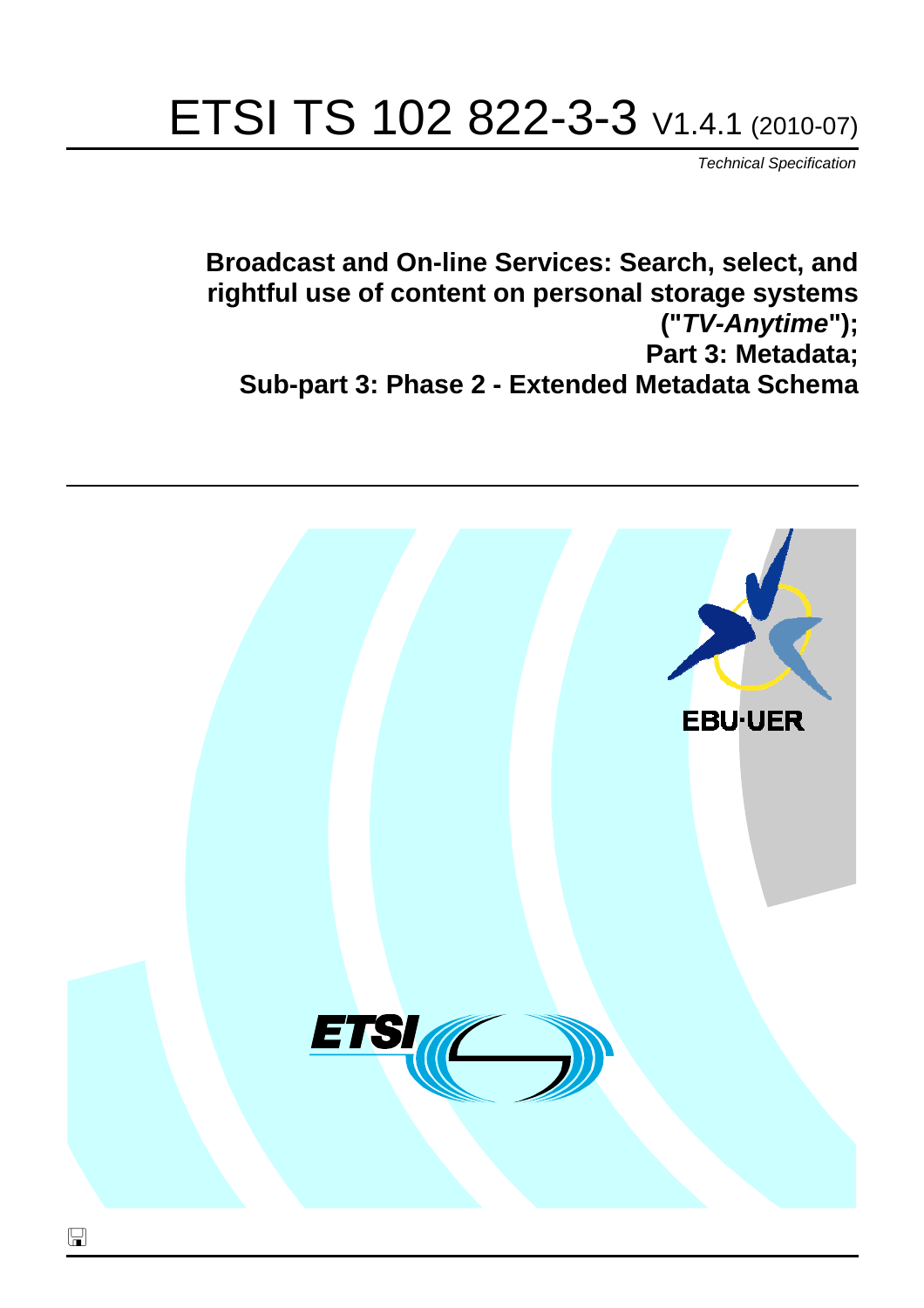# ETSI TS 102 822-3-3 V1.4.1 (2010-07)

*Technical Specification*

**Broadcast and On-line Services: Search, select, and rightful use of content on personal storage systems ("*TV-Anytime*"); Part 3: Metadata; Sub-part 3: Phase 2 - Extended Metadata Schema**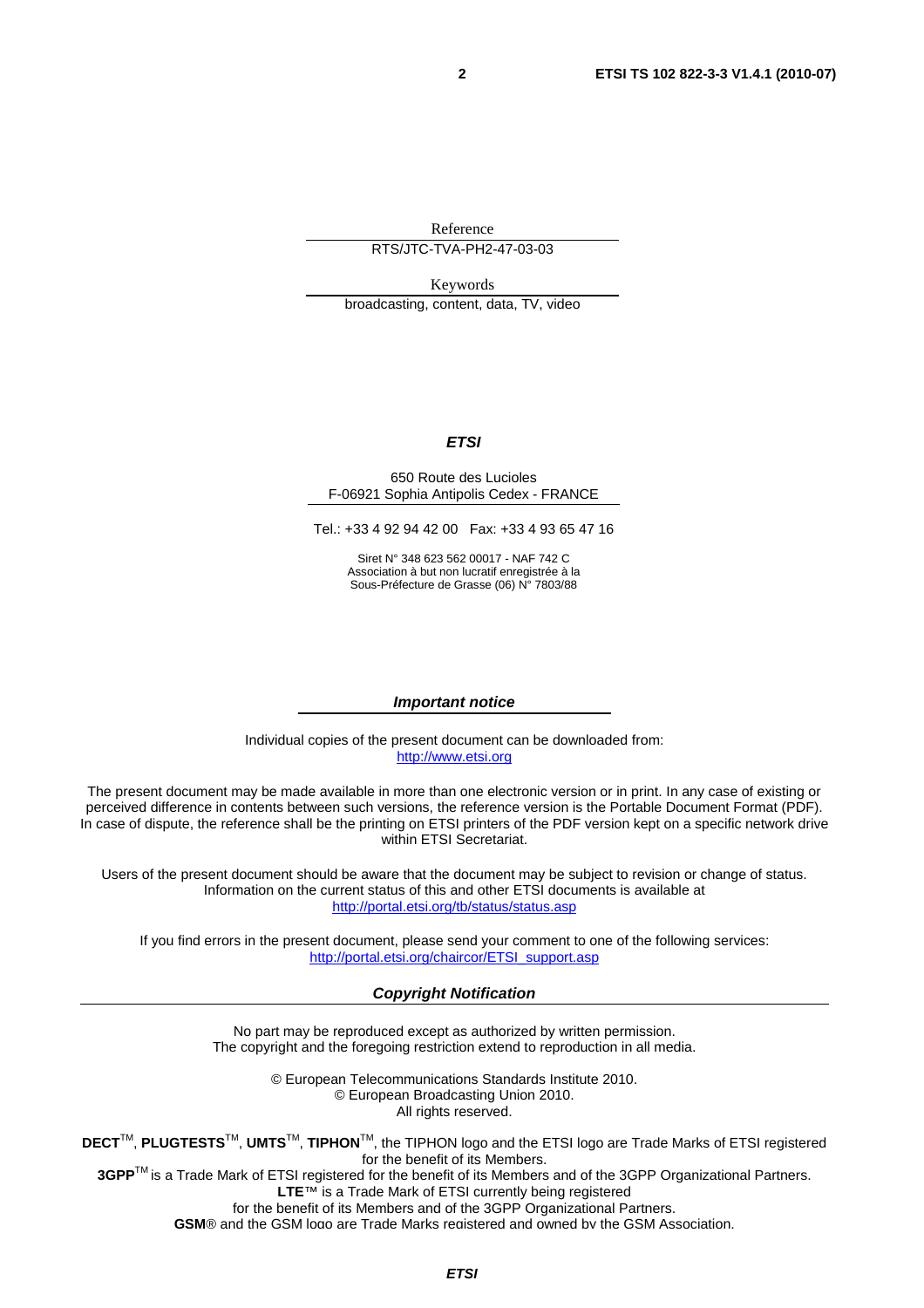Reference

RTS/JTC-TVA-PH2-47-03-03

Keywords

broadcasting, content, data, TV, video

***ETSI***

650 Route des Lucioles
F-06921 Sophia Antipolis Cedex - FRANCE

Tel.: +33 4 92 94 42 00 Fax: +33 4 93 65 47 16

Siret N° 348 623 562 00017 - NAF 742 C
Association à but non lucratif enregistrée à la
Sous-Préfecture de Grasse (06) N° 7803/88

***Important notice***

Individual copies of the present document can be downloaded from:
http://www.etsi.org

The present document may be made available in more than one electronic version or in print. In any case of existing or perceived difference in contents between such versions, the reference version is the Portable Document Format (PDF). In case of dispute, the reference shall be the printing on ETSI printers of the PDF version kept on a specific network drive within ETSI Secretariat.

Users of the present document should be aware that the document may be subject to revision or change of status. Information on the current status of this and other ETSI documents is available at
http://portal.etsi.org/tb/status/status.asp

If you find errors in the present document, please send your comment to one of the following services:
http://portal.etsi.org/chaircor/ETSI_support.asp

***Copyright Notification***

No part may be reproduced except as authorized by written permission.
The copyright and the foregoing restriction extend to reproduction in all media.

© European Telecommunications Standards Institute 2010.
© European Broadcasting Union 2010.
All rights reserved.

**DECT**™, **PLUGTESTS**™, **UMTS**™, **TIPHON**™, the TIPHON logo and the ETSI logo are Trade Marks of ETSI registered for the benefit of its Members.
**3GPP**™ is a Trade Mark of ETSI registered for the benefit of its Members and of the 3GPP Organizational Partners.
**LTE**™ is a Trade Mark of ETSI currently being registered
for the benefit of its Members and of the 3GPP Organizational Partners.
**GSM**® and the GSM logo are Trade Marks registered and owned by the GSM Association.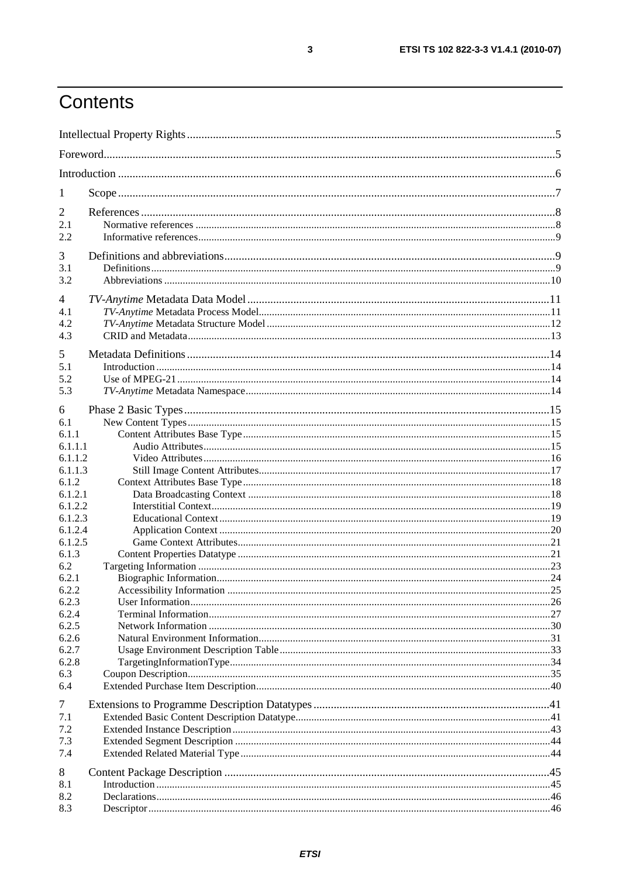# Contents

Intellectual Property Rights ....................................................................................................................................5

Foreword .................................................................................................................................................................5

Introduction ............................................................................................................................................................6

1 Scope ..................................................................................................................................................................7

2 References ..........................................................................................................................................................8
2.1 Normative references .......................................................................................................................................8
2.2 Informative references .....................................................................................................................................9

3 Definitions and abbreviations .............................................................................................................................9
3.1 Definitions ........................................................................................................................................................9
3.2 Abbreviations ..................................................................................................................................................10

4 *TV-Anytime* Metadata Data Model ...................................................................................................................11
4.1 *TV-Anytime* Metadata Process Model ...........................................................................................................11
4.2 *TV-Anytime* Metadata Structure Model ........................................................................................................12
4.3 CRID and Metadata ........................................................................................................................................13

5 Metadata Definitions .........................................................................................................................................14
5.1 Introduction ....................................................................................................................................................14
5.2 Use of MPEG-21 .............................................................................................................................................14
5.3 *TV-Anytime* Metadata Namespace .................................................................................................................14

6 Phase 2 Basic Types ..........................................................................................................................................15
6.1 New Content Types .........................................................................................................................................15
6.1.1 Content Attributes Base Type ......................................................................................................................15
6.1.1.1 Audio Attributes .........................................................................................................................................15
6.1.1.2 Video Attributes .........................................................................................................................................16
6.1.1.3 Still Image Content Attributes ...................................................................................................................17
6.1.2 Context Attributes Base Type .......................................................................................................................18
6.1.2.1 Data Broadcasting Context .........................................................................................................................18
6.1.2.2 Interstitial Context ......................................................................................................................................19
6.1.2.3 Educational Context ...................................................................................................................................19
6.1.2.4 Application Context ...................................................................................................................................20
6.1.2.5 Game Context Attributes ............................................................................................................................21
6.1.3 Content Properties Datatype .........................................................................................................................21
6.2 Targeting Information ....................................................................................................................................23
6.2.1 Biographic Information ...............................................................................................................................24
6.2.2 Accessibility Information ............................................................................................................................25
6.2.3 User Information .........................................................................................................................................26
6.2.4 Terminal Information ..................................................................................................................................27
6.2.5 Network Information ..................................................................................................................................30
6.2.6 Natural Environment Information ..............................................................................................................31
6.2.7 Usage Environment Description Table .......................................................................................................33
6.2.8 TargetingInformationType ..........................................................................................................................34
6.3 Coupon Description .........................................................................................................................................35
6.4 Extended Purchase Item Description ...............................................................................................................40

7 Extensions to Programme Description Datatypes .............................................................................................41
7.1 Extended Basic Content Description Datatype ................................................................................................41
7.2 Extended Instance Description .........................................................................................................................43
7.3 Extended Segment Description ........................................................................................................................44
7.4 Extended Related Material Type ......................................................................................................................44

8 Content Package Description .............................................................................................................................45
8.1 Introduction .....................................................................................................................................................45
8.2 Declarations .....................................................................................................................................................46
8.3 Descriptor .........................................................................................................................................................46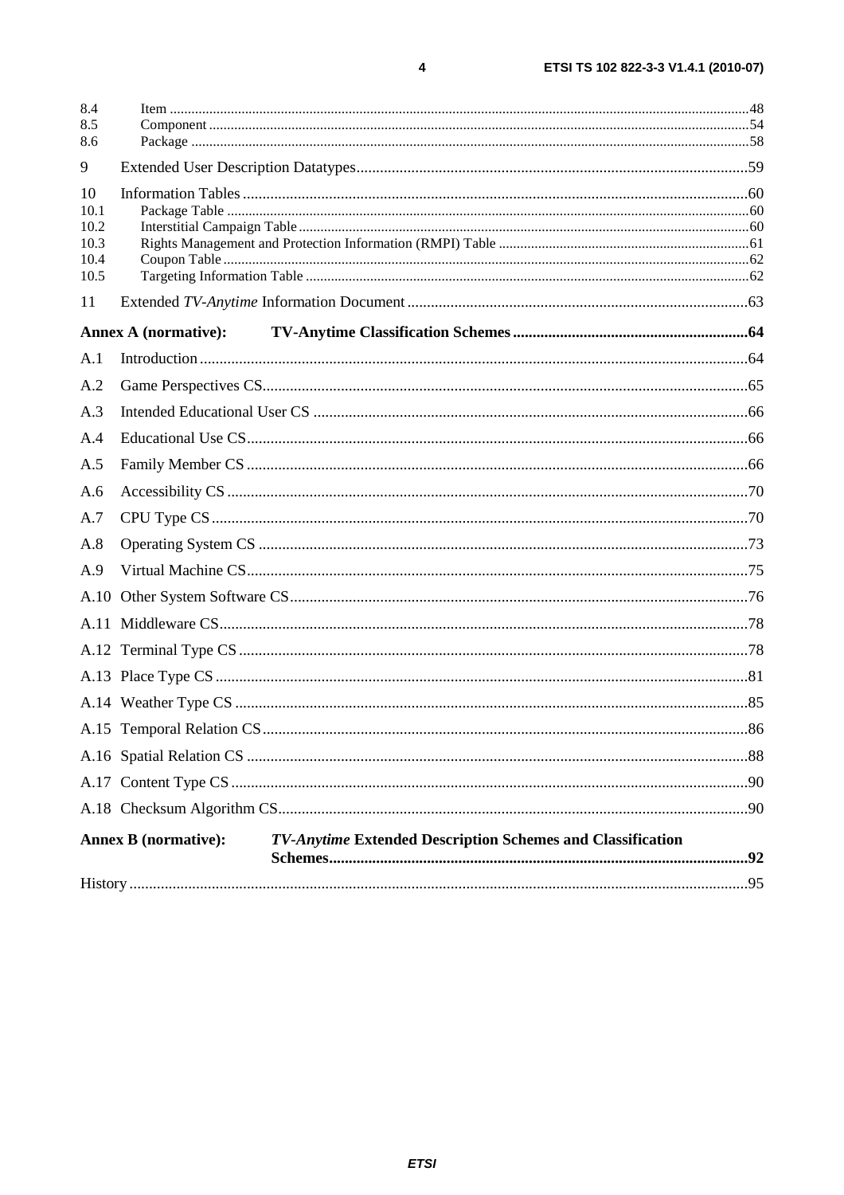8.4 Item ....48
8.5 Component ....54
8.6 Package ....58

9 Extended User Description Datatypes....59

10 Information Tables ....60
10.1 Package Table ....60
10.2 Interstitial Campaign Table....60
10.3 Rights Management and Protection Information (RMPI) Table ....61
10.4 Coupon Table....62
10.5 Targeting Information Table ....62

11 Extended *TV-Anytime* Information Document....63

**Annex A (normative): TV-Anytime Classification Schemes....64**

A.1 Introduction....64

A.2 Game Perspectives CS....65

A.3 Intended Educational User CS ....66

A.4 Educational Use CS....66

A.5 Family Member CS ....66

A.6 Accessibility CS ....70

A.7 CPU Type CS....70

A.8 Operating System CS ....73

A.9 Virtual Machine CS....75

A.10 Other System Software CS....76

A.11 Middleware CS....78

A.12 Terminal Type CS....78

A.13 Place Type CS....81

A.14 Weather Type CS ....85

A.15 Temporal Relation CS....86

A.16 Spatial Relation CS ....88

A.17 Content Type CS ....90

A.18 Checksum Algorithm CS....90

**Annex B (normative): *TV-Anytime* Extended Description Schemes and Classification Schemes....92**

History ....95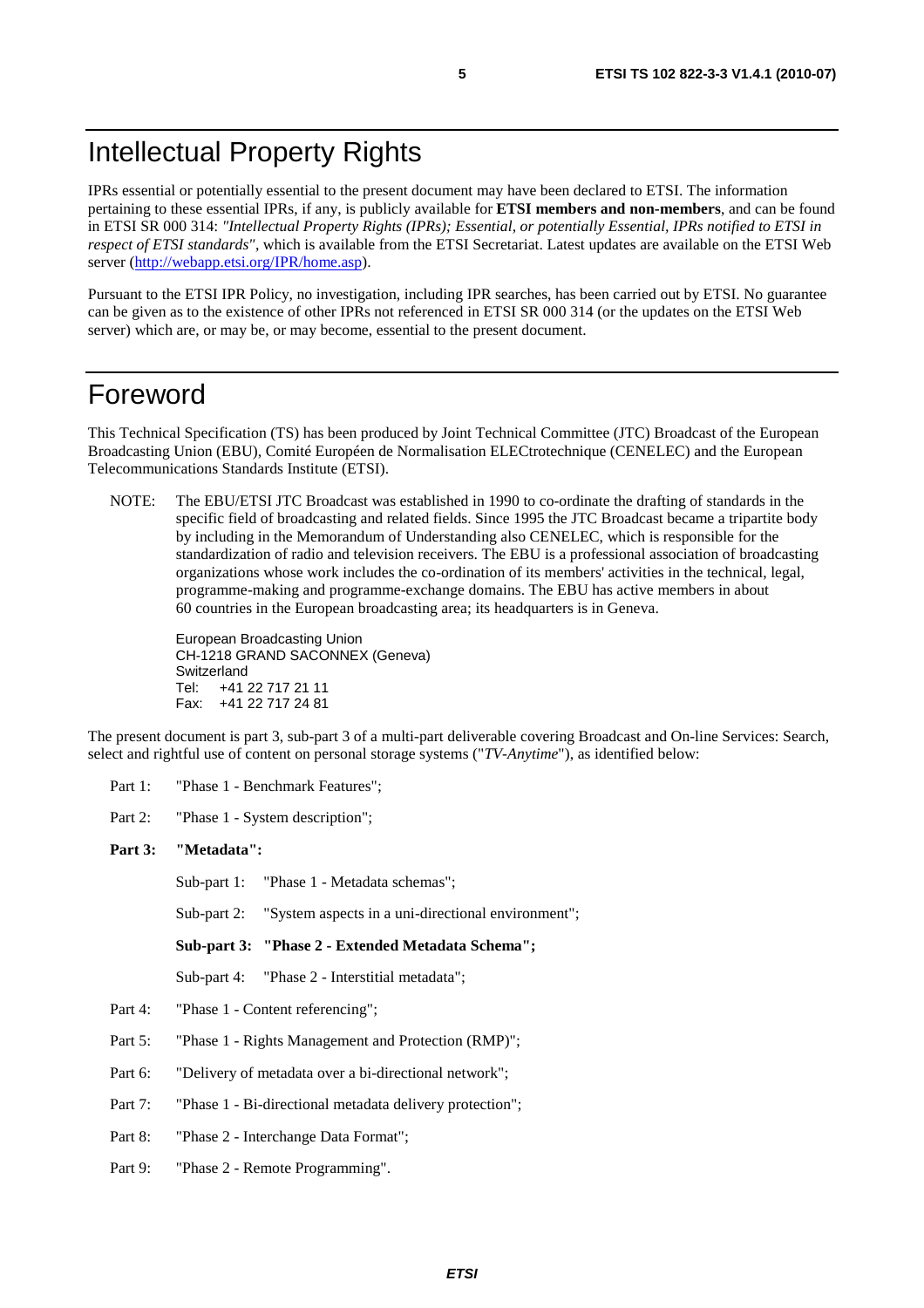# Intellectual Property Rights

IPRs essential or potentially essential to the present document may have been declared to ETSI. The information pertaining to these essential IPRs, if any, is publicly available for **ETSI members and non-members**, and can be found in ETSI SR 000 314: *"Intellectual Property Rights (IPRs); Essential, or potentially Essential, IPRs notified to ETSI in respect of ETSI standards"*, which is available from the ETSI Secretariat. Latest updates are available on the ETSI Web server (http://webapp.etsi.org/IPR/home.asp).

Pursuant to the ETSI IPR Policy, no investigation, including IPR searches, has been carried out by ETSI. No guarantee can be given as to the existence of other IPRs not referenced in ETSI SR 000 314 (or the updates on the ETSI Web server) which are, or may be, or may become, essential to the present document.

# Foreword

This Technical Specification (TS) has been produced by Joint Technical Committee (JTC) Broadcast of the European Broadcasting Union (EBU), Comité Européen de Normalisation ELECtrotechnique (CENELEC) and the European Telecommunications Standards Institute (ETSI).

NOTE: The EBU/ETSI JTC Broadcast was established in 1990 to co-ordinate the drafting of standards in the specific field of broadcasting and related fields. Since 1995 the JTC Broadcast became a tripartite body by including in the Memorandum of Understanding also CENELEC, which is responsible for the standardization of radio and television receivers. The EBU is a professional association of broadcasting organizations whose work includes the co-ordination of its members' activities in the technical, legal, programme-making and programme-exchange domains. The EBU has active members in about 60 countries in the European broadcasting area; its headquarters is in Geneva.

European Broadcasting Union
CH-1218 GRAND SACONNEX (Geneva)
Switzerland
Tel: +41 22 717 21 11
Fax: +41 22 717 24 81

The present document is part 3, sub-part 3 of a multi-part deliverable covering Broadcast and On-line Services: Search, select and rightful use of content on personal storage systems ("*TV-Anytime*"), as identified below:

Part 1: "Phase 1 - Benchmark Features";

Part 2: "Phase 1 - System description";

**Part 3: "Metadata":**

- Sub-part 1: "Phase 1 - Metadata schemas";
- Sub-part 2: "System aspects in a uni-directional environment";
- **Sub-part 3: "Phase 2 - Extended Metadata Schema";**
- Sub-part 4: "Phase 2 - Interstitial metadata";

Part 4: "Phase 1 - Content referencing";

Part 5: "Phase 1 - Rights Management and Protection (RMP)";

Part 6: "Delivery of metadata over a bi-directional network";

Part 7: "Phase 1 - Bi-directional metadata delivery protection";

Part 8: "Phase 2 - Interchange Data Format";

Part 9: "Phase 2 - Remote Programming".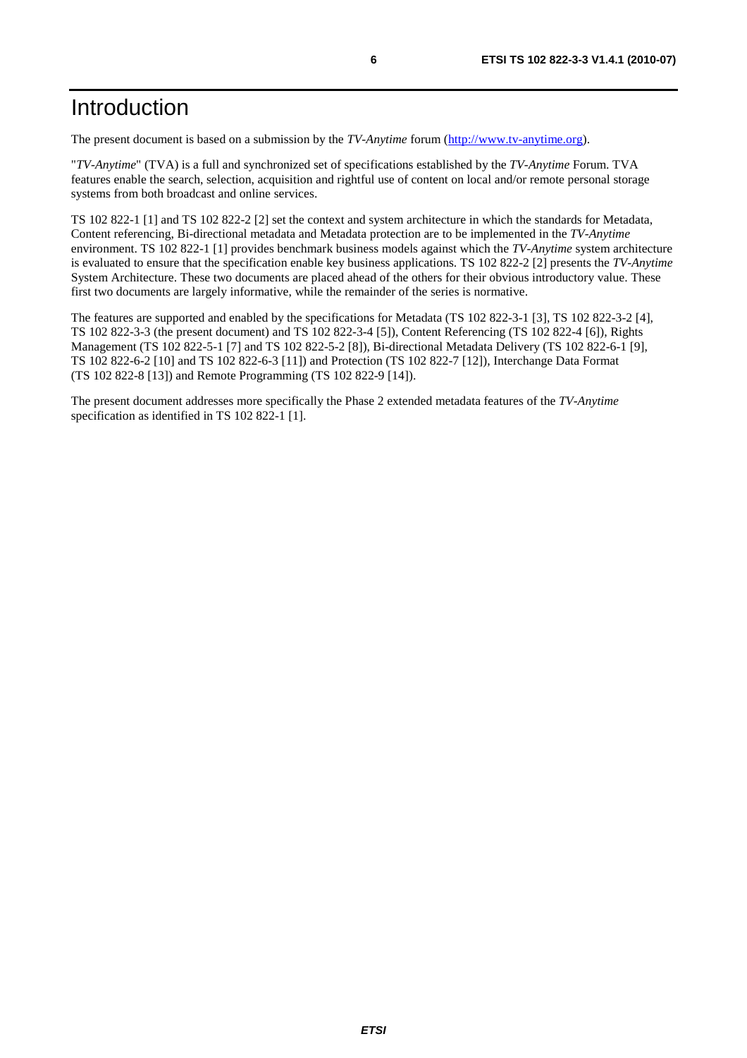# Introduction

The present document is based on a submission by the *TV-Anytime* forum (http://www.tv-anytime.org).

"*TV-Anytime*" (TVA) is a full and synchronized set of specifications established by the *TV-Anytime* Forum. TVA features enable the search, selection, acquisition and rightful use of content on local and/or remote personal storage systems from both broadcast and online services.

TS 102 822-1 [1] and TS 102 822-2 [2] set the context and system architecture in which the standards for Metadata, Content referencing, Bi-directional metadata and Metadata protection are to be implemented in the *TV-Anytime* environment. TS 102 822-1 [1] provides benchmark business models against which the *TV-Anytime* system architecture is evaluated to ensure that the specification enable key business applications. TS 102 822-2 [2] presents the *TV-Anytime* System Architecture. These two documents are placed ahead of the others for their obvious introductory value. These first two documents are largely informative, while the remainder of the series is normative.

The features are supported and enabled by the specifications for Metadata (TS 102 822-3-1 [3], TS 102 822-3-2 [4], TS 102 822-3-3 (the present document) and TS 102 822-3-4 [5]), Content Referencing (TS 102 822-4 [6]), Rights Management (TS 102 822-5-1 [7] and TS 102 822-5-2 [8]), Bi-directional Metadata Delivery (TS 102 822-6-1 [9], TS 102 822-6-2 [10] and TS 102 822-6-3 [11]) and Protection (TS 102 822-7 [12]), Interchange Data Format (TS 102 822-8 [13]) and Remote Programming (TS 102 822-9 [14]).

The present document addresses more specifically the Phase 2 extended metadata features of the *TV-Anytime* specification as identified in TS 102 822-1 [1].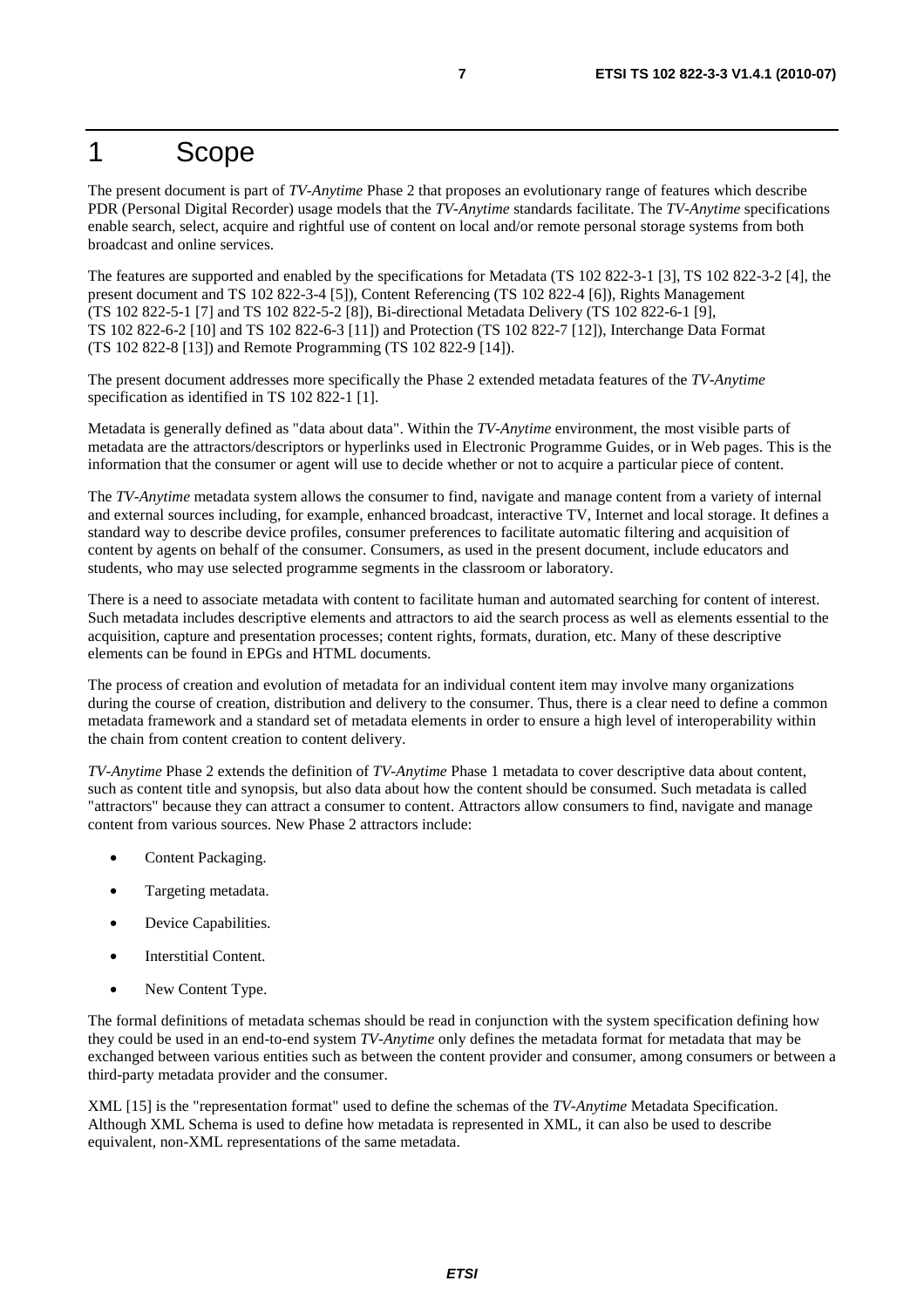# 1 Scope

The present document is part of *TV-Anytime* Phase 2 that proposes an evolutionary range of features which describe PDR (Personal Digital Recorder) usage models that the *TV-Anytime* standards facilitate. The *TV-Anytime* specifications enable search, select, acquire and rightful use of content on local and/or remote personal storage systems from both broadcast and online services.

The features are supported and enabled by the specifications for Metadata (TS 102 822-3-1 [3], TS 102 822-3-2 [4], the present document and TS 102 822-3-4 [5]), Content Referencing (TS 102 822-4 [6]), Rights Management (TS 102 822-5-1 [7] and TS 102 822-5-2 [8]), Bi-directional Metadata Delivery (TS 102 822-6-1 [9], TS 102 822-6-2 [10] and TS 102 822-6-3 [11]) and Protection (TS 102 822-7 [12]), Interchange Data Format (TS 102 822-8 [13]) and Remote Programming (TS 102 822-9 [14]).

The present document addresses more specifically the Phase 2 extended metadata features of the *TV-Anytime* specification as identified in TS 102 822-1 [1].

Metadata is generally defined as "data about data". Within the *TV-Anytime* environment, the most visible parts of metadata are the attractors/descriptors or hyperlinks used in Electronic Programme Guides, or in Web pages. This is the information that the consumer or agent will use to decide whether or not to acquire a particular piece of content.

The *TV-Anytime* metadata system allows the consumer to find, navigate and manage content from a variety of internal and external sources including, for example, enhanced broadcast, interactive TV, Internet and local storage. It defines a standard way to describe device profiles, consumer preferences to facilitate automatic filtering and acquisition of content by agents on behalf of the consumer. Consumers, as used in the present document, include educators and students, who may use selected programme segments in the classroom or laboratory.

There is a need to associate metadata with content to facilitate human and automated searching for content of interest. Such metadata includes descriptive elements and attractors to aid the search process as well as elements essential to the acquisition, capture and presentation processes; content rights, formats, duration, etc. Many of these descriptive elements can be found in EPGs and HTML documents.

The process of creation and evolution of metadata for an individual content item may involve many organizations during the course of creation, distribution and delivery to the consumer. Thus, there is a clear need to define a common metadata framework and a standard set of metadata elements in order to ensure a high level of interoperability within the chain from content creation to content delivery.

*TV-Anytime* Phase 2 extends the definition of *TV-Anytime* Phase 1 metadata to cover descriptive data about content, such as content title and synopsis, but also data about how the content should be consumed. Such metadata is called "attractors" because they can attract a consumer to content. Attractors allow consumers to find, navigate and manage content from various sources. New Phase 2 attractors include:

- Content Packaging.
- Targeting metadata.
- Device Capabilities.
- Interstitial Content.
- New Content Type.

The formal definitions of metadata schemas should be read in conjunction with the system specification defining how they could be used in an end-to-end system *TV-Anytime* only defines the metadata format for metadata that may be exchanged between various entities such as between the content provider and consumer, among consumers or between a third-party metadata provider and the consumer.

XML [15] is the "representation format" used to define the schemas of the *TV-Anytime* Metadata Specification. Although XML Schema is used to define how metadata is represented in XML, it can also be used to describe equivalent, non-XML representations of the same metadata.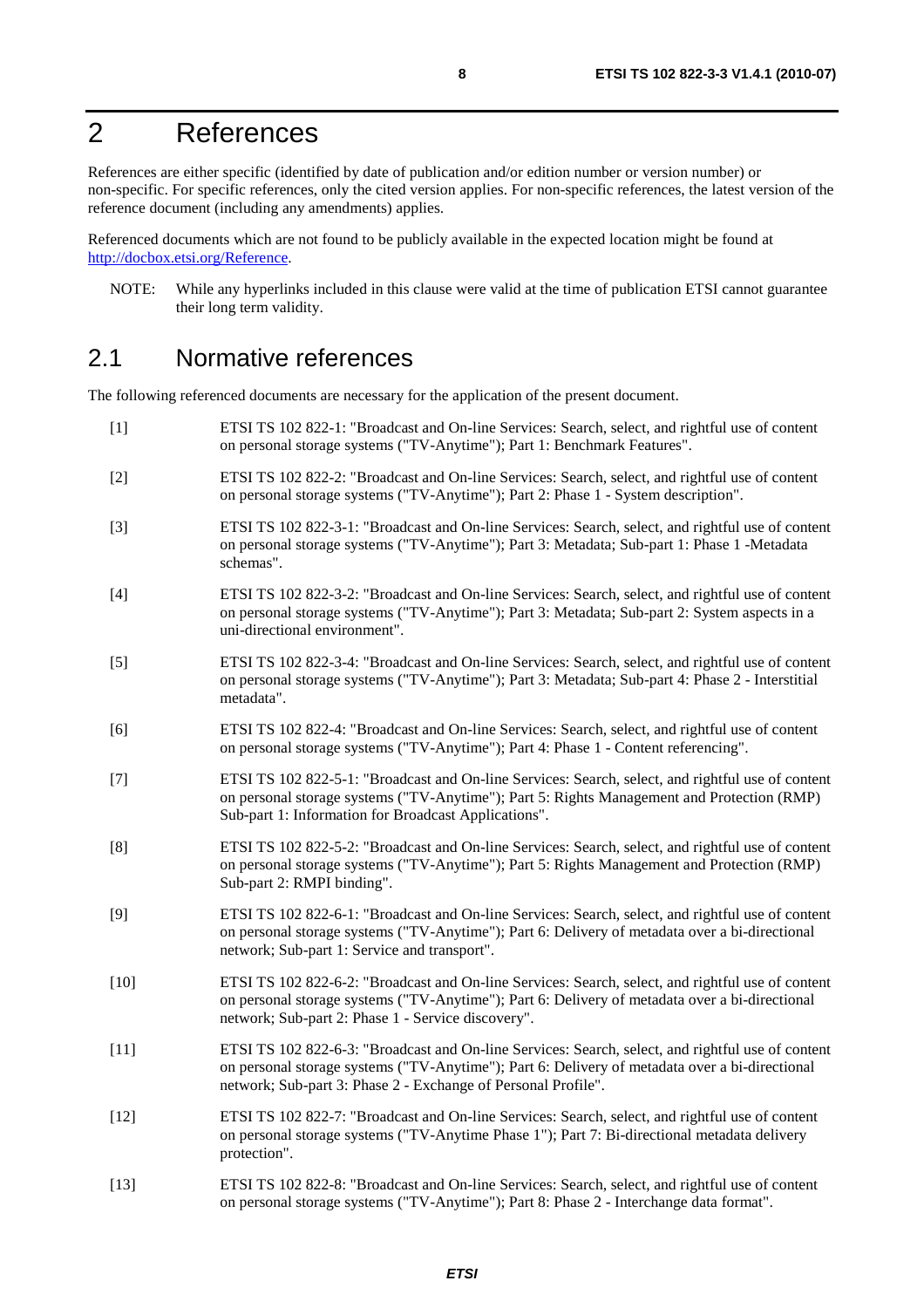# 2 References

References are either specific (identified by date of publication and/or edition number or version number) or non-specific. For specific references, only the cited version applies. For non-specific references, the latest version of the reference document (including any amendments) applies.

Referenced documents which are not found to be publicly available in the expected location might be found at http://docbox.etsi.org/Reference.

NOTE: While any hyperlinks included in this clause were valid at the time of publication ETSI cannot guarantee their long term validity.

## 2.1 Normative references

The following referenced documents are necessary for the application of the present document.

[1] ETSI TS 102 822-1: "Broadcast and On-line Services: Search, select, and rightful use of content on personal storage systems ("TV-Anytime"); Part 1: Benchmark Features".

[2] ETSI TS 102 822-2: "Broadcast and On-line Services: Search, select, and rightful use of content on personal storage systems ("TV-Anytime"); Part 2: Phase 1 - System description".

[3] ETSI TS 102 822-3-1: "Broadcast and On-line Services: Search, select, and rightful use of content on personal storage systems ("TV-Anytime"); Part 3: Metadata; Sub-part 1: Phase 1 -Metadata schemas".

[4] ETSI TS 102 822-3-2: "Broadcast and On-line Services: Search, select, and rightful use of content on personal storage systems ("TV-Anytime"); Part 3: Metadata; Sub-part 2: System aspects in a uni-directional environment".

[5] ETSI TS 102 822-3-4: "Broadcast and On-line Services: Search, select, and rightful use of content on personal storage systems ("TV-Anytime"); Part 3: Metadata; Sub-part 4: Phase 2 - Interstitial metadata".

[6] ETSI TS 102 822-4: "Broadcast and On-line Services: Search, select, and rightful use of content on personal storage systems ("TV-Anytime"); Part 4: Phase 1 - Content referencing".

[7] ETSI TS 102 822-5-1: "Broadcast and On-line Services: Search, select, and rightful use of content on personal storage systems ("TV-Anytime"); Part 5: Rights Management and Protection (RMP) Sub-part 1: Information for Broadcast Applications".

[8] ETSI TS 102 822-5-2: "Broadcast and On-line Services: Search, select, and rightful use of content on personal storage systems ("TV-Anytime"); Part 5: Rights Management and Protection (RMP) Sub-part 2: RMPI binding".

[9] ETSI TS 102 822-6-1: "Broadcast and On-line Services: Search, select, and rightful use of content on personal storage systems ("TV-Anytime"); Part 6: Delivery of metadata over a bi-directional network; Sub-part 1: Service and transport".

[10] ETSI TS 102 822-6-2: "Broadcast and On-line Services: Search, select, and rightful use of content on personal storage systems ("TV-Anytime"); Part 6: Delivery of metadata over a bi-directional network; Sub-part 2: Phase 1 - Service discovery".

[11] ETSI TS 102 822-6-3: "Broadcast and On-line Services: Search, select, and rightful use of content on personal storage systems ("TV-Anytime"); Part 6: Delivery of metadata over a bi-directional network; Sub-part 3: Phase 2 - Exchange of Personal Profile".

[12] ETSI TS 102 822-7: "Broadcast and On-line Services: Search, select, and rightful use of content on personal storage systems ("TV-Anytime Phase 1"); Part 7: Bi-directional metadata delivery protection".

[13] ETSI TS 102 822-8: "Broadcast and On-line Services: Search, select, and rightful use of content on personal storage systems ("TV-Anytime"); Part 8: Phase 2 - Interchange data format".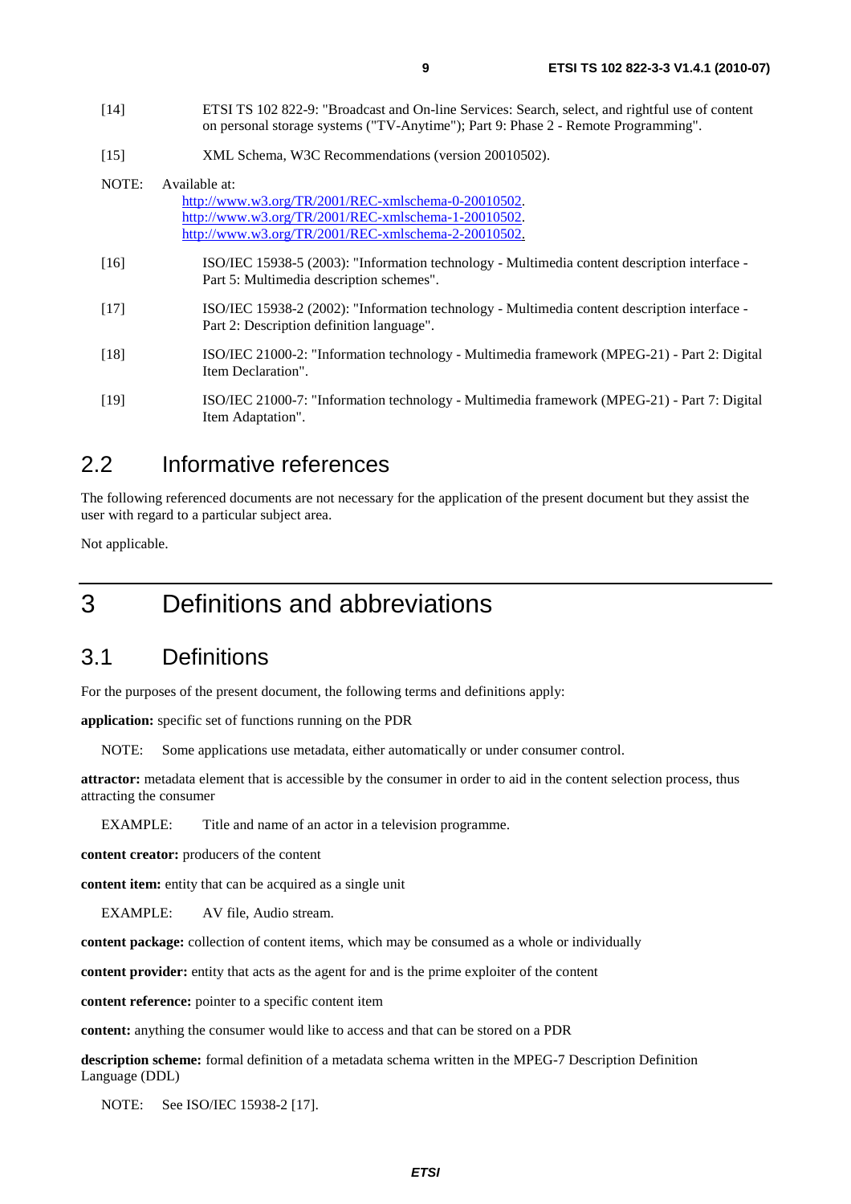[14] ETSI TS 102 822-9: "Broadcast and On-line Services: Search, select, and rightful use of content on personal storage systems ("TV-Anytime"); Part 9: Phase 2 - Remote Programming".

[15] XML Schema, W3C Recommendations (version 20010502).

NOTE: Available at:
http://www.w3.org/TR/2001/REC-xmlschema-0-20010502.
http://www.w3.org/TR/2001/REC-xmlschema-1-20010502.
http://www.w3.org/TR/2001/REC-xmlschema-2-20010502.

[16] ISO/IEC 15938-5 (2003): "Information technology - Multimedia content description interface - Part 5: Multimedia description schemes".

[17] ISO/IEC 15938-2 (2002): "Information technology - Multimedia content description interface - Part 2: Description definition language".

[18] ISO/IEC 21000-2: "Information technology - Multimedia framework (MPEG-21) - Part 2: Digital Item Declaration".

[19] ISO/IEC 21000-7: "Information technology - Multimedia framework (MPEG-21) - Part 7: Digital Item Adaptation".

## 2.2 Informative references

The following referenced documents are not necessary for the application of the present document but they assist the user with regard to a particular subject area.

Not applicable.

# 3 Definitions and abbreviations

## 3.1 Definitions

For the purposes of the present document, the following terms and definitions apply:

**application:** specific set of functions running on the PDR

NOTE: Some applications use metadata, either automatically or under consumer control.

**attractor:** metadata element that is accessible by the consumer in order to aid in the content selection process, thus attracting the consumer

EXAMPLE: Title and name of an actor in a television programme.

**content creator:** producers of the content

**content item:** entity that can be acquired as a single unit

EXAMPLE: AV file, Audio stream.

**content package:** collection of content items, which may be consumed as a whole or individually

**content provider:** entity that acts as the agent for and is the prime exploiter of the content

**content reference:** pointer to a specific content item

**content:** anything the consumer would like to access and that can be stored on a PDR

**description scheme:** formal definition of a metadata schema written in the MPEG-7 Description Definition Language (DDL)

NOTE: See ISO/IEC 15938-2 [17].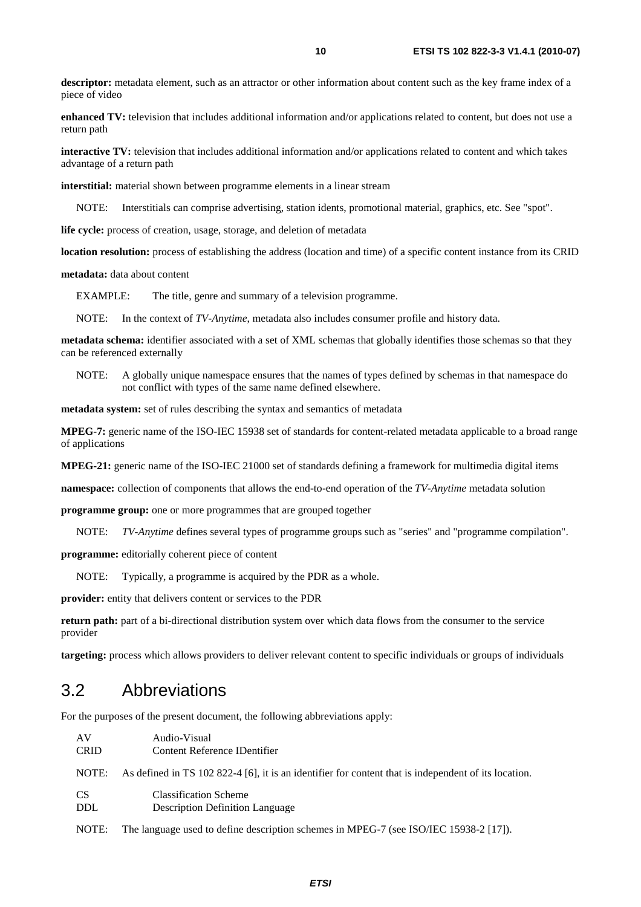**descriptor:** metadata element, such as an attractor or other information about content such as the key frame index of a piece of video

**enhanced TV:** television that includes additional information and/or applications related to content, but does not use a return path

**interactive TV:** television that includes additional information and/or applications related to content and which takes advantage of a return path

**interstitial:** material shown between programme elements in a linear stream

NOTE: Interstitials can comprise advertising, station idents, promotional material, graphics, etc. See "spot".

**life cycle:** process of creation, usage, storage, and deletion of metadata

**location resolution:** process of establishing the address (location and time) of a specific content instance from its CRID

**metadata:** data about content

EXAMPLE: The title, genre and summary of a television programme.

NOTE: In the context of *TV-Anytime*, metadata also includes consumer profile and history data.

**metadata schema:** identifier associated with a set of XML schemas that globally identifies those schemas so that they can be referenced externally

NOTE: A globally unique namespace ensures that the names of types defined by schemas in that namespace do not conflict with types of the same name defined elsewhere.

**metadata system:** set of rules describing the syntax and semantics of metadata

**MPEG-7:** generic name of the ISO-IEC 15938 set of standards for content-related metadata applicable to a broad range of applications

**MPEG-21:** generic name of the ISO-IEC 21000 set of standards defining a framework for multimedia digital items

**namespace:** collection of components that allows the end-to-end operation of the *TV-Anytime* metadata solution

**programme group:** one or more programmes that are grouped together

NOTE: *TV-Anytime* defines several types of programme groups such as "series" and "programme compilation".

**programme:** editorially coherent piece of content

NOTE: Typically, a programme is acquired by the PDR as a whole.

**provider:** entity that delivers content or services to the PDR

**return path:** part of a bi-directional distribution system over which data flows from the consumer to the service provider

**targeting:** process which allows providers to deliver relevant content to specific individuals or groups of individuals

## 3.2 Abbreviations

For the purposes of the present document, the following abbreviations apply:

AV Audio-Visual
CRID Content Reference IDentifier

NOTE: As defined in TS 102 822-4 [6], it is an identifier for content that is independent of its location.

CS Classification Scheme
DDL Description Definition Language

NOTE: The language used to define description schemes in MPEG-7 (see ISO/IEC 15938-2 [17]).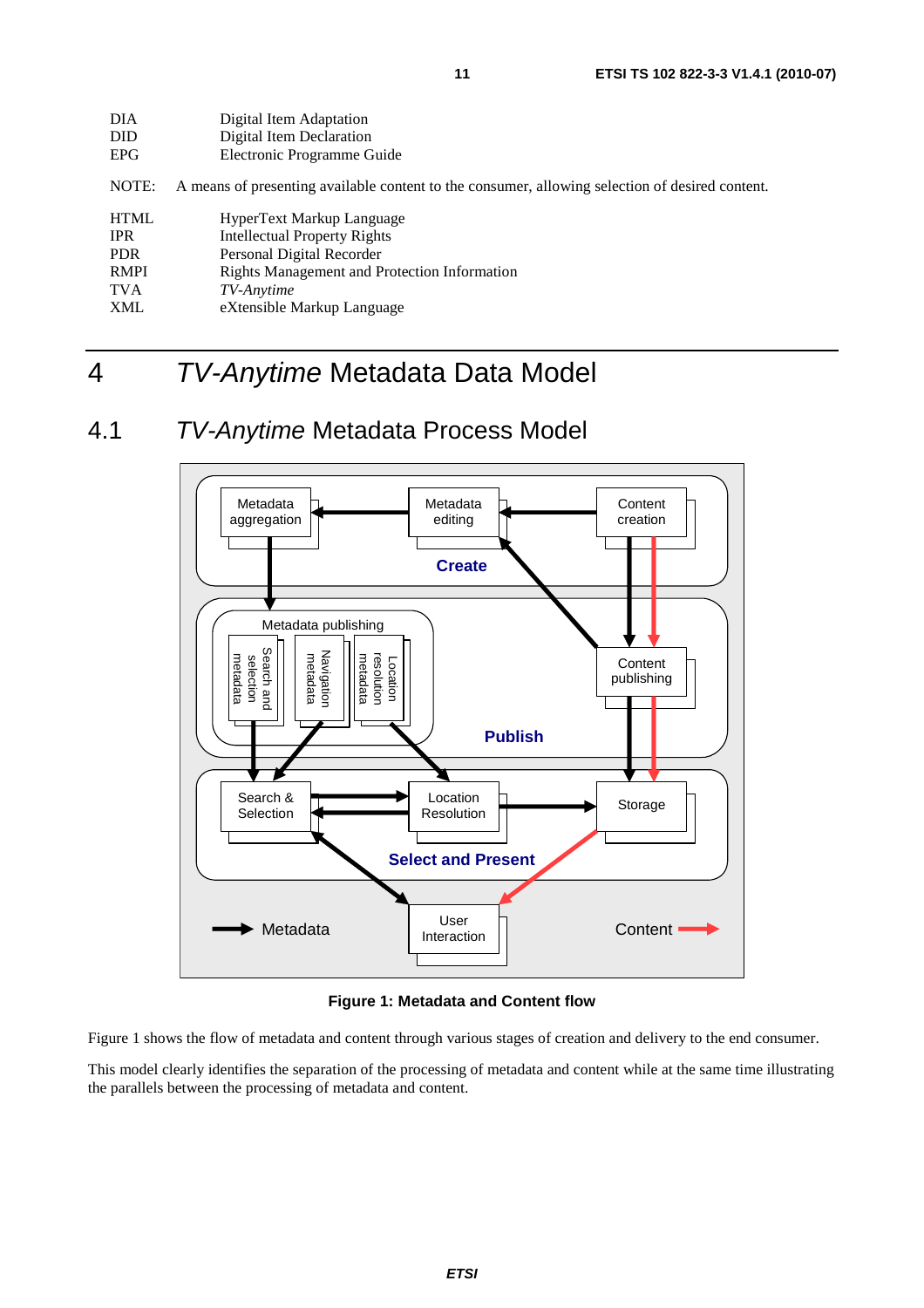DIA Digital Item Adaptation
DID Digital Item Declaration
EPG Electronic Programme Guide

NOTE: A means of presenting available content to the consumer, allowing selection of desired content.

HTML HyperText Markup Language
IPR Intellectual Property Rights
PDR Personal Digital Recorder
RMPI Rights Management and Protection Information
TVA *TV-Anytime*
XML eXtensible Markup Language

# 4 *TV-Anytime* Metadata Data Model

## 4.1 *TV-Anytime* Metadata Process Model

**Figure 1: Metadata and Content flow**

Figure 1 shows the flow of metadata and content through various stages of creation and delivery to the end consumer.

This model clearly identifies the separation of the processing of metadata and content while at the same time illustrating the parallels between the processing of metadata and content.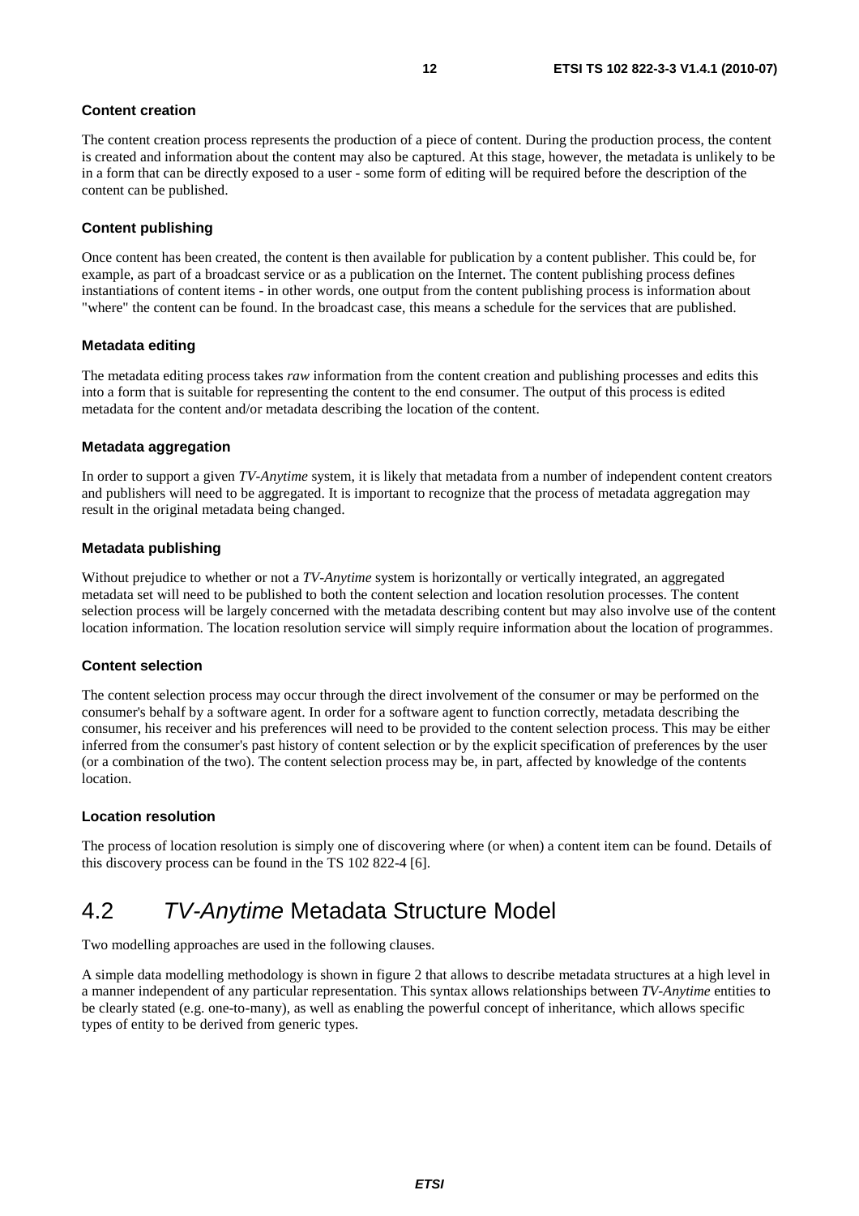#### Content creation

The content creation process represents the production of a piece of content. During the production process, the content is created and information about the content may also be captured. At this stage, however, the metadata is unlikely to be in a form that can be directly exposed to a user - some form of editing will be required before the description of the content can be published.

#### Content publishing

Once content has been created, the content is then available for publication by a content publisher. This could be, for example, as part of a broadcast service or as a publication on the Internet. The content publishing process defines instantiations of content items - in other words, one output from the content publishing process is information about "where" the content can be found. In the broadcast case, this means a schedule for the services that are published.

#### Metadata editing

The metadata editing process takes *raw* information from the content creation and publishing processes and edits this into a form that is suitable for representing the content to the end consumer. The output of this process is edited metadata for the content and/or metadata describing the location of the content.

#### Metadata aggregation

In order to support a given *TV-Anytime* system, it is likely that metadata from a number of independent content creators and publishers will need to be aggregated. It is important to recognize that the process of metadata aggregation may result in the original metadata being changed.

#### Metadata publishing

Without prejudice to whether or not a *TV-Anytime* system is horizontally or vertically integrated, an aggregated metadata set will need to be published to both the content selection and location resolution processes. The content selection process will be largely concerned with the metadata describing content but may also involve use of the content location information. The location resolution service will simply require information about the location of programmes.

#### Content selection

The content selection process may occur through the direct involvement of the consumer or may be performed on the consumer's behalf by a software agent. In order for a software agent to function correctly, metadata describing the consumer, his receiver and his preferences will need to be provided to the content selection process. This may be either inferred from the consumer's past history of content selection or by the explicit specification of preferences by the user (or a combination of the two). The content selection process may be, in part, affected by knowledge of the contents location.

#### Location resolution

The process of location resolution is simply one of discovering where (or when) a content item can be found. Details of this discovery process can be found in the TS 102 822-4 [6].

## 4.2 *TV-Anytime* Metadata Structure Model

Two modelling approaches are used in the following clauses.

A simple data modelling methodology is shown in figure 2 that allows to describe metadata structures at a high level in a manner independent of any particular representation. This syntax allows relationships between *TV-Anytime* entities to be clearly stated (e.g. one-to-many), as well as enabling the powerful concept of inheritance, which allows specific types of entity to be derived from generic types.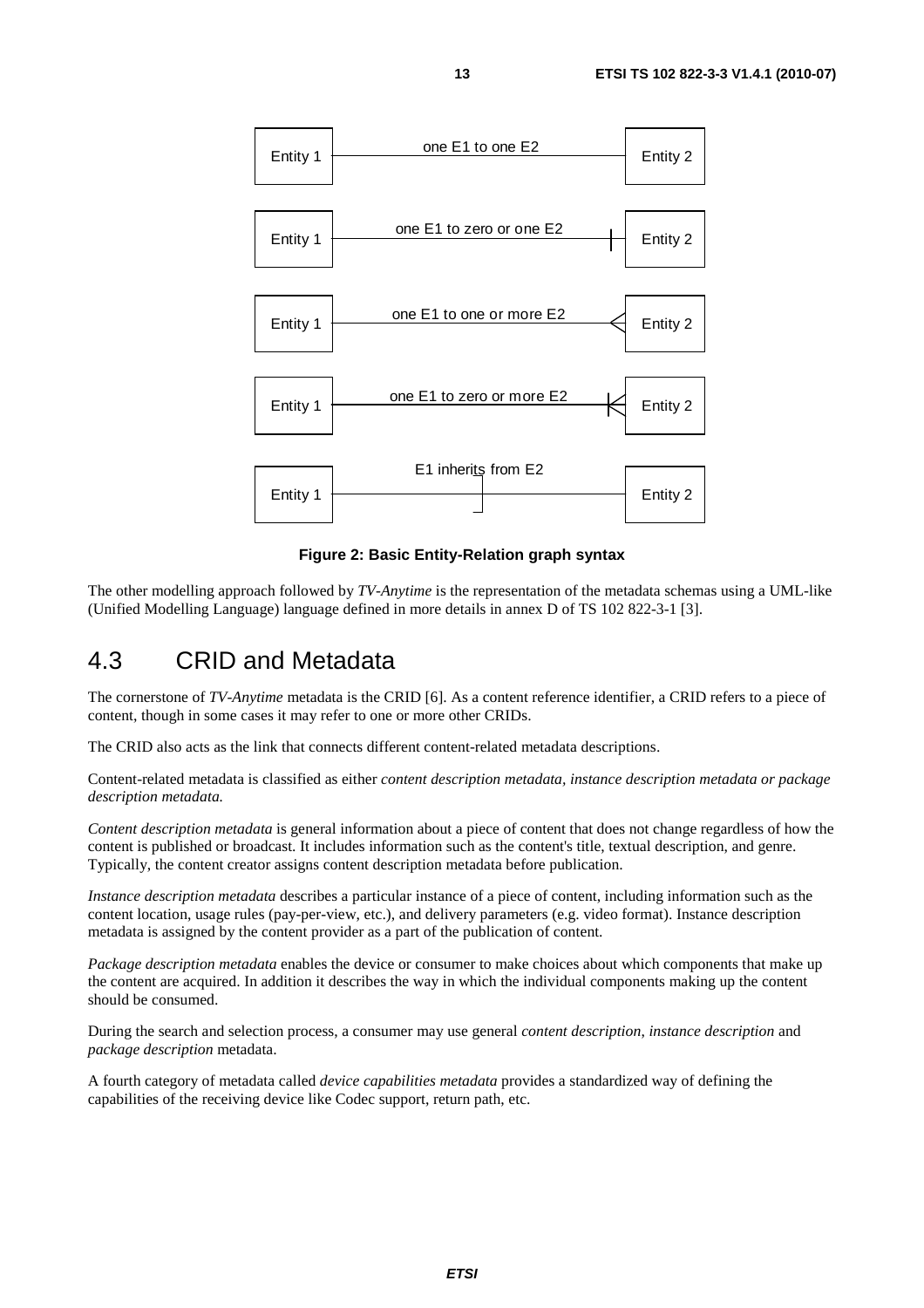Entity 1 — one E1 to one E2 — Entity 2

Entity 1 — one E1 to zero or one E2 — Entity 2

Entity 1 — one E1 to one or more E2 — Entity 2

Entity 1 — one E1 to zero or more E2 — Entity 2

Entity 1 — E1 inherits from E2 — Entity 2

**Figure 2: Basic Entity-Relation graph syntax**

The other modelling approach followed by *TV-Anytime* is the representation of the metadata schemas using a UML-like (Unified Modelling Language) language defined in more details in annex D of TS 102 822-3-1 [3].

## 4.3 CRID and Metadata

The cornerstone of *TV-Anytime* metadata is the CRID [6]. As a content reference identifier, a CRID refers to a piece of content, though in some cases it may refer to one or more other CRIDs.

The CRID also acts as the link that connects different content-related metadata descriptions.

Content-related metadata is classified as either *content description metadata, instance description metadata or package description metadata.*

*Content description metadata* is general information about a piece of content that does not change regardless of how the content is published or broadcast. It includes information such as the content's title, textual description, and genre. Typically, the content creator assigns content description metadata before publication.

*Instance description metadata* describes a particular instance of a piece of content, including information such as the content location, usage rules (pay-per-view, etc.), and delivery parameters (e.g. video format). Instance description metadata is assigned by the content provider as a part of the publication of content.

*Package description metadata* enables the device or consumer to make choices about which components that make up the content are acquired. In addition it describes the way in which the individual components making up the content should be consumed.

During the search and selection process, a consumer may use general *content description, instance description* and *package description* metadata.

A fourth category of metadata called *device capabilities metadata* provides a standardized way of defining the capabilities of the receiving device like Codec support, return path, etc.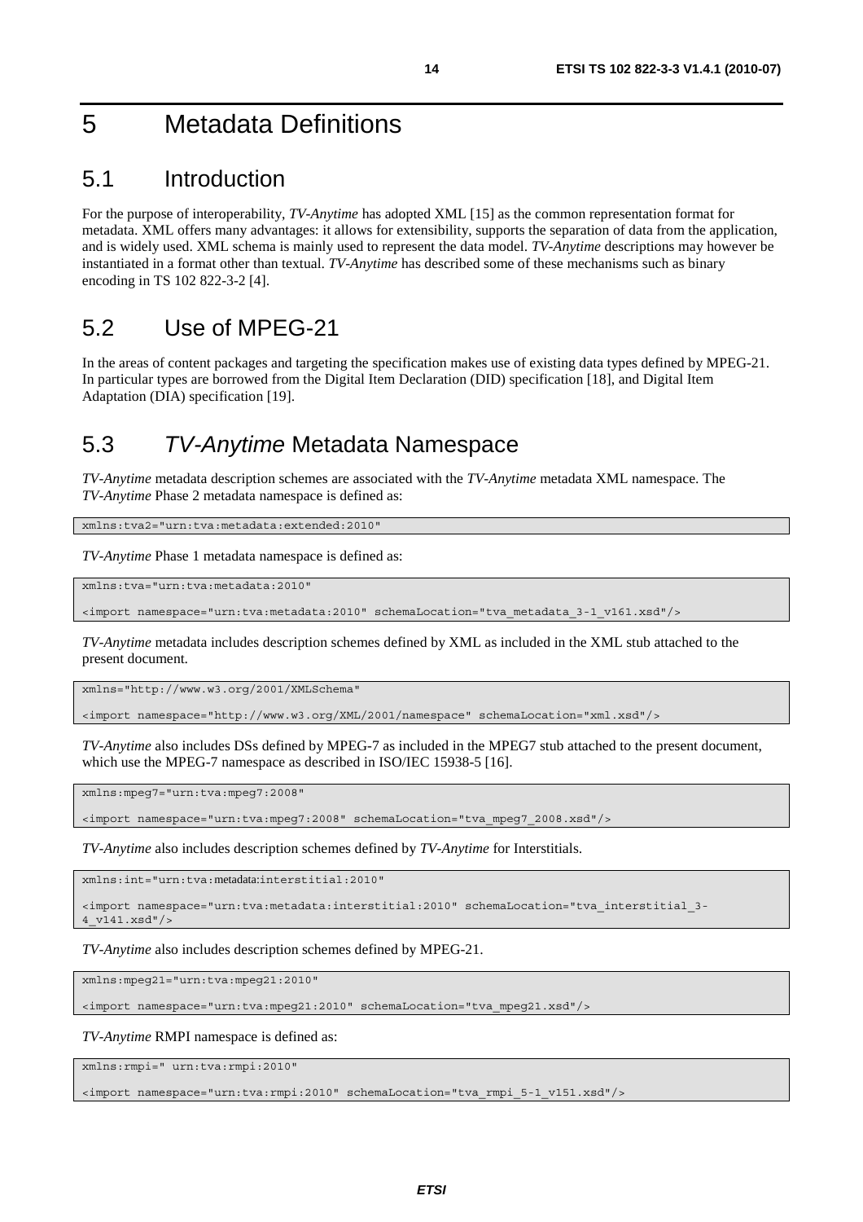# 5 Metadata Definitions

## 5.1 Introduction

For the purpose of interoperability, *TV-Anytime* has adopted XML [15] as the common representation format for metadata. XML offers many advantages: it allows for extensibility, supports the separation of data from the application, and is widely used. XML schema is mainly used to represent the data model. *TV-Anytime* descriptions may however be instantiated in a format other than textual. *TV-Anytime* has described some of these mechanisms such as binary encoding in TS 102 822-3-2 [4].

## 5.2 Use of MPEG-21

In the areas of content packages and targeting the specification makes use of existing data types defined by MPEG-21. In particular types are borrowed from the Digital Item Declaration (DID) specification [18], and Digital Item Adaptation (DIA) specification [19].

## 5.3 *TV-Anytime* Metadata Namespace

*TV-Anytime* metadata description schemes are associated with the *TV-Anytime* metadata XML namespace. The *TV-Anytime* Phase 2 metadata namespace is defined as:

```
xmlns:tva2="urn:tva:metadata:extended:2010"
```

*TV-Anytime* Phase 1 metadata namespace is defined as:

```
xmlns:tva="urn:tva:metadata:2010"

<import namespace="urn:tva:metadata:2010" schemaLocation="tva_metadata_3-1_v161.xsd"/>
```

*TV-Anytime* metadata includes description schemes defined by XML as included in the XML stub attached to the present document.

```
xmlns="http://www.w3.org/2001/XMLSchema"

<import namespace="http://www.w3.org/XML/2001/namespace" schemaLocation="xml.xsd"/>
```

*TV-Anytime* also includes DSs defined by MPEG-7 as included in the MPEG7 stub attached to the present document, which use the MPEG-7 namespace as described in ISO/IEC 15938-5 [16].

```
xmlns:mpeg7="urn:tva:mpeg7:2008"

<import namespace="urn:tva:mpeg7:2008" schemaLocation="tva_mpeg7_2008.xsd"/>
```

*TV-Anytime* also includes description schemes defined by *TV-Anytime* for Interstitials.

```
xmlns:int="urn:tva:metadata:interstitial:2010"

<import namespace="urn:tva:metadata:interstitial:2010" schemaLocation="tva_interstitial_3-
4_v141.xsd"/>
```

*TV-Anytime* also includes description schemes defined by MPEG-21.

```
xmlns:mpeg21="urn:tva:mpeg21:2010"

<import namespace="urn:tva:mpeg21:2010" schemaLocation="tva_mpeg21.xsd"/>
```

*TV-Anytime* RMPI namespace is defined as:

```
xmlns:rmpi=" urn:tva:rmpi:2010"

<import namespace="urn:tva:rmpi:2010" schemaLocation="tva_rmpi_5-1_v151.xsd"/>
```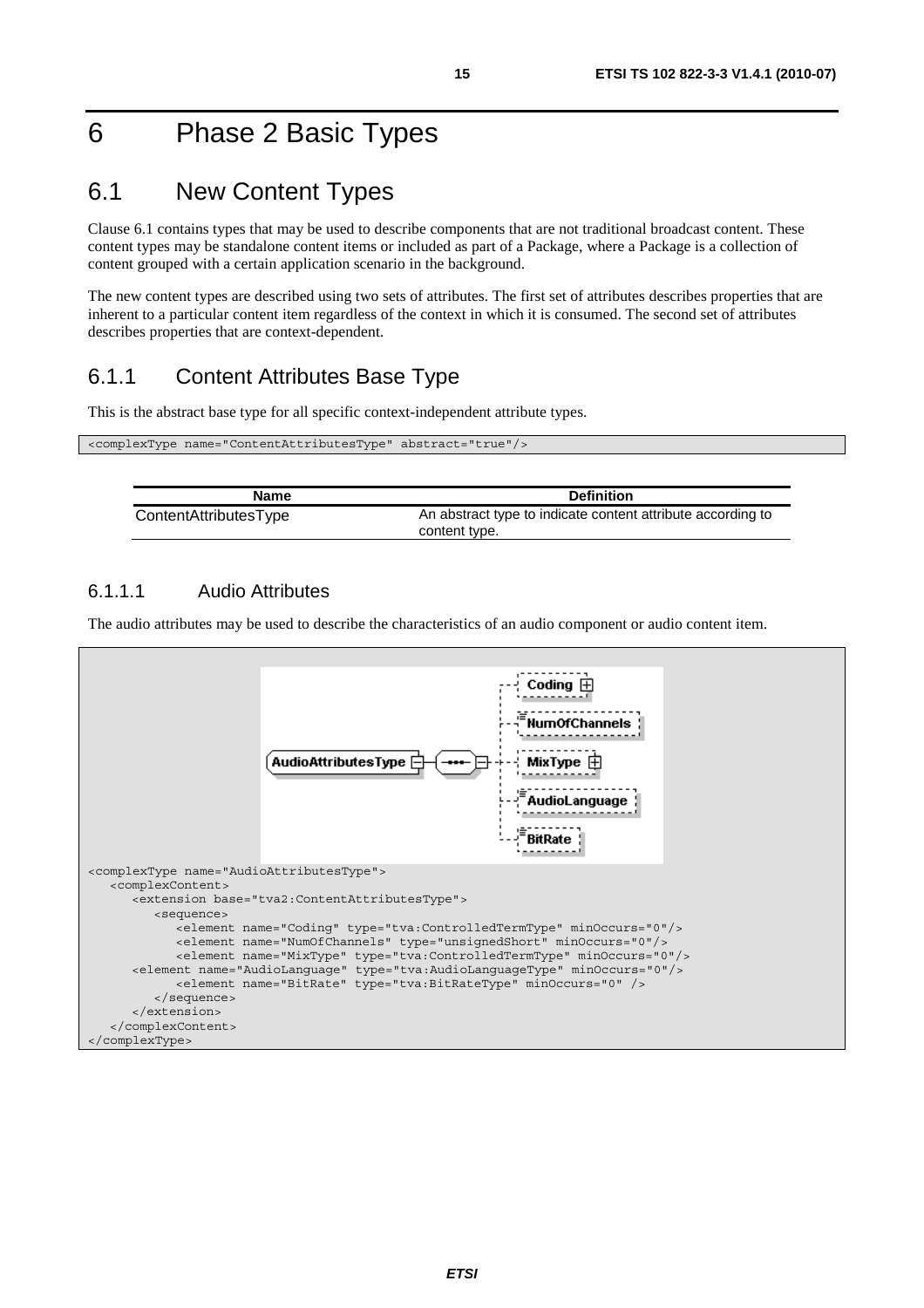# 6 Phase 2 Basic Types

## 6.1 New Content Types

Clause 6.1 contains types that may be used to describe components that are not traditional broadcast content. These content types may be standalone content items or included as part of a Package, where a Package is a collection of content grouped with a certain application scenario in the background.

The new content types are described using two sets of attributes. The first set of attributes describes properties that are inherent to a particular content item regardless of the context in which it is consumed. The second set of attributes describes properties that are context-dependent.

### 6.1.1 Content Attributes Base Type

This is the abstract base type for all specific context-independent attribute types.

```
<complexType name="ContentAttributesType" abstract="true"/>
```

| Name | Definition |
|---|---|
| ContentAttributesType | An abstract type to indicate content attribute according to content type. |

#### 6.1.1.1 Audio Attributes

The audio attributes may be used to describe the characteristics of an audio component or audio content item.

```
<complexType name="AudioAttributesType">
   <complexContent>
      <extension base="tva2:ContentAttributesType">
         <sequence>
            <element name="Coding" type="tva:ControlledTermType" minOccurs="0"/>
            <element name="NumOfChannels" type="unsignedShort" minOccurs="0"/>
            <element name="MixType" type="tva:ControlledTermType" minOccurs="0"/>
      <element name="AudioLanguage" type="tva:AudioLanguageType" minOccurs="0"/>
            <element name="BitRate" type="tva:BitRateType" minOccurs="0" />
         </sequence>
      </extension>
   </complexContent>
</complexType>
```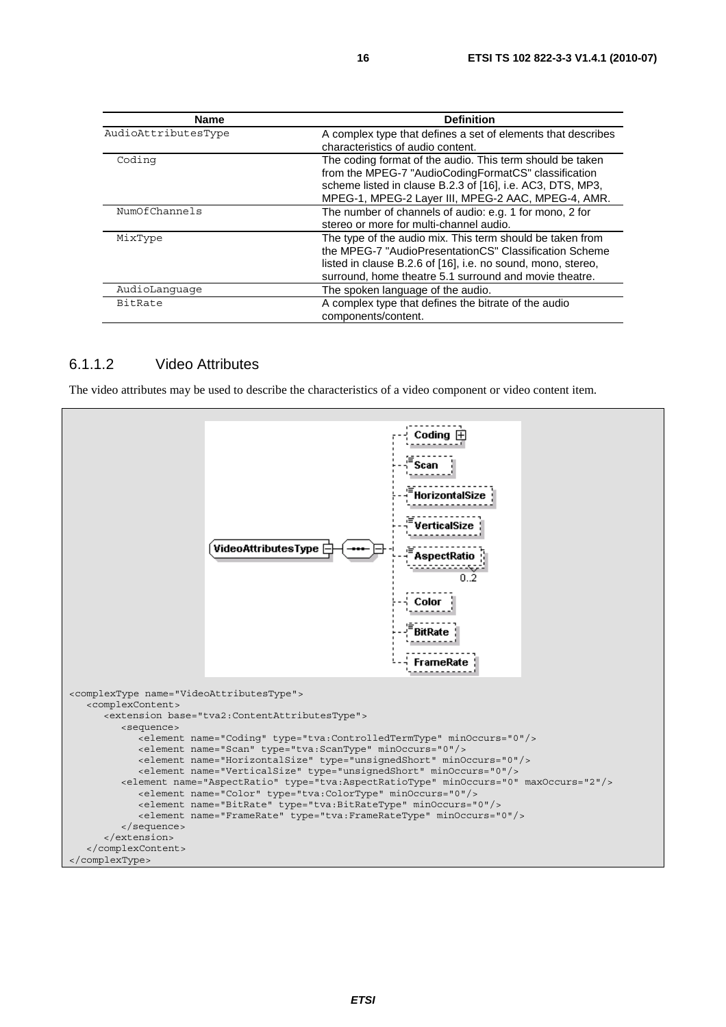| Name | Definition |
| --- | --- |
| AudioAttributesType | A complex type that defines a set of elements that describes characteristics of audio content. |
| Coding | The coding format of the audio. This term should be taken from the MPEG-7 "AudioCodingFormatCS" classification scheme listed in clause B.2.3 of [16], i.e. AC3, DTS, MP3, MPEG-1, MPEG-2 Layer III, MPEG-2 AAC, MPEG-4, AMR. |
| NumOfChannels | The number of channels of audio: e.g. 1 for mono, 2 for stereo or more for multi-channel audio. |
| MixType | The type of the audio mix. This term should be taken from the MPEG-7 "AudioPresentationCS" Classification Scheme listed in clause B.2.6 of [16], i.e. no sound, mono, stereo, surround, home theatre 5.1 surround and movie theatre. |
| AudioLanguage | The spoken language of the audio. |
| BitRate | A complex type that defines the bitrate of the audio components/content. |

### 6.1.1.2 Video Attributes

The video attributes may be used to describe the characteristics of a video component or video content item.

```
<complexType name="VideoAttributesType">
   <complexContent>
      <extension base="tva2:ContentAttributesType">
         <sequence>
            <element name="Coding" type="tva:ControlledTermType" minOccurs="0"/>
            <element name="Scan" type="tva:ScanType" minOccurs="0"/>
            <element name="HorizontalSize" type="unsignedShort" minOccurs="0"/>
            <element name="VerticalSize" type="unsignedShort" minOccurs="0"/>
         <element name="AspectRatio" type="tva:AspectRatioType" minOccurs="0" maxOccurs="2"/>
            <element name="Color" type="tva:ColorType" minOccurs="0"/>
            <element name="BitRate" type="tva:BitRateType" minOccurs="0"/>
            <element name="FrameRate" type="tva:FrameRateType" minOccurs="0"/>
         </sequence>
      </extension>
   </complexContent>
</complexType>
```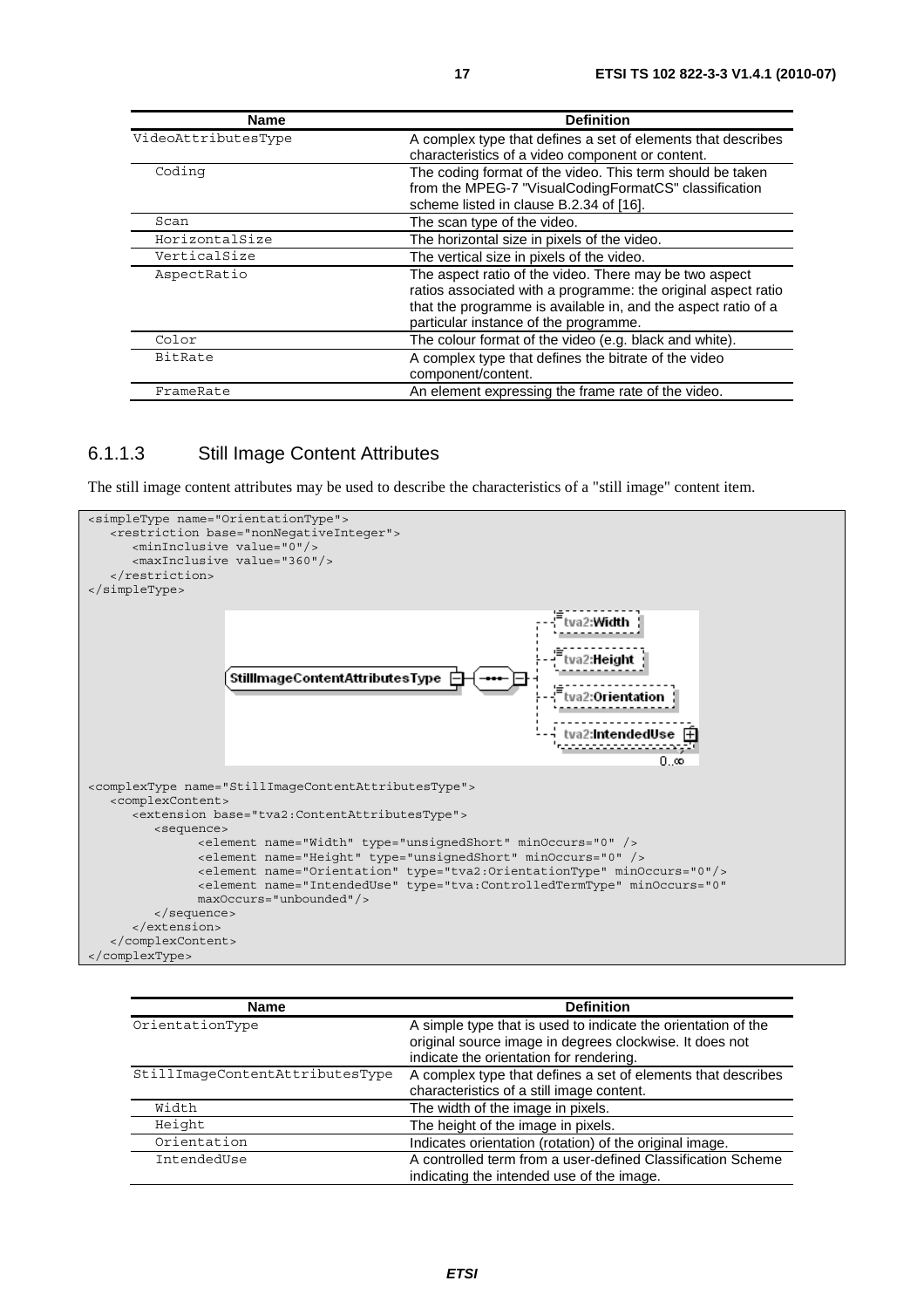| Name | Definition |
| --- | --- |
| VideoAttributesType | A complex type that defines a set of elements that describes characteristics of a video component or content. |
| Coding | The coding format of the video. This term should be taken from the MPEG-7 "VisualCodingFormatCS" classification scheme listed in clause B.2.34 of [16]. |
| Scan | The scan type of the video. |
| HorizontalSize | The horizontal size in pixels of the video. |
| VerticalSize | The vertical size in pixels of the video. |
| AspectRatio | The aspect ratio of the video. There may be two aspect ratios associated with a programme: the original aspect ratio that the programme is available in, and the aspect ratio of a particular instance of the programme. |
| Color | The colour format of the video (e.g. black and white). |
| BitRate | A complex type that defines the bitrate of the video component/content. |
| FrameRate | An element expressing the frame rate of the video. |

### 6.1.1.3 Still Image Content Attributes

The still image content attributes may be used to describe the characteristics of a "still image" content item.

```
<simpleType name="OrientationType">
   <restriction base="nonNegativeInteger">
      <minInclusive value="0"/>
      <maxInclusive value="360"/>
   </restriction>
</simpleType>
```

```
<complexType name="StillImageContentAttributesType">
   <complexContent>
      <extension base="tva2:ContentAttributesType">
         <sequence>
               <element name="Width" type="unsignedShort" minOccurs="0" />
               <element name="Height" type="unsignedShort" minOccurs="0" />
               <element name="Orientation" type="tva2:OrientationType" minOccurs="0"/>
               <element name="IntendedUse" type="tva:ControlledTermType" minOccurs="0"
               maxOccurs="unbounded"/>
         </sequence>
      </extension>
   </complexContent>
</complexType>
```

| Name | Definition |
| --- | --- |
| OrientationType | A simple type that is used to indicate the orientation of the original source image in degrees clockwise. It does not indicate the orientation for rendering. |
| StillImageContentAttributesType | A complex type that defines a set of elements that describes characteristics of a still image content. |
| Width | The width of the image in pixels. |
| Height | The height of the image in pixels. |
| Orientation | Indicates orientation (rotation) of the original image. |
| IntendedUse | A controlled term from a user-defined Classification Scheme indicating the intended use of the image. |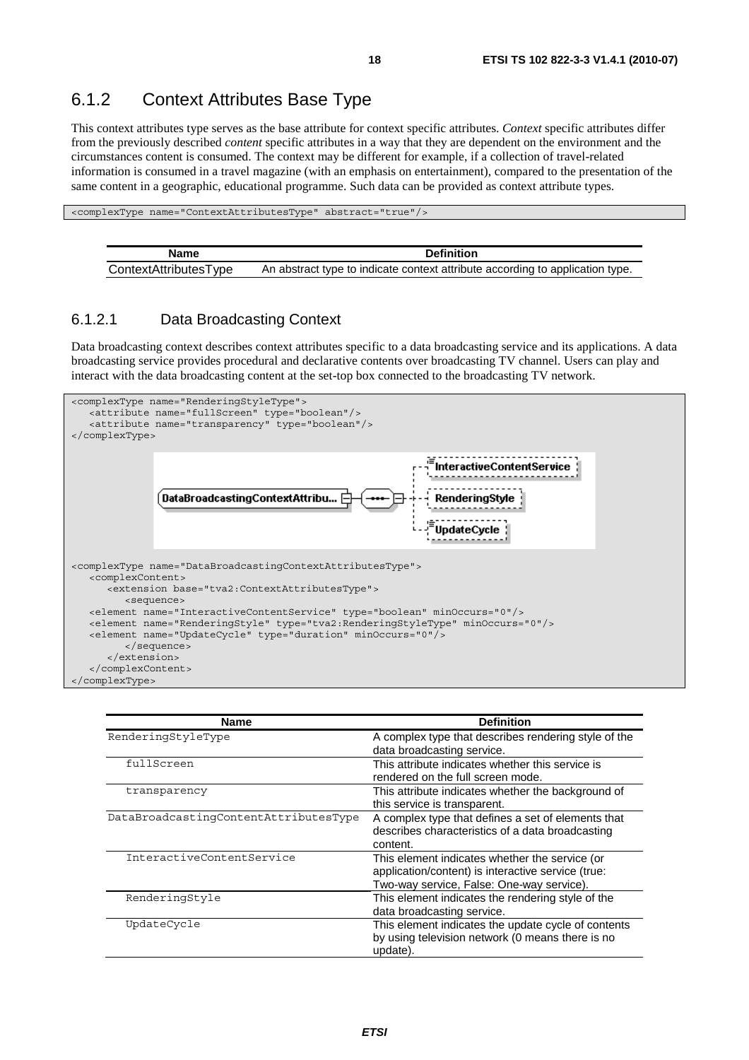## 6.1.2 Context Attributes Base Type

This context attributes type serves as the base attribute for context specific attributes. *Context* specific attributes differ from the previously described *content* specific attributes in a way that they are dependent on the environment and the circumstances content is consumed. The context may be different for example, if a collection of travel-related information is consumed in a travel magazine (with an emphasis on entertainment), compared to the presentation of the same content in a geographic, educational programme. Such data can be provided as context attribute types.

```
<complexType name="ContextAttributesType" abstract="true"/>
```

| Name | Definition |
|---|---|
| ContextAttributesType | An abstract type to indicate context attribute according to application type. |

### 6.1.2.1 Data Broadcasting Context

Data broadcasting context describes context attributes specific to a data broadcasting service and its applications. A data broadcasting service provides procedural and declarative contents over broadcasting TV channel. Users can play and interact with the data broadcasting content at the set-top box connected to the broadcasting TV network.

```
<complexType name="RenderingStyleType">
   <attribute name="fullScreen" type="boolean"/>
   <attribute name="transparency" type="boolean"/>
</complexType>
```

```
<complexType name="DataBroadcastingContextAttributesType">
   <complexContent>
      <extension base="tva2:ContextAttributesType">
         <sequence>
   <element name="InteractiveContentService" type="boolean" minOccurs="0"/>
   <element name="RenderingStyle" type="tva2:RenderingStyleType" minOccurs="0"/>
   <element name="UpdateCycle" type="duration" minOccurs="0"/>
         </sequence>
      </extension>
   </complexContent>
</complexType>
```

| Name | Definition |
|---|---|
| RenderingStyleType | A complex type that describes rendering style of the data broadcasting service. |
| fullScreen | This attribute indicates whether this service is rendered on the full screen mode. |
| transparency | This attribute indicates whether the background of this service is transparent. |
| DataBroadcastingContentAttributesType | A complex type that defines a set of elements that describes characteristics of a data broadcasting content. |
| InteractiveContentService | This element indicates whether the service (or application/content) is interactive service (true: Two-way service, False: One-way service). |
| RenderingStyle | This element indicates the rendering style of the data broadcasting service. |
| UpdateCycle | This element indicates the update cycle of contents by using television network (0 means there is no update). |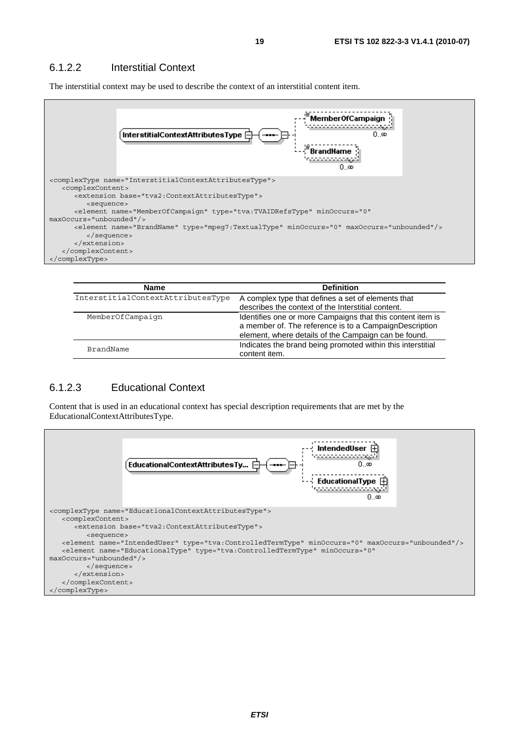### 6.1.2.2 Interstitial Context

The interstitial context may be used to describe the context of an interstitial content item.

```
<complexType name="InterstitialContextAttributesType">
   <complexContent>
      <extension base="tva2:ContextAttributesType">
         <sequence>
      <element name="MemberOfCampaign" type="tva:TVAIDRefsType" minOccurs="0"
maxOccurs="unbounded"/>
      <element name="BrandName" type="mpeg7:TextualType" minOccurs="0" maxOccurs="unbounded"/>
         </sequence>
      </extension>
   </complexContent>
</complexType>
```

| Name | Definition |
|---|---|
| InterstitialContextAttributesType | A complex type that defines a set of elements that describes the context of the Interstitial content. |
| MemberOfCampaign | Identifies one or more Campaigns that this content item is a member of. The reference is to a CampaignDescription element, where details of the Campaign can be found. |
| BrandName | Indicates the brand being promoted within this interstitial content item. |

### 6.1.2.3 Educational Context

Content that is used in an educational context has special description requirements that are met by the EducationalContextAttributesType.

```
<complexType name="EducationalContextAttributesType">
   <complexContent>
      <extension base="tva2:ContextAttributesType">
         <sequence>
   <element name="IntendedUser" type="tva:ControlledTermType" minOccurs="0" maxOccurs="unbounded"/>
   <element name="EducationalType" type="tva:ControlledTermType" minOccurs="0"
maxOccurs="unbounded"/>
         </sequence>
      </extension>
   </complexContent>
</complexType>
```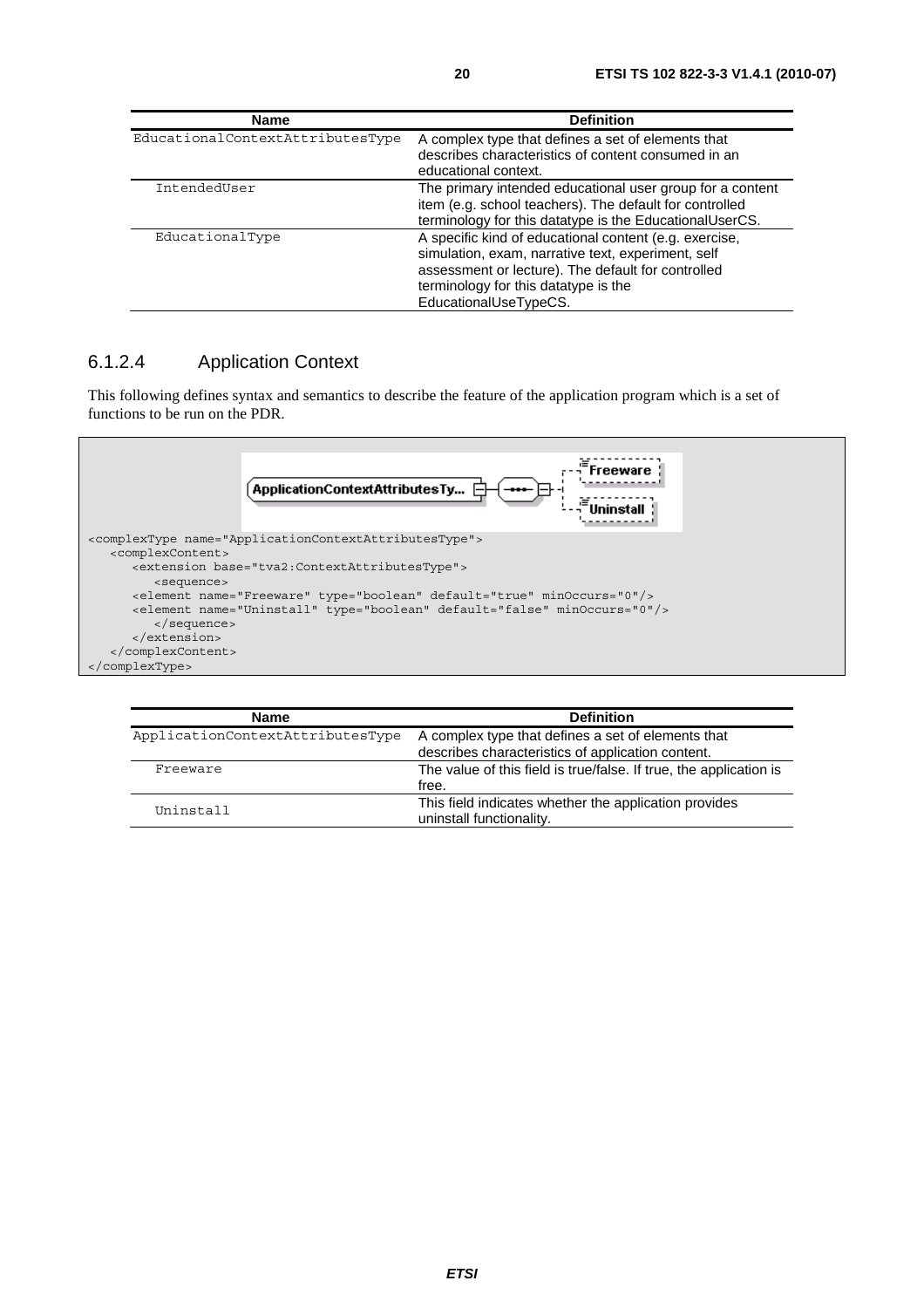| Name | Definition |
| --- | --- |
| EducationalContextAttributesType | A complex type that defines a set of elements that describes characteristics of content consumed in an educational context. |
| IntendedUser | The primary intended educational user group for a content item (e.g. school teachers). The default for controlled terminology for this datatype is the EducationalUserCS. |
| EducationalType | A specific kind of educational content (e.g. exercise, simulation, exam, narrative text, experiment, self assessment or lecture). The default for controlled terminology for this datatype is the EducationalUseTypeCS. |

### 6.1.2.4 Application Context

This following defines syntax and semantics to describe the feature of the application program which is a set of functions to be run on the PDR.

```
<complexType name="ApplicationContextAttributesType">
   <complexContent>
      <extension base="tva2:ContextAttributesType">
         <sequence>
      <element name="Freeware" type="boolean" default="true" minOccurs="0"/>
      <element name="Uninstall" type="boolean" default="false" minOccurs="0"/>
         </sequence>
      </extension>
   </complexContent>
</complexType>
```

| Name | Definition |
| --- | --- |
| ApplicationContextAttributesType | A complex type that defines a set of elements that describes characteristics of application content. |
| Freeware | The value of this field is true/false. If true, the application is free. |
| Uninstall | This field indicates whether the application provides uninstall functionality. |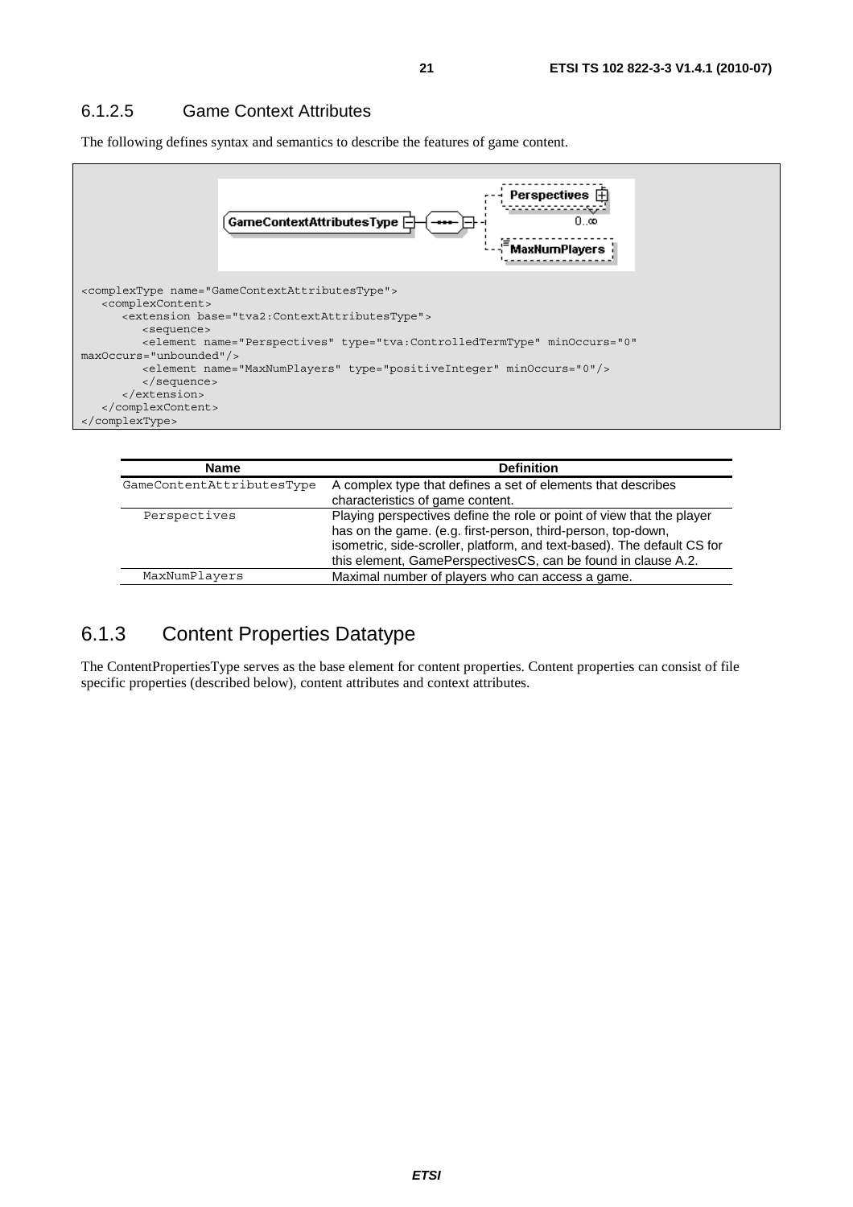### 6.1.2.5 Game Context Attributes

The following defines syntax and semantics to describe the features of game content.

```
<complexType name="GameContextAttributesType">
   <complexContent>
      <extension base="tva2:ContextAttributesType">
         <sequence>
         <element name="Perspectives" type="tva:ControlledTermType" minOccurs="0"
maxOccurs="unbounded"/>
         <element name="MaxNumPlayers" type="positiveInteger" minOccurs="0"/>
         </sequence>
      </extension>
   </complexContent>
</complexType>
```

| Name | Definition |
|---|---|
| GameContentAttributesType | A complex type that defines a set of elements that describes characteristics of game content. |
| Perspectives | Playing perspectives define the role or point of view that the player has on the game. (e.g. first-person, third-person, top-down, isometric, side-scroller, platform, and text-based). The default CS for this element, GamePerspectivesCS, can be found in clause A.2. |
| MaxNumPlayers | Maximal number of players who can access a game. |

## 6.1.3 Content Properties Datatype

The ContentPropertiesType serves as the base element for content properties. Content properties can consist of file specific properties (described below), content attributes and context attributes.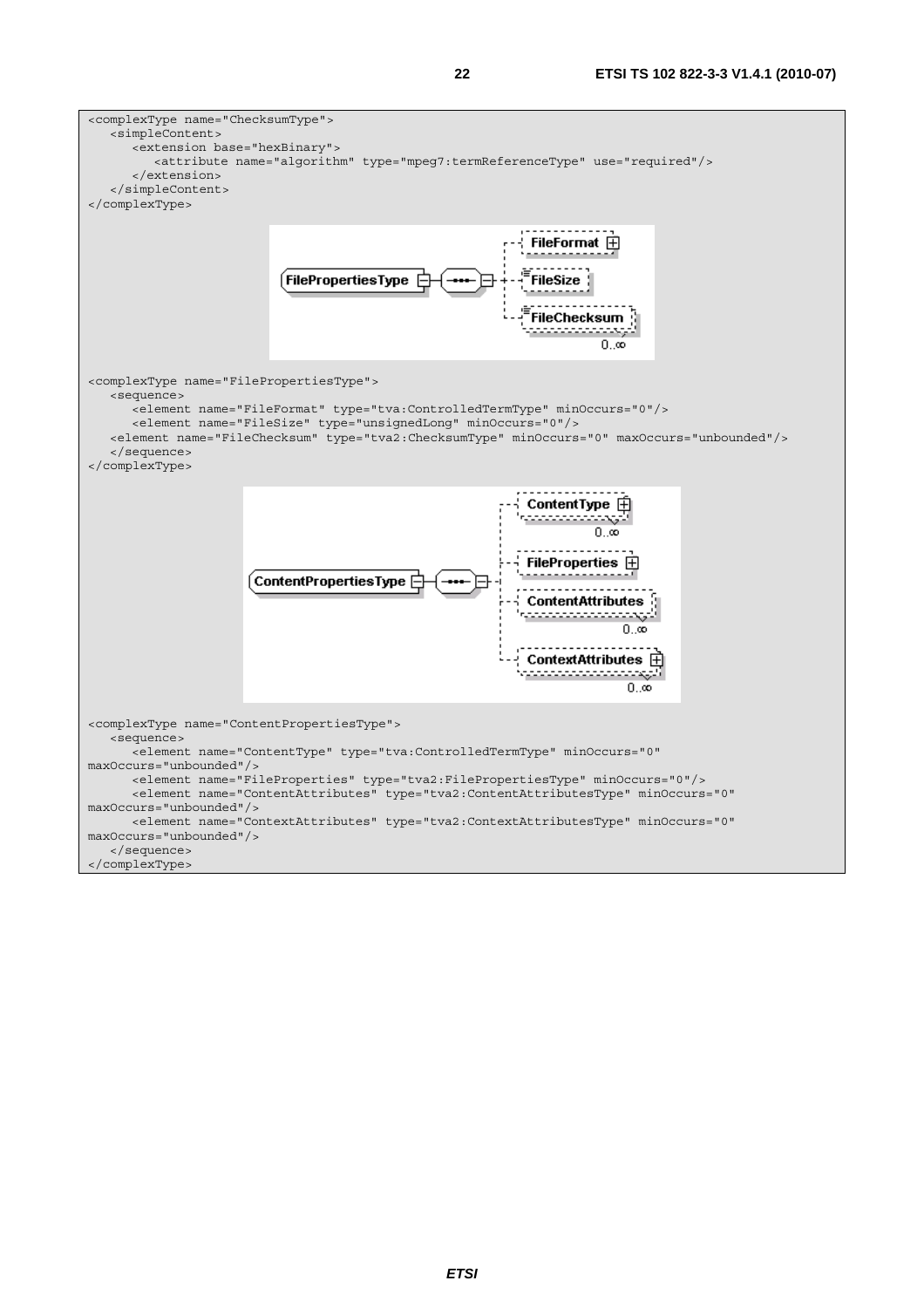```
<complexType name="ChecksumType">
   <simpleContent>
      <extension base="hexBinary">
         <attribute name="algorithm" type="mpeg7:termReferenceType" use="required"/>
      </extension>
   </simpleContent>
</complexType>
```

```
<complexType name="FilePropertiesType">
   <sequence>
      <element name="FileFormat" type="tva:ControlledTermType" minOccurs="0"/>
      <element name="FileSize" type="unsignedLong" minOccurs="0"/>
   <element name="FileChecksum" type="tva2:ChecksumType" minOccurs="0" maxOccurs="unbounded"/>
   </sequence>
</complexType>
```

```
<complexType name="ContentPropertiesType">
   <sequence>
      <element name="ContentType" type="tva:ControlledTermType" minOccurs="0"
maxOccurs="unbounded"/>
      <element name="FileProperties" type="tva2:FilePropertiesType" minOccurs="0"/>
      <element name="ContentAttributes" type="tva2:ContentAttributesType" minOccurs="0"
maxOccurs="unbounded"/>
      <element name="ContextAttributes" type="tva2:ContextAttributesType" minOccurs="0"
maxOccurs="unbounded"/>
   </sequence>
</complexType>
```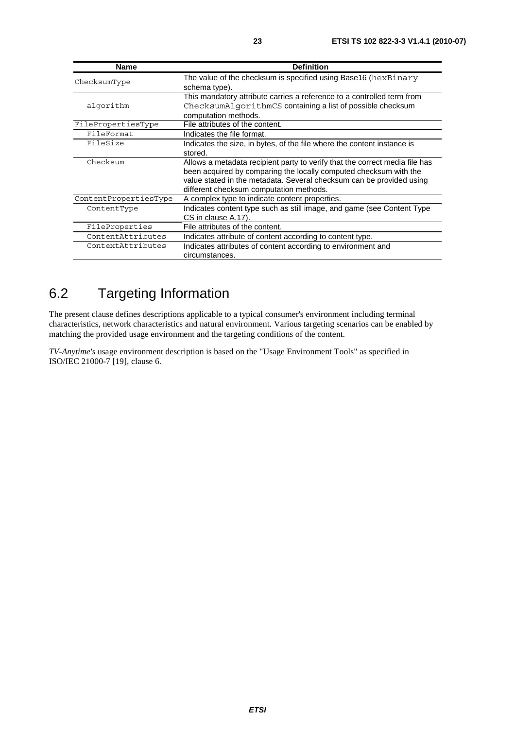| Name | Definition |
| --- | --- |
| ChecksumType | The value of the checksum is specified using Base16 (hexBinary schema type). |
| algorithm | This mandatory attribute carries a reference to a controlled term from ChecksumAlgorithmCS containing a list of possible checksum computation methods. |
| FilePropertiesType | File attributes of the content. |
| FileFormat | Indicates the file format. |
| FileSize | Indicates the size, in bytes, of the file where the content instance is stored. |
| Checksum | Allows a metadata recipient party to verify that the correct media file has been acquired by comparing the locally computed checksum with the value stated in the metadata. Several checksum can be provided using different checksum computation methods. |
| ContentPropertiesType | A complex type to indicate content properties. |
| ContentType | Indicates content type such as still image, and game (see Content Type CS in clause A.17). |
| FileProperties | File attributes of the content. |
| ContentAttributes | Indicates attribute of content according to content type. |
| ContextAttributes | Indicates attributes of content according to environment and circumstances. |

## 6.2 Targeting Information

The present clause defines descriptions applicable to a typical consumer's environment including terminal characteristics, network characteristics and natural environment. Various targeting scenarios can be enabled by matching the provided usage environment and the targeting conditions of the content.

*TV-Anytime's* usage environment description is based on the "Usage Environment Tools" as specified in ISO/IEC 21000-7 [19], clause 6.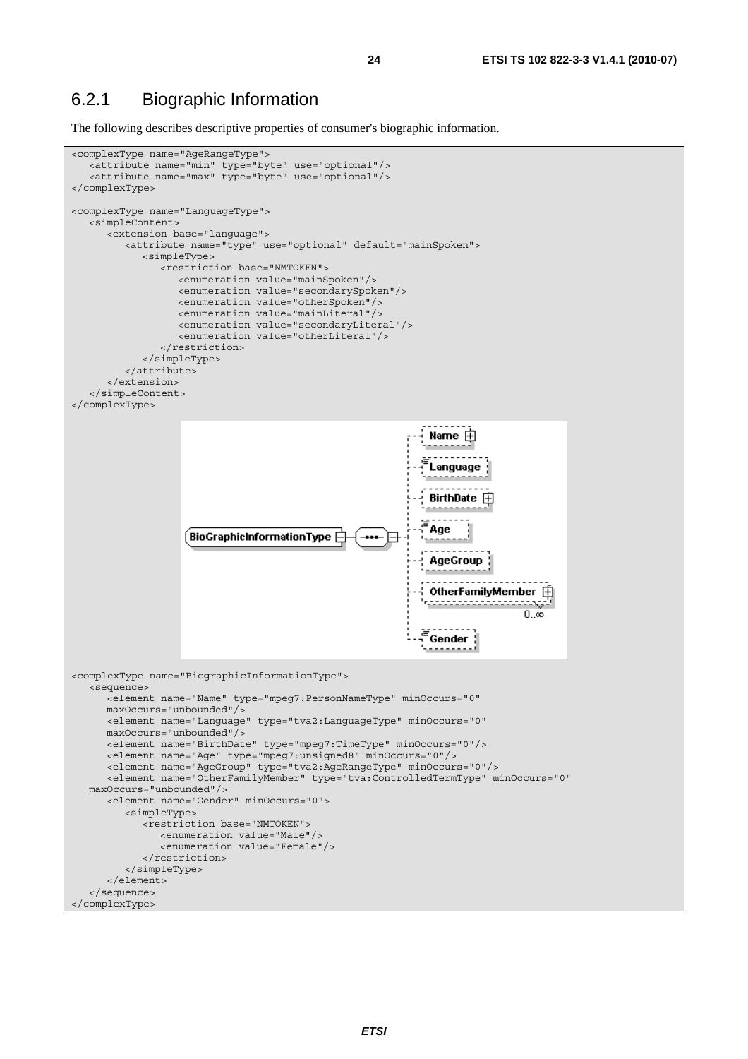## 6.2.1 Biographic Information

The following describes descriptive properties of consumer's biographic information.

```
<complexType name="AgeRangeType">
   <attribute name="min" type="byte" use="optional"/>
   <attribute name="max" type="byte" use="optional"/>
</complexType>

<complexType name="LanguageType">
   <simpleContent>
      <extension base="language">
         <attribute name="type" use="optional" default="mainSpoken">
            <simpleType>
               <restriction base="NMTOKEN">
                  <enumeration value="mainSpoken"/>
                  <enumeration value="secondarySpoken"/>
                  <enumeration value="otherSpoken"/>
                  <enumeration value="mainLiteral"/>
                  <enumeration value="secondaryLiteral"/>
                  <enumeration value="otherLiteral"/>
               </restriction>
            </simpleType>
         </attribute>
      </extension>
   </simpleContent>
</complexType>
```

```
<complexType name="BiographicInformationType">
   <sequence>
      <element name="Name" type="mpeg7:PersonNameType" minOccurs="0"
      maxOccurs="unbounded"/>
      <element name="Language" type="tva2:LanguageType" minOccurs="0"
      maxOccurs="unbounded"/>
      <element name="BirthDate" type="mpeg7:TimeType" minOccurs="0"/>
      <element name="Age" type="mpeg7:unsigned8" minOccurs="0"/>
      <element name="AgeGroup" type="tva2:AgeRangeType" minOccurs="0"/>
      <element name="OtherFamilyMember" type="tva:ControlledTermType" minOccurs="0"
   maxOccurs="unbounded"/>
      <element name="Gender" minOccurs="0">
         <simpleType>
            <restriction base="NMTOKEN">
               <enumeration value="Male"/>
               <enumeration value="Female"/>
            </restriction>
         </simpleType>
      </element>
   </sequence>
</complexType>
```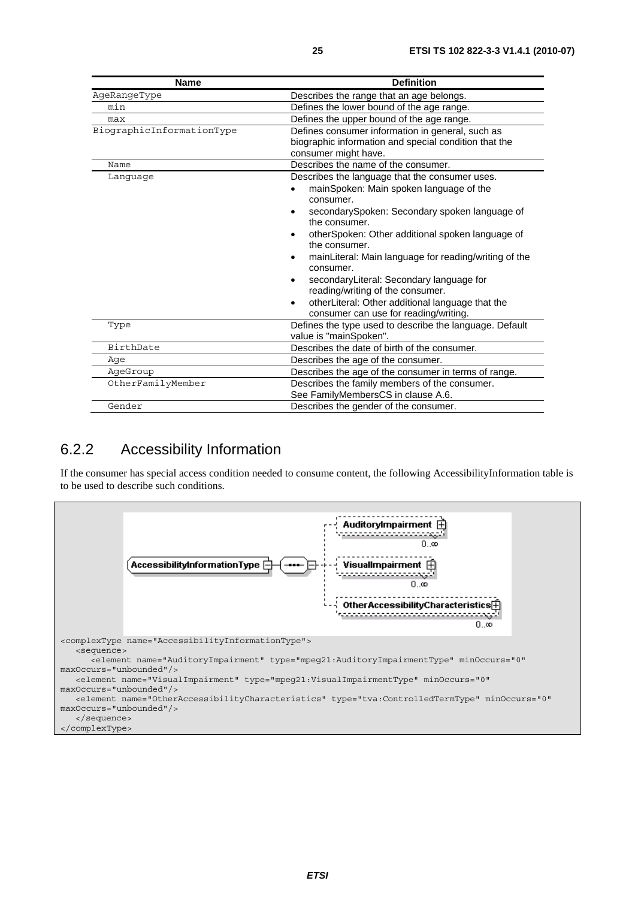| Name | Definition |
| --- | --- |
| AgeRangeType | Describes the range that an age belongs. |
| min | Defines the lower bound of the age range. |
| max | Defines the upper bound of the age range. |
| BiographicInformationType | Defines consumer information in general, such as biographic information and special condition that the consumer might have. |
| Name | Describes the name of the consumer. |
| Language | Describes the language that the consumer uses.<br>• mainSpoken: Main spoken language of the consumer.<br>• secondarySpoken: Secondary spoken language of the consumer.<br>• otherSpoken: Other additional spoken language of the consumer.<br>• mainLiteral: Main language for reading/writing of the consumer.<br>• secondaryLiteral: Secondary language for reading/writing of the consumer.<br>• otherLiteral: Other additional language that the consumer can use for reading/writing. |
| Type | Defines the type used to describe the language. Default value is "mainSpoken". |
| BirthDate | Describes the date of birth of the consumer. |
| Age | Describes the age of the consumer. |
| AgeGroup | Describes the age of the consumer in terms of range. |
| OtherFamilyMember | Describes the family members of the consumer. See FamilyMembersCS in clause A.6. |
| Gender | Describes the gender of the consumer. |

## 6.2.2 Accessibility Information

If the consumer has special access condition needed to consume content, the following AccessibilityInformation table is to be used to describe such conditions.

```
<complexType name="AccessibilityInformationType">
   <sequence>
      <element name="AuditoryImpairment" type="mpeg21:AuditoryImpairmentType" minOccurs="0" maxOccurs="unbounded"/>
   <element name="VisualImpairment" type="mpeg21:VisualImpairmentType" minOccurs="0" maxOccurs="unbounded"/>
   <element name="OtherAccessibilityCharacteristics" type="tva:ControlledTermType" minOccurs="0" maxOccurs="unbounded"/>
   </sequence>
</complexType>
```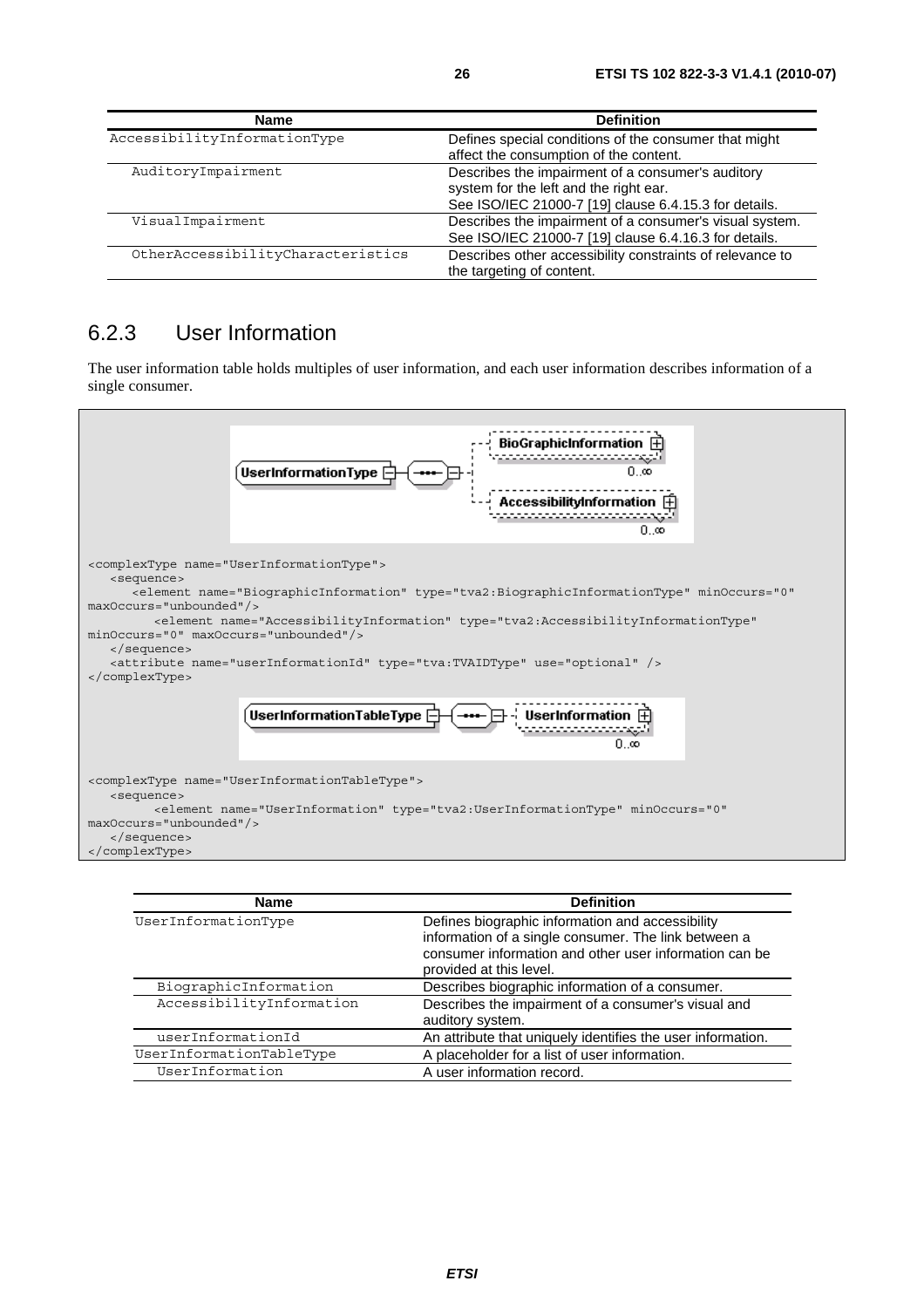| Name | Definition |
| --- | --- |
| AccessibilityInformationType | Defines special conditions of the consumer that might affect the consumption of the content. |
| AuditoryImpairment | Describes the impairment of a consumer's auditory system for the left and the right ear. See ISO/IEC 21000-7 [19] clause 6.4.15.3 for details. |
| VisualImpairment | Describes the impairment of a consumer's visual system. See ISO/IEC 21000-7 [19] clause 6.4.16.3 for details. |
| OtherAccessibilityCharacteristics | Describes other accessibility constraints of relevance to the targeting of content. |

## 6.2.3 User Information

The user information table holds multiples of user information, and each user information describes information of a single consumer.

```
<complexType name="UserInformationType">
   <sequence>
      <element name="BiographicInformation" type="tva2:BiographicInformationType" minOccurs="0"
maxOccurs="unbounded"/>
         <element name="AccessibilityInformation" type="tva2:AccessibilityInformationType"
minOccurs="0" maxOccurs="unbounded"/>
   </sequence>
   <attribute name="userInformationId" type="tva:TVAIDType" use="optional" />
</complexType>
```

```
<complexType name="UserInformationTableType">
   <sequence>
         <element name="UserInformation" type="tva2:UserInformationType" minOccurs="0"
maxOccurs="unbounded"/>
   </sequence>
</complexType>
```

| Name | Definition |
| --- | --- |
| UserInformationType | Defines biographic information and accessibility information of a single consumer. The link between a consumer information and other user information can be provided at this level. |
| BiographicInformation | Describes biographic information of a consumer. |
| AccessibilityInformation | Describes the impairment of a consumer's visual and auditory system. |
| userInformationId | An attribute that uniquely identifies the user information. |
| UserInformationTableType | A placeholder for a list of user information. |
| UserInformation | A user information record. |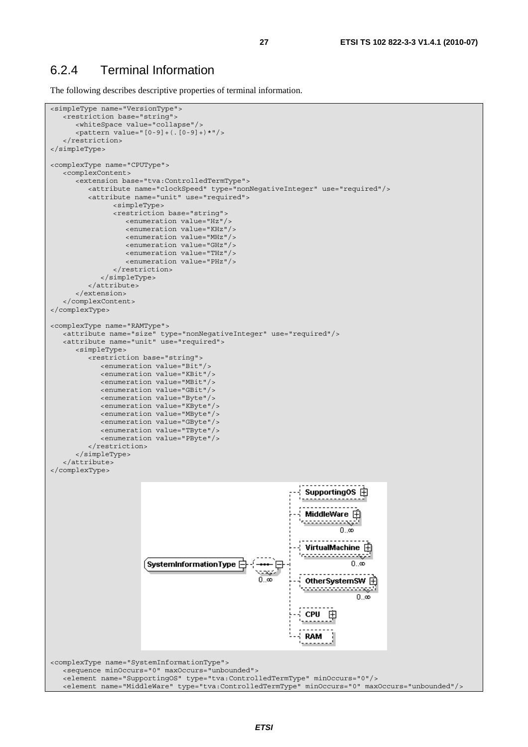## 6.2.4 Terminal Information

The following describes descriptive properties of terminal information.

```
<simpleType name="VersionType">
   <restriction base="string">
      <whiteSpace value="collapse"/>
      <pattern value="[0-9]+(.[0-9]+)*"/>
   </restriction>
</simpleType>

<complexType name="CPUType">
   <complexContent>
      <extension base="tva:ControlledTermType">
         <attribute name="clockSpeed" type="nonNegativeInteger" use="required"/>
         <attribute name="unit" use="required">
               <simpleType>
               <restriction base="string">
                  <enumeration value="Hz"/>
                  <enumeration value="KHz"/>
                  <enumeration value="MHz"/>
                  <enumeration value="GHz"/>
                  <enumeration value="THz"/>
                  <enumeration value="PHz"/>
               </restriction>
            </simpleType>
         </attribute>
      </extension>
   </complexContent>
</complexType>

<complexType name="RAMType">
   <attribute name="size" type="nonNegativeInteger" use="required"/>
   <attribute name="unit" use="required">
      <simpleType>
         <restriction base="string">
            <enumeration value="Bit"/>
            <enumeration value="KBit"/>
            <enumeration value="MBit"/>
            <enumeration value="GBit"/>
            <enumeration value="Byte"/>
            <enumeration value="KByte"/>
            <enumeration value="MByte"/>
            <enumeration value="GByte"/>
            <enumeration value="TByte"/>
            <enumeration value="PByte"/>
         </restriction>
      </simpleType>
   </attribute>
</complexType>
```

```
<complexType name="SystemInformationType">
   <sequence minOccurs="0" maxOccurs="unbounded">
   <element name="SupportingOS" type="tva:ControlledTermType" minOccurs="0"/>
   <element name="MiddleWare" type="tva:ControlledTermType" minOccurs="0" maxOccurs="unbounded"/>
```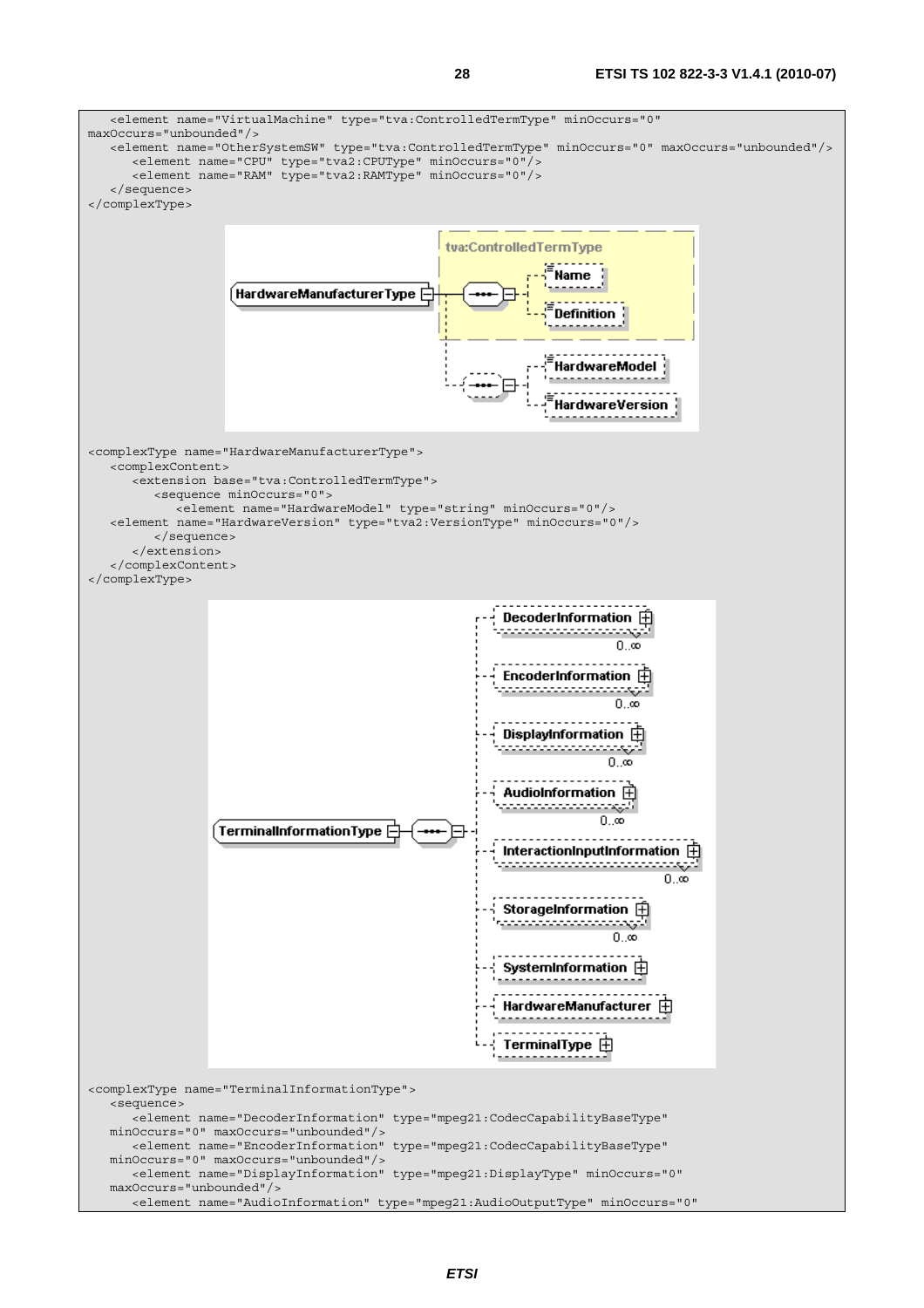```
    <element name="VirtualMachine" type="tva:ControlledTermType" minOccurs="0"
maxOccurs="unbounded"/>
    <element name="OtherSystemSW" type="tva:ControlledTermType" minOccurs="0" maxOccurs="unbounded"/>
        <element name="CPU" type="tva2:CPUType" minOccurs="0"/>
        <element name="RAM" type="tva2:RAMType" minOccurs="0"/>
    </sequence>
</complexType>
```

```
<complexType name="HardwareManufacturerType">
    <complexContent>
        <extension base="tva:ControlledTermType">
            <sequence minOccurs="0">
                <element name="HardwareModel" type="string" minOccurs="0"/>
    <element name="HardwareVersion" type="tva2:VersionType" minOccurs="0"/>
            </sequence>
        </extension>
    </complexContent>
</complexType>
```

```
<complexType name="TerminalInformationType">
    <sequence>
        <element name="DecoderInformation" type="mpeg21:CodecCapabilityBaseType"
    minOccurs="0" maxOccurs="unbounded"/>
        <element name="EncoderInformation" type="mpeg21:CodecCapabilityBaseType"
    minOccurs="0" maxOccurs="unbounded"/>
        <element name="DisplayInformation" type="mpeg21:DisplayType" minOccurs="0"
    maxOccurs="unbounded"/>
        <element name="AudioInformation" type="mpeg21:AudioOutputType" minOccurs="0"
```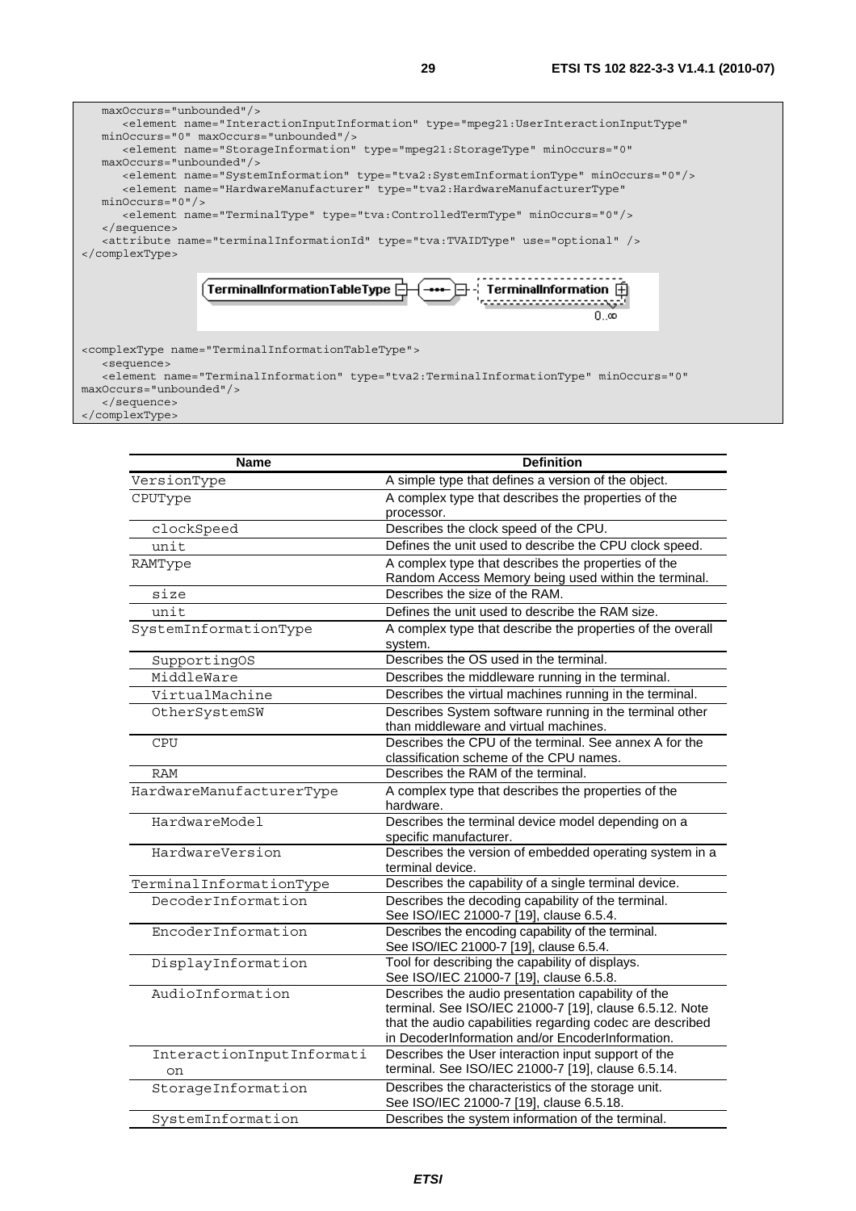```
    maxOccurs="unbounded"/>
       <element name="InteractionInputInformation" type="mpeg21:UserInteractionInputType"
    minOccurs="0" maxOccurs="unbounded"/>
       <element name="StorageInformation" type="mpeg21:StorageType" minOccurs="0"
    maxOccurs="unbounded"/>
       <element name="SystemInformation" type="tva2:SystemInformationType" minOccurs="0"/>
       <element name="HardwareManufacturer" type="tva2:HardwareManufacturerType"
    minOccurs="0"/>
       <element name="TerminalType" type="tva:ControlledTermType" minOccurs="0"/>
    </sequence>
    <attribute name="terminalInformationId" type="tva:TVAIDType" use="optional" />
</complexType>
```

TerminalInformationTableType — TerminalInformation 0..∞

```
<complexType name="TerminalInformationTableType">
    <sequence>
    <element name="TerminalInformation" type="tva2:TerminalInformationType" minOccurs="0"
maxOccurs="unbounded"/>
    </sequence>
</complexType>
```

| Name | Definition |
|---|---|
| VersionType | A simple type that defines a version of the object. |
| CPUType | A complex type that describes the properties of the processor. |
| clockSpeed | Describes the clock speed of the CPU. |
| unit | Defines the unit used to describe the CPU clock speed. |
| RAMType | A complex type that describes the properties of the Random Access Memory being used within the terminal. |
| size | Describes the size of the RAM. |
| unit | Defines the unit used to describe the RAM size. |
| SystemInformationType | A complex type that describe the properties of the overall system. |
| SupportingOS | Describes the OS used in the terminal. |
| MiddleWare | Describes the middleware running in the terminal. |
| VirtualMachine | Describes the virtual machines running in the terminal. |
| OtherSystemSW | Describes System software running in the terminal other than middleware and virtual machines. |
| CPU | Describes the CPU of the terminal. See annex A for the classification scheme of the CPU names. |
| RAM | Describes the RAM of the terminal. |
| HardwareManufacturerType | A complex type that describes the properties of the hardware. |
| HardwareModel | Describes the terminal device model depending on a specific manufacturer. |
| HardwareVersion | Describes the version of embedded operating system in a terminal device. |
| TerminalInformationType | Describes the capability of a single terminal device. |
| DecoderInformation | Describes the decoding capability of the terminal. See ISO/IEC 21000-7 [19], clause 6.5.4. |
| EncoderInformation | Describes the encoding capability of the terminal. See ISO/IEC 21000-7 [19], clause 6.5.4. |
| DisplayInformation | Tool for describing the capability of displays. See ISO/IEC 21000-7 [19], clause 6.5.8. |
| AudioInformation | Describes the audio presentation capability of the terminal. See ISO/IEC 21000-7 [19], clause 6.5.12. Note that the audio capabilities regarding codec are described in DecoderInformation and/or EncoderInformation. |
| InteractionInputInformation | Describes the User interaction input support of the terminal. See ISO/IEC 21000-7 [19], clause 6.5.14. |
| StorageInformation | Describes the characteristics of the storage unit. See ISO/IEC 21000-7 [19], clause 6.5.18. |
| SystemInformation | Describes the system information of the terminal. |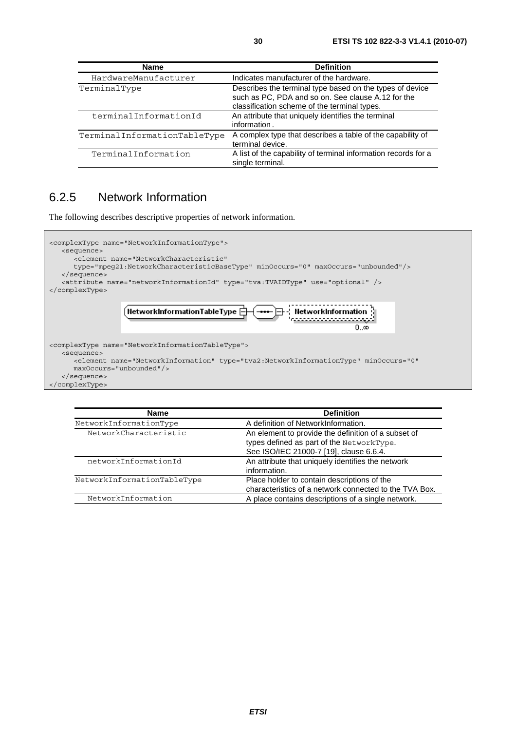| Name | Definition |
| --- | --- |
| HardwareManufacturer | Indicates manufacturer of the hardware. |
| TerminalType | Describes the terminal type based on the types of device such as PC, PDA and so on. See clause A.12 for the classification scheme of the terminal types. |
| terminalInformationId | An attribute that uniquely identifies the terminal information. |
| TerminalInformationTableType | A complex type that describes a table of the capability of terminal device. |
| TerminalInformation | A list of the capability of terminal information records for a single terminal. |

## 6.2.5 Network Information

The following describes descriptive properties of network information.

```
<complexType name="NetworkInformationType">
   <sequence>
      <element name="NetworkCharacteristic"
      type="mpeg21:NetworkCharacteristicBaseType" minOccurs="0" maxOccurs="unbounded"/>
   </sequence>
   <attribute name="networkInformationId" type="tva:TVAIDType" use="optional" />
</complexType>
```

```
<complexType name="NetworkInformationTableType">
   <sequence>
      <element name="NetworkInformation" type="tva2:NetworkInformationType" minOccurs="0"
      maxOccurs="unbounded"/>
   </sequence>
</complexType>
```

| Name | Definition |
| --- | --- |
| NetworkInformationType | A definition of NetworkInformation. |
| NetworkCharacteristic | An element to provide the definition of a subset of types defined as part of the NetworkType. See ISO/IEC 21000-7 [19], clause 6.6.4. |
| networkInformationId | An attribute that uniquely identifies the network information. |
| NetworkInformationTableType | Place holder to contain descriptions of the characteristics of a network connected to the TVA Box. |
| NetworkInformation | A place contains descriptions of a single network. |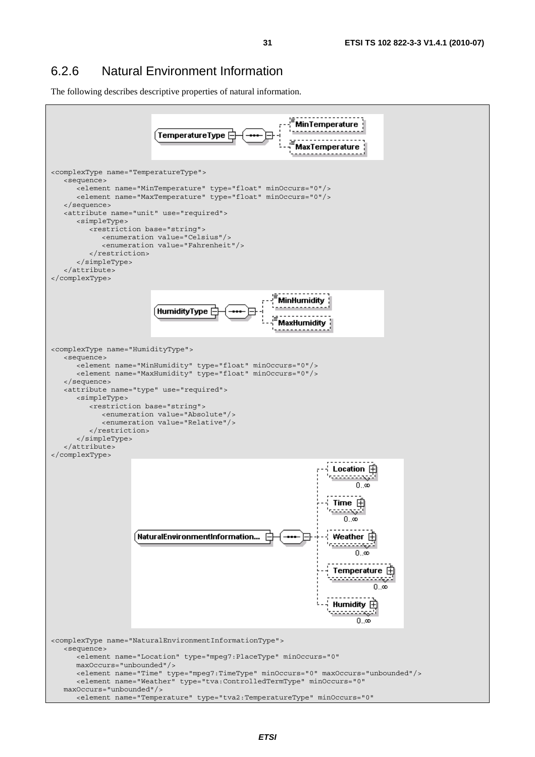## 6.2.6 Natural Environment Information

The following describes descriptive properties of natural information.

```
<complexType name="TemperatureType">
   <sequence>
      <element name="MinTemperature" type="float" minOccurs="0"/>
      <element name="MaxTemperature" type="float" minOccurs="0"/>
   </sequence>
   <attribute name="unit" use="required">
      <simpleType>
         <restriction base="string">
            <enumeration value="Celsius"/>
            <enumeration value="Fahrenheit"/>
         </restriction>
      </simpleType>
   </attribute>
</complexType>
```

```
<complexType name="HumidityType">
   <sequence>
      <element name="MinHumidity" type="float" minOccurs="0"/>
      <element name="MaxHumidity" type="float" minOccurs="0"/>
   </sequence>
   <attribute name="type" use="required">
      <simpleType>
         <restriction base="string">
            <enumeration value="Absolute"/>
            <enumeration value="Relative"/>
         </restriction>
      </simpleType>
   </attribute>
</complexType>
```

```
<complexType name="NaturalEnvironmentInformationType">
   <sequence>
      <element name="Location" type="mpeg7:PlaceType" minOccurs="0"
      maxOccurs="unbounded"/>
      <element name="Time" type="mpeg7:TimeType" minOccurs="0" maxOccurs="unbounded"/>
      <element name="Weather" type="tva:ControlledTermType" minOccurs="0"
   maxOccurs="unbounded"/>
      <element name="Temperature" type="tva2:TemperatureType" minOccurs="0"
```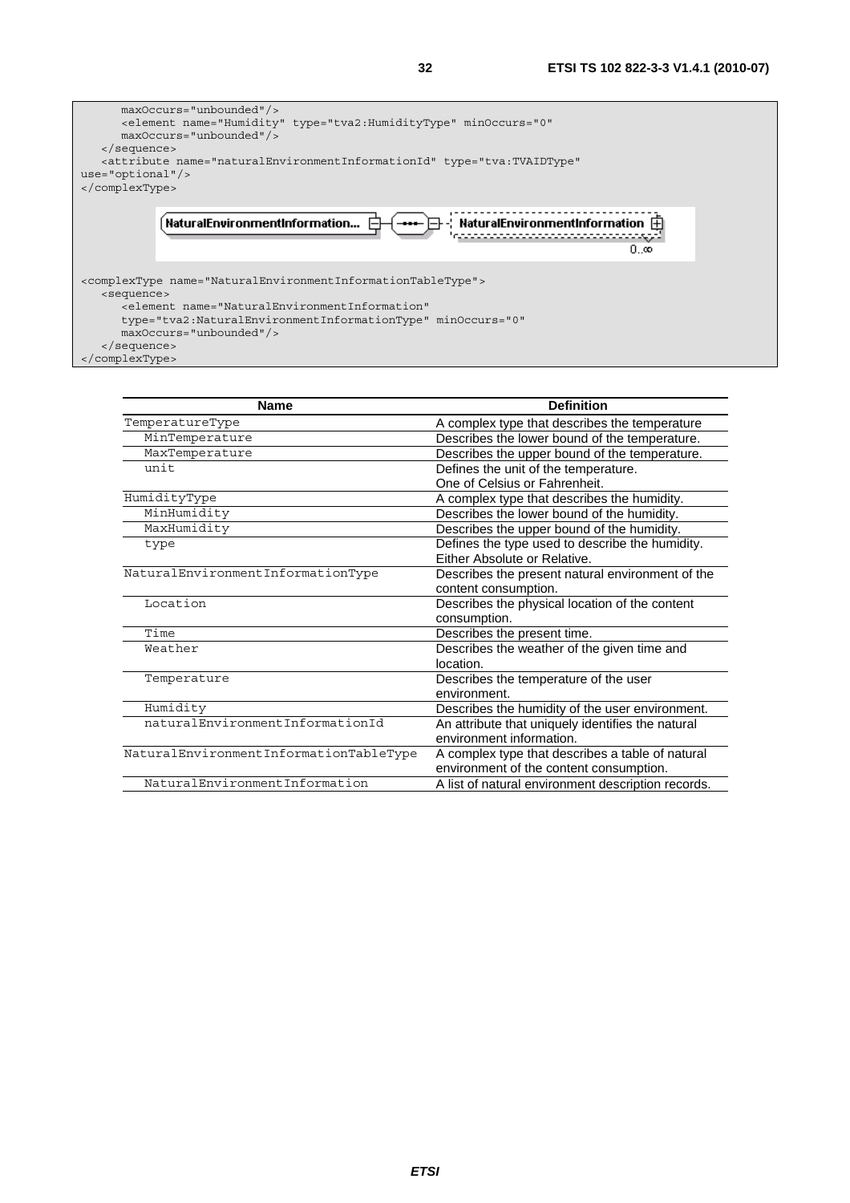```
      maxOccurs="unbounded"/>
      <element name="Humidity" type="tva2:HumidityType" minOccurs="0"
      maxOccurs="unbounded"/>
   </sequence>
   <attribute name="naturalEnvironmentInformationId" type="tva:TVAIDType"
use="optional"/>
</complexType>
```

NaturalEnvironmentInformation... — NaturalEnvironmentInformation 0..∞

```
<complexType name="NaturalEnvironmentInformationTableType">
   <sequence>
      <element name="NaturalEnvironmentInformation"
      type="tva2:NaturalEnvironmentInformationType" minOccurs="0"
      maxOccurs="unbounded"/>
   </sequence>
</complexType>
```

| Name | Definition |
| --- | --- |
| TemperatureType | A complex type that describes the temperature |
| MinTemperature | Describes the lower bound of the temperature. |
| MaxTemperature | Describes the upper bound of the temperature. |
| unit | Defines the unit of the temperature. One of Celsius or Fahrenheit. |
| HumidityType | A complex type that describes the humidity. |
| MinHumidity | Describes the lower bound of the humidity. |
| MaxHumidity | Describes the upper bound of the humidity. |
| type | Defines the type used to describe the humidity. Either Absolute or Relative. |
| NaturalEnvironmentInformationType | Describes the present natural environment of the content consumption. |
| Location | Describes the physical location of the content consumption. |
| Time | Describes the present time. |
| Weather | Describes the weather of the given time and location. |
| Temperature | Describes the temperature of the user environment. |
| Humidity | Describes the humidity of the user environment. |
| naturalEnvironmentInformationId | An attribute that uniquely identifies the natural environment information. |
| NaturalEnvironmentInformationTableType | A complex type that describes a table of natural environment of the content consumption. |
| NaturalEnvironmentInformation | A list of natural environment description records. |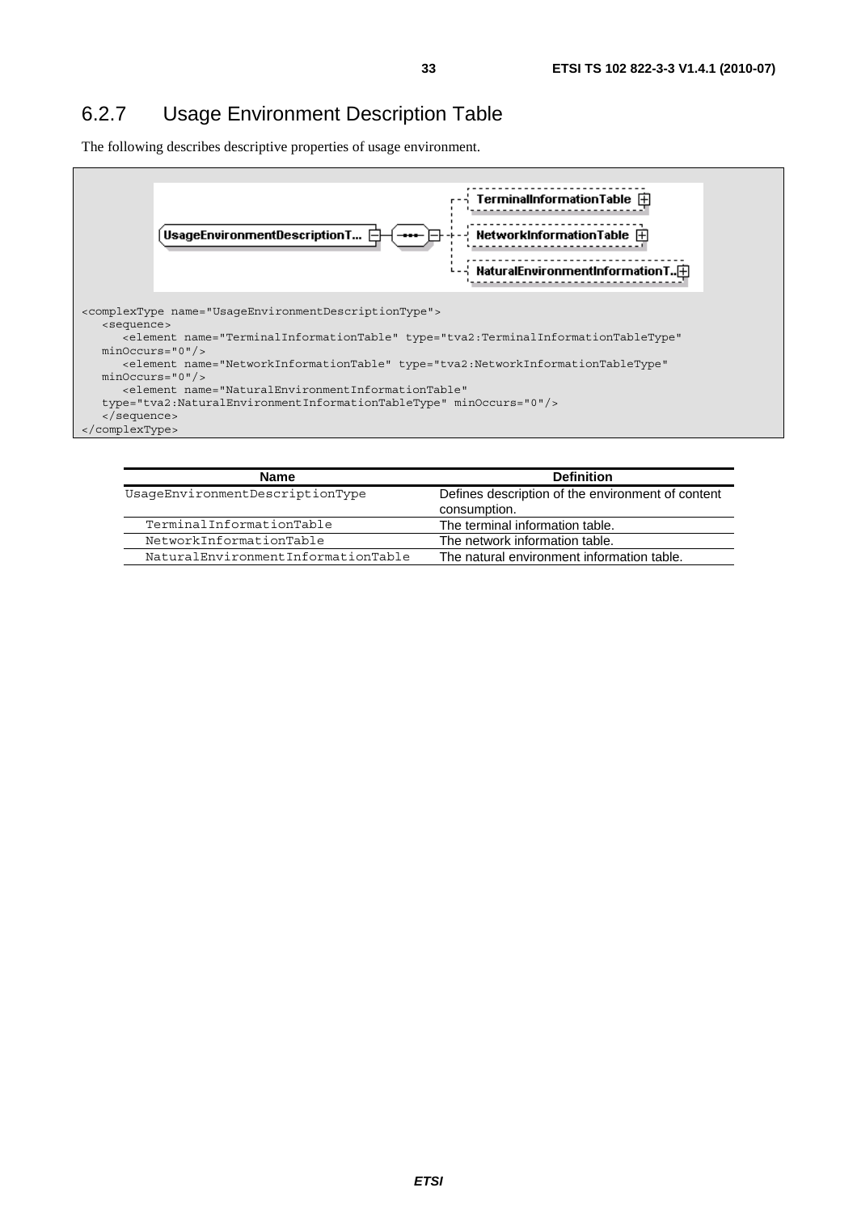## 6.2.7 Usage Environment Description Table

The following describes descriptive properties of usage environment.

```
<complexType name="UsageEnvironmentDescriptionType">
   <sequence>
      <element name="TerminalInformationTable" type="tva2:TerminalInformationTableType"
   minOccurs="0"/>
      <element name="NetworkInformationTable" type="tva2:NetworkInformationTableType"
   minOccurs="0"/>
      <element name="NaturalEnvironmentInformationTable"
   type="tva2:NaturalEnvironmentInformationTableType" minOccurs="0"/>
   </sequence>
</complexType>
```

| Name | Definition |
|---|---|
| UsageEnvironmentDescriptionType | Defines description of the environment of content consumption. |
| TerminalInformationTable | The terminal information table. |
| NetworkInformationTable | The network information table. |
| NaturalEnvironmentInformationTable | The natural environment information table. |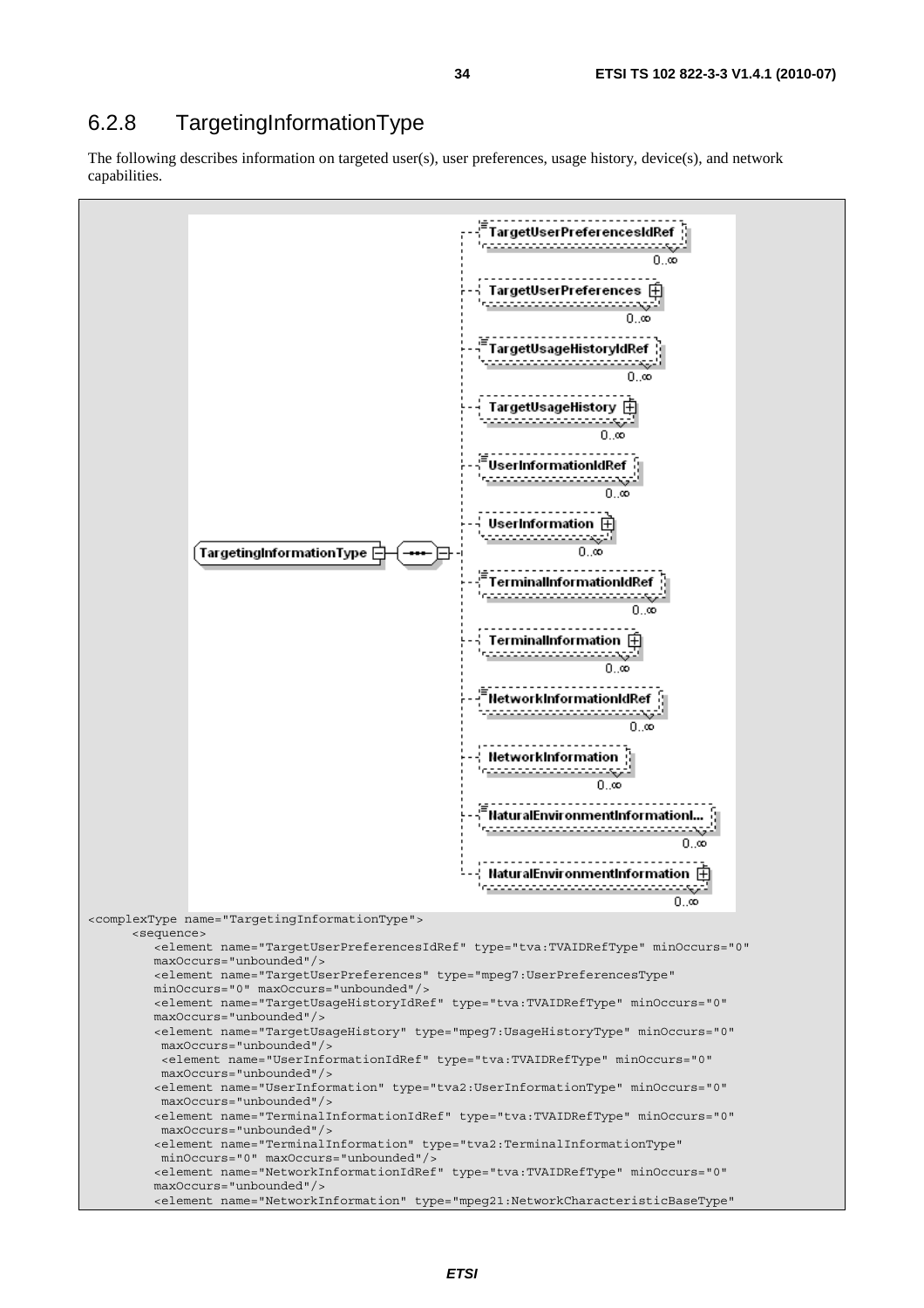## 6.2.8 TargetingInformationType

The following describes information on targeted user(s), user preferences, usage history, device(s), and network capabilities.

```
<complexType name="TargetingInformationType">
      <sequence>
         <element name="TargetUserPreferencesIdRef" type="tva:TVAIDRefType" minOccurs="0"
         maxOccurs="unbounded"/>
         <element name="TargetUserPreferences" type="mpeg7:UserPreferencesType"
         minOccurs="0" maxOccurs="unbounded"/>
         <element name="TargetUsageHistoryIdRef" type="tva:TVAIDRefType" minOccurs="0"
         maxOccurs="unbounded"/>
         <element name="TargetUsageHistory" type="mpeg7:UsageHistoryType" minOccurs="0"
          maxOccurs="unbounded"/>
          <element name="UserInformationIdRef" type="tva:TVAIDRefType" minOccurs="0"
          maxOccurs="unbounded"/>
         <element name="UserInformation" type="tva2:UserInformationType" minOccurs="0"
          maxOccurs="unbounded"/>
         <element name="TerminalInformationIdRef" type="tva:TVAIDRefType" minOccurs="0"
          maxOccurs="unbounded"/>
         <element name="TerminalInformation" type="tva2:TerminalInformationType"
          minOccurs="0" maxOccurs="unbounded"/>
         <element name="NetworkInformationIdRef" type="tva:TVAIDRefType" minOccurs="0"
         maxOccurs="unbounded"/>
         <element name="NetworkInformation" type="mpeg21:NetworkCharacteristicBaseType"
```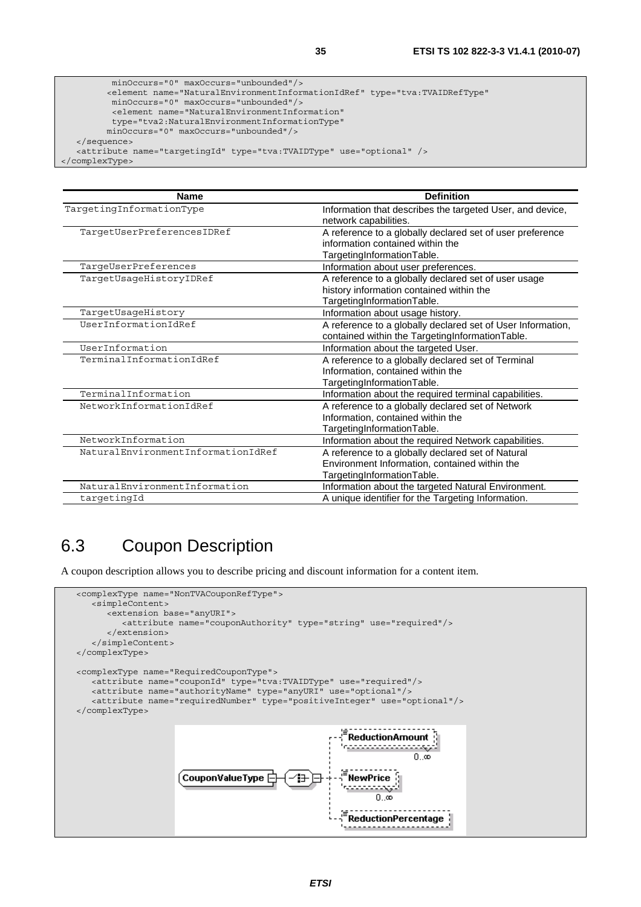```
          minOccurs="0" maxOccurs="unbounded"/>
         <element name="NaturalEnvironmentInformationIdRef" type="tva:TVAIDRefType"
          minOccurs="0" maxOccurs="unbounded"/>
          <element name="NaturalEnvironmentInformation"
          type="tva2:NaturalEnvironmentInformationType"
         minOccurs="0" maxOccurs="unbounded"/>
   </sequence>
   <attribute name="targetingId" type="tva:TVAIDType" use="optional" />
</complexType>
```

| Name | Definition |
|---|---|
| TargetingInformationType | Information that describes the targeted User, and device, network capabilities. |
| TargetUserPreferencesIDRef | A reference to a globally declared set of user preference information contained within the TargetingInformationTable. |
| TargeUserPreferences | Information about user preferences. |
| TargetUsageHistoryIDRef | A reference to a globally declared set of user usage history information contained within the TargetingInformationTable. |
| TargetUsageHistory | Information about usage history. |
| UserInformationIdRef | A reference to a globally declared set of User Information, contained within the TargetingInformationTable. |
| UserInformation | Information about the targeted User. |
| TerminalInformationIdRef | A reference to a globally declared set of Terminal Information, contained within the TargetingInformationTable. |
| TerminalInformation | Information about the required terminal capabilities. |
| NetworkInformationIdRef | A reference to a globally declared set of Network Information, contained within the TargetingInformationTable. |
| NetworkInformation | Information about the required Network capabilities. |
| NaturalEnvironmentInformationIdRef | A reference to a globally declared set of Natural Environment Information, contained within the TargetingInformationTable. |
| NaturalEnvironmentInformation | Information about the targeted Natural Environment. |
| targetingId | A unique identifier for the Targeting Information. |

## 6.3 Coupon Description

A coupon description allows you to describe pricing and discount information for a content item.

```
   <complexType name="NonTVACouponRefType">
      <simpleContent>
         <extension base="anyURI">
            <attribute name="couponAuthority" type="string" use="required"/>
         </extension>
      </simpleContent>
   </complexType>

   <complexType name="RequiredCouponType">
      <attribute name="couponId" type="tva:TVAIDType" use="required"/>
      <attribute name="authorityName" type="anyURI" use="optional"/>
      <attribute name="requiredNumber" type="positiveInteger" use="optional"/>
   </complexType>
```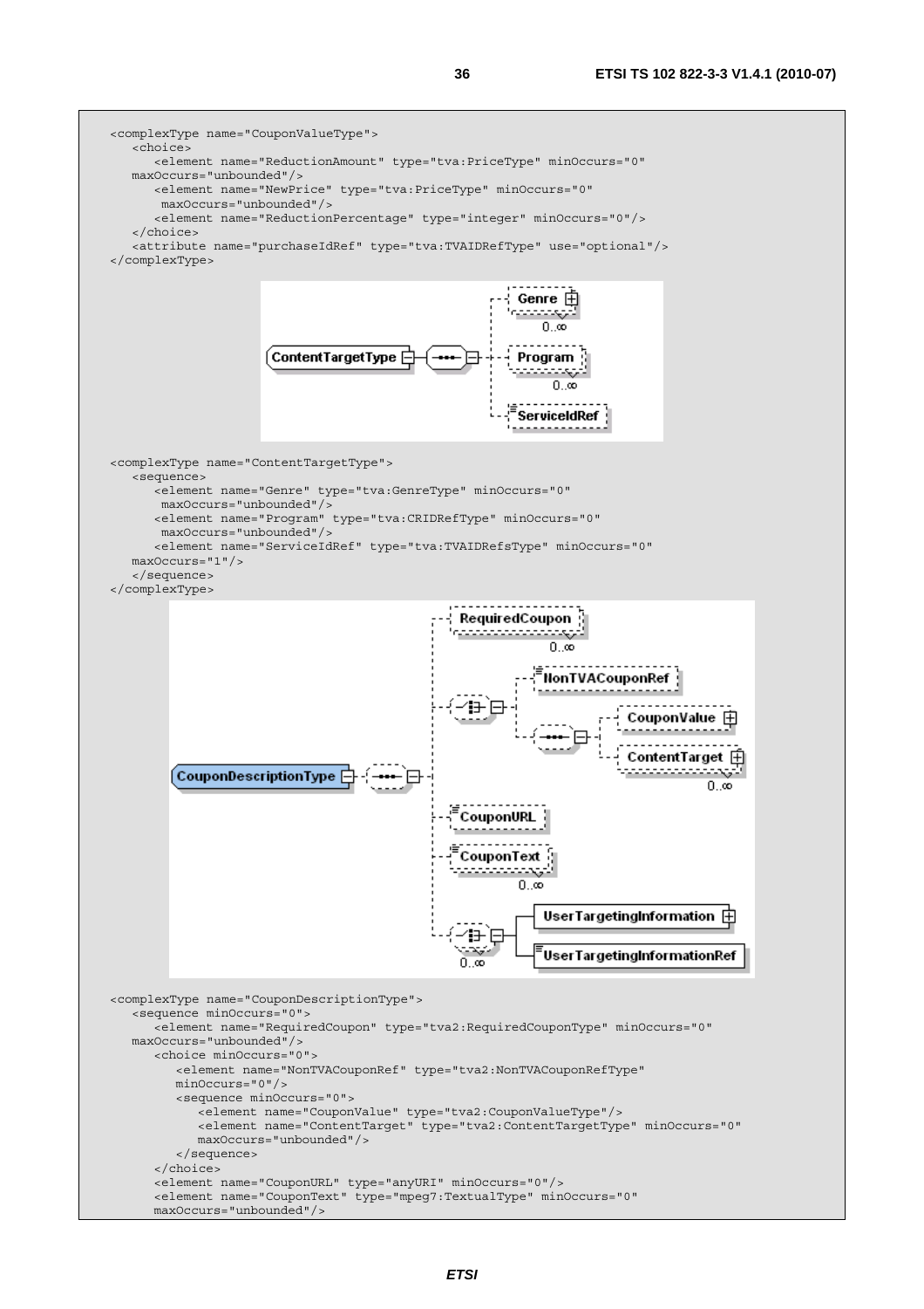```
<complexType name="CouponValueType">
   <choice>
      <element name="ReductionAmount" type="tva:PriceType" minOccurs="0"
   maxOccurs="unbounded"/>
      <element name="NewPrice" type="tva:PriceType" minOccurs="0"
       maxOccurs="unbounded"/>
      <element name="ReductionPercentage" type="integer" minOccurs="0"/>
   </choice>
   <attribute name="purchaseIdRef" type="tva:TVAIDRefType" use="optional"/>
</complexType>
```

```
<complexType name="ContentTargetType">
   <sequence>
      <element name="Genre" type="tva:GenreType" minOccurs="0"
       maxOccurs="unbounded"/>
      <element name="Program" type="tva:CRIDRefType" minOccurs="0"
       maxOccurs="unbounded"/>
      <element name="ServiceIdRef" type="tva:TVAIDRefsType" minOccurs="0"
   maxOccurs="1"/>
   </sequence>
</complexType>
```

```
<complexType name="CouponDescriptionType">
   <sequence minOccurs="0">
      <element name="RequiredCoupon" type="tva2:RequiredCouponType" minOccurs="0"
   maxOccurs="unbounded"/>
      <choice minOccurs="0">
         <element name="NonTVACouponRef" type="tva2:NonTVACouponRefType"
         minOccurs="0"/>
         <sequence minOccurs="0">
            <element name="CouponValue" type="tva2:CouponValueType"/>
            <element name="ContentTarget" type="tva2:ContentTargetType" minOccurs="0"
            maxOccurs="unbounded"/>
         </sequence>
      </choice>
      <element name="CouponURL" type="anyURI" minOccurs="0"/>
      <element name="CouponText" type="mpeg7:TextualType" minOccurs="0"
      maxOccurs="unbounded"/>
```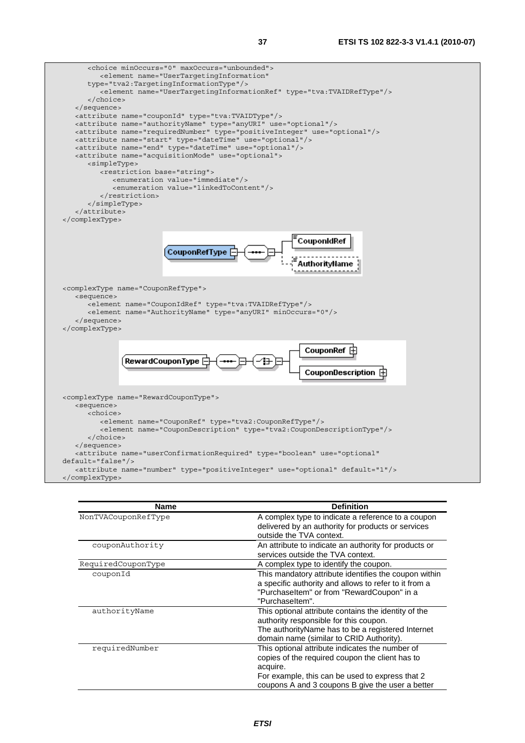```
      <choice minOccurs="0" maxOccurs="unbounded">
         <element name="UserTargetingInformation"
      type="tva2:TargetingInformationType"/>
         <element name="UserTargetingInformationRef" type="tva:TVAIDRefType"/>
      </choice>
   </sequence>
   <attribute name="couponId" type="tva:TVAIDType"/>
   <attribute name="authorityName" type="anyURI" use="optional"/>
   <attribute name="requiredNumber" type="positiveInteger" use="optional"/>
   <attribute name="start" type="dateTime" use="optional"/>
   <attribute name="end" type="dateTime" use="optional"/>
   <attribute name="acquisitionMode" use="optional">
      <simpleType>
         <restriction base="string">
            <enumeration value="immediate"/>
            <enumeration value="linkedToContent"/>
         </restriction>
      </simpleType>
   </attribute>
</complexType>
```

```
<complexType name="CouponRefType">
   <sequence>
      <element name="CouponIdRef" type="tva:TVAIDRefType"/>
      <element name="AuthorityName" type="anyURI" minOccurs="0"/>
   </sequence>
</complexType>
```

```
<complexType name="RewardCouponType">
   <sequence>
      <choice>
         <element name="CouponRef" type="tva2:CouponRefType"/>
         <element name="CouponDescription" type="tva2:CouponDescriptionType"/>
      </choice>
   </sequence>
   <attribute name="userConfirmationRequired" type="boolean" use="optional"
default="false"/>
   <attribute name="number" type="positiveInteger" use="optional" default="1"/>
</complexType>
```

| Name | Definition |
|---|---|
| NonTVACouponRefType | A complex type to indicate a reference to a coupon delivered by an authority for products or services outside the TVA context. |
| couponAuthority | An attribute to indicate an authority for products or services outside the TVA context. |
| RequiredCouponType | A complex type to identify the coupon. |
| couponId | This mandatory attribute identifies the coupon within a specific authority and allows to refer to it from a "PurchaseItem" or from "RewardCoupon" in a "PurchaseItem". |
| authorityName | This optional attribute contains the identity of the authority responsible for this coupon. The authorityName has to be a registered Internet domain name (similar to CRID Authority). |
| requiredNumber | This optional attribute indicates the number of copies of the required coupon the client has to acquire. For example, this can be used to express that 2 coupons A and 3 coupons B give the user a better |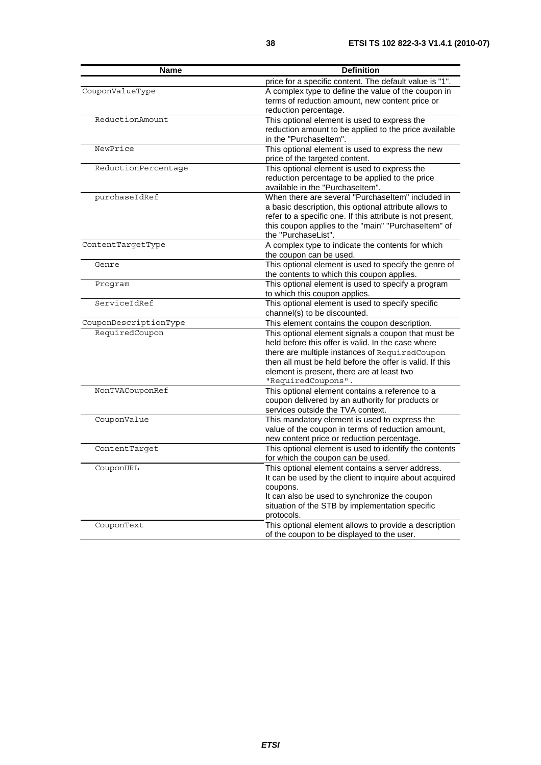| Name | Definition |
|---|---|
| | price for a specific content. The default value is "1". |
| CouponValueType | A complex type to define the value of the coupon in terms of reduction amount, new content price or reduction percentage. |
| ReductionAmount | This optional element is used to express the reduction amount to be applied to the price available in the "PurchaseItem". |
| NewPrice | This optional element is used to express the new price of the targeted content. |
| ReductionPercentage | This optional element is used to express the reduction percentage to be applied to the price available in the "PurchaseItem". |
| purchaseIdRef | When there are several "PurchaseItem" included in a basic description, this optional attribute allows to refer to a specific one. If this attribute is not present, this coupon applies to the "main" "PurchaseItem" of the "PurchaseList". |
| ContentTargetType | A complex type to indicate the contents for which the coupon can be used. |
| Genre | This optional element is used to specify the genre of the contents to which this coupon applies. |
| Program | This optional element is used to specify a program to which this coupon applies. |
| ServiceIdRef | This optional element is used to specify specific channel(s) to be discounted. |
| CouponDescriptionType | This element contains the coupon description. |
| RequiredCoupon | This optional element signals a coupon that must be held before this offer is valid. In the case where there are multiple instances of RequiredCoupon then all must be held before the offer is valid. If this element is present, there are at least two "RequiredCoupons". |
| NonTVACouponRef | This optional element contains a reference to a coupon delivered by an authority for products or services outside the TVA context. |
| CouponValue | This mandatory element is used to express the value of the coupon in terms of reduction amount, new content price or reduction percentage. |
| ContentTarget | This optional element is used to identify the contents for which the coupon can be used. |
| CouponURL | This optional element contains a server address. It can be used by the client to inquire about acquired coupons. It can also be used to synchronize the coupon situation of the STB by implementation specific protocols. |
| CouponText | This optional element allows to provide a description of the coupon to be displayed to the user. |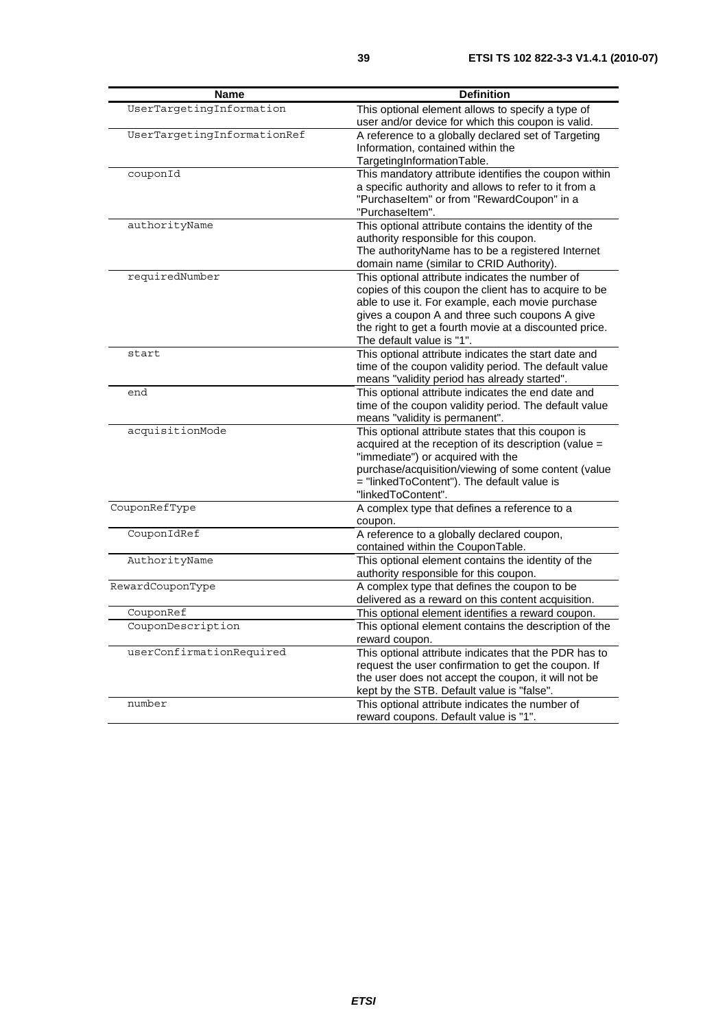| Name | Definition |
|---|---|
| UserTargetingInformation | This optional element allows to specify a type of user and/or device for which this coupon is valid. |
| UserTargetingInformationRef | A reference to a globally declared set of Targeting Information, contained within the TargetingInformationTable. |
| couponId | This mandatory attribute identifies the coupon within a specific authority and allows to refer to it from a "PurchaseItem" or from "RewardCoupon" in a "PurchaseItem". |
| authorityName | This optional attribute contains the identity of the authority responsible for this coupon. The authorityName has to be a registered Internet domain name (similar to CRID Authority). |
| requiredNumber | This optional attribute indicates the number of copies of this coupon the client has to acquire to be able to use it. For example, each movie purchase gives a coupon A and three such coupons A give the right to get a fourth movie at a discounted price. The default value is "1". |
| start | This optional attribute indicates the start date and time of the coupon validity period. The default value means "validity period has already started". |
| end | This optional attribute indicates the end date and time of the coupon validity period. The default value means "validity is permanent". |
| acquisitionMode | This optional attribute states that this coupon is acquired at the reception of its description (value = "immediate") or acquired with the purchase/acquisition/viewing of some content (value = "linkedToContent"). The default value is "linkedToContent". |
| CouponRefType | A complex type that defines a reference to a coupon. |
| CouponIdRef | A reference to a globally declared coupon, contained within the CouponTable. |
| AuthorityName | This optional element contains the identity of the authority responsible for this coupon. |
| RewardCouponType | A complex type that defines the coupon to be delivered as a reward on this content acquisition. |
| CouponRef | This optional element identifies a reward coupon. |
| CouponDescription | This optional element contains the description of the reward coupon. |
| userConfirmationRequired | This optional attribute indicates that the PDR has to request the user confirmation to get the coupon. If the user does not accept the coupon, it will not be kept by the STB. Default value is "false". |
| number | This optional attribute indicates the number of reward coupons. Default value is "1". |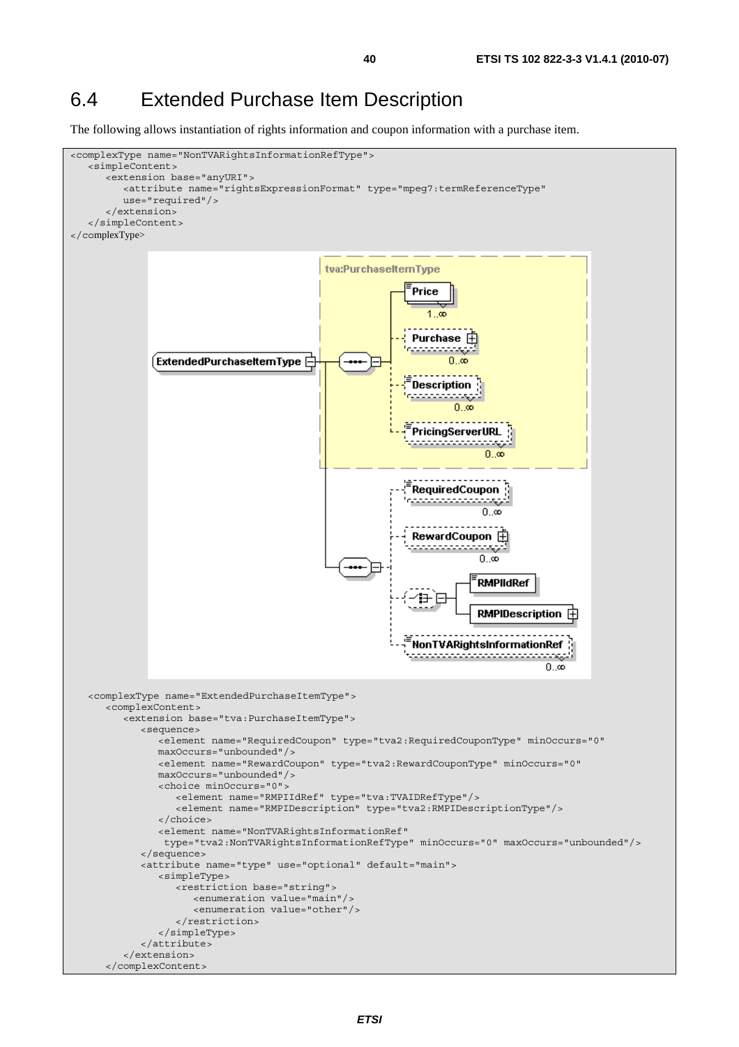## 6.4 Extended Purchase Item Description

The following allows instantiation of rights information and coupon information with a purchase item.

```
<complexType name="NonTVARightsInformationRefType">
   <simpleContent>
      <extension base="anyURI">
         <attribute name="rightsExpressionFormat" type="mpeg7:termReferenceType"
         use="required"/>
      </extension>
   </simpleContent>
</complexType>
```

```
   <complexType name="ExtendedPurchaseItemType">
      <complexContent>
         <extension base="tva:PurchaseItemType">
            <sequence>
               <element name="RequiredCoupon" type="tva2:RequiredCouponType" minOccurs="0"
               maxOccurs="unbounded"/>
               <element name="RewardCoupon" type="tva2:RewardCouponType" minOccurs="0"
               maxOccurs="unbounded"/>
               <choice minOccurs="0">
                  <element name="RMPIIdRef" type="tva:TVAIDRefType"/>
                  <element name="RMPIDescription" type="tva2:RMPIDescriptionType"/>
               </choice>
               <element name="NonTVARightsInformationRef"
                type="tva2:NonTVARightsInformationRefType" minOccurs="0" maxOccurs="unbounded"/>
            </sequence>
            <attribute name="type" use="optional" default="main">
               <simpleType>
                  <restriction base="string">
                     <enumeration value="main"/>
                     <enumeration value="other"/>
                  </restriction>
               </simpleType>
            </attribute>
         </extension>
      </complexContent>
```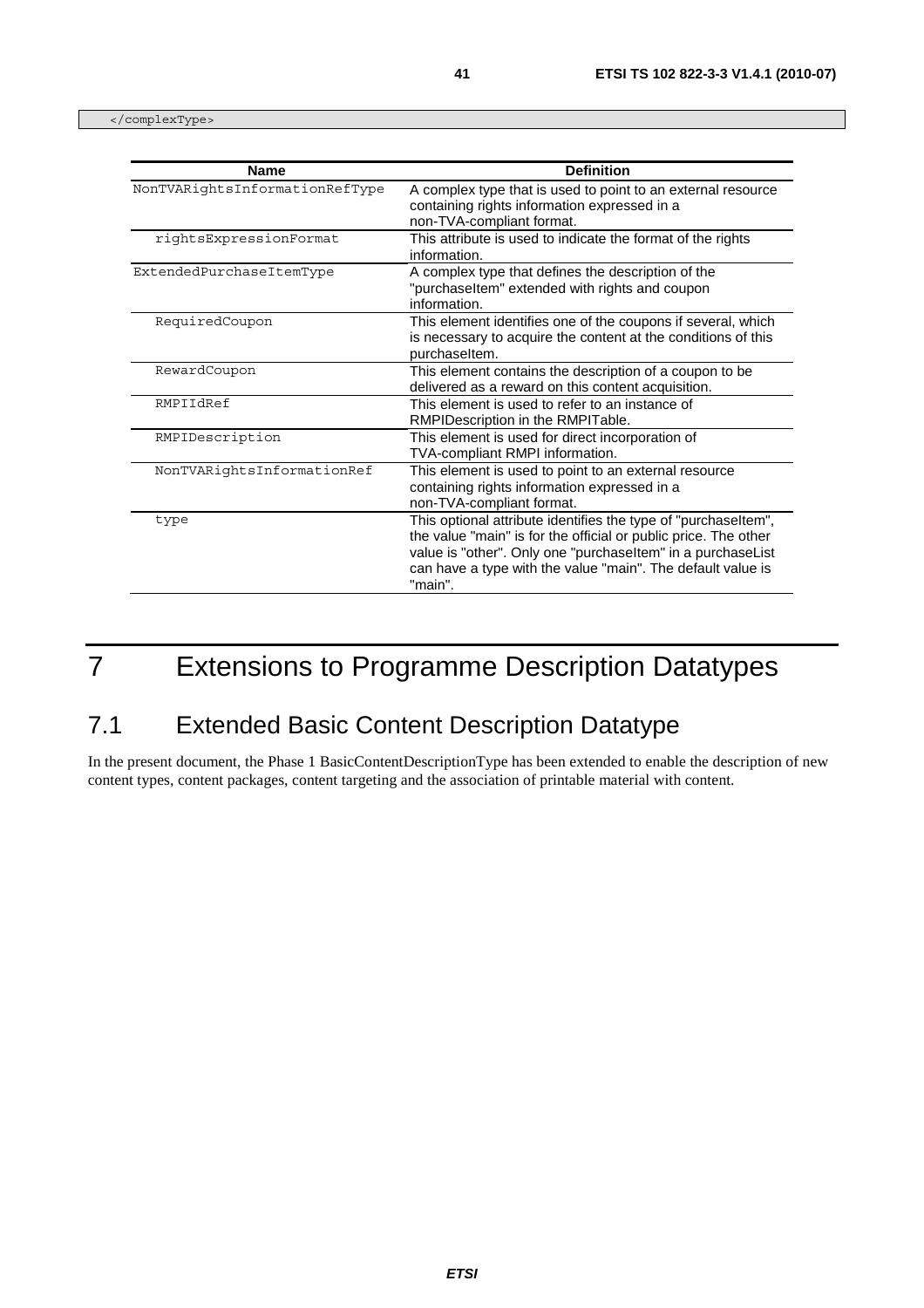```
</complexType>
```

| Name | Definition |
| --- | --- |
| NonTVARightsInformationRefType | A complex type that is used to point to an external resource containing rights information expressed in a non-TVA-compliant format. |
| rightsExpressionFormat | This attribute is used to indicate the format of the rights information. |
| ExtendedPurchaseItemType | A complex type that defines the description of the "purchaseItem" extended with rights and coupon information. |
| RequiredCoupon | This element identifies one of the coupons if several, which is necessary to acquire the content at the conditions of this purchaseItem. |
| RewardCoupon | This element contains the description of a coupon to be delivered as a reward on this content acquisition. |
| RMPIIdRef | This element is used to refer to an instance of RMPIDescription in the RMPITable. |
| RMPIDescription | This element is used for direct incorporation of TVA-compliant RMPI information. |
| NonTVARightsInformationRef | This element is used to point to an external resource containing rights information expressed in a non-TVA-compliant format. |
| type | This optional attribute identifies the type of "purchaseItem", the value "main" is for the official or public price. The other value is "other". Only one "purchaseItem" in a purchaseList can have a type with the value "main". The default value is "main". |

# 7 Extensions to Programme Description Datatypes

## 7.1 Extended Basic Content Description Datatype

In the present document, the Phase 1 BasicContentDescriptionType has been extended to enable the description of new content types, content packages, content targeting and the association of printable material with content.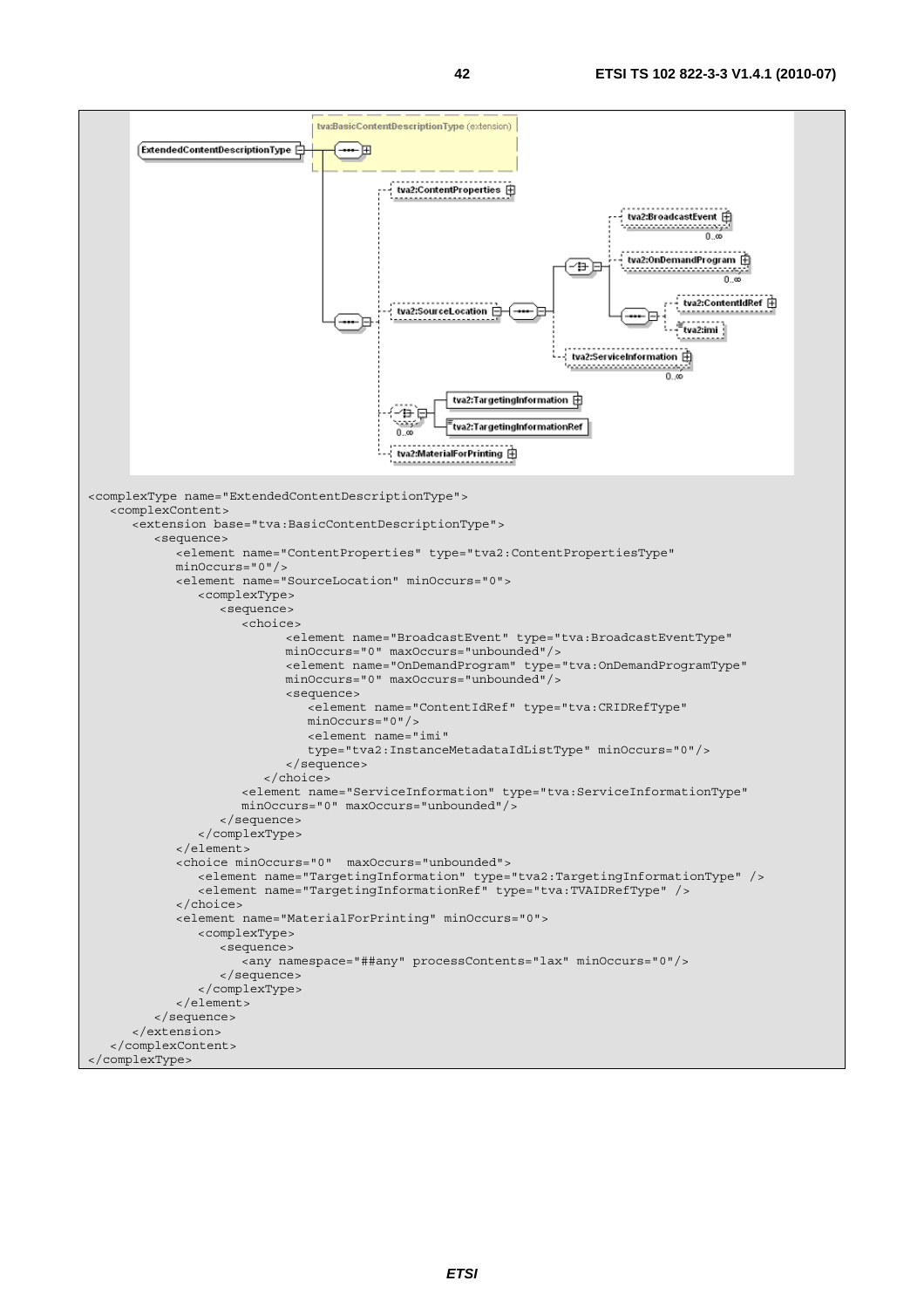```
<complexType name="ExtendedContentDescriptionType">
   <complexContent>
      <extension base="tva:BasicContentDescriptionType">
         <sequence>
            <element name="ContentProperties" type="tva2:ContentPropertiesType"
            minOccurs="0"/>
            <element name="SourceLocation" minOccurs="0">
               <complexType>
                  <sequence>
                     <choice>
                           <element name="BroadcastEvent" type="tva:BroadcastEventType"
                           minOccurs="0" maxOccurs="unbounded"/>
                           <element name="OnDemandProgram" type="tva:OnDemandProgramType"
                           minOccurs="0" maxOccurs="unbounded"/>
                           <sequence>
                              <element name="ContentIdRef" type="tva:CRIDRefType"
                              minOccurs="0"/>
                              <element name="imi"
                              type="tva2:InstanceMetadataIdListType" minOccurs="0"/>
                           </sequence>
                        </choice>
                     <element name="ServiceInformation" type="tva:ServiceInformationType"
                     minOccurs="0" maxOccurs="unbounded"/>
                  </sequence>
               </complexType>
            </element>
            <choice minOccurs="0"  maxOccurs="unbounded">
               <element name="TargetingInformation" type="tva2:TargetingInformationType" />
               <element name="TargetingInformationRef" type="tva:TVAIDRefType" />
            </choice>
            <element name="MaterialForPrinting" minOccurs="0">
               <complexType>
                  <sequence>
                     <any namespace="##any" processContents="lax" minOccurs="0"/>
                  </sequence>
               </complexType>
            </element>
         </sequence>
      </extension>
   </complexContent>
</complexType>
```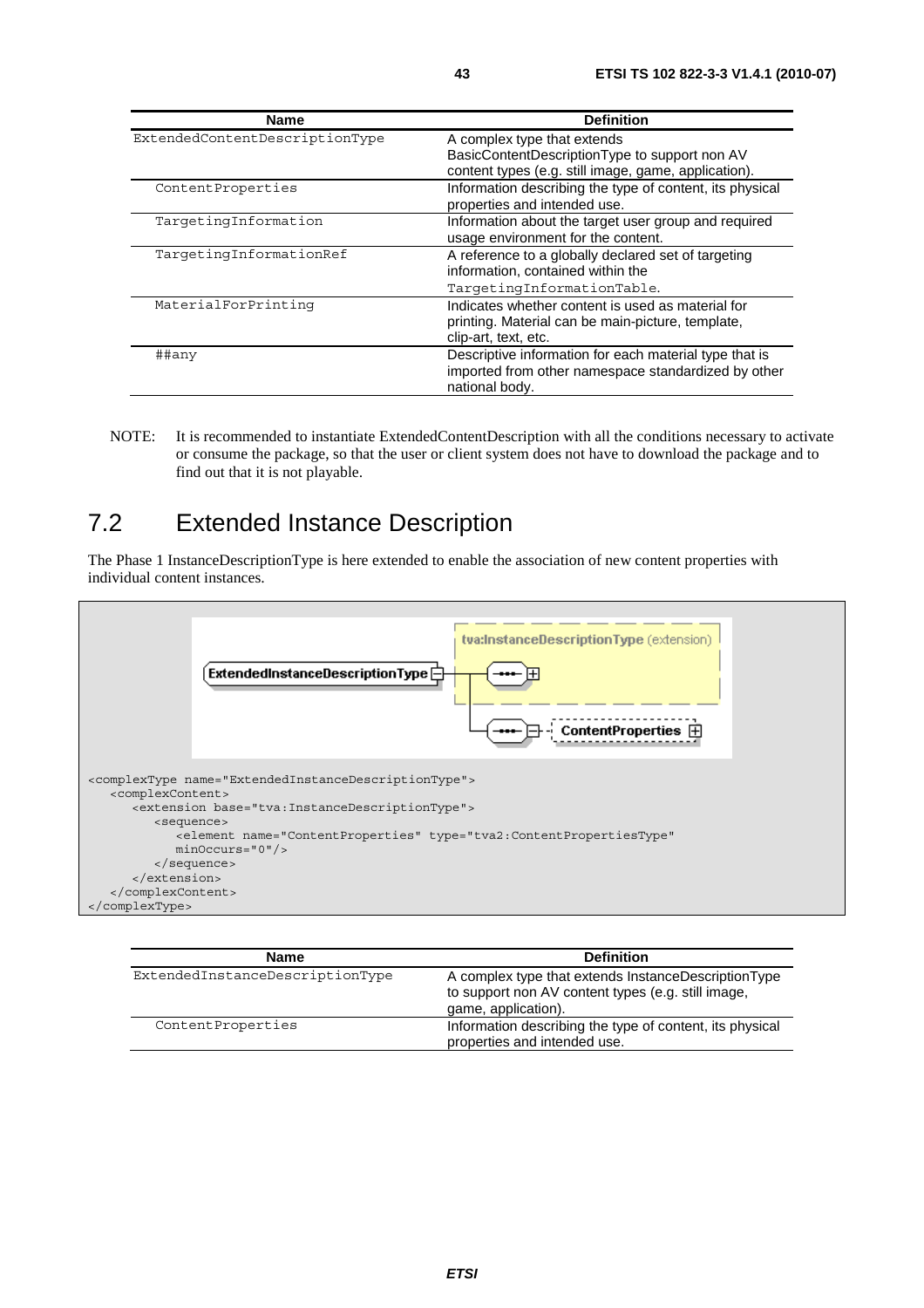| Name | Definition |
| --- | --- |
| ExtendedContentDescriptionType | A complex type that extends BasicContentDescriptionType to support non AV content types (e.g. still image, game, application). |
| ContentProperties | Information describing the type of content, its physical properties and intended use. |
| TargetingInformation | Information about the target user group and required usage environment for the content. |
| TargetingInformationRef | A reference to a globally declared set of targeting information, contained within the TargetingInformationTable. |
| MaterialForPrinting | Indicates whether content is used as material for printing. Material can be main-picture, template, clip-art, text, etc. |
| ##any | Descriptive information for each material type that is imported from other namespace standardized by other national body. |

NOTE: It is recommended to instantiate ExtendedContentDescription with all the conditions necessary to activate or consume the package, so that the user or client system does not have to download the package and to find out that it is not playable.

## 7.2 Extended Instance Description

The Phase 1 InstanceDescriptionType is here extended to enable the association of new content properties with individual content instances.

```
<complexType name="ExtendedInstanceDescriptionType">
   <complexContent>
      <extension base="tva:InstanceDescriptionType">
         <sequence>
            <element name="ContentProperties" type="tva2:ContentPropertiesType"
            minOccurs="0"/>
         </sequence>
      </extension>
   </complexContent>
</complexType>
```

| Name | Definition |
| --- | --- |
| ExtendedInstanceDescriptionType | A complex type that extends InstanceDescriptionType to support non AV content types (e.g. still image, game, application). |
| ContentProperties | Information describing the type of content, its physical properties and intended use. |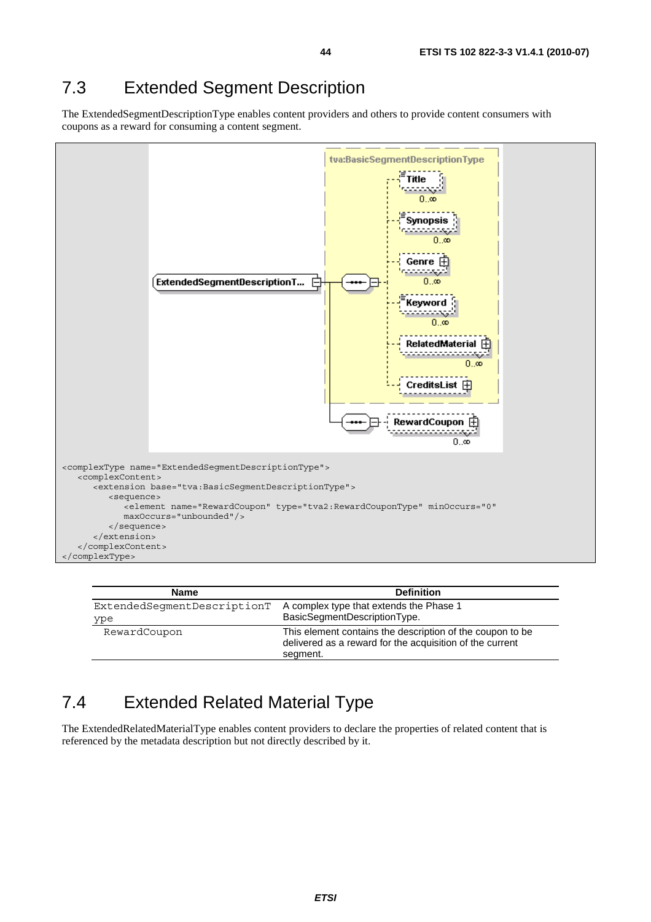## 7.3 Extended Segment Description

The ExtendedSegmentDescriptionType enables content providers and others to provide content consumers with coupons as a reward for consuming a content segment.

```
<complexType name="ExtendedSegmentDescriptionType">
   <complexContent>
      <extension base="tva:BasicSegmentDescriptionType">
         <sequence>
            <element name="RewardCoupon" type="tva2:RewardCouponType" minOccurs="0"
            maxOccurs="unbounded"/>
         </sequence>
      </extension>
   </complexContent>
</complexType>
```

| Name | Definition |
|---|---|
| ExtendedSegmentDescriptionType | A complex type that extends the Phase 1 BasicSegmentDescriptionType. |
| RewardCoupon | This element contains the description of the coupon to be delivered as a reward for the acquisition of the current segment. |

## 7.4 Extended Related Material Type

The ExtendedRelatedMaterialType enables content providers to declare the properties of related content that is referenced by the metadata description but not directly described by it.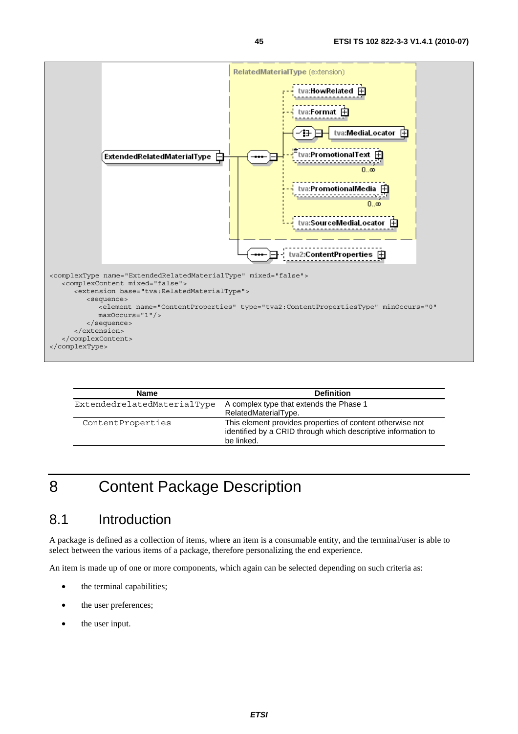```
<complexType name="ExtendedRelatedMaterialType" mixed="false">
   <complexContent mixed="false">
      <extension base="tva:RelatedMaterialType">
         <sequence>
            <element name="ContentProperties" type="tva2:ContentPropertiesType" minOccurs="0"
            maxOccurs="1"/>
         </sequence>
      </extension>
   </complexContent>
</complexType>
```

| Name | Definition |
|---|---|
| ExtendedrelatedMaterialType | A complex type that extends the Phase 1 RelatedMaterialType. |
| ContentProperties | This element provides properties of content otherwise not identified by a CRID through which descriptive information to be linked. |

# 8 Content Package Description

## 8.1 Introduction

A package is defined as a collection of items, where an item is a consumable entity, and the terminal/user is able to select between the various items of a package, therefore personalizing the end experience.

An item is made up of one or more components, which again can be selected depending on such criteria as:

- the terminal capabilities;
- the user preferences;
- the user input.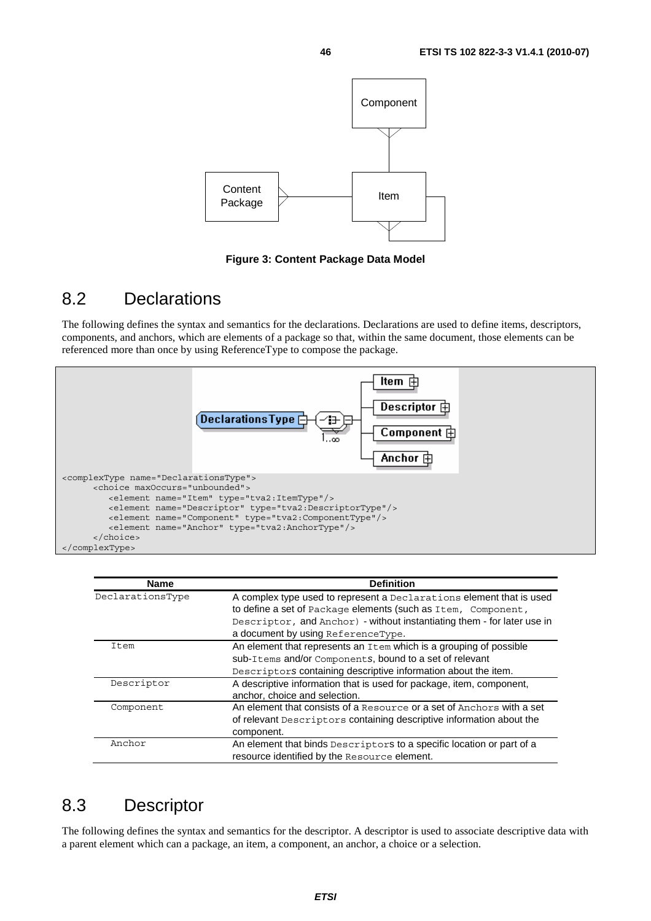Figure 3: Content Package Data Model

## 8.2 Declarations

The following defines the syntax and semantics for the declarations. Declarations are used to define items, descriptors, components, and anchors, which are elements of a package so that, within the same document, those elements can be referenced more than once by using ReferenceType to compose the package.

```
<complexType name="DeclarationsType">
      <choice maxOccurs="unbounded">
         <element name="Item" type="tva2:ItemType"/>
         <element name="Descriptor" type="tva2:DescriptorType"/>
         <element name="Component" type="tva2:ComponentType"/>
         <element name="Anchor" type="tva2:AnchorType"/>
      </choice>
</complexType>
```

| Name | Definition |
|---|---|
| DeclarationsType | A complex type used to represent a Declarations element that is used to define a set of Package elements (such as Item, Component, Descriptor, and Anchor) - without instantiating them - for later use in a document by using ReferenceType. |
| Item | An element that represents an Item which is a grouping of possible sub-Items and/or Components, bound to a set of relevant Descriptors containing descriptive information about the item. |
| Descriptor | A descriptive information that is used for package, item, component, anchor, choice and selection. |
| Component | An element that consists of a Resource or a set of Anchors with a set of relevant Descriptors containing descriptive information about the component. |
| Anchor | An element that binds Descriptors to a specific location or part of a resource identified by the Resource element. |

## 8.3 Descriptor

The following defines the syntax and semantics for the descriptor. A descriptor is used to associate descriptive data with a parent element which can a package, an item, a component, an anchor, a choice or a selection.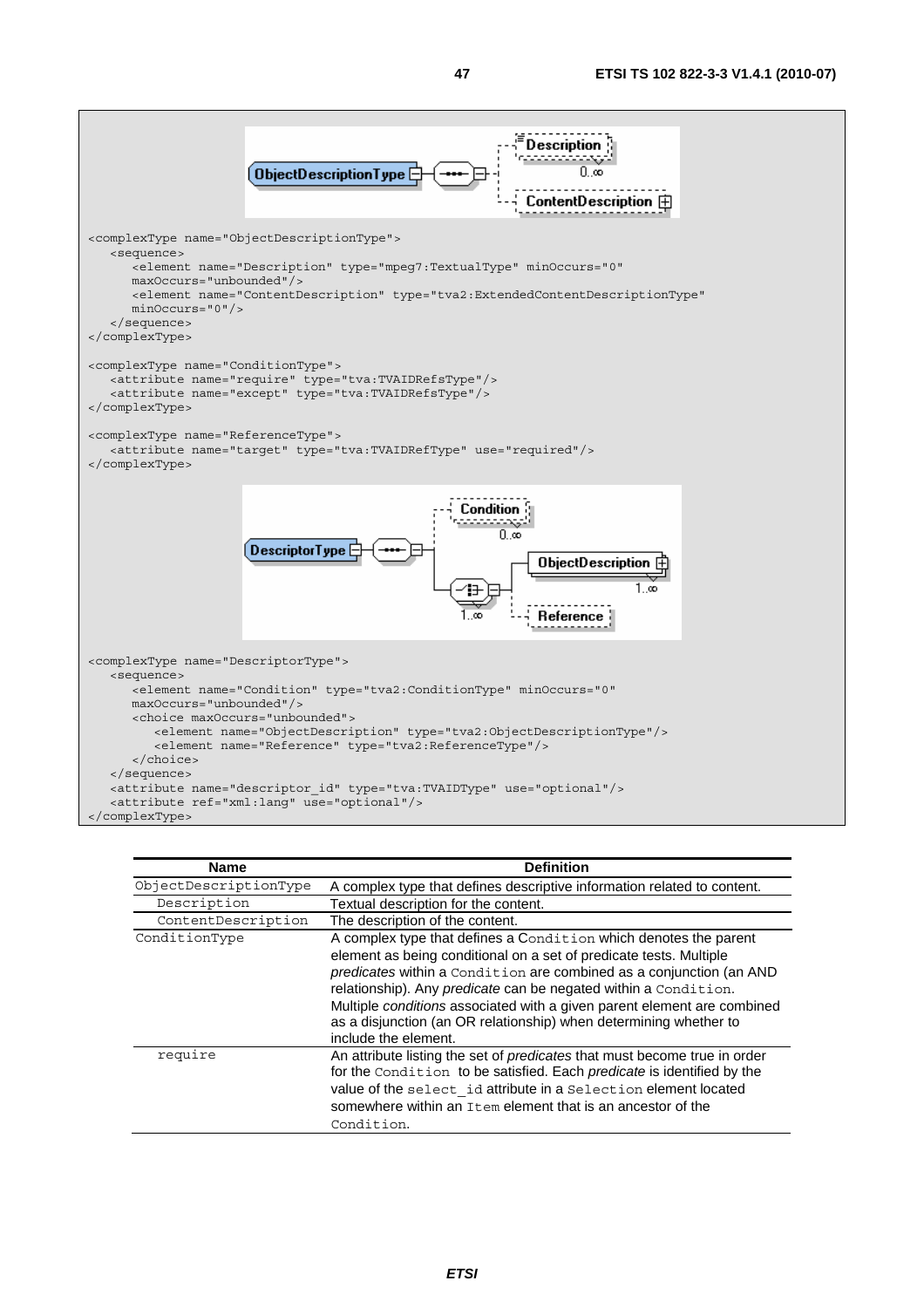```
<complexType name="ObjectDescriptionType">
   <sequence>
      <element name="Description" type="mpeg7:TextualType" minOccurs="0"
      maxOccurs="unbounded"/>
      <element name="ContentDescription" type="tva2:ExtendedContentDescriptionType"
      minOccurs="0"/>
   </sequence>
</complexType>

<complexType name="ConditionType">
   <attribute name="require" type="tva:TVAIDRefsType"/>
   <attribute name="except" type="tva:TVAIDRefsType"/>
</complexType>

<complexType name="ReferenceType">
   <attribute name="target" type="tva:TVAIDRefType" use="required"/>
</complexType>
```

```
<complexType name="DescriptorType">
   <sequence>
      <element name="Condition" type="tva2:ConditionType" minOccurs="0"
      maxOccurs="unbounded"/>
      <choice maxOccurs="unbounded">
         <element name="ObjectDescription" type="tva2:ObjectDescriptionType"/>
         <element name="Reference" type="tva2:ReferenceType"/>
      </choice>
   </sequence>
   <attribute name="descriptor_id" type="tva:TVAIDType" use="optional"/>
   <attribute ref="xml:lang" use="optional"/>
</complexType>
```

| Name | Definition |
|---|---|
| `ObjectDescriptionType` | A complex type that defines descriptive information related to content. |
| `Description` | Textual description for the content. |
| `ContentDescription` | The description of the content. |
| `ConditionType` | A complex type that defines a `Condition` which denotes the parent element as being conditional on a set of predicate tests. Multiple *predicates* within a `Condition` are combined as a conjunction (an AND relationship). Any *predicate* can be negated within a `Condition`. Multiple *conditions* associated with a given parent element are combined as a disjunction (an OR relationship) when determining whether to include the element. |
| `require` | An attribute listing the set of *predicates* that must become true in order for the `Condition` to be satisfied. Each *predicate* is identified by the value of the `select_id` attribute in a `Selection` element located somewhere within an `Item` element that is an ancestor of the `Condition`. |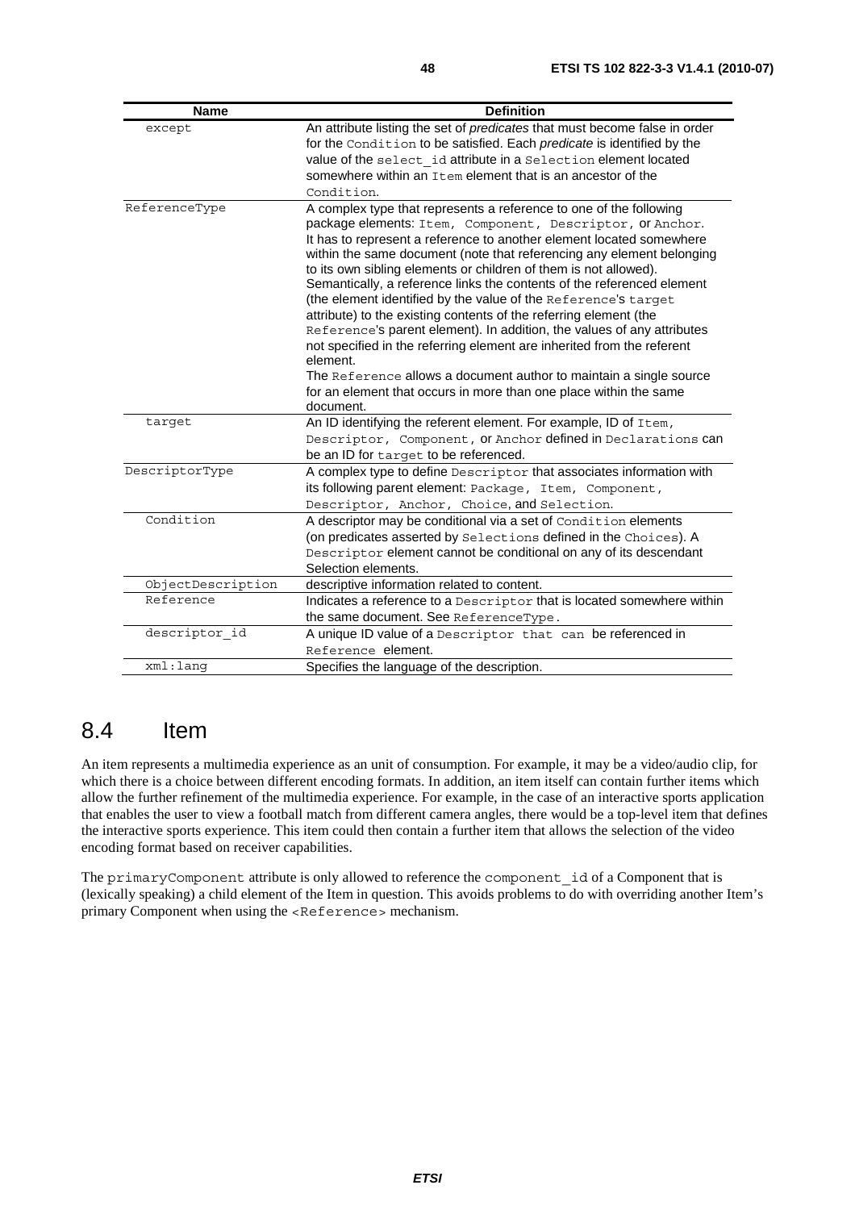| Name | Definition |
| --- | --- |
| except | An attribute listing the set of *predicates* that must become false in order for the Condition to be satisfied. Each *predicate* is identified by the value of the select_id attribute in a Selection element located somewhere within an Item element that is an ancestor of the Condition. |
| ReferenceType | A complex type that represents a reference to one of the following package elements: Item, Component, Descriptor, or Anchor. It has to represent a reference to another element located somewhere within the same document (note that referencing any element belonging to its own sibling elements or children of them is not allowed). Semantically, a reference links the contents of the referenced element (the element identified by the value of the Reference's target attribute) to the existing contents of the referring element (the Reference's parent element). In addition, the values of any attributes not specified in the referring element are inherited from the referent element. The Reference allows a document author to maintain a single source for an element that occurs in more than one place within the same document. |
| target | An ID identifying the referent element. For example, ID of Item, Descriptor, Component, or Anchor defined in Declarations can be an ID for target to be referenced. |
| DescriptorType | A complex type to define Descriptor that associates information with its following parent element: Package, Item, Component, Descriptor, Anchor, Choice, and Selection. |
| Condition | A descriptor may be conditional via a set of Condition elements (on predicates asserted by Selections defined in the Choices). A Descriptor element cannot be conditional on any of its descendant Selection elements. |
| ObjectDescription | descriptive information related to content. |
| Reference | Indicates a reference to a Descriptor that is located somewhere within the same document. See ReferenceType. |
| descriptor_id | A unique ID value of a Descriptor that can be referenced in Reference element. |
| xml:lang | Specifies the language of the description. |

## 8.4 Item

An item represents a multimedia experience as an unit of consumption. For example, it may be a video/audio clip, for which there is a choice between different encoding formats. In addition, an item itself can contain further items which allow the further refinement of the multimedia experience. For example, in the case of an interactive sports application that enables the user to view a football match from different camera angles, there would be a top-level item that defines the interactive sports experience. This item could then contain a further item that allows the selection of the video encoding format based on receiver capabilities.

The primaryComponent attribute is only allowed to reference the component_id of a Component that is (lexically speaking) a child element of the Item in question. This avoids problems to do with overriding another Item's primary Component when using the <Reference> mechanism.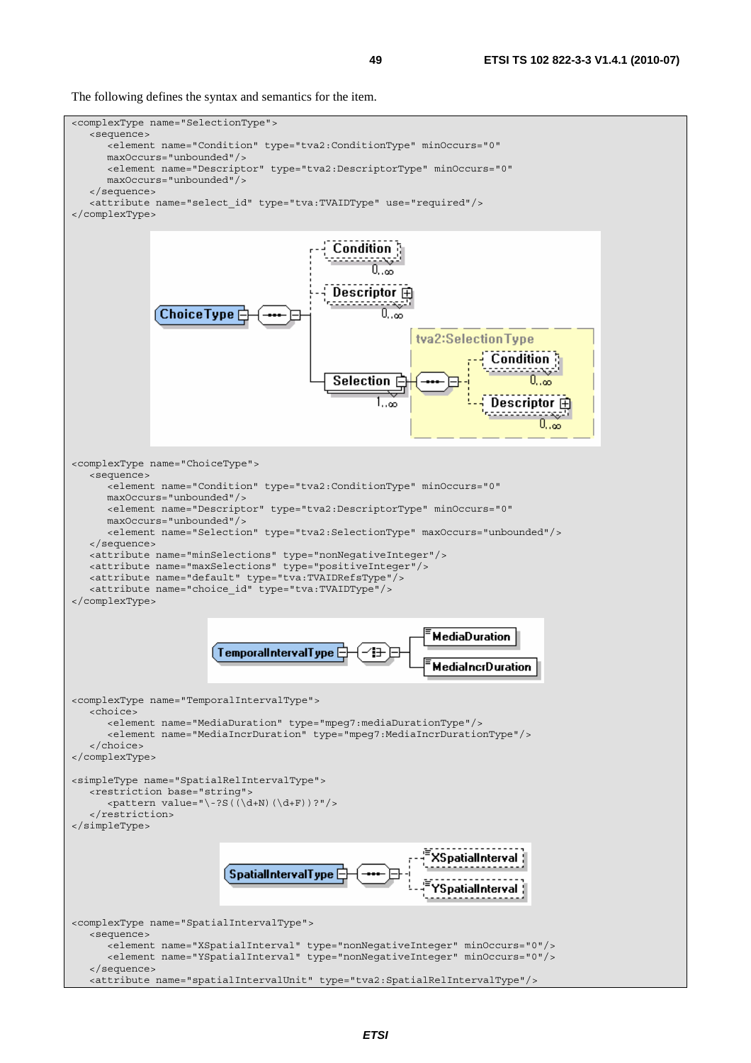The following defines the syntax and semantics for the item.

```
<complexType name="SelectionType">
   <sequence>
      <element name="Condition" type="tva2:ConditionType" minOccurs="0"
      maxOccurs="unbounded"/>
      <element name="Descriptor" type="tva2:DescriptorType" minOccurs="0"
      maxOccurs="unbounded"/>
   </sequence>
   <attribute name="select_id" type="tva:TVAIDType" use="required"/>
</complexType>
```

```
<complexType name="ChoiceType">
   <sequence>
      <element name="Condition" type="tva2:ConditionType" minOccurs="0"
      maxOccurs="unbounded"/>
      <element name="Descriptor" type="tva2:DescriptorType" minOccurs="0"
      maxOccurs="unbounded"/>
      <element name="Selection" type="tva2:SelectionType" maxOccurs="unbounded"/>
   </sequence>
   <attribute name="minSelections" type="nonNegativeInteger"/>
   <attribute name="maxSelections" type="positiveInteger"/>
   <attribute name="default" type="tva:TVAIDRefsType"/>
   <attribute name="choice_id" type="tva:TVAIDType"/>
</complexType>
```

```
<complexType name="TemporalIntervalType">
   <choice>
      <element name="MediaDuration" type="mpeg7:mediaDurationType"/>
      <element name="MediaIncrDuration" type="mpeg7:MediaIncrDurationType"/>
   </choice>
</complexType>

<simpleType name="SpatialRelIntervalType">
   <restriction base="string">
      <pattern value="\-?S((\d+N)(\d+F))?"/>
   </restriction>
</simpleType>
```

```
<complexType name="SpatialIntervalType">
   <sequence>
      <element name="XSpatialInterval" type="nonNegativeInteger" minOccurs="0"/>
      <element name="YSpatialInterval" type="nonNegativeInteger" minOccurs="0"/>
   </sequence>
   <attribute name="spatialIntervalUnit" type="tva2:SpatialRelIntervalType"/>
```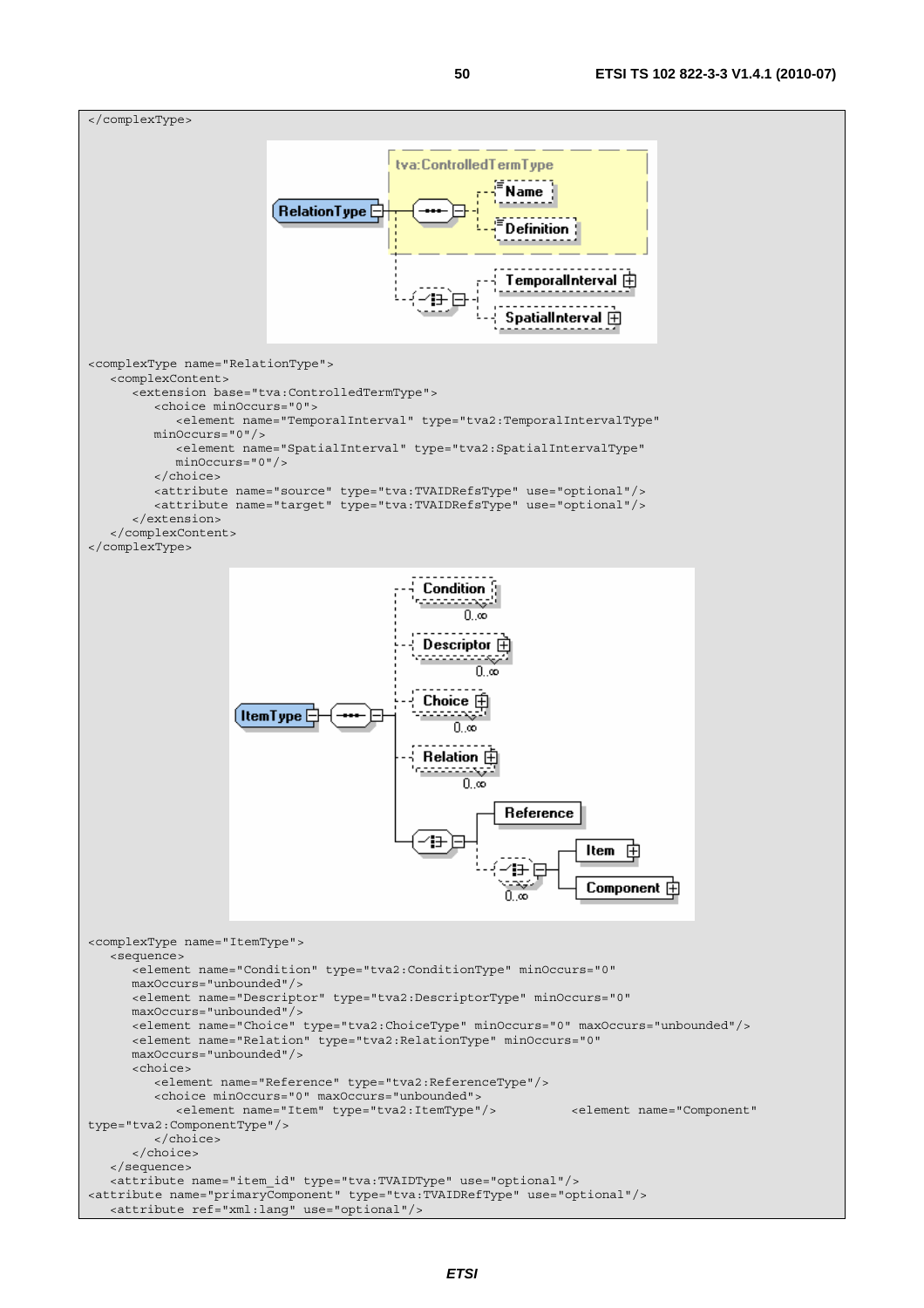```
</complexType>
```

```
<complexType name="RelationType">
   <complexContent>
      <extension base="tva:ControlledTermType">
         <choice minOccurs="0">
            <element name="TemporalInterval" type="tva2:TemporalIntervalType"
         minOccurs="0"/>
            <element name="SpatialInterval" type="tva2:SpatialIntervalType"
            minOccurs="0"/>
         </choice>
         <attribute name="source" type="tva:TVAIDRefsType" use="optional"/>
         <attribute name="target" type="tva:TVAIDRefsType" use="optional"/>
      </extension>
   </complexContent>
</complexType>
```

```
<complexType name="ItemType">
   <sequence>
      <element name="Condition" type="tva2:ConditionType" minOccurs="0"
      maxOccurs="unbounded"/>
      <element name="Descriptor" type="tva2:DescriptorType" minOccurs="0"
      maxOccurs="unbounded"/>
      <element name="Choice" type="tva2:ChoiceType" minOccurs="0" maxOccurs="unbounded"/>
      <element name="Relation" type="tva2:RelationType" minOccurs="0"
      maxOccurs="unbounded"/>
      <choice>
         <element name="Reference" type="tva2:ReferenceType"/>
         <choice minOccurs="0" maxOccurs="unbounded">
            <element name="Item" type="tva2:ItemType"/>          <element name="Component"
type="tva2:ComponentType"/>
         </choice>
      </choice>
   </sequence>
   <attribute name="item_id" type="tva:TVAIDType" use="optional"/>
<attribute name="primaryComponent" type="tva:TVAIDRefType" use="optional"/>
   <attribute ref="xml:lang" use="optional"/>
```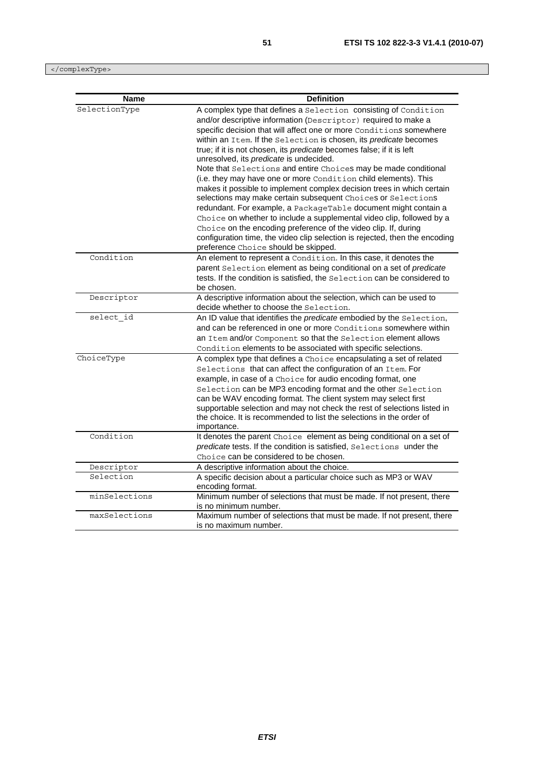```
</complexType>
```

| Name | Definition |
| --- | --- |
| SelectionType | A complex type that defines a Selection consisting of Condition and/or descriptive information (Descriptor) required to make a specific decision that will affect one or more Conditions somewhere within an Item. If the Selection is chosen, its *predicate* becomes true; if it is not chosen, its *predicate* becomes false; if it is left unresolved, its *predicate* is undecided.<br>Note that Selections and entire Choices may be made conditional (i.e. they may have one or more Condition child elements). This makes it possible to implement complex decision trees in which certain selections may make certain subsequent Choices or Selections redundant. For example, a PackageTable document might contain a Choice on whether to include a supplemental video clip, followed by a Choice on the encoding preference of the video clip. If, during configuration time, the video clip selection is rejected, then the encoding preference Choice should be skipped. |
| Condition | An element to represent a Condition. In this case, it denotes the parent Selection element as being conditional on a set of *predicate* tests. If the condition is satisfied, the Selection can be considered to be chosen. |
| Descriptor | A descriptive information about the selection, which can be used to decide whether to choose the Selection. |
| select_id | An ID value that identifies the *predicate* embodied by the Selection, and can be referenced in one or more Conditions somewhere within an Item and/or Component so that the Selection element allows Condition elements to be associated with specific selections. |
| ChoiceType | A complex type that defines a Choice encapsulating a set of related Selections that can affect the configuration of an Item. For example, in case of a Choice for audio encoding format, one Selection can be MP3 encoding format and the other Selection can be WAV encoding format. The client system may select first supportable selection and may not check the rest of selections listed in the choice. It is recommended to list the selections in the order of importance. |
| Condition | It denotes the parent Choice element as being conditional on a set of *predicate* tests. If the condition is satisfied, Selections under the Choice can be considered to be chosen. |
| Descriptor | A descriptive information about the choice. |
| Selection | A specific decision about a particular choice such as MP3 or WAV encoding format. |
| minSelections | Minimum number of selections that must be made. If not present, there is no minimum number. |
| maxSelections | Maximum number of selections that must be made. If not present, there is no maximum number. |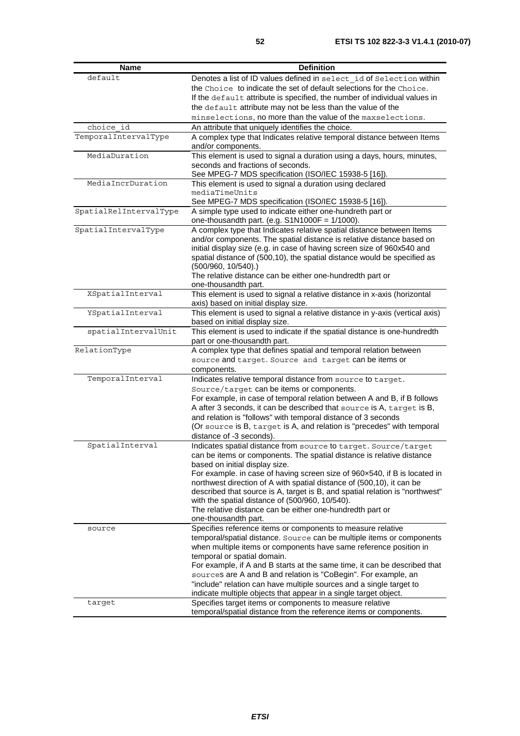| Name | Definition |
|---|---|
| default | Denotes a list of ID values defined in select_id of Selection within the Choice to indicate the set of default selections for the Choice. If the default attribute is specified, the number of individual values in the default attribute may not be less than the value of the minselections, no more than the value of the maxselections. |
| choice_id | An attribute that uniquely identifies the choice. |
| TemporalIntervalType | A complex type that Indicates relative temporal distance between Items and/or components. |
| MediaDuration | This element is used to signal a duration using a days, hours, minutes, seconds and fractions of seconds.<br>See MPEG-7 MDS specification (ISO/IEC 15938-5 [16]). |
| MediaIncrDuration | This element is used to signal a duration using declared mediaTimeUnits<br>See MPEG-7 MDS specification (ISO/IEC 15938-5 [16]). |
| SpatialRelIntervalType | A simple type used to indicate either one-hundreth part or one-thousandth part. (e.g. S1N1000F = 1/1000). |
| SpatialIntervalType | A complex type that Indicates relative spatial distance between Items and/or components. The spatial distance is relative distance based on initial display size (e.g. in case of having screen size of 960x540 and spatial distance of (500,10), the spatial distance would be specified as (500/960, 10/540).)<br>The relative distance can be either one-hundredth part or one-thousandth part. |
| XSpatialInterval | This element is used to signal a relative distance in x-axis (horizontal axis) based on initial display size. |
| YSpatialInterval | This element is used to signal a relative distance in y-axis (vertical axis) based on initial display size. |
| spatialIntervalUnit | This element is used to indicate if the spatial distance is one-hundredth part or one-thousandth part. |
| RelationType | A complex type that defines spatial and temporal relation between source and target. Source and target can be items or components. |
| TemporalInterval | Indicates relative temporal distance from source to target. Source/target can be items or components.<br>For example, in case of temporal relation between A and B, if B follows A after 3 seconds, it can be described that source is A, target is B, and relation is "follows" with temporal distance of 3 seconds<br>(Or source is B, target is A, and relation is "precedes" with temporal distance of -3 seconds). |
| SpatialInterval | Indicates spatial distance from source to target. Source/target can be items or components. The spatial distance is relative distance based on initial display size.<br>For example. in case of having screen size of 960×540, if B is located in northwest direction of A with spatial distance of (500,10), it can be described that source is A, target is B, and spatial relation is "northwest" with the spatial distance of (500/960, 10/540).<br>The relative distance can be either one-hundredth part or one-thousandth part. |
| source | Specifies reference items or components to measure relative temporal/spatial distance. Source can be multiple items or components when multiple items or components have same reference position in temporal or spatial domain.<br>For example, if A and B starts at the same time, it can be described that sources are A and B and relation is "CoBegin". For example, an "include" relation can have multiple sources and a single target to indicate multiple objects that appear in a single target object. |
| target | Specifies target items or components to measure relative temporal/spatial distance from the reference items or components. |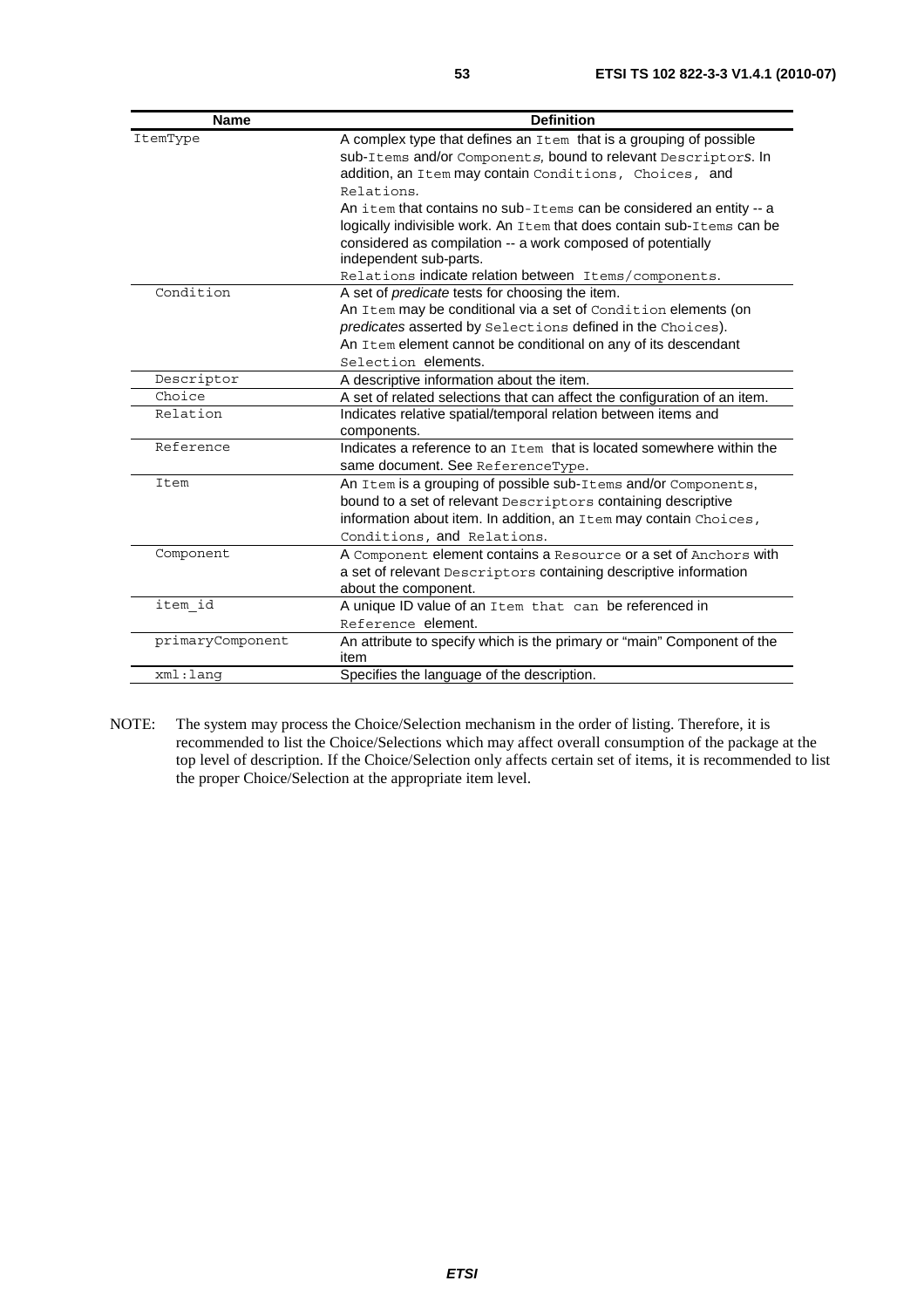| Name | Definition |
| --- | --- |
| ItemType | A complex type that defines an Item that is a grouping of possible sub-Items and/or Components, bound to relevant Descriptors. In addition, an Item may contain Conditions, Choices, and Relations.<br>An item that contains no sub-Items can be considered an entity -- a logically indivisible work. An Item that does contain sub-Items can be considered as compilation -- a work composed of potentially independent sub-parts.<br>Relations indicate relation between Items/components. |
| Condition | A set of *predicate* tests for choosing the item.<br>An Item may be conditional via a set of Condition elements (on *predicates* asserted by Selections defined in the Choices).<br>An Item element cannot be conditional on any of its descendant Selection elements. |
| Descriptor | A descriptive information about the item. |
| Choice | A set of related selections that can affect the configuration of an item. |
| Relation | Indicates relative spatial/temporal relation between items and components. |
| Reference | Indicates a reference to an Item that is located somewhere within the same document. See ReferenceType. |
| Item | An Item is a grouping of possible sub-Items and/or Components, bound to a set of relevant Descriptors containing descriptive information about item. In addition, an Item may contain Choices, Conditions, and Relations. |
| Component | A Component element contains a Resource or a set of Anchors with a set of relevant Descriptors containing descriptive information about the component. |
| item_id | A unique ID value of an Item that can be referenced in Reference element. |
| primaryComponent | An attribute to specify which is the primary or "main" Component of the item |
| xml:lang | Specifies the language of the description. |

NOTE: The system may process the Choice/Selection mechanism in the order of listing. Therefore, it is recommended to list the Choice/Selections which may affect overall consumption of the package at the top level of description. If the Choice/Selection only affects certain set of items, it is recommended to list the proper Choice/Selection at the appropriate item level.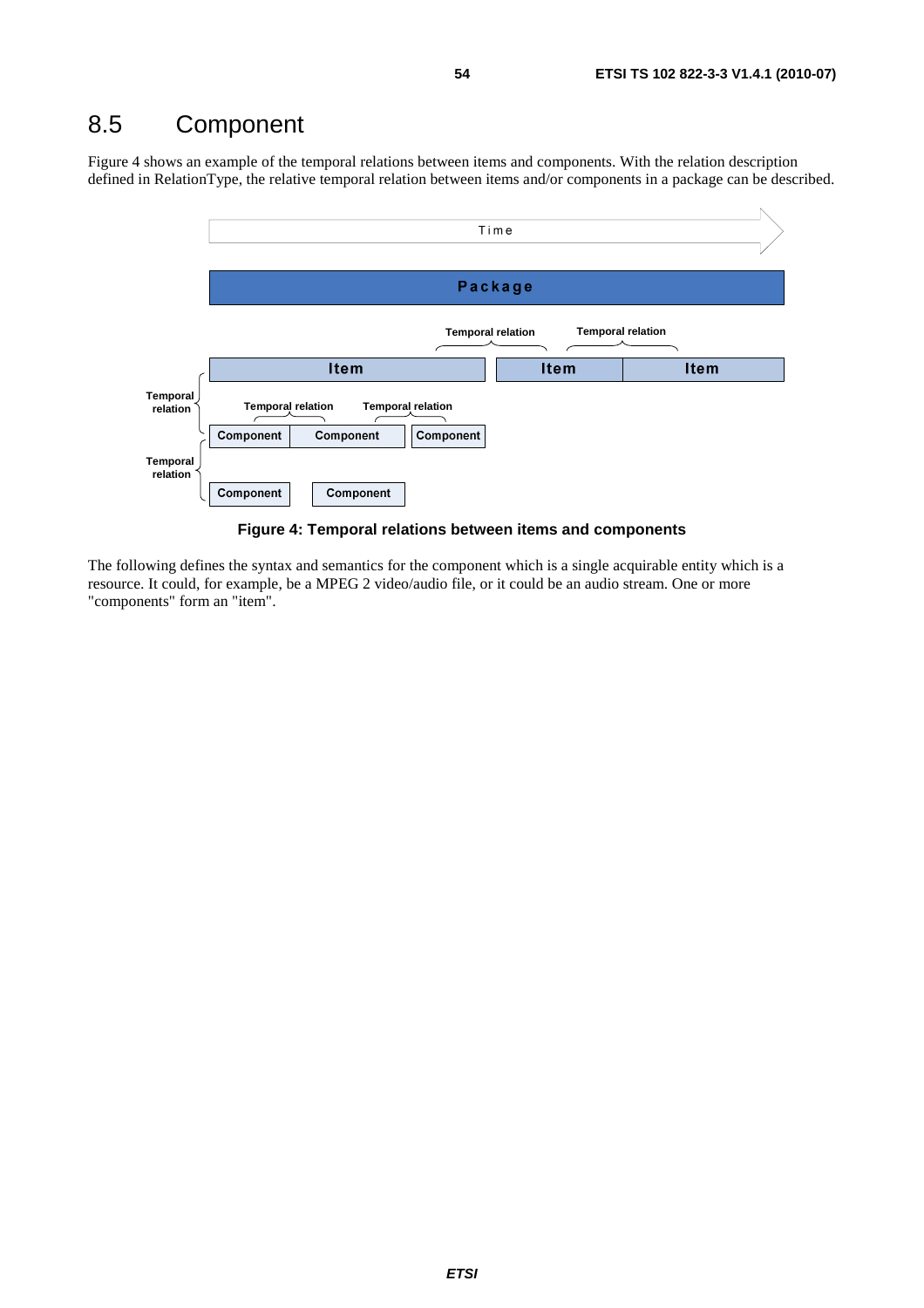## 8.5 Component

Figure 4 shows an example of the temporal relations between items and components. With the relation description defined in RelationType, the relative temporal relation between items and/or components in a package can be described.

**Figure 4: Temporal relations between items and components**

The following defines the syntax and semantics for the component which is a single acquirable entity which is a resource. It could, for example, be a MPEG 2 video/audio file, or it could be an audio stream. One or more "components" form an "item".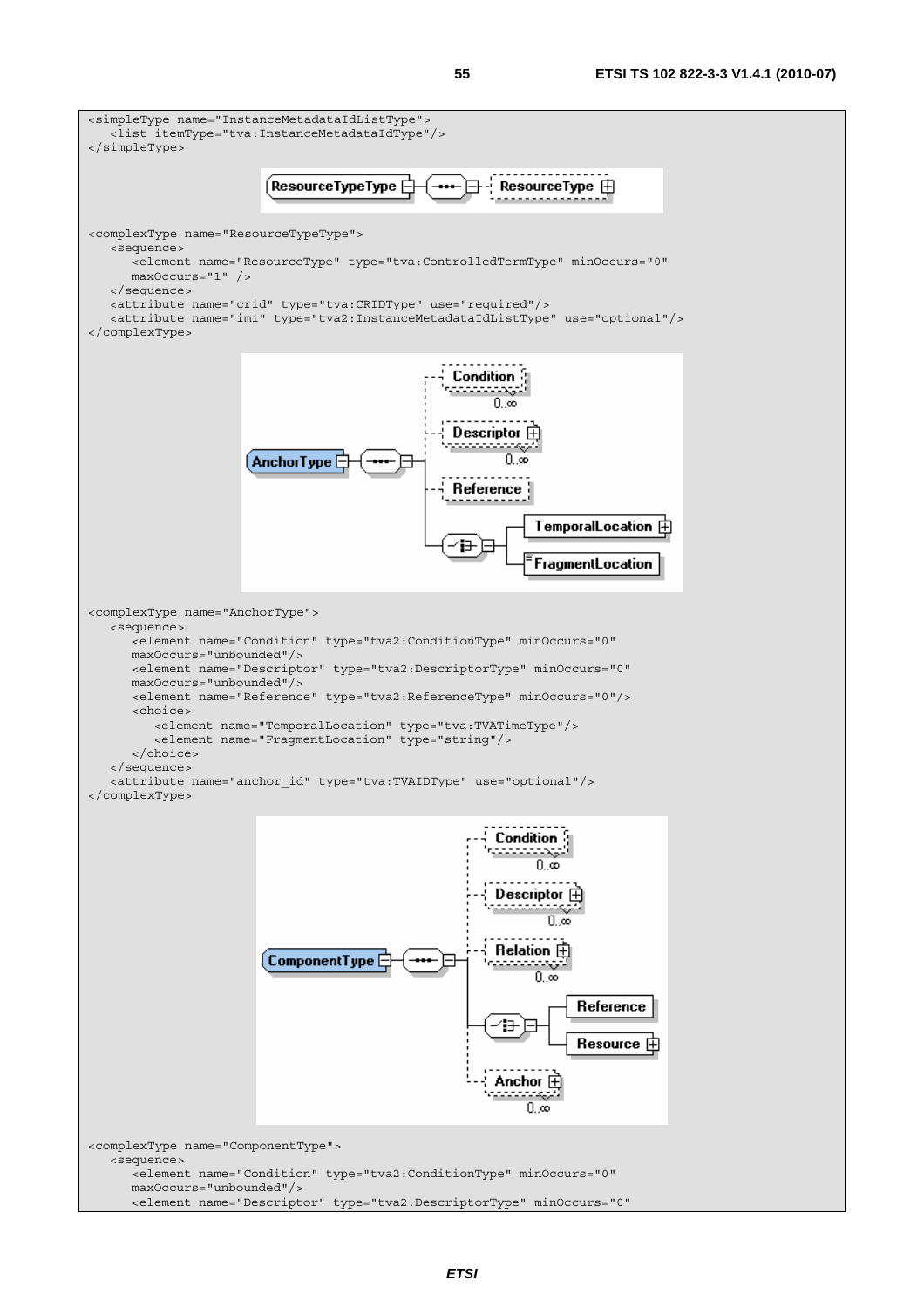```
<simpleType name="InstanceMetadataIdListType">
   <list itemType="tva:InstanceMetadataIdType"/>
</simpleType>
```

```
<complexType name="ResourceTypeType">
   <sequence>
      <element name="ResourceType" type="tva:ControlledTermType" minOccurs="0"
      maxOccurs="1" />
   </sequence>
   <attribute name="crid" type="tva:CRIDType" use="required"/>
   <attribute name="imi" type="tva2:InstanceMetadataIdListType" use="optional"/>
</complexType>
```

```
<complexType name="AnchorType">
   <sequence>
      <element name="Condition" type="tva2:ConditionType" minOccurs="0"
      maxOccurs="unbounded"/>
      <element name="Descriptor" type="tva2:DescriptorType" minOccurs="0"
      maxOccurs="unbounded"/>
      <element name="Reference" type="tva2:ReferenceType" minOccurs="0"/>
      <choice>
         <element name="TemporalLocation" type="tva:TVATimeType"/>
         <element name="FragmentLocation" type="string"/>
      </choice>
   </sequence>
   <attribute name="anchor_id" type="tva:TVAIDType" use="optional"/>
</complexType>
```

```
<complexType name="ComponentType">
   <sequence>
      <element name="Condition" type="tva2:ConditionType" minOccurs="0"
      maxOccurs="unbounded"/>
      <element name="Descriptor" type="tva2:DescriptorType" minOccurs="0"
```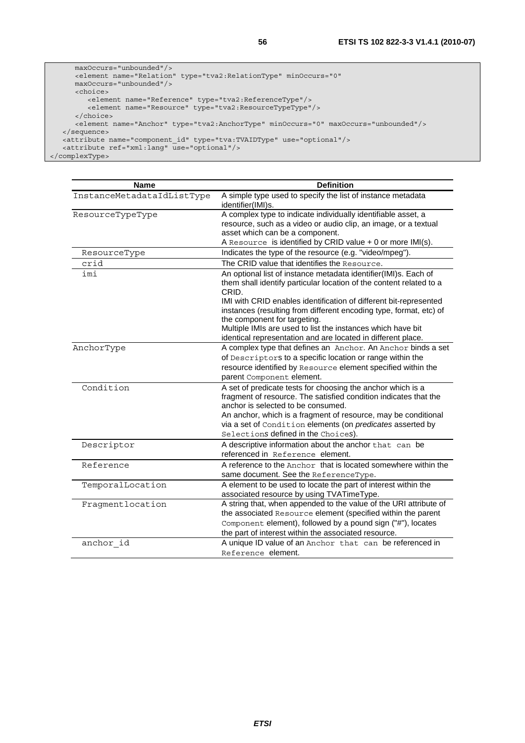```
      maxOccurs="unbounded"/>
      <element name="Relation" type="tva2:RelationType" minOccurs="0"
      maxOccurs="unbounded"/>
      <choice>
         <element name="Reference" type="tva2:ReferenceType"/>
         <element name="Resource" type="tva2:ResourceTypeType"/>
      </choice>
      <element name="Anchor" type="tva2:AnchorType" minOccurs="0" maxOccurs="unbounded"/>
   </sequence>
   <attribute name="component_id" type="tva:TVAIDType" use="optional"/>
   <attribute ref="xml:lang" use="optional"/>
</complexType>
```

| Name | Definition |
|---|---|
| InstanceMetadataIdListType | A simple type used to specify the list of instance metadata identifier(IMI)s. |
| ResourceTypeType | A complex type to indicate individually identifiable asset, a resource, such as a video or audio clip, an image, or a textual asset which can be a component.<br>A Resource is identified by CRID value + 0 or more IMI(s). |
| ResourceType | Indicates the type of the resource (e.g. "video/mpeg"). |
| crid | The CRID value that identifies the Resource. |
| imi | An optional list of instance metadata identifier(IMI)s. Each of them shall identify particular location of the content related to a CRID.<br>IMI with CRID enables identification of different bit-represented instances (resulting from different encoding type, format, etc) of the component for targeting.<br>Multiple IMIs are used to list the instances which have bit identical representation and are located in different place. |
| AnchorType | A complex type that defines an Anchor. An Anchor binds a set of Descriptors to a specific location or range within the resource identified by Resource element specified within the parent Component element. |
| Condition | A set of predicate tests for choosing the anchor which is a fragment of resource. The satisfied condition indicates that the anchor is selected to be consumed.<br>An anchor, which is a fragment of resource, may be conditional via a set of Condition elements (on *predicates* asserted by Selection*s* defined in the Choice*s*). |
| Descriptor | A descriptive information about the anchor that can be referenced in Reference element. |
| Reference | A reference to the Anchor that is located somewhere within the same document. See the ReferenceType. |
| TemporalLocation | A element to be used to locate the part of interest within the associated resource by using TVATimeType. |
| Fragmentlocation | A string that, when appended to the value of the URI attribute of the associated Resource element (specified within the parent Component element), followed by a pound sign ("#"), locates the part of interest within the associated resource. |
| anchor_id | A unique ID value of an Anchor that can be referenced in Reference element. |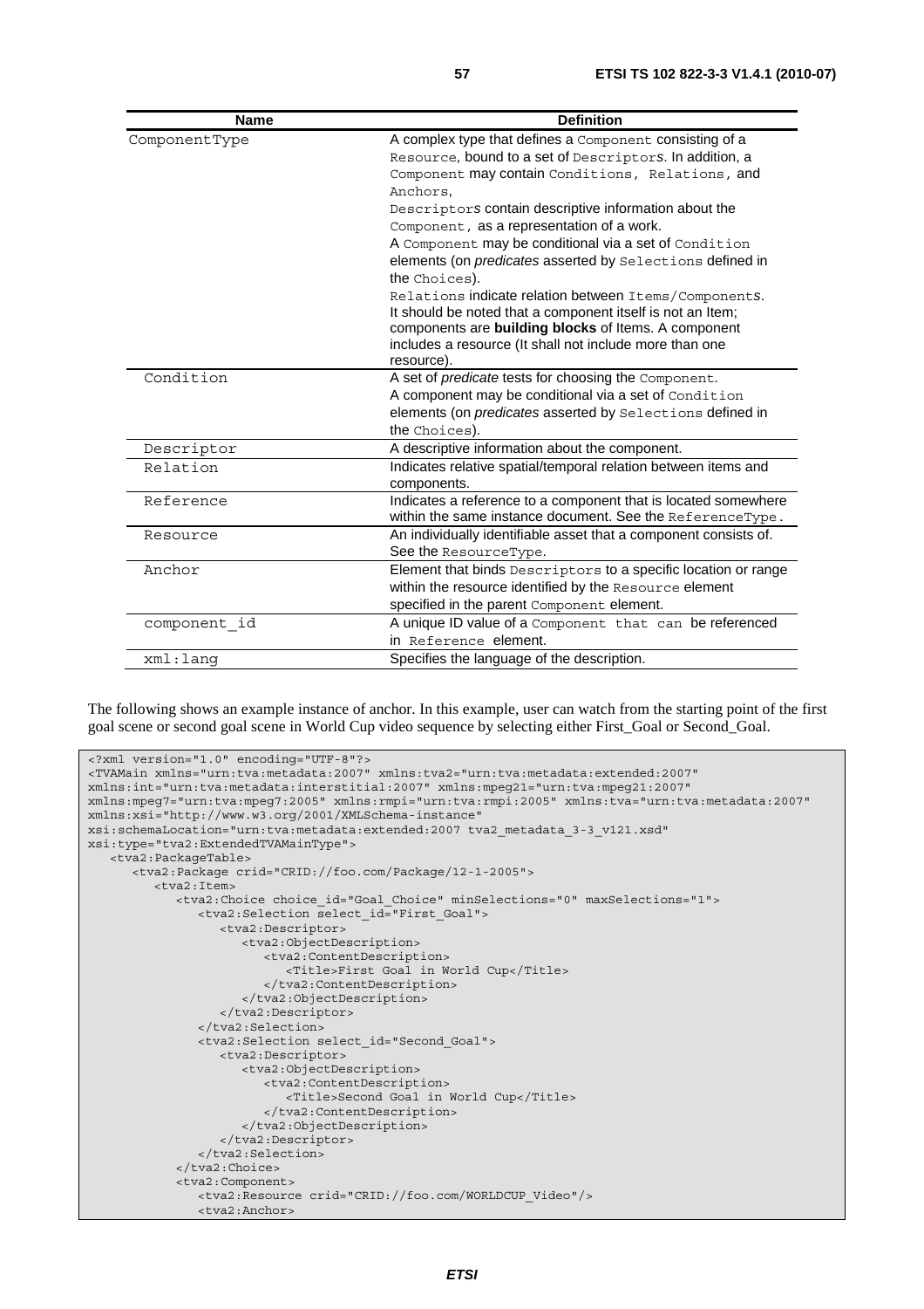| Name | Definition |
| --- | --- |
| ComponentType | A complex type that defines a Component consisting of a Resource, bound to a set of Descriptors. In addition, a Component may contain Conditions, Relations, and Anchors, Descriptors contain descriptive information about the Component, as a representation of a work. A Component may be conditional via a set of Condition elements (on *predicates* asserted by Selections defined in the Choices). Relations indicate relation between Items/Components. It should be noted that a component itself is not an Item; components are **building blocks** of Items. A component includes a resource (It shall not include more than one resource). |
| Condition | A set of *predicate* tests for choosing the Component. A component may be conditional via a set of Condition elements (on *predicates* asserted by Selections defined in the Choices). |
| Descriptor | A descriptive information about the component. |
| Relation | Indicates relative spatial/temporal relation between items and components. |
| Reference | Indicates a reference to a component that is located somewhere within the same instance document. See the ReferenceType. |
| Resource | An individually identifiable asset that a component consists of. See the ResourceType. |
| Anchor | Element that binds Descriptors to a specific location or range within the resource identified by the Resource element specified in the parent Component element. |
| component_id | A unique ID value of a Component that can be referenced in Reference element. |
| xml:lang | Specifies the language of the description. |

The following shows an example instance of anchor. In this example, user can watch from the starting point of the first goal scene or second goal scene in World Cup video sequence by selecting either First_Goal or Second_Goal.

```
<?xml version="1.0" encoding="UTF-8"?>
<TVAMain xmlns="urn:tva:metadata:2007" xmlns:tva2="urn:tva:metadata:extended:2007"
xmlns:int="urn:tva:metadata:interstitial:2007" xmlns:mpeg21="urn:tva:mpeg21:2007"
xmlns:mpeg7="urn:tva:mpeg7:2005" xmlns:rmpi="urn:tva:rmpi:2005" xmlns:tva="urn:tva:metadata:2007"
xmlns:xsi="http://www.w3.org/2001/XMLSchema-instance"
xsi:schemaLocation="urn:tva:metadata:extended:2007 tva2_metadata_3-3_v121.xsd"
xsi:type="tva2:ExtendedTVAMainType">
   <tva2:PackageTable>
      <tva2:Package crid="CRID://foo.com/Package/12-1-2005">
         <tva2:Item>
            <tva2:Choice choice_id="Goal_Choice" minSelections="0" maxSelections="1">
               <tva2:Selection select_id="First_Goal">
                  <tva2:Descriptor>
                     <tva2:ObjectDescription>
                        <tva2:ContentDescription>
                           <Title>First Goal in World Cup</Title>
                        </tva2:ContentDescription>
                     </tva2:ObjectDescription>
                  </tva2:Descriptor>
               </tva2:Selection>
               <tva2:Selection select_id="Second_Goal">
                  <tva2:Descriptor>
                     <tva2:ObjectDescription>
                        <tva2:ContentDescription>
                           <Title>Second Goal in World Cup</Title>
                        </tva2:ContentDescription>
                     </tva2:ObjectDescription>
                  </tva2:Descriptor>
               </tva2:Selection>
            </tva2:Choice>
            <tva2:Component>
               <tva2:Resource crid="CRID://foo.com/WORLDCUP_Video"/>
               <tva2:Anchor>
```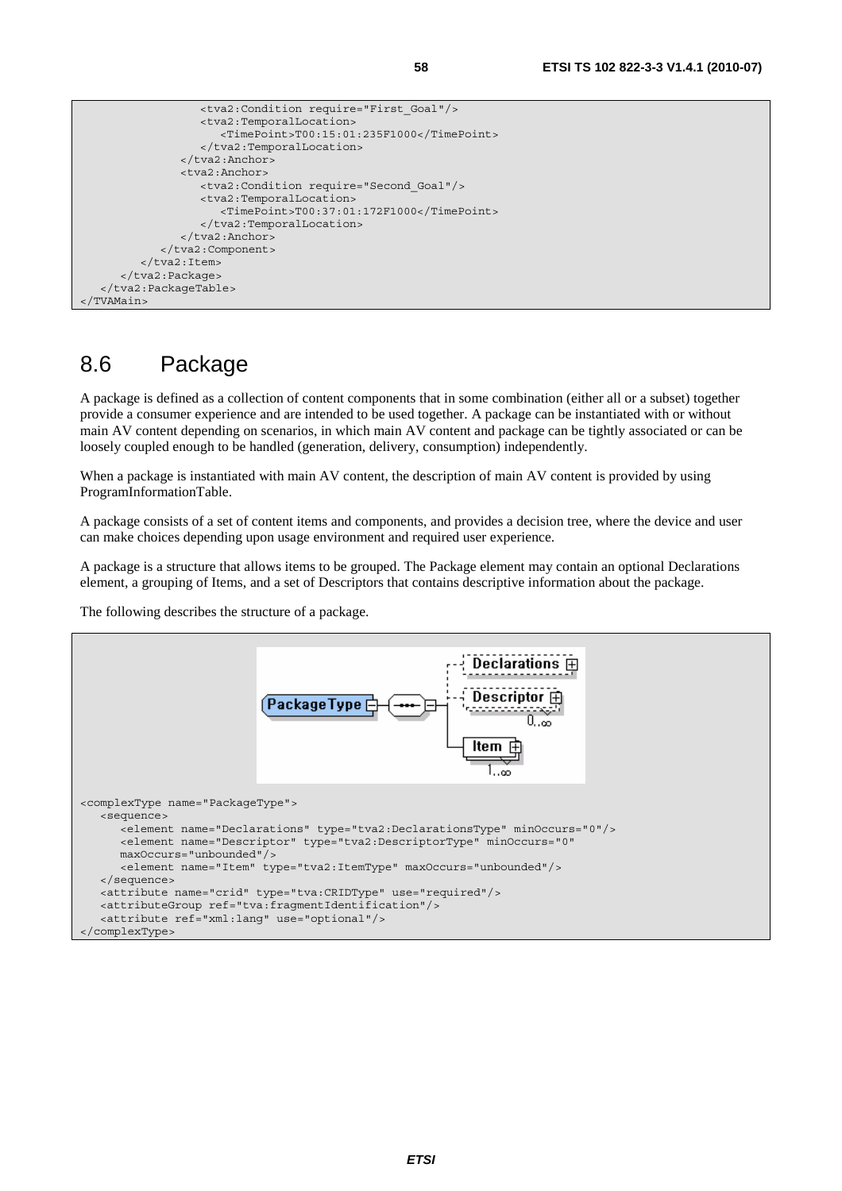```
                <tva2:Condition require="First_Goal"/>
                <tva2:TemporalLocation>
                   <TimePoint>T00:15:01:235F1000</TimePoint>
                </tva2:TemporalLocation>
             </tva2:Anchor>
             <tva2:Anchor>
                <tva2:Condition require="Second_Goal"/>
                <tva2:TemporalLocation>
                   <TimePoint>T00:37:01:172F1000</TimePoint>
                </tva2:TemporalLocation>
             </tva2:Anchor>
          </tva2:Component>
       </tva2:Item>
    </tva2:Package>
 </tva2:PackageTable>
</TVAMain>
```

## 8.6 Package

A package is defined as a collection of content components that in some combination (either all or a subset) together provide a consumer experience and are intended to be used together. A package can be instantiated with or without main AV content depending on scenarios, in which main AV content and package can be tightly associated or can be loosely coupled enough to be handled (generation, delivery, consumption) independently.

When a package is instantiated with main AV content, the description of main AV content is provided by using ProgramInformationTable.

A package consists of a set of content items and components, and provides a decision tree, where the device and user can make choices depending upon usage environment and required user experience.

A package is a structure that allows items to be grouped. The Package element may contain an optional Declarations element, a grouping of Items, and a set of Descriptors that contains descriptive information about the package.

The following describes the structure of a package.

```
<complexType name="PackageType">
   <sequence>
      <element name="Declarations" type="tva2:DeclarationsType" minOccurs="0"/>
      <element name="Descriptor" type="tva2:DescriptorType" minOccurs="0"
      maxOccurs="unbounded"/>
      <element name="Item" type="tva2:ItemType" maxOccurs="unbounded"/>
   </sequence>
   <attribute name="crid" type="tva:CRIDType" use="required"/>
   <attributeGroup ref="tva:fragmentIdentification"/>
   <attribute ref="xml:lang" use="optional"/>
</complexType>
```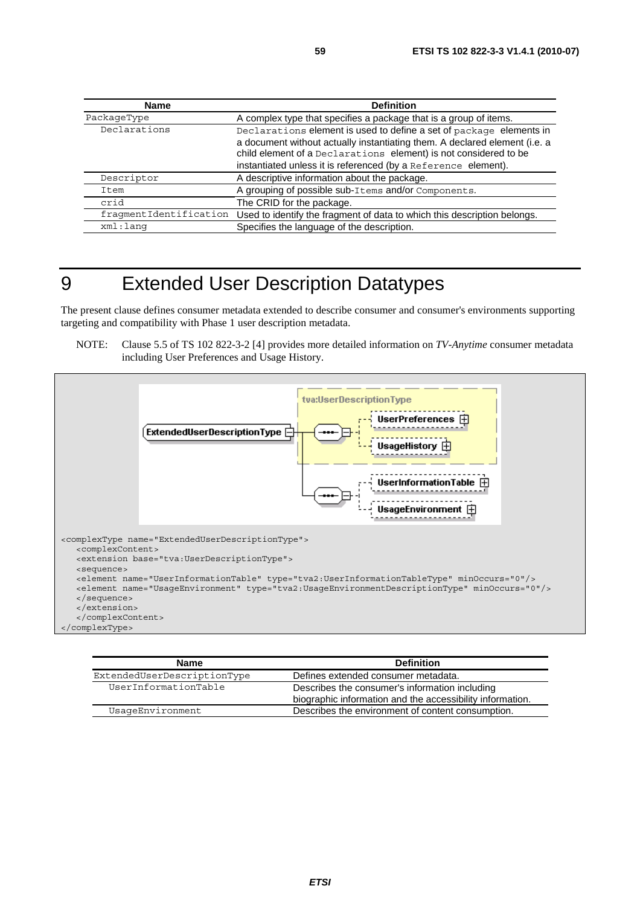| Name | Definition |
| --- | --- |
| PackageType | A complex type that specifies a package that is a group of items. |
| Declarations | Declarations element is used to define a set of package elements in a document without actually instantiating them. A declared element (i.e. a child element of a Declarations element) is not considered to be instantiated unless it is referenced (by a Reference element). |
| Descriptor | A descriptive information about the package. |
| Item | A grouping of possible sub-Items and/or Components. |
| crid | The CRID for the package. |
| fragmentIdentification | Used to identify the fragment of data to which this description belongs. |
| xml:lang | Specifies the language of the description. |

# 9 Extended User Description Datatypes

The present clause defines consumer metadata extended to describe consumer and consumer's environments supporting targeting and compatibility with Phase 1 user description metadata.

NOTE: Clause 5.5 of TS 102 822-3-2 [4] provides more detailed information on *TV-Anytime* consumer metadata including User Preferences and Usage History.

```
<complexType name="ExtendedUserDescriptionType">
   <complexContent>
   <extension base="tva:UserDescriptionType">
   <sequence>
   <element name="UserInformationTable" type="tva2:UserInformationTableType" minOccurs="0"/>
   <element name="UsageEnvironment" type="tva2:UsageEnvironmentDescriptionType" minOccurs="0"/>
   </sequence>
   </extension>
   </complexContent>
</complexType>
```

| Name | Definition |
| --- | --- |
| ExtendedUserDescriptionType | Defines extended consumer metadata. |
| UserInformationTable | Describes the consumer's information including biographic information and the accessibility information. |
| UsageEnvironment | Describes the environment of content consumption. |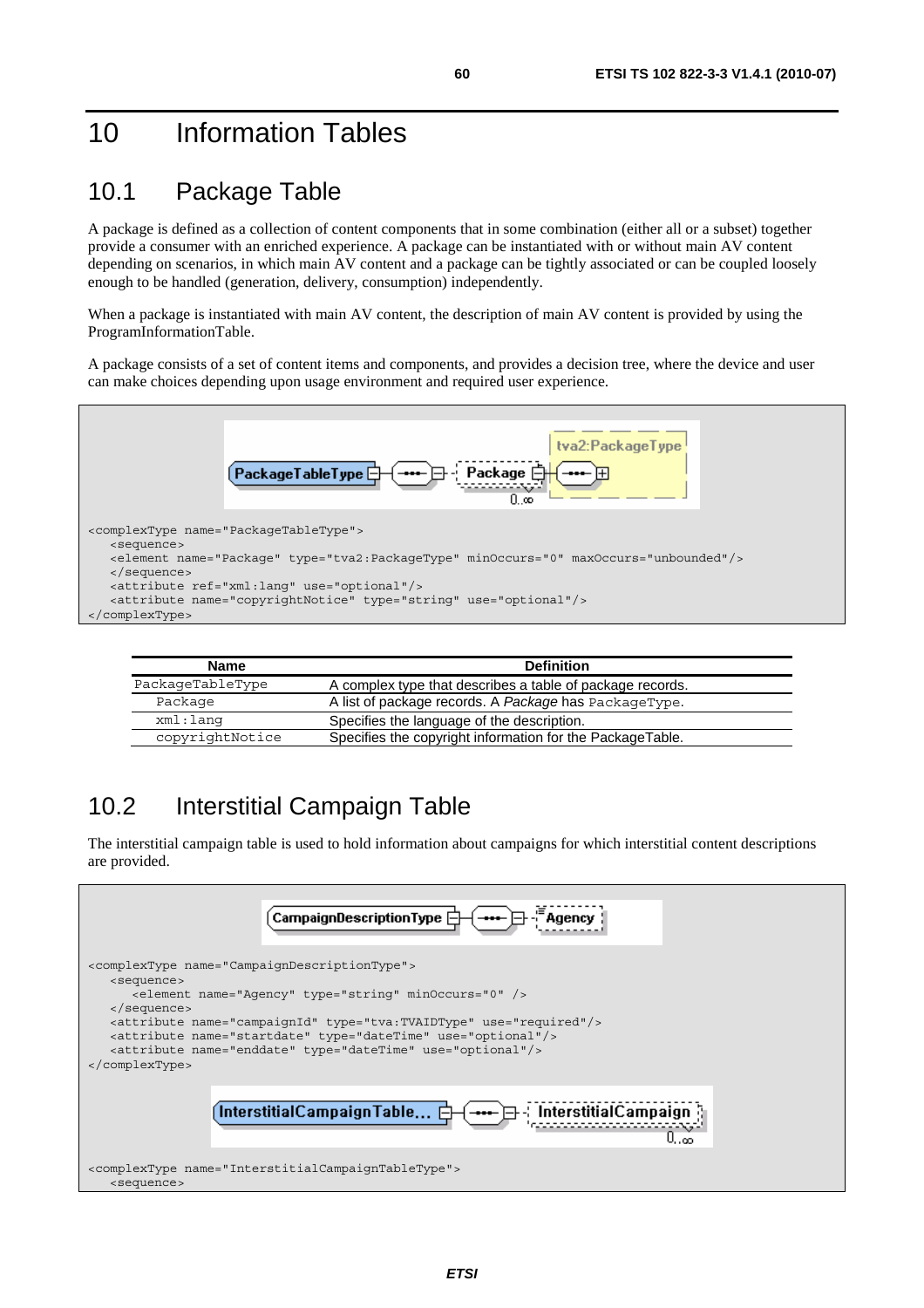# 10 Information Tables

## 10.1 Package Table

A package is defined as a collection of content components that in some combination (either all or a subset) together provide a consumer with an enriched experience. A package can be instantiated with or without main AV content depending on scenarios, in which main AV content and a package can be tightly associated or can be coupled loosely enough to be handled (generation, delivery, consumption) independently.

When a package is instantiated with main AV content, the description of main AV content is provided by using the ProgramInformationTable.

A package consists of a set of content items and components, and provides a decision tree, where the device and user can make choices depending upon usage environment and required user experience.

```
<complexType name="PackageTableType">
   <sequence>
   <element name="Package" type="tva2:PackageType" minOccurs="0" maxOccurs="unbounded"/>
   </sequence>
   <attribute ref="xml:lang" use="optional"/>
   <attribute name="copyrightNotice" type="string" use="optional"/>
</complexType>
```

| Name | Definition |
|---|---|
| `PackageTableType` | A complex type that describes a table of package records. |
| `Package` | A list of package records. A *Package* has `PackageType`. |
| `xml:lang` | Specifies the language of the description. |
| `copyrightNotice` | Specifies the copyright information for the PackageTable. |

## 10.2 Interstitial Campaign Table

The interstitial campaign table is used to hold information about campaigns for which interstitial content descriptions are provided.

```
<complexType name="CampaignDescriptionType">
   <sequence>
      <element name="Agency" type="string" minOccurs="0" />
   </sequence>
   <attribute name="campaignId" type="tva:TVAIDType" use="required"/>
   <attribute name="startdate" type="dateTime" use="optional"/>
   <attribute name="enddate" type="dateTime" use="optional"/>
</complexType>
```

```
<complexType name="InterstitialCampaignTableType">
   <sequence>
```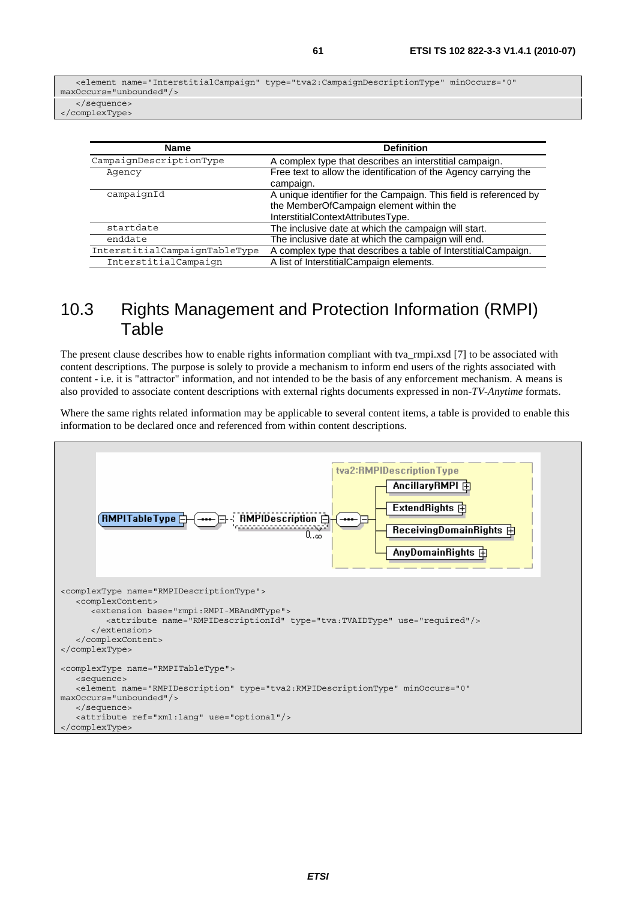```
    <element name="InterstitialCampaign" type="tva2:CampaignDescriptionType" minOccurs="0"
maxOccurs="unbounded"/>
    </sequence>
</complexType>
```

| Name | Definition |
|---|---|
| CampaignDescriptionType | A complex type that describes an interstitial campaign. |
| Agency | Free text to allow the identification of the Agency carrying the campaign. |
| campaignId | A unique identifier for the Campaign. This field is referenced by the MemberOfCampaign element within the InterstitialContextAttributesType. |
| startdate | The inclusive date at which the campaign will start. |
| enddate | The inclusive date at which the campaign will end. |
| InterstitialCampaignTableType | A complex type that describes a table of InterstitialCampaign. |
| InterstitialCampaign | A list of InterstitialCampaign elements. |

## 10.3 Rights Management and Protection Information (RMPI) Table

The present clause describes how to enable rights information compliant with tva_rmpi.xsd [7] to be associated with content descriptions. The purpose is solely to provide a mechanism to inform end users of the rights associated with content - i.e. it is "attractor" information, and not intended to be the basis of any enforcement mechanism. A means is also provided to associate content descriptions with external rights documents expressed in non-*TV-Anytime* formats.

Where the same rights related information may be applicable to several content items, a table is provided to enable this information to be declared once and referenced from within content descriptions.

```
<complexType name="RMPIDescriptionType">
    <complexContent>
        <extension base="rmpi:RMPI-MBAndMType">
            <attribute name="RMPIDescriptionId" type="tva:TVAIDType" use="required"/>
        </extension>
    </complexContent>
</complexType>

<complexType name="RMPITableType">
    <sequence>
    <element name="RMPIDescription" type="tva2:RMPIDescriptionType" minOccurs="0"
maxOccurs="unbounded"/>
    </sequence>
    <attribute ref="xml:lang" use="optional"/>
</complexType>
```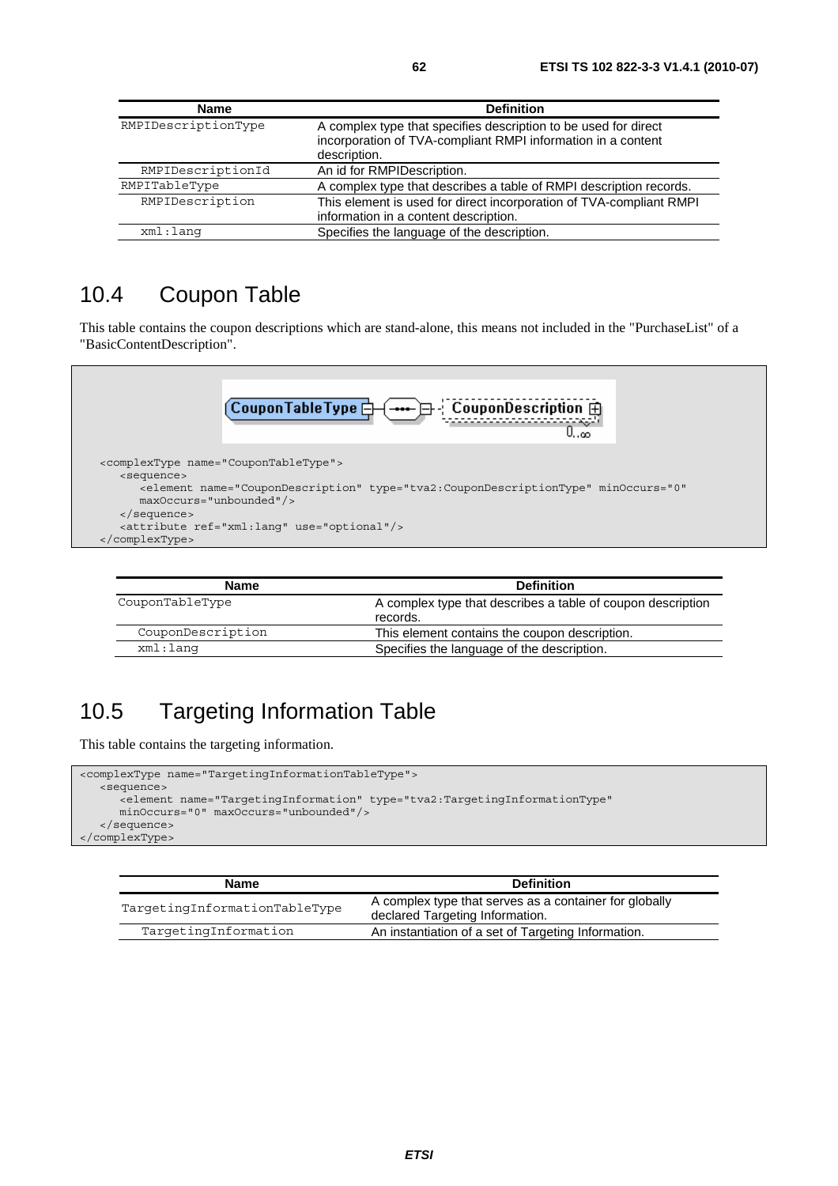| Name | Definition |
| --- | --- |
| RMPIDescriptionType | A complex type that specifies description to be used for direct incorporation of TVA-compliant RMPI information in a content description. |
| RMPIDescriptionId | An id for RMPIDescription. |
| RMPITableType | A complex type that describes a table of RMPI description records. |
| RMPIDescription | This element is used for direct incorporation of TVA-compliant RMPI information in a content description. |
| xml:lang | Specifies the language of the description. |

## 10.4 Coupon Table

This table contains the coupon descriptions which are stand-alone, this means not included in the "PurchaseList" of a "BasicContentDescription".

```
<complexType name="CouponTableType">
   <sequence>
      <element name="CouponDescription" type="tva2:CouponDescriptionType" minOccurs="0"
      maxOccurs="unbounded"/>
   </sequence>
   <attribute ref="xml:lang" use="optional"/>
</complexType>
```

| Name | Definition |
| --- | --- |
| CouponTableType | A complex type that describes a table of coupon description records. |
| CouponDescription | This element contains the coupon description. |
| xml:lang | Specifies the language of the description. |

## 10.5 Targeting Information Table

This table contains the targeting information.

```
<complexType name="TargetingInformationTableType">
   <sequence>
      <element name="TargetingInformation" type="tva2:TargetingInformationType"
      minOccurs="0" maxOccurs="unbounded"/>
   </sequence>
</complexType>
```

| Name | Definition |
| --- | --- |
| TargetingInformationTableType | A complex type that serves as a container for globally declared Targeting Information. |
| TargetingInformation | An instantiation of a set of Targeting Information. |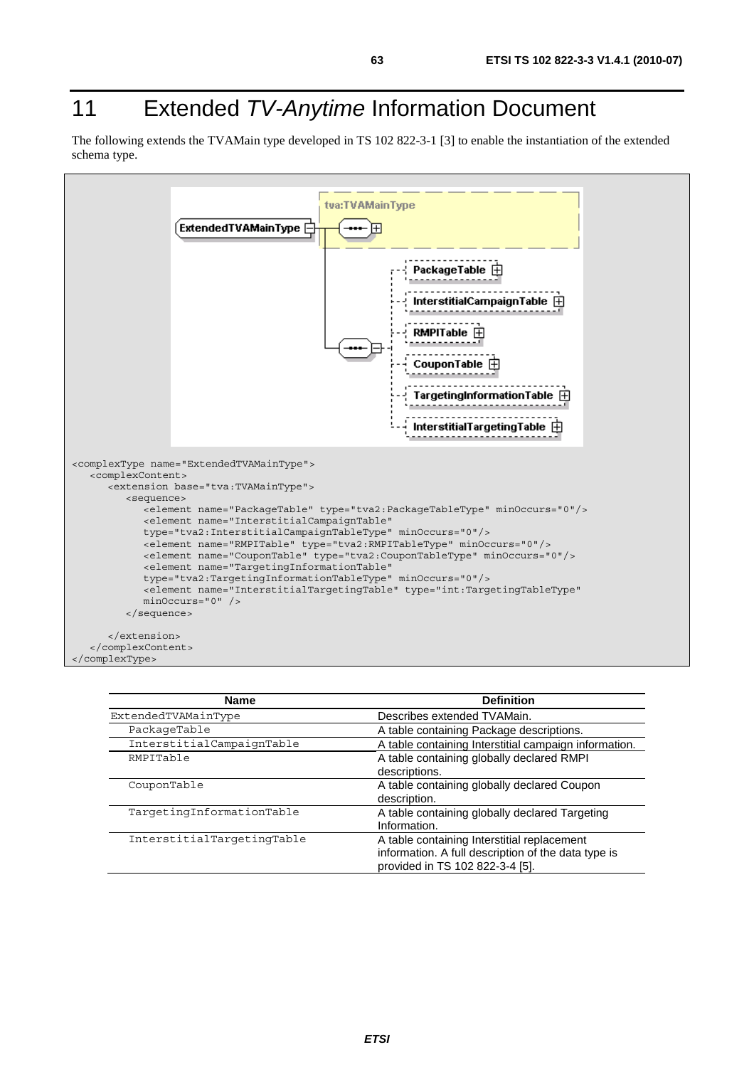# 11 Extended *TV-Anytime* Information Document

The following extends the TVAMain type developed in TS 102 822-3-1 [3] to enable the instantiation of the extended schema type.

```
<complexType name="ExtendedTVAMainType">
   <complexContent>
      <extension base="tva:TVAMainType">
         <sequence>
            <element name="PackageTable" type="tva2:PackageTableType" minOccurs="0"/>
            <element name="InterstitialCampaignTable"
            type="tva2:InterstitialCampaignTableType" minOccurs="0"/>
            <element name="RMPITable" type="tva2:RMPITableType" minOccurs="0"/>
            <element name="CouponTable" type="tva2:CouponTableType" minOccurs="0"/>
            <element name="TargetingInformationTable"
            type="tva2:TargetingInformationTableType" minOccurs="0"/>
            <element name="InterstitialTargetingTable" type="int:TargetingTableType"
            minOccurs="0" />
         </sequence>

      </extension>
   </complexContent>
</complexType>
```

| Name | Definition |
|---|---|
| ExtendedTVAMainType | Describes extended TVAMain. |
| PackageTable | A table containing Package descriptions. |
| InterstitialCampaignTable | A table containing Interstitial campaign information. |
| RMPITable | A table containing globally declared RMPI descriptions. |
| CouponTable | A table containing globally declared Coupon description. |
| TargetingInformationTable | A table containing globally declared Targeting Information. |
| InterstitialTargetingTable | A table containing Interstitial replacement information. A full description of the data type is provided in TS 102 822-3-4 [5]. |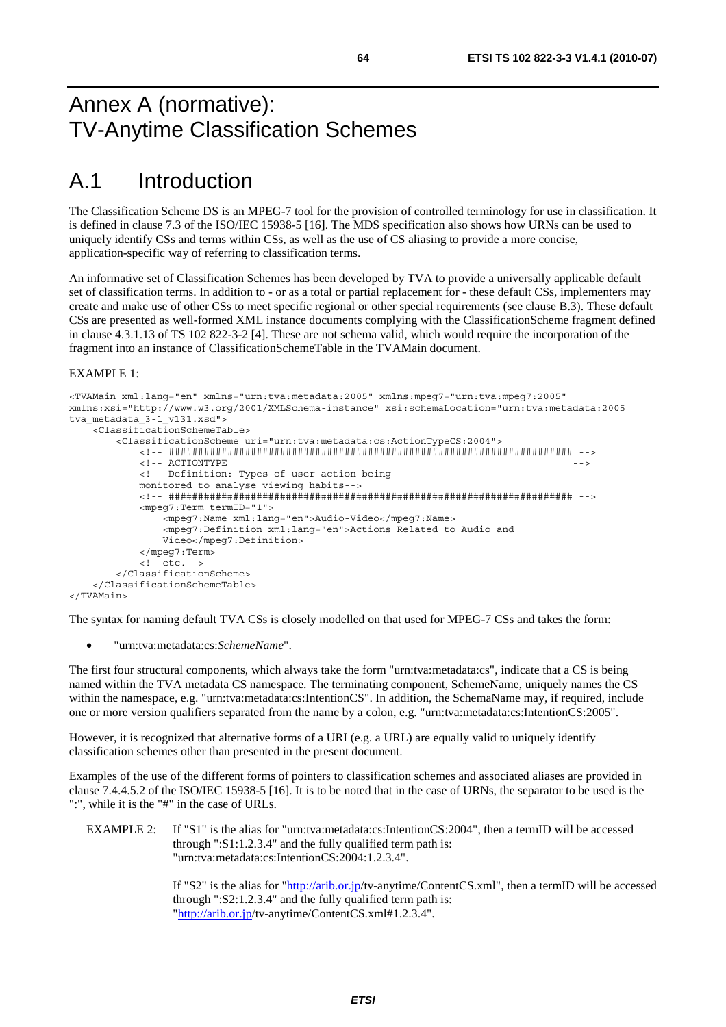# Annex A (normative): TV-Anytime Classification Schemes

## A.1 Introduction

The Classification Scheme DS is an MPEG-7 tool for the provision of controlled terminology for use in classification. It is defined in clause 7.3 of the ISO/IEC 15938-5 [16]. The MDS specification also shows how URNs can be used to uniquely identify CSs and terms within CSs, as well as the use of CS aliasing to provide a more concise, application-specific way of referring to classification terms.

An informative set of Classification Schemes has been developed by TVA to provide a universally applicable default set of classification terms. In addition to - or as a total or partial replacement for - these default CSs, implementers may create and make use of other CSs to meet specific regional or other special requirements (see clause B.3). These default CSs are presented as well-formed XML instance documents complying with the ClassificationScheme fragment defined in clause 4.3.1.13 of TS 102 822-3-2 [4]. These are not schema valid, which would require the incorporation of the fragment into an instance of ClassificationSchemeTable in the TVAMain document.

EXAMPLE 1:

```
<TVAMain xml:lang="en" xmlns="urn:tva:metadata:2005" xmlns:mpeg7="urn:tva:mpeg7:2005"
xmlns:xsi="http://www.w3.org/2001/XMLSchema-instance" xsi:schemaLocation="urn:tva:metadata:2005
tva_metadata_3-1_v131.xsd">
    <ClassificationSchemeTable>
        <ClassificationScheme uri="urn:tva:metadata:cs:ActionTypeCS:2004">
            <!-- ##################################################################### -->
            <!-- ACTIONTYPE                                                            -->
            <!-- Definition: Types of user action being
            monitored to analyse viewing habits-->
            <!-- ##################################################################### -->
            <mpeg7:Term termID="1">
                <mpeg7:Name xml:lang="en">Audio-Video</mpeg7:Name>
                <mpeg7:Definition xml:lang="en">Actions Related to Audio and
                Video</mpeg7:Definition>
            </mpeg7:Term>
            <!--etc.-->
        </ClassificationScheme>
    </ClassificationSchemeTable>
</TVAMain>
```

The syntax for naming default TVA CSs is closely modelled on that used for MPEG-7 CSs and takes the form:

- "urn:tva:metadata:cs:*SchemeName*".

The first four structural components, which always take the form "urn:tva:metadata:cs", indicate that a CS is being named within the TVA metadata CS namespace. The terminating component, SchemeName, uniquely names the CS within the namespace, e.g. "urn:tva:metadata:cs:IntentionCS". In addition, the SchemaName may, if required, include one or more version qualifiers separated from the name by a colon, e.g. "urn:tva:metadata:cs:IntentionCS:2005".

However, it is recognized that alternative forms of a URI (e.g. a URL) are equally valid to uniquely identify classification schemes other than presented in the present document.

Examples of the use of the different forms of pointers to classification schemes and associated aliases are provided in clause 7.4.4.5.2 of the ISO/IEC 15938-5 [16]. It is to be noted that in the case of URNs, the separator to be used is the ":", while it is the "#" in the case of URLs.

EXAMPLE 2: If "S1" is the alias for "urn:tva:metadata:cs:IntentionCS:2004", then a termID will be accessed through ":S1:1.2.3.4" and the fully qualified term path is: "urn:tva:metadata:cs:IntentionCS:2004:1.2.3.4".

If "S2" is the alias for "http://arib.or.jp/tv-anytime/ContentCS.xml", then a termID will be accessed through ":S2:1.2.3.4" and the fully qualified term path is: "http://arib.or.jp/tv-anytime/ContentCS.xml#1.2.3.4".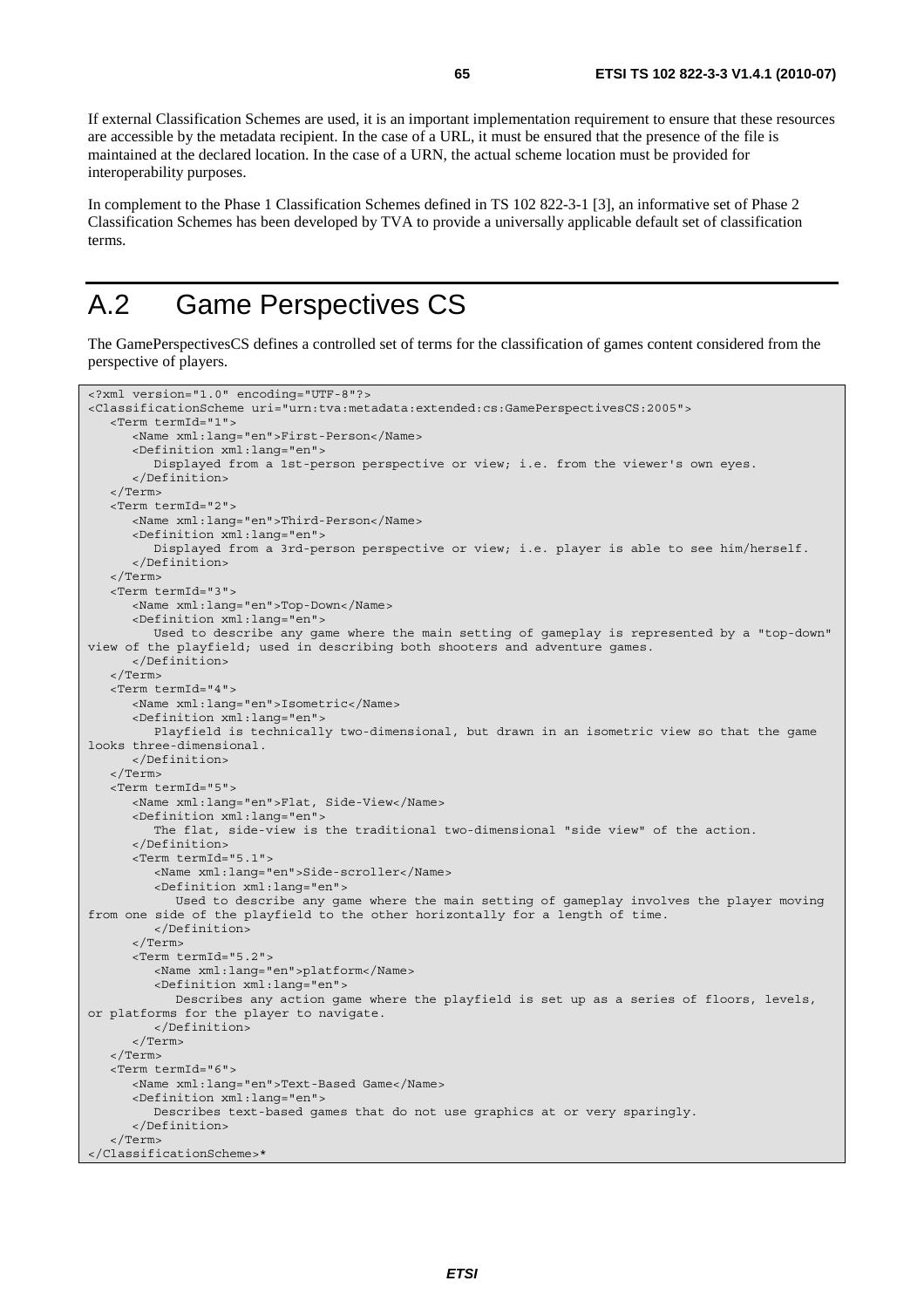If external Classification Schemes are used, it is an important implementation requirement to ensure that these resources are accessible by the metadata recipient. In the case of a URL, it must be ensured that the presence of the file is maintained at the declared location. In the case of a URN, the actual scheme location must be provided for interoperability purposes.

In complement to the Phase 1 Classification Schemes defined in TS 102 822-3-1 [3], an informative set of Phase 2 Classification Schemes has been developed by TVA to provide a universally applicable default set of classification terms.

# A.2 Game Perspectives CS

The GamePerspectivesCS defines a controlled set of terms for the classification of games content considered from the perspective of players.

```
<?xml version="1.0" encoding="UTF-8"?>
<ClassificationScheme uri="urn:tva:metadata:extended:cs:GamePerspectivesCS:2005">
   <Term termId="1">
      <Name xml:lang="en">First-Person</Name>
      <Definition xml:lang="en">
         Displayed from a 1st-person perspective or view; i.e. from the viewer's own eyes.
      </Definition>
   </Term>
   <Term termId="2">
      <Name xml:lang="en">Third-Person</Name>
      <Definition xml:lang="en">
         Displayed from a 3rd-person perspective or view; i.e. player is able to see him/herself.
      </Definition>
   </Term>
   <Term termId="3">
      <Name xml:lang="en">Top-Down</Name>
      <Definition xml:lang="en">
         Used to describe any game where the main setting of gameplay is represented by a "top-down" 
view of the playfield; used in describing both shooters and adventure games.
      </Definition>
   </Term>
   <Term termId="4">
      <Name xml:lang="en">Isometric</Name>
      <Definition xml:lang="en">
         Playfield is technically two-dimensional, but drawn in an isometric view so that the game 
looks three-dimensional.
      </Definition>
   </Term>
   <Term termId="5">
      <Name xml:lang="en">Flat, Side-View</Name>
      <Definition xml:lang="en">
         The flat, side-view is the traditional two-dimensional "side view" of the action.
      </Definition>
      <Term termId="5.1">
         <Name xml:lang="en">Side-scroller</Name>
         <Definition xml:lang="en">
            Used to describe any game where the main setting of gameplay involves the player moving 
from one side of the playfield to the other horizontally for a length of time.
         </Definition>
      </Term>
      <Term termId="5.2">
         <Name xml:lang="en">platform</Name>
         <Definition xml:lang="en">
            Describes any action game where the playfield is set up as a series of floors, levels, 
or platforms for the player to navigate.
         </Definition>
      </Term>
   </Term>
   <Term termId="6">
      <Name xml:lang="en">Text-Based Game</Name>
      <Definition xml:lang="en">
         Describes text-based games that do not use graphics at or very sparingly.
      </Definition>
   </Term>
</ClassificationScheme>*
```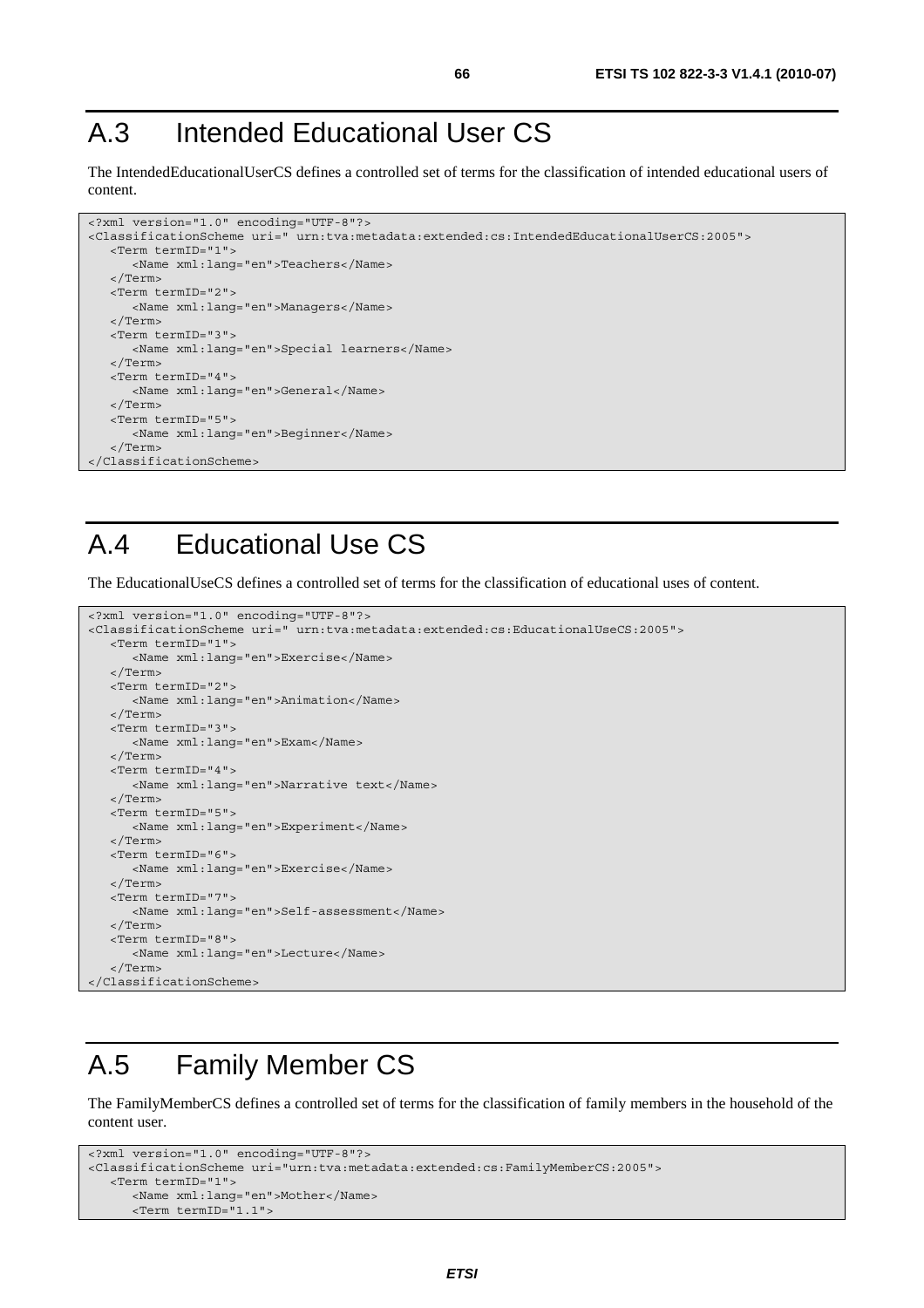# A.3 Intended Educational User CS

The IntendedEducationalUserCS defines a controlled set of terms for the classification of intended educational users of content.

```
<?xml version="1.0" encoding="UTF-8"?>
<ClassificationScheme uri=" urn:tva:metadata:extended:cs:IntendedEducationalUserCS:2005">
   <Term termID="1">
      <Name xml:lang="en">Teachers</Name>
   </Term>
   <Term termID="2">
      <Name xml:lang="en">Managers</Name>
   </Term>
   <Term termID="3">
      <Name xml:lang="en">Special learners</Name>
   </Term>
   <Term termID="4">
      <Name xml:lang="en">General</Name>
   </Term>
   <Term termID="5">
      <Name xml:lang="en">Beginner</Name>
   </Term>
</ClassificationScheme>
```

# A.4 Educational Use CS

The EducationalUseCS defines a controlled set of terms for the classification of educational uses of content.

```
<?xml version="1.0" encoding="UTF-8"?>
<ClassificationScheme uri=" urn:tva:metadata:extended:cs:EducationalUseCS:2005">
   <Term termID="1">
      <Name xml:lang="en">Exercise</Name>
   </Term>
   <Term termID="2">
      <Name xml:lang="en">Animation</Name>
   </Term>
   <Term termID="3">
      <Name xml:lang="en">Exam</Name>
   </Term>
   <Term termID="4">
      <Name xml:lang="en">Narrative text</Name>
   </Term>
   <Term termID="5">
      <Name xml:lang="en">Experiment</Name>
   </Term>
   <Term termID="6">
      <Name xml:lang="en">Exercise</Name>
   </Term>
   <Term termID="7">
      <Name xml:lang="en">Self-assessment</Name>
   </Term>
   <Term termID="8">
      <Name xml:lang="en">Lecture</Name>
   </Term>
</ClassificationScheme>
```

# A.5 Family Member CS

The FamilyMemberCS defines a controlled set of terms for the classification of family members in the household of the content user.

```
<?xml version="1.0" encoding="UTF-8"?>
<ClassificationScheme uri="urn:tva:metadata:extended:cs:FamilyMemberCS:2005">
   <Term termID="1">
      <Name xml:lang="en">Mother</Name>
      <Term termID="1.1">
```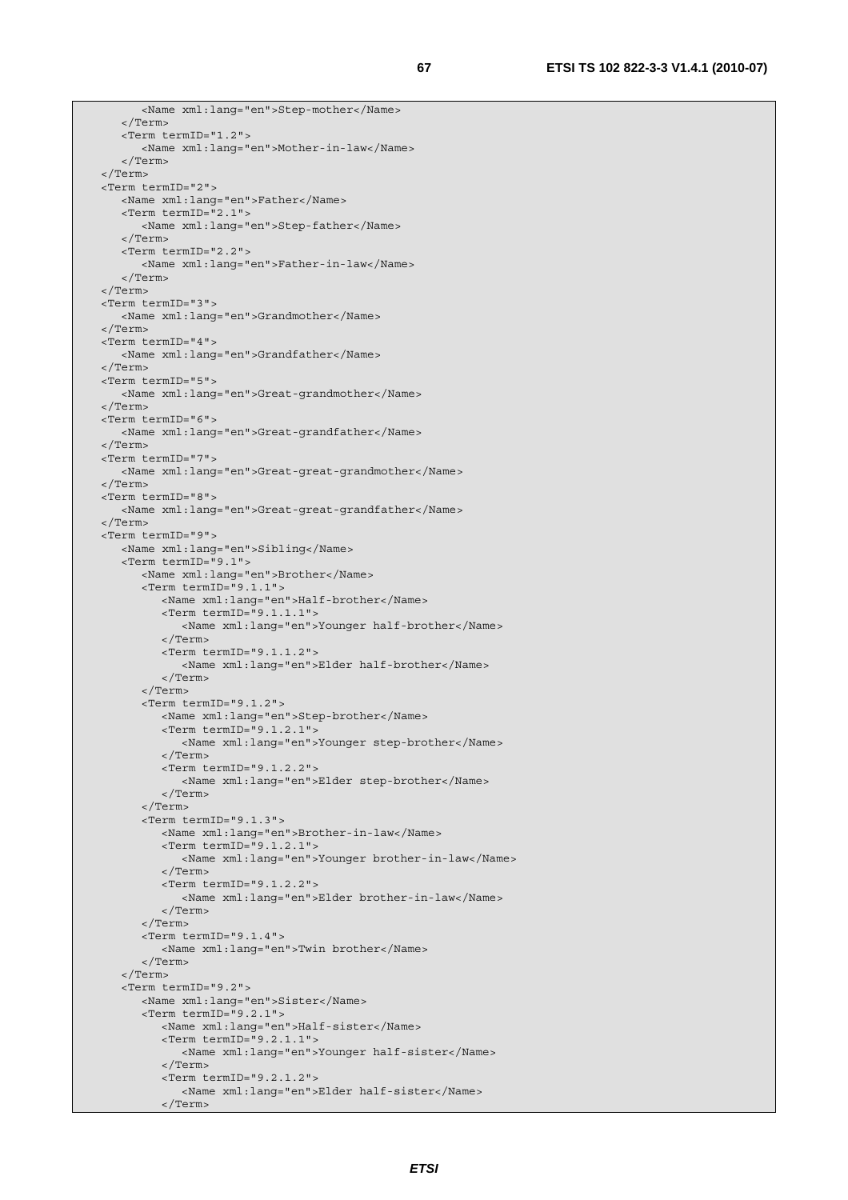```
            <Name xml:lang="en">Step-mother</Name>
         </Term>
         <Term termID="1.2">
            <Name xml:lang="en">Mother-in-law</Name>
         </Term>
      </Term>
      <Term termID="2">
         <Name xml:lang="en">Father</Name>
         <Term termID="2.1">
            <Name xml:lang="en">Step-father</Name>
         </Term>
         <Term termID="2.2">
            <Name xml:lang="en">Father-in-law</Name>
         </Term>
      </Term>
      <Term termID="3">
         <Name xml:lang="en">Grandmother</Name>
      </Term>
      <Term termID="4">
         <Name xml:lang="en">Grandfather</Name>
      </Term>
      <Term termID="5">
         <Name xml:lang="en">Great-grandmother</Name>
      </Term>
      <Term termID="6">
         <Name xml:lang="en">Great-grandfather</Name>
      </Term>
      <Term termID="7">
         <Name xml:lang="en">Great-great-grandmother</Name>
      </Term>
      <Term termID="8">
         <Name xml:lang="en">Great-great-grandfather</Name>
      </Term>
      <Term termID="9">
         <Name xml:lang="en">Sibling</Name>
         <Term termID="9.1">
            <Name xml:lang="en">Brother</Name>
            <Term termID="9.1.1">
               <Name xml:lang="en">Half-brother</Name>
               <Term termID="9.1.1.1">
                  <Name xml:lang="en">Younger half-brother</Name>
               </Term>
               <Term termID="9.1.1.2">
                  <Name xml:lang="en">Elder half-brother</Name>
               </Term>
            </Term>
            <Term termID="9.1.2">
               <Name xml:lang="en">Step-brother</Name>
               <Term termID="9.1.2.1">
                  <Name xml:lang="en">Younger step-brother</Name>
               </Term>
               <Term termID="9.1.2.2">
                  <Name xml:lang="en">Elder step-brother</Name>
               </Term>
            </Term>
            <Term termID="9.1.3">
               <Name xml:lang="en">Brother-in-law</Name>
               <Term termID="9.1.2.1">
                  <Name xml:lang="en">Younger brother-in-law</Name>
               </Term>
               <Term termID="9.1.2.2">
                  <Name xml:lang="en">Elder brother-in-law</Name>
               </Term>
            </Term>
            <Term termID="9.1.4">
               <Name xml:lang="en">Twin brother</Name>
            </Term>
         </Term>
         <Term termID="9.2">
            <Name xml:lang="en">Sister</Name>
            <Term termID="9.2.1">
               <Name xml:lang="en">Half-sister</Name>
               <Term termID="9.2.1.1">
                  <Name xml:lang="en">Younger half-sister</Name>
               </Term>
               <Term termID="9.2.1.2">
                  <Name xml:lang="en">Elder half-sister</Name>
               </Term>
```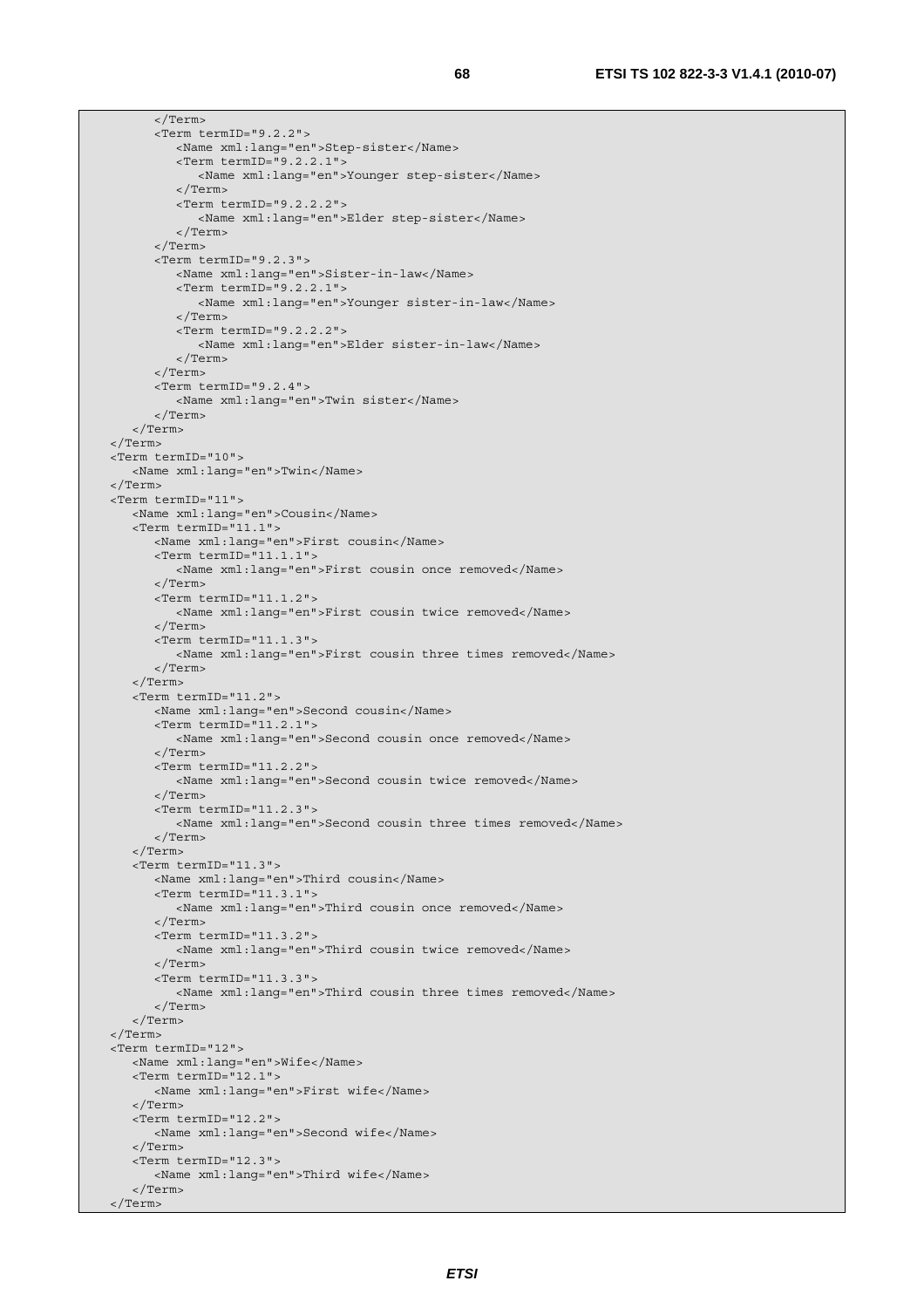```
        </Term>
        <Term termID="9.2.2">
           <Name xml:lang="en">Step-sister</Name>
           <Term termID="9.2.2.1">
              <Name xml:lang="en">Younger step-sister</Name>
           </Term>
           <Term termID="9.2.2.2">
              <Name xml:lang="en">Elder step-sister</Name>
           </Term>
        </Term>
        <Term termID="9.2.3">
           <Name xml:lang="en">Sister-in-law</Name>
           <Term termID="9.2.2.1">
              <Name xml:lang="en">Younger sister-in-law</Name>
           </Term>
           <Term termID="9.2.2.2">
              <Name xml:lang="en">Elder sister-in-law</Name>
           </Term>
        </Term>
        <Term termID="9.2.4">
           <Name xml:lang="en">Twin sister</Name>
        </Term>
     </Term>
  </Term>
  <Term termID="10">
     <Name xml:lang="en">Twin</Name>
  </Term>
  <Term termID="11">
     <Name xml:lang="en">Cousin</Name>
     <Term termID="11.1">
        <Name xml:lang="en">First cousin</Name>
        <Term termID="11.1.1">
           <Name xml:lang="en">First cousin once removed</Name>
        </Term>
        <Term termID="11.1.2">
           <Name xml:lang="en">First cousin twice removed</Name>
        </Term>
        <Term termID="11.1.3">
           <Name xml:lang="en">First cousin three times removed</Name>
        </Term>
     </Term>
     <Term termID="11.2">
        <Name xml:lang="en">Second cousin</Name>
        <Term termID="11.2.1">
           <Name xml:lang="en">Second cousin once removed</Name>
        </Term>
        <Term termID="11.2.2">
           <Name xml:lang="en">Second cousin twice removed</Name>
        </Term>
        <Term termID="11.2.3">
           <Name xml:lang="en">Second cousin three times removed</Name>
        </Term>
     </Term>
     <Term termID="11.3">
        <Name xml:lang="en">Third cousin</Name>
        <Term termID="11.3.1">
           <Name xml:lang="en">Third cousin once removed</Name>
        </Term>
        <Term termID="11.3.2">
           <Name xml:lang="en">Third cousin twice removed</Name>
        </Term>
        <Term termID="11.3.3">
           <Name xml:lang="en">Third cousin three times removed</Name>
        </Term>
     </Term>
  </Term>
  <Term termID="12">
     <Name xml:lang="en">Wife</Name>
     <Term termID="12.1">
        <Name xml:lang="en">First wife</Name>
     </Term>
     <Term termID="12.2">
        <Name xml:lang="en">Second wife</Name>
     </Term>
     <Term termID="12.3">
        <Name xml:lang="en">Third wife</Name>
     </Term>
  </Term>
```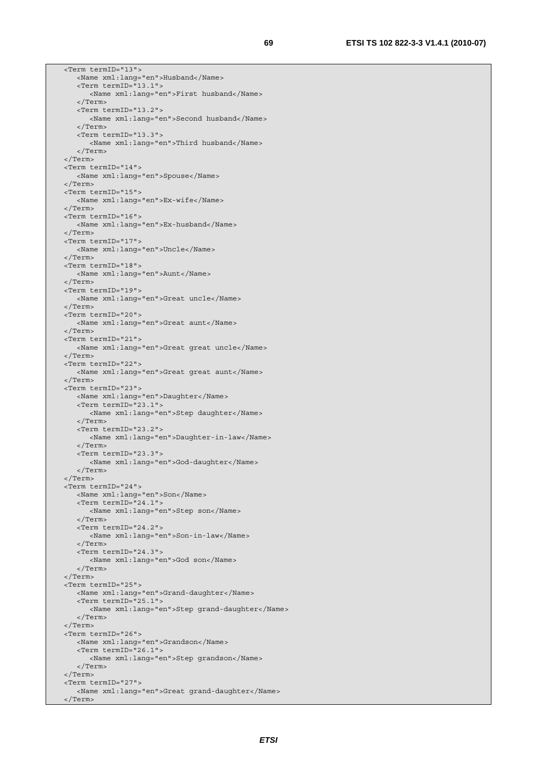```
<Term termID="13">
   <Name xml:lang="en">Husband</Name>
   <Term termID="13.1">
      <Name xml:lang="en">First husband</Name>
   </Term>
   <Term termID="13.2">
      <Name xml:lang="en">Second husband</Name>
   </Term>
   <Term termID="13.3">
      <Name xml:lang="en">Third husband</Name>
   </Term>
</Term>
<Term termID="14">
   <Name xml:lang="en">Spouse</Name>
</Term>
<Term termID="15">
   <Name xml:lang="en">Ex-wife</Name>
</Term>
<Term termID="16">
   <Name xml:lang="en">Ex-husband</Name>
</Term>
<Term termID="17">
   <Name xml:lang="en">Uncle</Name>
</Term>
<Term termID="18">
   <Name xml:lang="en">Aunt</Name>
</Term>
<Term termID="19">
   <Name xml:lang="en">Great uncle</Name>
</Term>
<Term termID="20">
   <Name xml:lang="en">Great aunt</Name>
</Term>
<Term termID="21">
   <Name xml:lang="en">Great great uncle</Name>
</Term>
<Term termID="22">
   <Name xml:lang="en">Great great aunt</Name>
</Term>
<Term termID="23">
   <Name xml:lang="en">Daughter</Name>
   <Term termID="23.1">
      <Name xml:lang="en">Step daughter</Name>
   </Term>
   <Term termID="23.2">
      <Name xml:lang="en">Daughter-in-law</Name>
   </Term>
   <Term termID="23.3">
      <Name xml:lang="en">God-daughter</Name>
   </Term>
</Term>
<Term termID="24">
   <Name xml:lang="en">Son</Name>
   <Term termID="24.1">
      <Name xml:lang="en">Step son</Name>
   </Term>
   <Term termID="24.2">
      <Name xml:lang="en">Son-in-law</Name>
   </Term>
   <Term termID="24.3">
      <Name xml:lang="en">God son</Name>
   </Term>
</Term>
<Term termID="25">
   <Name xml:lang="en">Grand-daughter</Name>
   <Term termID="25.1">
      <Name xml:lang="en">Step grand-daughter</Name>
   </Term>
</Term>
<Term termID="26">
   <Name xml:lang="en">Grandson</Name>
   <Term termID="26.1">
      <Name xml:lang="en">Step grandson</Name>
   </Term>
</Term>
<Term termID="27">
   <Name xml:lang="en">Great grand-daughter</Name>
</Term>
```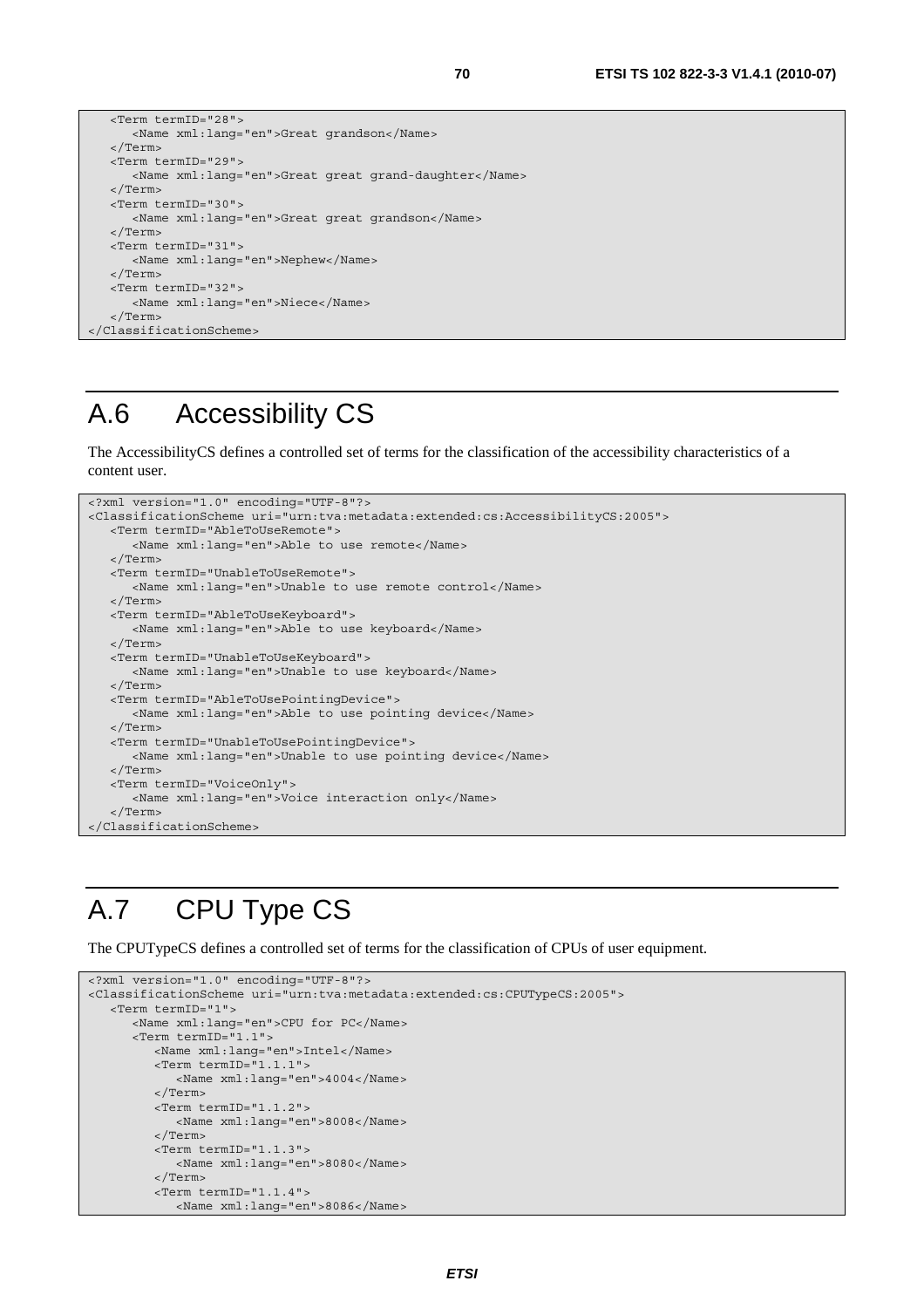```
   <Term termID="28">
      <Name xml:lang="en">Great grandson</Name>
   </Term>
   <Term termID="29">
      <Name xml:lang="en">Great great grand-daughter</Name>
   </Term>
   <Term termID="30">
      <Name xml:lang="en">Great great grandson</Name>
   </Term>
   <Term termID="31">
      <Name xml:lang="en">Nephew</Name>
   </Term>
   <Term termID="32">
      <Name xml:lang="en">Niece</Name>
   </Term>
</ClassificationScheme>
```

# A.6 Accessibility CS

The AccessibilityCS defines a controlled set of terms for the classification of the accessibility characteristics of a content user.

```
<?xml version="1.0" encoding="UTF-8"?>
<ClassificationScheme uri="urn:tva:metadata:extended:cs:AccessibilityCS:2005">
   <Term termID="AbleToUseRemote">
      <Name xml:lang="en">Able to use remote</Name>
   </Term>
   <Term termID="UnableToUseRemote">
      <Name xml:lang="en">Unable to use remote control</Name>
   </Term>
   <Term termID="AbleToUseKeyboard">
      <Name xml:lang="en">Able to use keyboard</Name>
   </Term>
   <Term termID="UnableToUseKeyboard">
      <Name xml:lang="en">Unable to use keyboard</Name>
   </Term>
   <Term termID="AbleToUsePointingDevice">
      <Name xml:lang="en">Able to use pointing device</Name>
   </Term>
   <Term termID="UnableToUsePointingDevice">
      <Name xml:lang="en">Unable to use pointing device</Name>
   </Term>
   <Term termID="VoiceOnly">
      <Name xml:lang="en">Voice interaction only</Name>
   </Term>
</ClassificationScheme>
```

# A.7 CPU Type CS

The CPUTypeCS defines a controlled set of terms for the classification of CPUs of user equipment.

```
<?xml version="1.0" encoding="UTF-8"?>
<ClassificationScheme uri="urn:tva:metadata:extended:cs:CPUTypeCS:2005">
   <Term termID="1">
      <Name xml:lang="en">CPU for PC</Name>
      <Term termID="1.1">
         <Name xml:lang="en">Intel</Name>
         <Term termID="1.1.1">
            <Name xml:lang="en">4004</Name>
         </Term>
         <Term termID="1.1.2">
            <Name xml:lang="en">8008</Name>
         </Term>
         <Term termID="1.1.3">
            <Name xml:lang="en">8080</Name>
         </Term>
         <Term termID="1.1.4">
            <Name xml:lang="en">8086</Name>
```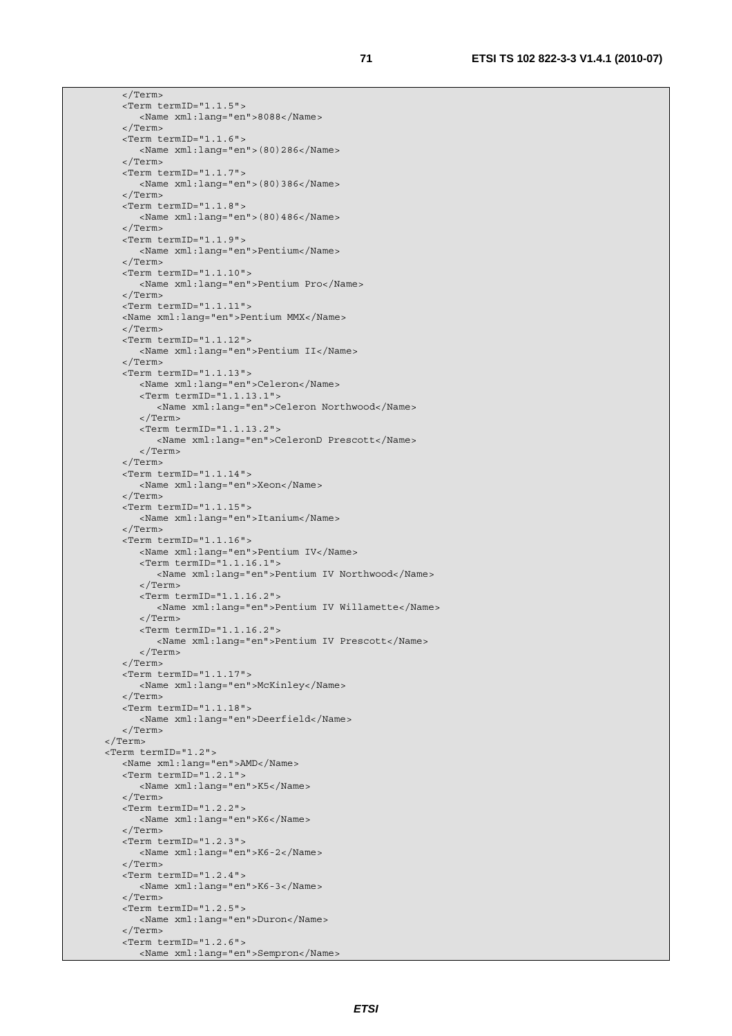```
        </Term>
        <Term termID="1.1.5">
           <Name xml:lang="en">8088</Name>
        </Term>
        <Term termID="1.1.6">
           <Name xml:lang="en">(80)286</Name>
        </Term>
        <Term termID="1.1.7">
           <Name xml:lang="en">(80)386</Name>
        </Term>
        <Term termID="1.1.8">
           <Name xml:lang="en">(80)486</Name>
        </Term>
        <Term termID="1.1.9">
           <Name xml:lang="en">Pentium</Name>
        </Term>
        <Term termID="1.1.10">
           <Name xml:lang="en">Pentium Pro</Name>
        </Term>
        <Term termID="1.1.11">
        <Name xml:lang="en">Pentium MMX</Name>
        </Term>
        <Term termID="1.1.12">
           <Name xml:lang="en">Pentium II</Name>
        </Term>
        <Term termID="1.1.13">
           <Name xml:lang="en">Celeron</Name>
           <Term termID="1.1.13.1">
              <Name xml:lang="en">Celeron Northwood</Name>
           </Term>
           <Term termID="1.1.13.2">
              <Name xml:lang="en">CeleronD Prescott</Name>
           </Term>
        </Term>
        <Term termID="1.1.14">
           <Name xml:lang="en">Xeon</Name>
        </Term>
        <Term termID="1.1.15">
           <Name xml:lang="en">Itanium</Name>
        </Term>
        <Term termID="1.1.16">
           <Name xml:lang="en">Pentium IV</Name>
           <Term termID="1.1.16.1">
              <Name xml:lang="en">Pentium IV Northwood</Name>
           </Term>
           <Term termID="1.1.16.2">
              <Name xml:lang="en">Pentium IV Willamette</Name>
           </Term>
           <Term termID="1.1.16.2">
              <Name xml:lang="en">Pentium IV Prescott</Name>
           </Term>
        </Term>
        <Term termID="1.1.17">
           <Name xml:lang="en">McKinley</Name>
        </Term>
        <Term termID="1.1.18">
           <Name xml:lang="en">Deerfield</Name>
        </Term>
     </Term>
     <Term termID="1.2">
        <Name xml:lang="en">AMD</Name>
        <Term termID="1.2.1">
           <Name xml:lang="en">K5</Name>
        </Term>
        <Term termID="1.2.2">
           <Name xml:lang="en">K6</Name>
        </Term>
        <Term termID="1.2.3">
           <Name xml:lang="en">K6-2</Name>
        </Term>
        <Term termID="1.2.4">
           <Name xml:lang="en">K6-3</Name>
        </Term>
        <Term termID="1.2.5">
           <Name xml:lang="en">Duron</Name>
        </Term>
        <Term termID="1.2.6">
           <Name xml:lang="en">Sempron</Name>
```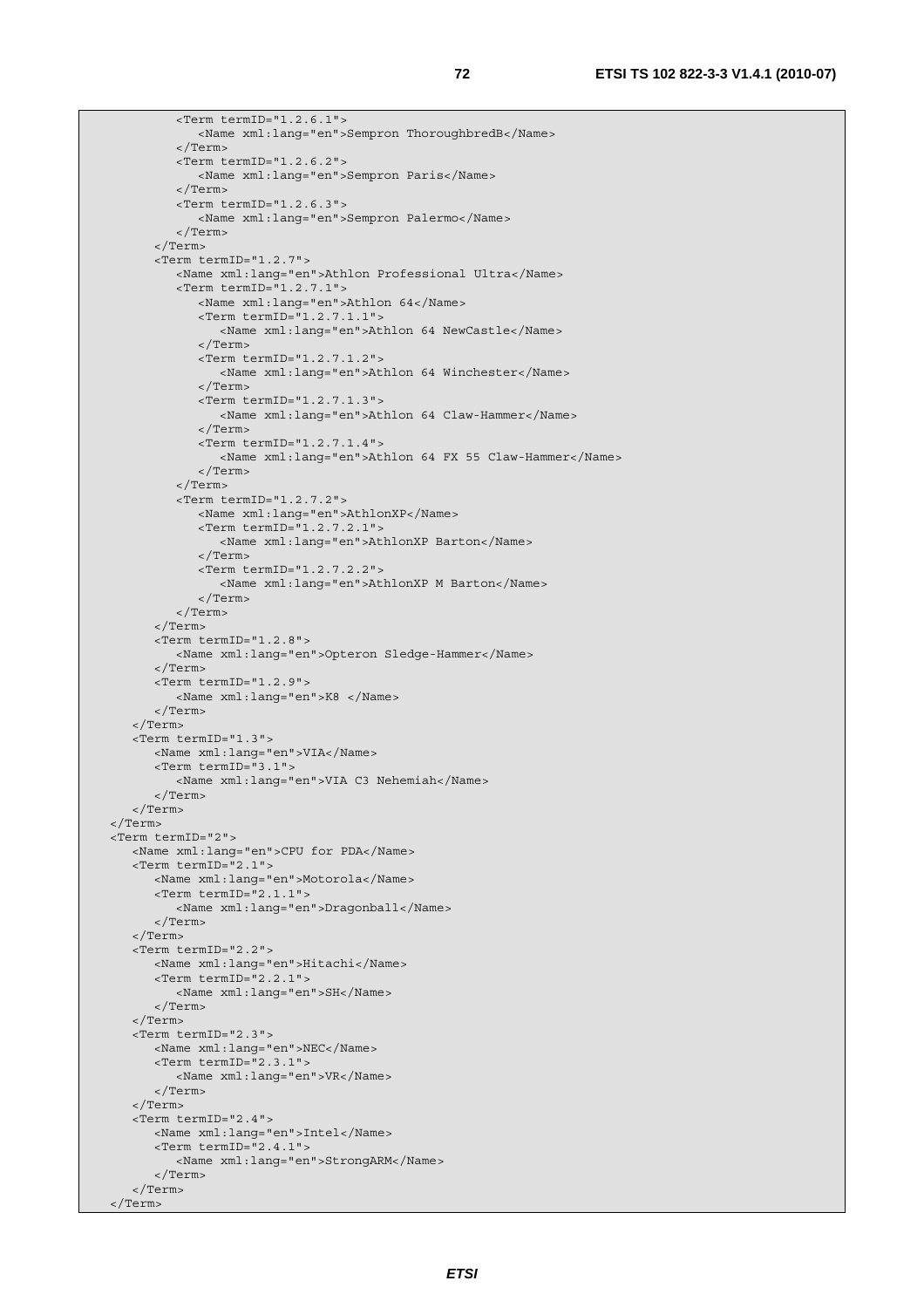```
            <Term termID="1.2.6.1">
               <Name xml:lang="en">Sempron ThoroughbredB</Name>
            </Term>
            <Term termID="1.2.6.2">
               <Name xml:lang="en">Sempron Paris</Name>
            </Term>
            <Term termID="1.2.6.3">
               <Name xml:lang="en">Sempron Palermo</Name>
            </Term>
         </Term>
         <Term termID="1.2.7">
            <Name xml:lang="en">Athlon Professional Ultra</Name>
            <Term termID="1.2.7.1">
               <Name xml:lang="en">Athlon 64</Name>
               <Term termID="1.2.7.1.1">
                  <Name xml:lang="en">Athlon 64 NewCastle</Name>
               </Term>
               <Term termID="1.2.7.1.2">
                  <Name xml:lang="en">Athlon 64 Winchester</Name>
               </Term>
               <Term termID="1.2.7.1.3">
                  <Name xml:lang="en">Athlon 64 Claw-Hammer</Name>
               </Term>
               <Term termID="1.2.7.1.4">
                  <Name xml:lang="en">Athlon 64 FX 55 Claw-Hammer</Name>
               </Term>
            </Term>
            <Term termID="1.2.7.2">
               <Name xml:lang="en">AthlonXP</Name>
               <Term termID="1.2.7.2.1">
                  <Name xml:lang="en">AthlonXP Barton</Name>
               </Term>
               <Term termID="1.2.7.2.2">
                  <Name xml:lang="en">AthlonXP M Barton</Name>
               </Term>
            </Term>
         </Term>
         <Term termID="1.2.8">
            <Name xml:lang="en">Opteron Sledge-Hammer</Name>
         </Term>
         <Term termID="1.2.9">
            <Name xml:lang="en">K8 </Name>
         </Term>
      </Term>
      <Term termID="1.3">
         <Name xml:lang="en">VIA</Name>
         <Term termID="3.1">
            <Name xml:lang="en">VIA C3 Nehemiah</Name>
         </Term>
      </Term>
   </Term>
   <Term termID="2">
      <Name xml:lang="en">CPU for PDA</Name>
      <Term termID="2.1">
         <Name xml:lang="en">Motorola</Name>
         <Term termID="2.1.1">
            <Name xml:lang="en">Dragonball</Name>
         </Term>
      </Term>
      <Term termID="2.2">
         <Name xml:lang="en">Hitachi</Name>
         <Term termID="2.2.1">
            <Name xml:lang="en">SH</Name>
         </Term>
      </Term>
      <Term termID="2.3">
         <Name xml:lang="en">NEC</Name>
         <Term termID="2.3.1">
            <Name xml:lang="en">VR</Name>
         </Term>
      </Term>
      <Term termID="2.4">
         <Name xml:lang="en">Intel</Name>
         <Term termID="2.4.1">
            <Name xml:lang="en">StrongARM</Name>
         </Term>
      </Term>
   </Term>
```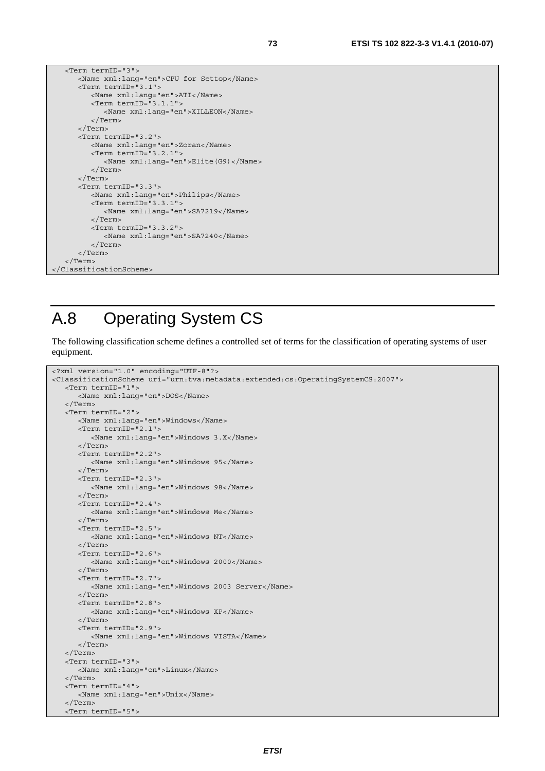```
   <Term termID="3">
      <Name xml:lang="en">CPU for Settop</Name>
      <Term termID="3.1">
         <Name xml:lang="en">ATI</Name>
         <Term termID="3.1.1">
            <Name xml:lang="en">XILLEON</Name>
         </Term>
      </Term>
      <Term termID="3.2">
         <Name xml:lang="en">Zoran</Name>
         <Term termID="3.2.1">
            <Name xml:lang="en">Elite(G9)</Name>
         </Term>
      </Term>
      <Term termID="3.3">
         <Name xml:lang="en">Philips</Name>
         <Term termID="3.3.1">
            <Name xml:lang="en">SA7219</Name>
         </Term>
         <Term termID="3.3.2">
            <Name xml:lang="en">SA7240</Name>
         </Term>
      </Term>
   </Term>
</ClassificationScheme>
```

# A.8 Operating System CS

The following classification scheme defines a controlled set of terms for the classification of operating systems of user equipment.

```
<?xml version="1.0" encoding="UTF-8"?>
<ClassificationScheme uri="urn:tva:metadata:extended:cs:OperatingSystemCS:2007">
   <Term termID="1">
      <Name xml:lang="en">DOS</Name>
   </Term>
   <Term termID="2">
      <Name xml:lang="en">Windows</Name>
      <Term termID="2.1">
         <Name xml:lang="en">Windows 3.X</Name>
      </Term>
      <Term termID="2.2">
         <Name xml:lang="en">Windows 95</Name>
      </Term>
      <Term termID="2.3">
         <Name xml:lang="en">Windows 98</Name>
      </Term>
      <Term termID="2.4">
         <Name xml:lang="en">Windows Me</Name>
      </Term>
      <Term termID="2.5">
         <Name xml:lang="en">Windows NT</Name>
      </Term>
      <Term termID="2.6">
         <Name xml:lang="en">Windows 2000</Name>
      </Term>
      <Term termID="2.7">
         <Name xml:lang="en">Windows 2003 Server</Name>
      </Term>
      <Term termID="2.8">
         <Name xml:lang="en">Windows XP</Name>
      </Term>
      <Term termID="2.9">
         <Name xml:lang="en">Windows VISTA</Name>
      </Term>
   </Term>
   <Term termID="3">
      <Name xml:lang="en">Linux</Name>
   </Term>
   <Term termID="4">
      <Name xml:lang="en">Unix</Name>
   </Term>
   <Term termID="5">
```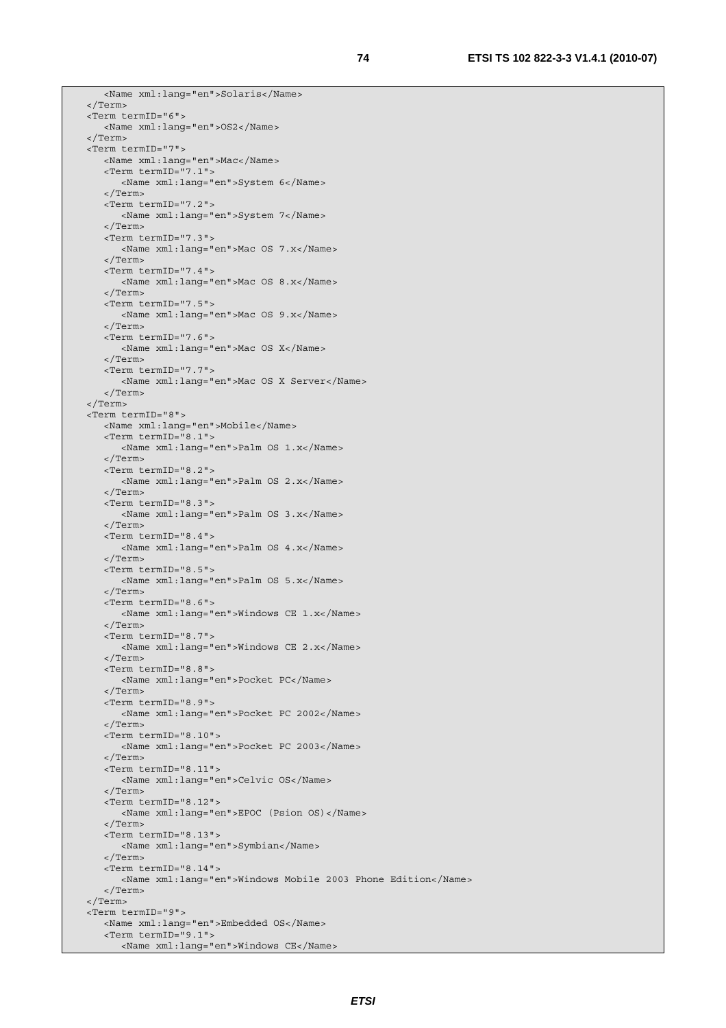```
      <Name xml:lang="en">Solaris</Name>
   </Term>
   <Term termID="6">
      <Name xml:lang="en">OS2</Name>
   </Term>
   <Term termID="7">
      <Name xml:lang="en">Mac</Name>
      <Term termID="7.1">
         <Name xml:lang="en">System 6</Name>
      </Term>
      <Term termID="7.2">
         <Name xml:lang="en">System 7</Name>
      </Term>
      <Term termID="7.3">
         <Name xml:lang="en">Mac OS 7.x</Name>
      </Term>
      <Term termID="7.4">
         <Name xml:lang="en">Mac OS 8.x</Name>
      </Term>
      <Term termID="7.5">
         <Name xml:lang="en">Mac OS 9.x</Name>
      </Term>
      <Term termID="7.6">
         <Name xml:lang="en">Mac OS X</Name>
      </Term>
      <Term termID="7.7">
         <Name xml:lang="en">Mac OS X Server</Name>
      </Term>
   </Term>
   <Term termID="8">
      <Name xml:lang="en">Mobile</Name>
      <Term termID="8.1">
         <Name xml:lang="en">Palm OS 1.x</Name>
      </Term>
      <Term termID="8.2">
         <Name xml:lang="en">Palm OS 2.x</Name>
      </Term>
      <Term termID="8.3">
         <Name xml:lang="en">Palm OS 3.x</Name>
      </Term>
      <Term termID="8.4">
         <Name xml:lang="en">Palm OS 4.x</Name>
      </Term>
      <Term termID="8.5">
         <Name xml:lang="en">Palm OS 5.x</Name>
      </Term>
      <Term termID="8.6">
         <Name xml:lang="en">Windows CE 1.x</Name>
      </Term>
      <Term termID="8.7">
         <Name xml:lang="en">Windows CE 2.x</Name>
      </Term>
      <Term termID="8.8">
         <Name xml:lang="en">Pocket PC</Name>
      </Term>
      <Term termID="8.9">
         <Name xml:lang="en">Pocket PC 2002</Name>
      </Term>
      <Term termID="8.10">
         <Name xml:lang="en">Pocket PC 2003</Name>
      </Term>
      <Term termID="8.11">
         <Name xml:lang="en">Celvic OS</Name>
      </Term>
      <Term termID="8.12">
         <Name xml:lang="en">EPOC (Psion OS)</Name>
      </Term>
      <Term termID="8.13">
         <Name xml:lang="en">Symbian</Name>
      </Term>
      <Term termID="8.14">
         <Name xml:lang="en">Windows Mobile 2003 Phone Edition</Name>
      </Term>
   </Term>
   <Term termID="9">
      <Name xml:lang="en">Embedded OS</Name>
      <Term termID="9.1">
         <Name xml:lang="en">Windows CE</Name>
```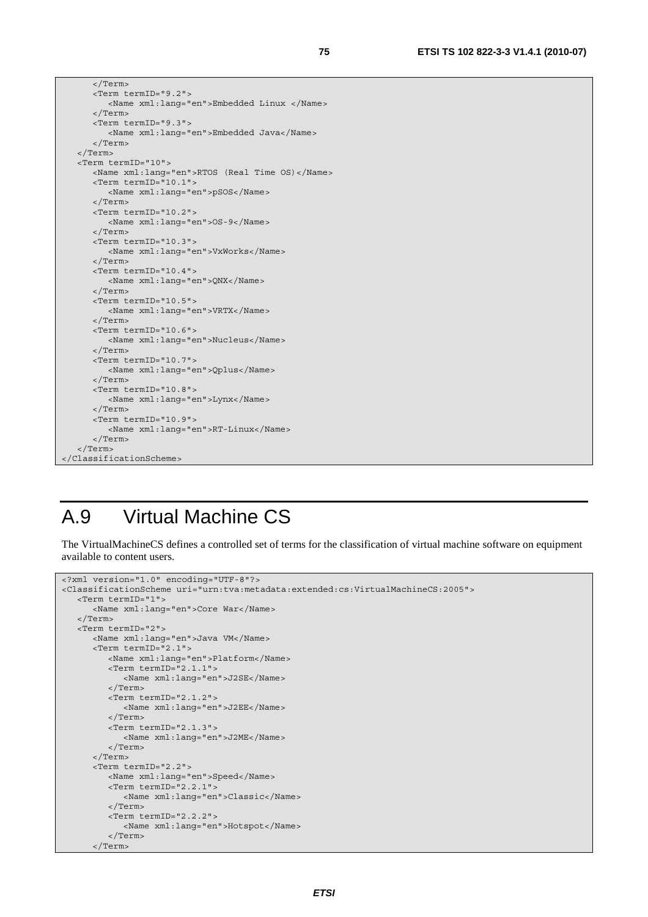```
      </Term>
      <Term termID="9.2">
         <Name xml:lang="en">Embedded Linux </Name>
      </Term>
      <Term termID="9.3">
         <Name xml:lang="en">Embedded Java</Name>
      </Term>
   </Term>
   <Term termID="10">
      <Name xml:lang="en">RTOS (Real Time OS)</Name>
      <Term termID="10.1">
         <Name xml:lang="en">pSOS</Name>
      </Term>
      <Term termID="10.2">
         <Name xml:lang="en">OS-9</Name>
      </Term>
      <Term termID="10.3">
         <Name xml:lang="en">VxWorks</Name>
      </Term>
      <Term termID="10.4">
         <Name xml:lang="en">QNX</Name>
      </Term>
      <Term termID="10.5">
         <Name xml:lang="en">VRTX</Name>
      </Term>
      <Term termID="10.6">
         <Name xml:lang="en">Nucleus</Name>
      </Term>
      <Term termID="10.7">
         <Name xml:lang="en">Qplus</Name>
      </Term>
      <Term termID="10.8">
         <Name xml:lang="en">Lynx</Name>
      </Term>
      <Term termID="10.9">
         <Name xml:lang="en">RT-Linux</Name>
      </Term>
   </Term>
</ClassificationScheme>
```

# A.9 Virtual Machine CS

The VirtualMachineCS defines a controlled set of terms for the classification of virtual machine software on equipment available to content users.

```
<?xml version="1.0" encoding="UTF-8"?>
<ClassificationScheme uri="urn:tva:metadata:extended:cs:VirtualMachineCS:2005">
   <Term termID="1">
      <Name xml:lang="en">Core War</Name>
   </Term>
   <Term termID="2">
      <Name xml:lang="en">Java VM</Name>
      <Term termID="2.1">
         <Name xml:lang="en">Platform</Name>
         <Term termID="2.1.1">
            <Name xml:lang="en">J2SE</Name>
         </Term>
         <Term termID="2.1.2">
            <Name xml:lang="en">J2EE</Name>
         </Term>
         <Term termID="2.1.3">
            <Name xml:lang="en">J2ME</Name>
         </Term>
      </Term>
      <Term termID="2.2">
         <Name xml:lang="en">Speed</Name>
         <Term termID="2.2.1">
            <Name xml:lang="en">Classic</Name>
         </Term>
         <Term termID="2.2.2">
            <Name xml:lang="en">Hotspot</Name>
         </Term>
      </Term>
```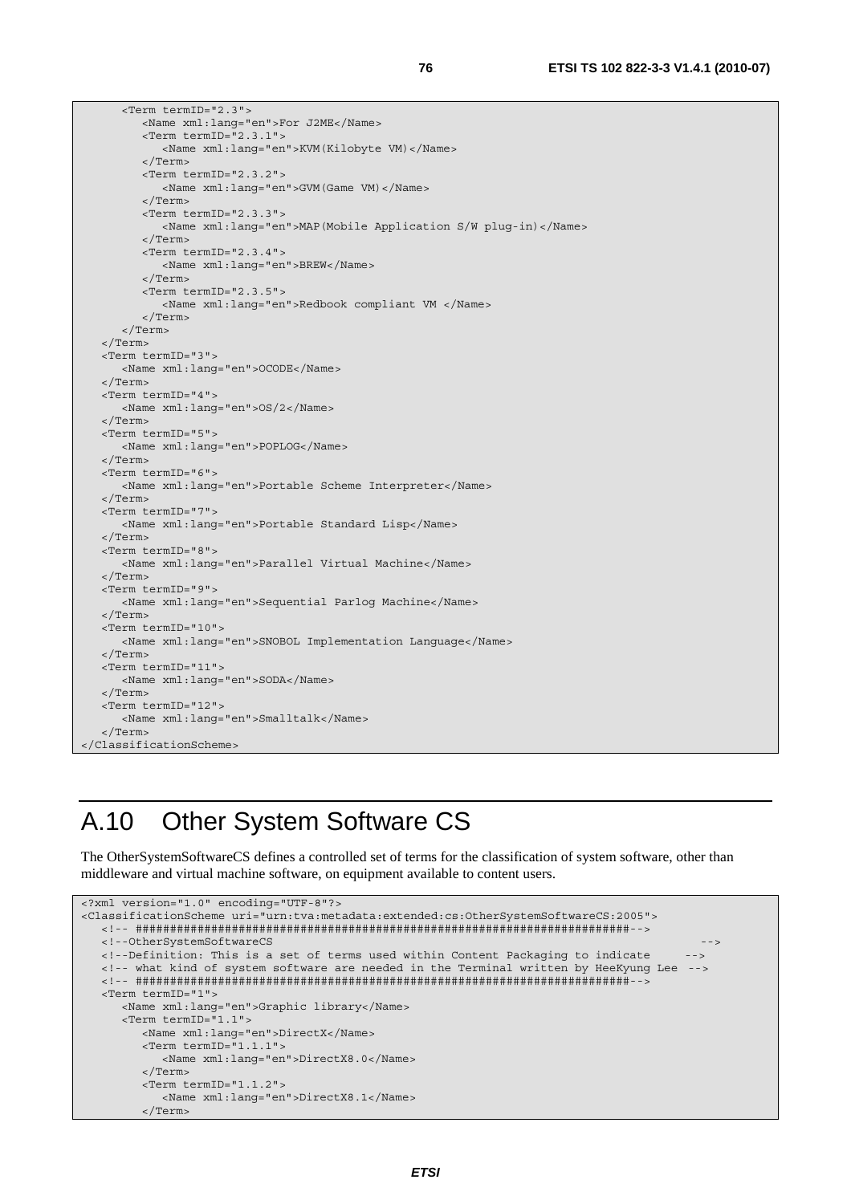```
      <Term termID="2.3">
         <Name xml:lang="en">For J2ME</Name>
         <Term termID="2.3.1">
            <Name xml:lang="en">KVM(Kilobyte VM)</Name>
         </Term>
         <Term termID="2.3.2">
            <Name xml:lang="en">GVM(Game VM)</Name>
         </Term>
         <Term termID="2.3.3">
            <Name xml:lang="en">MAP(Mobile Application S/W plug-in)</Name>
         </Term>
         <Term termID="2.3.4">
            <Name xml:lang="en">BREW</Name>
         </Term>
         <Term termID="2.3.5">
            <Name xml:lang="en">Redbook compliant VM </Name>
         </Term>
      </Term>
   </Term>
   <Term termID="3">
      <Name xml:lang="en">OCODE</Name>
   </Term>
   <Term termID="4">
      <Name xml:lang="en">OS/2</Name>
   </Term>
   <Term termID="5">
      <Name xml:lang="en">POPLOG</Name>
   </Term>
   <Term termID="6">
      <Name xml:lang="en">Portable Scheme Interpreter</Name>
   </Term>
   <Term termID="7">
      <Name xml:lang="en">Portable Standard Lisp</Name>
   </Term>
   <Term termID="8">
      <Name xml:lang="en">Parallel Virtual Machine</Name>
   </Term>
   <Term termID="9">
      <Name xml:lang="en">Sequential Parlog Machine</Name>
   </Term>
   <Term termID="10">
      <Name xml:lang="en">SNOBOL Implementation Language</Name>
   </Term>
   <Term termID="11">
      <Name xml:lang="en">SODA</Name>
   </Term>
   <Term termID="12">
      <Name xml:lang="en">Smalltalk</Name>
   </Term>
</ClassificationScheme>
```

# A.10 Other System Software CS

The OtherSystemSoftwareCS defines a controlled set of terms for the classification of system software, other than middleware and virtual machine software, on equipment available to content users.

```
<?xml version="1.0" encoding="UTF-8"?>
<ClassificationScheme uri="urn:tva:metadata:extended:cs:OtherSystemSoftwareCS:2005">
   <!-- #####################################################################-->
   <!--OtherSystemSoftwareCS                                                  -->
   <!--Definition: This is a set of terms used within Content Packaging to indicate     -->
   <!-- what kind of system software are needed in the Terminal written by HeeKyung Lee  -->
   <!-- #####################################################################-->
   <Term termID="1">
      <Name xml:lang="en">Graphic library</Name>
      <Term termID="1.1">
         <Name xml:lang="en">DirectX</Name>
         <Term termID="1.1.1">
            <Name xml:lang="en">DirectX8.0</Name>
         </Term>
         <Term termID="1.1.2">
            <Name xml:lang="en">DirectX8.1</Name>
         </Term>
```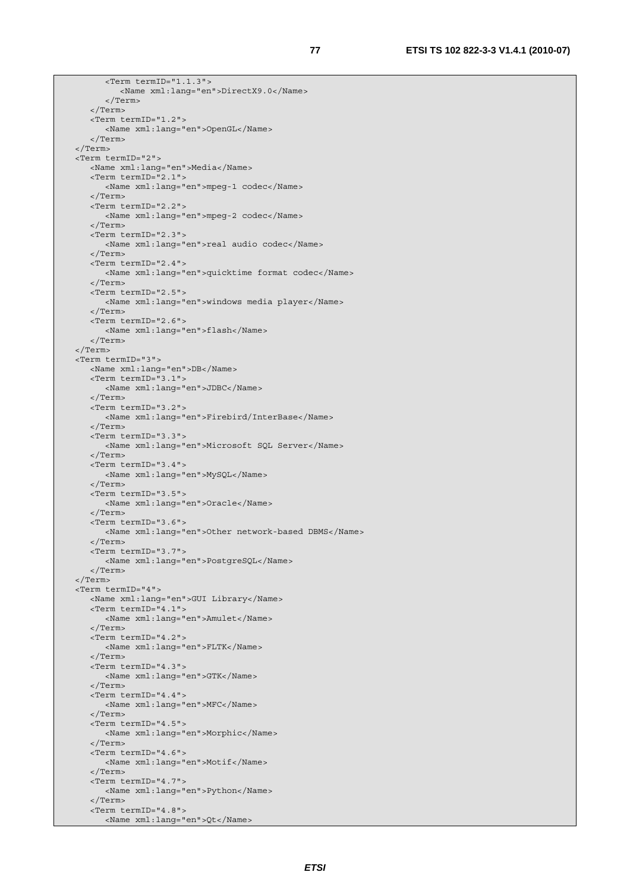```
            <Term termID="1.1.3">
               <Name xml:lang="en">DirectX9.0</Name>
            </Term>
         </Term>
         <Term termID="1.2">
            <Name xml:lang="en">OpenGL</Name>
         </Term>
      </Term>
      <Term termID="2">
         <Name xml:lang="en">Media</Name>
         <Term termID="2.1">
            <Name xml:lang="en">mpeg-1 codec</Name>
         </Term>
         <Term termID="2.2">
            <Name xml:lang="en">mpeg-2 codec</Name>
         </Term>
         <Term termID="2.3">
            <Name xml:lang="en">real audio codec</Name>
         </Term>
         <Term termID="2.4">
            <Name xml:lang="en">quicktime format codec</Name>
         </Term>
         <Term termID="2.5">
            <Name xml:lang="en">windows media player</Name>
         </Term>
         <Term termID="2.6">
            <Name xml:lang="en">flash</Name>
         </Term>
      </Term>
      <Term termID="3">
         <Name xml:lang="en">DB</Name>
         <Term termID="3.1">
            <Name xml:lang="en">JDBC</Name>
         </Term>
         <Term termID="3.2">
            <Name xml:lang="en">Firebird/InterBase</Name>
         </Term>
         <Term termID="3.3">
            <Name xml:lang="en">Microsoft SQL Server</Name>
         </Term>
         <Term termID="3.4">
            <Name xml:lang="en">MySQL</Name>
         </Term>
         <Term termID="3.5">
            <Name xml:lang="en">Oracle</Name>
         </Term>
         <Term termID="3.6">
            <Name xml:lang="en">Other network-based DBMS</Name>
         </Term>
         <Term termID="3.7">
            <Name xml:lang="en">PostgreSQL</Name>
         </Term>
      </Term>
      <Term termID="4">
         <Name xml:lang="en">GUI Library</Name>
         <Term termID="4.1">
            <Name xml:lang="en">Amulet</Name>
         </Term>
         <Term termID="4.2">
            <Name xml:lang="en">FLTK</Name>
         </Term>
         <Term termID="4.3">
            <Name xml:lang="en">GTK</Name>
         </Term>
         <Term termID="4.4">
            <Name xml:lang="en">MFC</Name>
         </Term>
         <Term termID="4.5">
            <Name xml:lang="en">Morphic</Name>
         </Term>
         <Term termID="4.6">
            <Name xml:lang="en">Motif</Name>
         </Term>
         <Term termID="4.7">
            <Name xml:lang="en">Python</Name>
         </Term>
         <Term termID="4.8">
            <Name xml:lang="en">Qt</Name>
```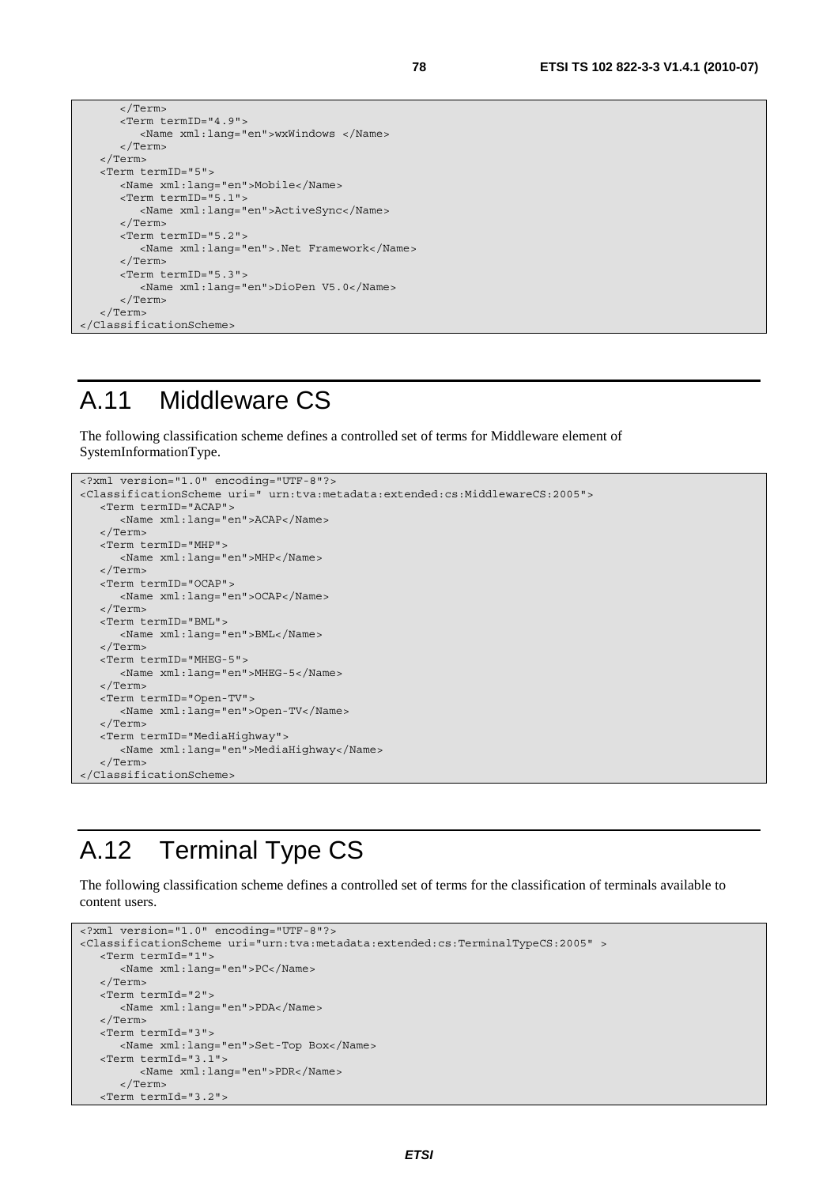```
      </Term>
      <Term termID="4.9">
         <Name xml:lang="en">wxWindows </Name>
      </Term>
   </Term>
   <Term termID="5">
      <Name xml:lang="en">Mobile</Name>
      <Term termID="5.1">
         <Name xml:lang="en">ActiveSync</Name>
      </Term>
      <Term termID="5.2">
         <Name xml:lang="en">.Net Framework</Name>
      </Term>
      <Term termID="5.3">
         <Name xml:lang="en">DioPen V5.0</Name>
      </Term>
   </Term>
</ClassificationScheme>
```

# A.11 Middleware CS

The following classification scheme defines a controlled set of terms for Middleware element of SystemInformationType.

```
<?xml version="1.0" encoding="UTF-8"?>
<ClassificationScheme uri=" urn:tva:metadata:extended:cs:MiddlewareCS:2005">
   <Term termID="ACAP">
      <Name xml:lang="en">ACAP</Name>
   </Term>
   <Term termID="MHP">
      <Name xml:lang="en">MHP</Name>
   </Term>
   <Term termID="OCAP">
      <Name xml:lang="en">OCAP</Name>
   </Term>
   <Term termID="BML">
      <Name xml:lang="en">BML</Name>
   </Term>
   <Term termID="MHEG-5">
      <Name xml:lang="en">MHEG-5</Name>
   </Term>
   <Term termID="Open-TV">
      <Name xml:lang="en">Open-TV</Name>
   </Term>
   <Term termID="MediaHighway">
      <Name xml:lang="en">MediaHighway</Name>
   </Term>
</ClassificationScheme>
```

# A.12 Terminal Type CS

The following classification scheme defines a controlled set of terms for the classification of terminals available to content users.

```
<?xml version="1.0" encoding="UTF-8"?>
<ClassificationScheme uri="urn:tva:metadata:extended:cs:TerminalTypeCS:2005" >
   <Term termId="1">
      <Name xml:lang="en">PC</Name>
   </Term>
   <Term termId="2">
      <Name xml:lang="en">PDA</Name>
   </Term>
   <Term termId="3">
      <Name xml:lang="en">Set-Top Box</Name>
   <Term termId="3.1">
         <Name xml:lang="en">PDR</Name>
      </Term>
   <Term termId="3.2">
```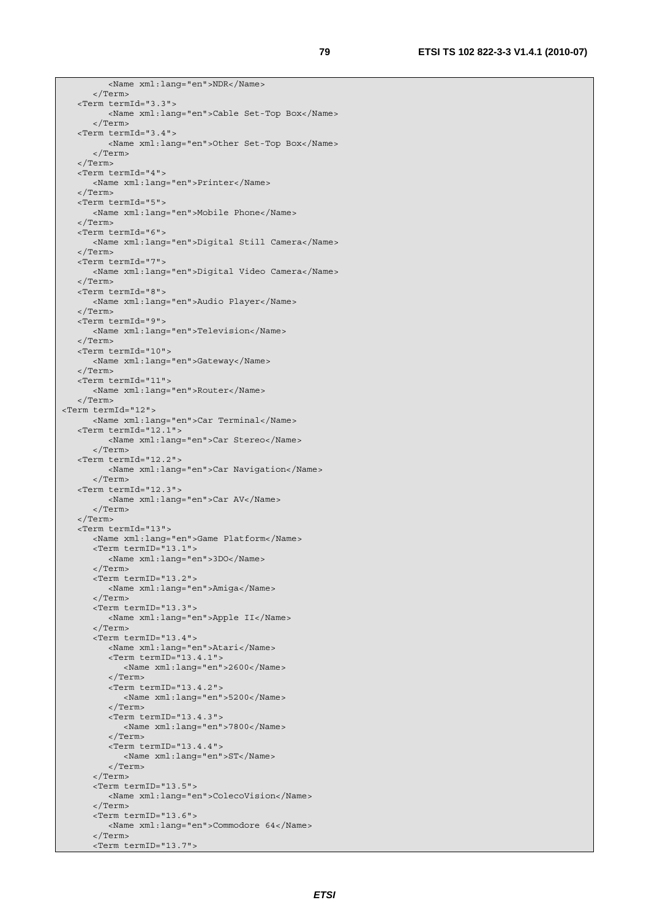```
            <Name xml:lang="en">NDR</Name>
         </Term>
      <Term termId="3.3">
            <Name xml:lang="en">Cable Set-Top Box</Name>
         </Term>
      <Term termId="3.4">
            <Name xml:lang="en">Other Set-Top Box</Name>
         </Term>
      </Term>
      <Term termId="4">
         <Name xml:lang="en">Printer</Name>
      </Term>
      <Term termId="5">
         <Name xml:lang="en">Mobile Phone</Name>
      </Term>
      <Term termId="6">
         <Name xml:lang="en">Digital Still Camera</Name>
      </Term>
      <Term termId="7">
         <Name xml:lang="en">Digital Video Camera</Name>
      </Term>
      <Term termId="8">
         <Name xml:lang="en">Audio Player</Name>
      </Term>
      <Term termId="9">
         <Name xml:lang="en">Television</Name>
      </Term>
      <Term termId="10">
         <Name xml:lang="en">Gateway</Name>
      </Term>
      <Term termId="11">
         <Name xml:lang="en">Router</Name>
      </Term>
<Term termId="12">
         <Name xml:lang="en">Car Terminal</Name>
      <Term termId="12.1">
            <Name xml:lang="en">Car Stereo</Name>
         </Term>
      <Term termId="12.2">
            <Name xml:lang="en">Car Navigation</Name>
         </Term>
      <Term termId="12.3">
            <Name xml:lang="en">Car AV</Name>
         </Term>
      </Term>
      <Term termId="13">
         <Name xml:lang="en">Game Platform</Name>
         <Term termID="13.1">
            <Name xml:lang="en">3DO</Name>
         </Term>
         <Term termID="13.2">
            <Name xml:lang="en">Amiga</Name>
         </Term>
         <Term termID="13.3">
            <Name xml:lang="en">Apple II</Name>
         </Term>
         <Term termID="13.4">
            <Name xml:lang="en">Atari</Name>
            <Term termID="13.4.1">
               <Name xml:lang="en">2600</Name>
            </Term>
            <Term termID="13.4.2">
               <Name xml:lang="en">5200</Name>
            </Term>
            <Term termID="13.4.3">
               <Name xml:lang="en">7800</Name>
            </Term>
            <Term termID="13.4.4">
               <Name xml:lang="en">ST</Name>
            </Term>
         </Term>
         <Term termID="13.5">
            <Name xml:lang="en">ColecoVision</Name>
         </Term>
         <Term termID="13.6">
            <Name xml:lang="en">Commodore 64</Name>
         </Term>
         <Term termID="13.7">
```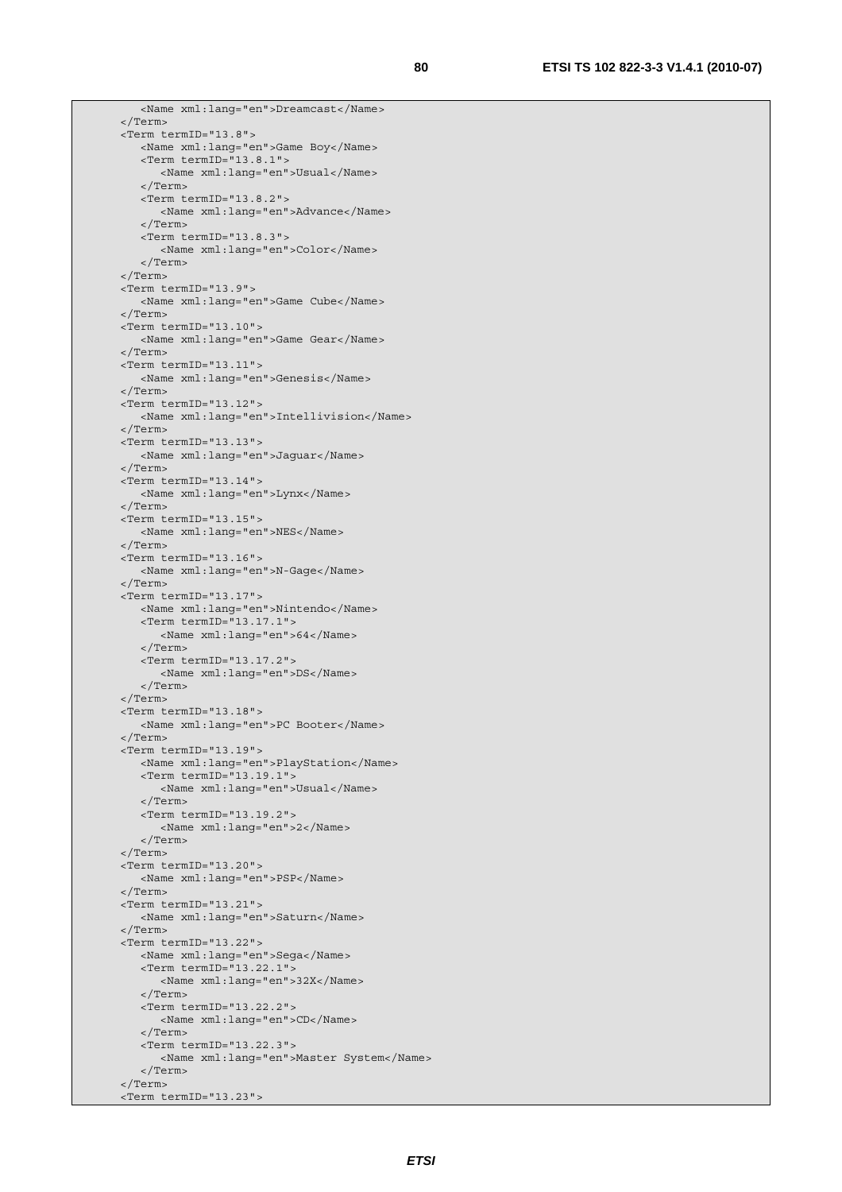```
         <Name xml:lang="en">Dreamcast</Name>
      </Term>
      <Term termID="13.8">
         <Name xml:lang="en">Game Boy</Name>
         <Term termID="13.8.1">
            <Name xml:lang="en">Usual</Name>
         </Term>
         <Term termID="13.8.2">
            <Name xml:lang="en">Advance</Name>
         </Term>
         <Term termID="13.8.3">
            <Name xml:lang="en">Color</Name>
         </Term>
      </Term>
      <Term termID="13.9">
         <Name xml:lang="en">Game Cube</Name>
      </Term>
      <Term termID="13.10">
         <Name xml:lang="en">Game Gear</Name>
      </Term>
      <Term termID="13.11">
         <Name xml:lang="en">Genesis</Name>
      </Term>
      <Term termID="13.12">
         <Name xml:lang="en">Intellivision</Name>
      </Term>
      <Term termID="13.13">
         <Name xml:lang="en">Jaguar</Name>
      </Term>
      <Term termID="13.14">
         <Name xml:lang="en">Lynx</Name>
      </Term>
      <Term termID="13.15">
         <Name xml:lang="en">NES</Name>
      </Term>
      <Term termID="13.16">
         <Name xml:lang="en">N-Gage</Name>
      </Term>
      <Term termID="13.17">
         <Name xml:lang="en">Nintendo</Name>
         <Term termID="13.17.1">
            <Name xml:lang="en">64</Name>
         </Term>
         <Term termID="13.17.2">
            <Name xml:lang="en">DS</Name>
         </Term>
      </Term>
      <Term termID="13.18">
         <Name xml:lang="en">PC Booter</Name>
      </Term>
      <Term termID="13.19">
         <Name xml:lang="en">PlayStation</Name>
         <Term termID="13.19.1">
            <Name xml:lang="en">Usual</Name>
         </Term>
         <Term termID="13.19.2">
            <Name xml:lang="en">2</Name>
         </Term>
      </Term>
      <Term termID="13.20">
         <Name xml:lang="en">PSP</Name>
      </Term>
      <Term termID="13.21">
         <Name xml:lang="en">Saturn</Name>
      </Term>
      <Term termID="13.22">
         <Name xml:lang="en">Sega</Name>
         <Term termID="13.22.1">
            <Name xml:lang="en">32X</Name>
         </Term>
         <Term termID="13.22.2">
            <Name xml:lang="en">CD</Name>
         </Term>
         <Term termID="13.22.3">
            <Name xml:lang="en">Master System</Name>
         </Term>
      </Term>
      <Term termID="13.23">
```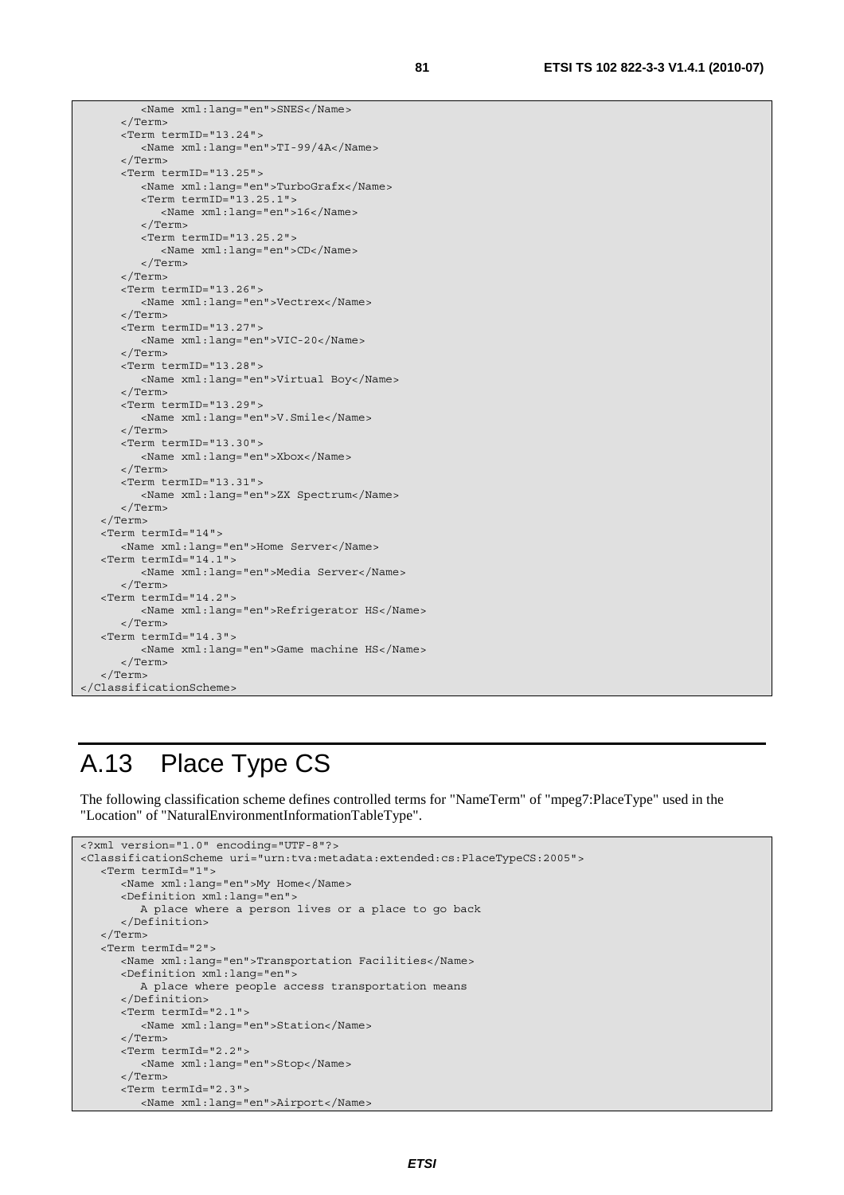```
         <Name xml:lang="en">SNES</Name>
      </Term>
      <Term termID="13.24">
         <Name xml:lang="en">TI-99/4A</Name>
      </Term>
      <Term termID="13.25">
         <Name xml:lang="en">TurboGrafx</Name>
         <Term termID="13.25.1">
            <Name xml:lang="en">16</Name>
         </Term>
         <Term termID="13.25.2">
            <Name xml:lang="en">CD</Name>
         </Term>
      </Term>
      <Term termID="13.26">
         <Name xml:lang="en">Vectrex</Name>
      </Term>
      <Term termID="13.27">
         <Name xml:lang="en">VIC-20</Name>
      </Term>
      <Term termID="13.28">
         <Name xml:lang="en">Virtual Boy</Name>
      </Term>
      <Term termID="13.29">
         <Name xml:lang="en">V.Smile</Name>
      </Term>
      <Term termID="13.30">
         <Name xml:lang="en">Xbox</Name>
      </Term>
      <Term termID="13.31">
         <Name xml:lang="en">ZX Spectrum</Name>
      </Term>
   </Term>
   <Term termId="14">
      <Name xml:lang="en">Home Server</Name>
   <Term termId="14.1">
         <Name xml:lang="en">Media Server</Name>
      </Term>
   <Term termId="14.2">
         <Name xml:lang="en">Refrigerator HS</Name>
      </Term>
   <Term termId="14.3">
         <Name xml:lang="en">Game machine HS</Name>
      </Term>
   </Term>
</ClassificationScheme>
```

# A.13 Place Type CS

The following classification scheme defines controlled terms for "NameTerm" of "mpeg7:PlaceType" used in the "Location" of "NaturalEnvironmentInformationTableType".

```
<?xml version="1.0" encoding="UTF-8"?>
<ClassificationScheme uri="urn:tva:metadata:extended:cs:PlaceTypeCS:2005">
   <Term termId="1">
      <Name xml:lang="en">My Home</Name>
      <Definition xml:lang="en">
         A place where a person lives or a place to go back
      </Definition>
   </Term>
   <Term termId="2">
      <Name xml:lang="en">Transportation Facilities</Name>
      <Definition xml:lang="en">
         A place where people access transportation means
      </Definition>
      <Term termId="2.1">
         <Name xml:lang="en">Station</Name>
      </Term>
      <Term termId="2.2">
         <Name xml:lang="en">Stop</Name>
      </Term>
      <Term termId="2.3">
         <Name xml:lang="en">Airport</Name>
```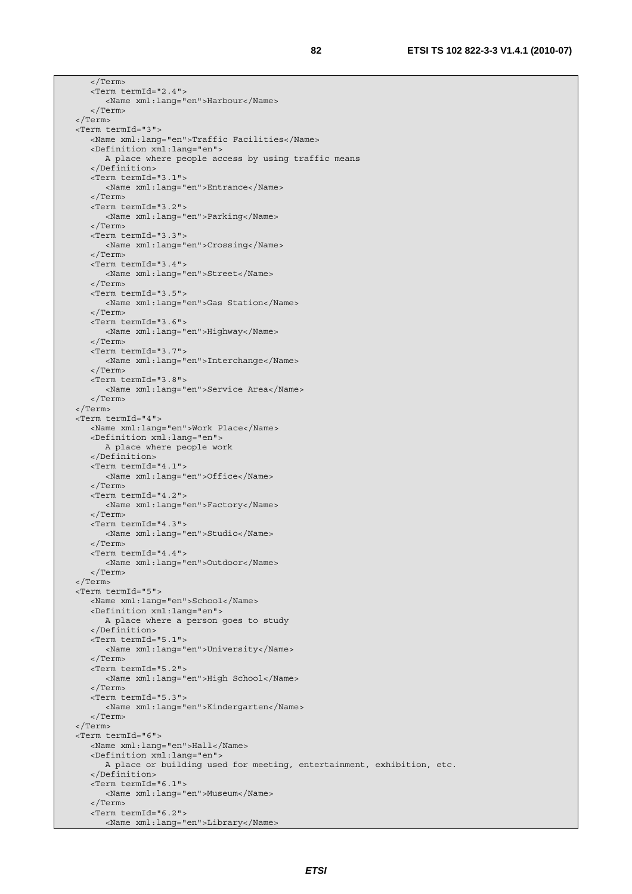```
      </Term>
      <Term termId="2.4">
         <Name xml:lang="en">Harbour</Name>
      </Term>
   </Term>
   <Term termId="3">
      <Name xml:lang="en">Traffic Facilities</Name>
      <Definition xml:lang="en">
         A place where people access by using traffic means
      </Definition>
      <Term termId="3.1">
         <Name xml:lang="en">Entrance</Name>
      </Term>
      <Term termId="3.2">
         <Name xml:lang="en">Parking</Name>
      </Term>
      <Term termId="3.3">
         <Name xml:lang="en">Crossing</Name>
      </Term>
      <Term termId="3.4">
         <Name xml:lang="en">Street</Name>
      </Term>
      <Term termId="3.5">
         <Name xml:lang="en">Gas Station</Name>
      </Term>
      <Term termId="3.6">
         <Name xml:lang="en">Highway</Name>
      </Term>
      <Term termId="3.7">
         <Name xml:lang="en">Interchange</Name>
      </Term>
      <Term termId="3.8">
         <Name xml:lang="en">Service Area</Name>
      </Term>
   </Term>
   <Term termId="4">
      <Name xml:lang="en">Work Place</Name>
      <Definition xml:lang="en">
         A place where people work
      </Definition>
      <Term termId="4.1">
         <Name xml:lang="en">Office</Name>
      </Term>
      <Term termId="4.2">
         <Name xml:lang="en">Factory</Name>
      </Term>
      <Term termId="4.3">
         <Name xml:lang="en">Studio</Name>
      </Term>
      <Term termId="4.4">
         <Name xml:lang="en">Outdoor</Name>
      </Term>
   </Term>
   <Term termId="5">
      <Name xml:lang="en">School</Name>
      <Definition xml:lang="en">
         A place where a person goes to study
      </Definition>
      <Term termId="5.1">
         <Name xml:lang="en">University</Name>
      </Term>
      <Term termId="5.2">
         <Name xml:lang="en">High School</Name>
      </Term>
      <Term termId="5.3">
         <Name xml:lang="en">Kindergarten</Name>
      </Term>
   </Term>
   <Term termId="6">
      <Name xml:lang="en">Hall</Name>
      <Definition xml:lang="en">
         A place or building used for meeting, entertainment, exhibition, etc.
      </Definition>
      <Term termId="6.1">
         <Name xml:lang="en">Museum</Name>
      </Term>
      <Term termId="6.2">
         <Name xml:lang="en">Library</Name>
```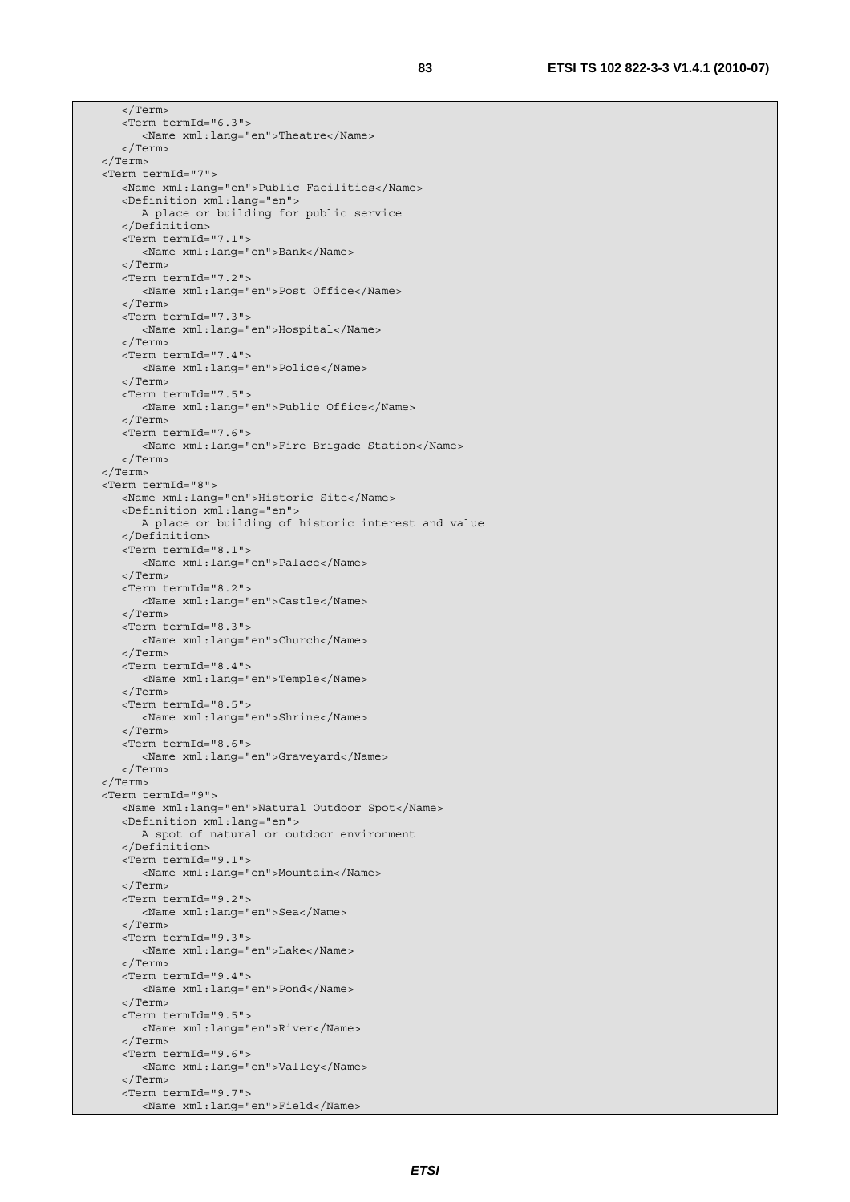```
      </Term>
      <Term termId="6.3">
         <Name xml:lang="en">Theatre</Name>
      </Term>
   </Term>
   <Term termId="7">
      <Name xml:lang="en">Public Facilities</Name>
      <Definition xml:lang="en">
         A place or building for public service
      </Definition>
      <Term termId="7.1">
         <Name xml:lang="en">Bank</Name>
      </Term>
      <Term termId="7.2">
         <Name xml:lang="en">Post Office</Name>
      </Term>
      <Term termId="7.3">
         <Name xml:lang="en">Hospital</Name>
      </Term>
      <Term termId="7.4">
         <Name xml:lang="en">Police</Name>
      </Term>
      <Term termId="7.5">
         <Name xml:lang="en">Public Office</Name>
      </Term>
      <Term termId="7.6">
         <Name xml:lang="en">Fire-Brigade Station</Name>
      </Term>
   </Term>
   <Term termId="8">
      <Name xml:lang="en">Historic Site</Name>
      <Definition xml:lang="en">
         A place or building of historic interest and value
      </Definition>
      <Term termId="8.1">
         <Name xml:lang="en">Palace</Name>
      </Term>
      <Term termId="8.2">
         <Name xml:lang="en">Castle</Name>
      </Term>
      <Term termId="8.3">
         <Name xml:lang="en">Church</Name>
      </Term>
      <Term termId="8.4">
         <Name xml:lang="en">Temple</Name>
      </Term>
      <Term termId="8.5">
         <Name xml:lang="en">Shrine</Name>
      </Term>
      <Term termId="8.6">
         <Name xml:lang="en">Graveyard</Name>
      </Term>
   </Term>
   <Term termId="9">
      <Name xml:lang="en">Natural Outdoor Spot</Name>
      <Definition xml:lang="en">
         A spot of natural or outdoor environment
      </Definition>
      <Term termId="9.1">
         <Name xml:lang="en">Mountain</Name>
      </Term>
      <Term termId="9.2">
         <Name xml:lang="en">Sea</Name>
      </Term>
      <Term termId="9.3">
         <Name xml:lang="en">Lake</Name>
      </Term>
      <Term termId="9.4">
         <Name xml:lang="en">Pond</Name>
      </Term>
      <Term termId="9.5">
         <Name xml:lang="en">River</Name>
      </Term>
      <Term termId="9.6">
         <Name xml:lang="en">Valley</Name>
      </Term>
      <Term termId="9.7">
         <Name xml:lang="en">Field</Name>
```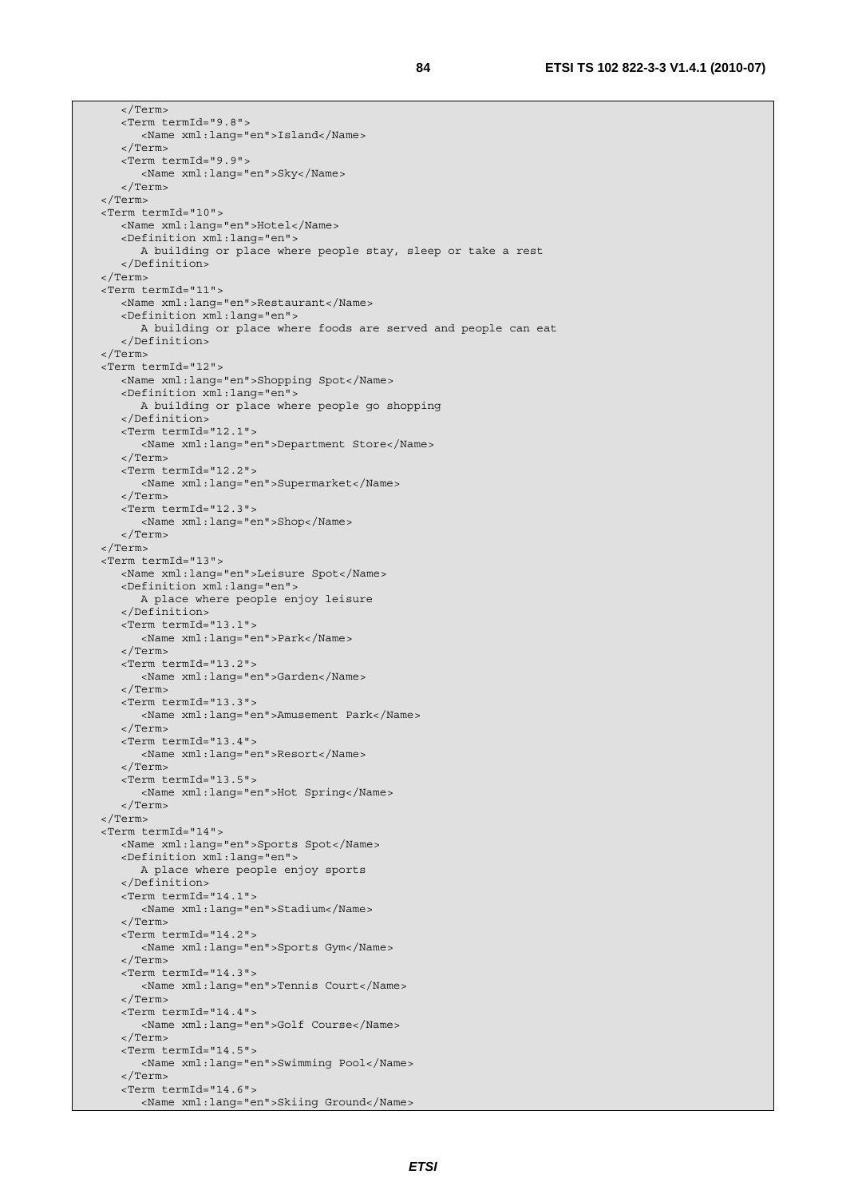```
      </Term>
      <Term termId="9.8">
         <Name xml:lang="en">Island</Name>
      </Term>
      <Term termId="9.9">
         <Name xml:lang="en">Sky</Name>
      </Term>
   </Term>
   <Term termId="10">
      <Name xml:lang="en">Hotel</Name>
      <Definition xml:lang="en">
         A building or place where people stay, sleep or take a rest
      </Definition>
   </Term>
   <Term termId="11">
      <Name xml:lang="en">Restaurant</Name>
      <Definition xml:lang="en">
         A building or place where foods are served and people can eat
      </Definition>
   </Term>
   <Term termId="12">
      <Name xml:lang="en">Shopping Spot</Name>
      <Definition xml:lang="en">
         A building or place where people go shopping
      </Definition>
      <Term termId="12.1">
         <Name xml:lang="en">Department Store</Name>
      </Term>
      <Term termId="12.2">
         <Name xml:lang="en">Supermarket</Name>
      </Term>
      <Term termId="12.3">
         <Name xml:lang="en">Shop</Name>
      </Term>
   </Term>
   <Term termId="13">
      <Name xml:lang="en">Leisure Spot</Name>
      <Definition xml:lang="en">
         A place where people enjoy leisure
      </Definition>
      <Term termId="13.1">
         <Name xml:lang="en">Park</Name>
      </Term>
      <Term termId="13.2">
         <Name xml:lang="en">Garden</Name>
      </Term>
      <Term termId="13.3">
         <Name xml:lang="en">Amusement Park</Name>
      </Term>
      <Term termId="13.4">
         <Name xml:lang="en">Resort</Name>
      </Term>
      <Term termId="13.5">
         <Name xml:lang="en">Hot Spring</Name>
      </Term>
   </Term>
   <Term termId="14">
      <Name xml:lang="en">Sports Spot</Name>
      <Definition xml:lang="en">
         A place where people enjoy sports
      </Definition>
      <Term termId="14.1">
         <Name xml:lang="en">Stadium</Name>
      </Term>
      <Term termId="14.2">
         <Name xml:lang="en">Sports Gym</Name>
      </Term>
      <Term termId="14.3">
         <Name xml:lang="en">Tennis Court</Name>
      </Term>
      <Term termId="14.4">
         <Name xml:lang="en">Golf Course</Name>
      </Term>
      <Term termId="14.5">
         <Name xml:lang="en">Swimming Pool</Name>
      </Term>
      <Term termId="14.6">
         <Name xml:lang="en">Skiing Ground</Name>
```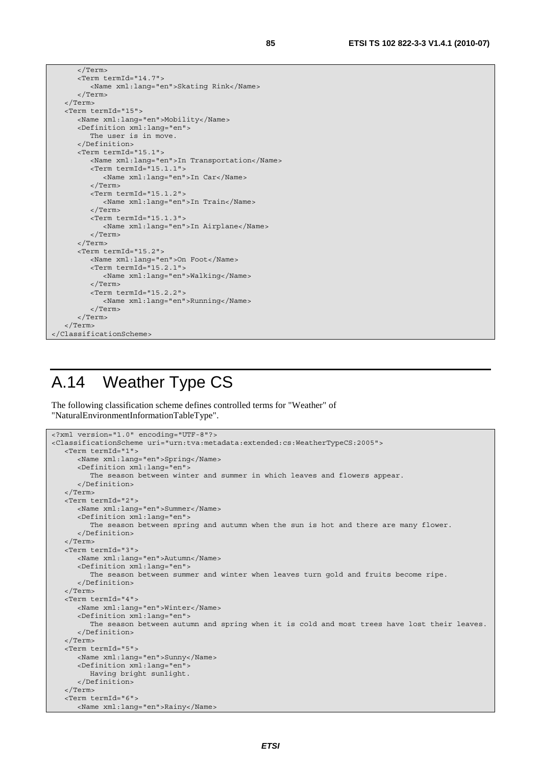```
      </Term>
      <Term termId="14.7">
         <Name xml:lang="en">Skating Rink</Name>
      </Term>
   </Term>
   <Term termId="15">
      <Name xml:lang="en">Mobility</Name>
      <Definition xml:lang="en">
         The user is in move.
      </Definition>
      <Term termId="15.1">
         <Name xml:lang="en">In Transportation</Name>
         <Term termId="15.1.1">
            <Name xml:lang="en">In Car</Name>
         </Term>
         <Term termId="15.1.2">
            <Name xml:lang="en">In Train</Name>
         </Term>
         <Term termId="15.1.3">
            <Name xml:lang="en">In Airplane</Name>
         </Term>
      </Term>
      <Term termId="15.2">
         <Name xml:lang="en">On Foot</Name>
         <Term termId="15.2.1">
            <Name xml:lang="en">Walking</Name>
         </Term>
         <Term termId="15.2.2">
            <Name xml:lang="en">Running</Name>
         </Term>
      </Term>
   </Term>
</ClassificationScheme>
```

# A.14 Weather Type CS

The following classification scheme defines controlled terms for "Weather" of "NaturalEnvironmentInformationTableType".

```
<?xml version="1.0" encoding="UTF-8"?>
<ClassificationScheme uri="urn:tva:metadata:extended:cs:WeatherTypeCS:2005">
   <Term termId="1">
      <Name xml:lang="en">Spring</Name>
      <Definition xml:lang="en">
         The season between winter and summer in which leaves and flowers appear.
      </Definition>
   </Term>
   <Term termId="2">
      <Name xml:lang="en">Summer</Name>
      <Definition xml:lang="en">
         The season between spring and autumn when the sun is hot and there are many flower.
      </Definition>
   </Term>
   <Term termId="3">
      <Name xml:lang="en">Autumn</Name>
      <Definition xml:lang="en">
         The season between summer and winter when leaves turn gold and fruits become ripe.
      </Definition>
   </Term>
   <Term termId="4">
      <Name xml:lang="en">Winter</Name>
      <Definition xml:lang="en">
         The season between autumn and spring when it is cold and most trees have lost their leaves.
      </Definition>
   </Term>
   <Term termId="5">
      <Name xml:lang="en">Sunny</Name>
      <Definition xml:lang="en">
         Having bright sunlight.
      </Definition>
   </Term>
   <Term termId="6">
      <Name xml:lang="en">Rainy</Name>
```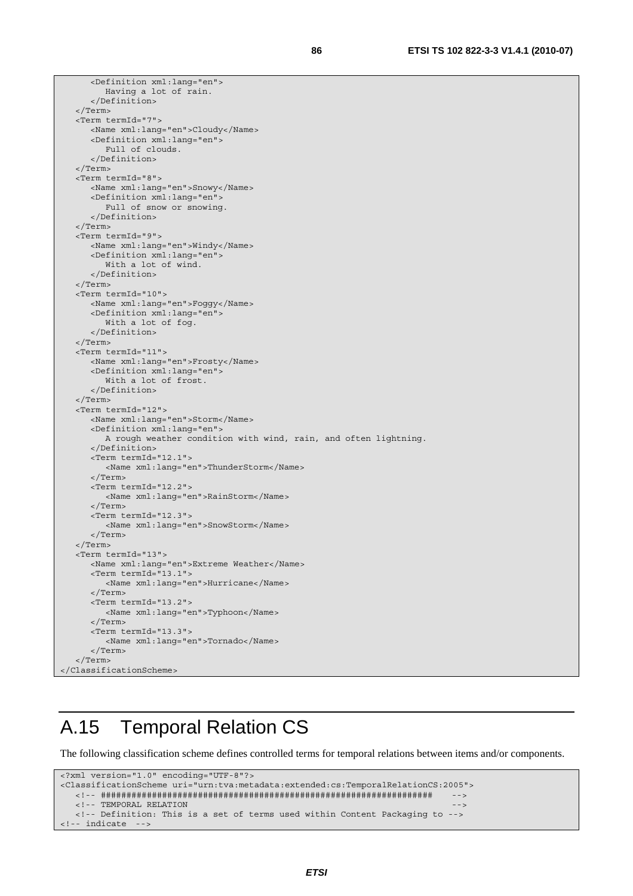```
      <Definition xml:lang="en">
         Having a lot of rain.
      </Definition>
   </Term>
   <Term termId="7">
      <Name xml:lang="en">Cloudy</Name>
      <Definition xml:lang="en">
         Full of clouds.
      </Definition>
   </Term>
   <Term termId="8">
      <Name xml:lang="en">Snowy</Name>
      <Definition xml:lang="en">
         Full of snow or snowing.
      </Definition>
   </Term>
   <Term termId="9">
      <Name xml:lang="en">Windy</Name>
      <Definition xml:lang="en">
         With a lot of wind.
      </Definition>
   </Term>
   <Term termId="10">
      <Name xml:lang="en">Foggy</Name>
      <Definition xml:lang="en">
         With a lot of fog.
      </Definition>
   </Term>
   <Term termId="11">
      <Name xml:lang="en">Frosty</Name>
      <Definition xml:lang="en">
         With a lot of frost.
      </Definition>
   </Term>
   <Term termId="12">
      <Name xml:lang="en">Storm</Name>
      <Definition xml:lang="en">
         A rough weather condition with wind, rain, and often lightning.
      </Definition>
      <Term termId="12.1">
         <Name xml:lang="en">ThunderStorm</Name>
      </Term>
      <Term termId="12.2">
         <Name xml:lang="en">RainStorm</Name>
      </Term>
      <Term termId="12.3">
         <Name xml:lang="en">SnowStorm</Name>
      </Term>
   </Term>
   <Term termId="13">
      <Name xml:lang="en">Extreme Weather</Name>
      <Term termId="13.1">
         <Name xml:lang="en">Hurricane</Name>
      </Term>
      <Term termId="13.2">
         <Name xml:lang="en">Typhoon</Name>
      </Term>
      <Term termId="13.3">
         <Name xml:lang="en">Tornado</Name>
      </Term>
   </Term>
</ClassificationScheme>
```

# A.15 Temporal Relation CS

The following classification scheme defines controlled terms for temporal relations between items and/or components.

```
<?xml version="1.0" encoding="UTF-8"?>
<ClassificationScheme uri="urn:tva:metadata:extended:cs:TemporalRelationCS:2005">
   <!-- #################################################################    -->
   <!-- TEMPORAL RELATION                                                     -->
   <!-- Definition: This is a set of terms used within Content Packaging to -->
<!-- indicate  -->
```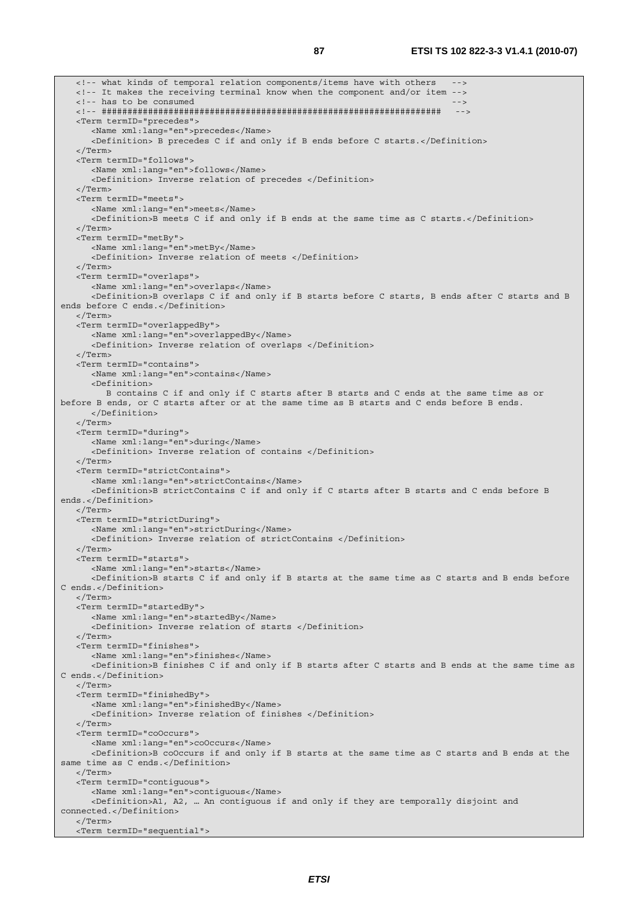```
   <!-- what kinds of temporal relation components/items have with others   -->
   <!-- It makes the receiving terminal know when the component and/or item -->
   <!-- has to be consumed                                                  -->
   <!-- ################################################################   -->
   <Term termID="precedes">
      <Name xml:lang="en">precedes</Name>
      <Definition> B precedes C if and only if B ends before C starts.</Definition>
   </Term>
   <Term termID="follows">
      <Name xml:lang="en">follows</Name>
      <Definition> Inverse relation of precedes </Definition>
   </Term>
   <Term termID="meets">
      <Name xml:lang="en">meets</Name>
      <Definition>B meets C if and only if B ends at the same time as C starts.</Definition>
   </Term>
   <Term termID="metBy">
      <Name xml:lang="en">metBy</Name>
      <Definition> Inverse relation of meets </Definition>
   </Term>
   <Term termID="overlaps">
      <Name xml:lang="en">overlaps</Name>
      <Definition>B overlaps C if and only if B starts before C starts, B ends after C starts and B 
ends before C ends.</Definition>
   </Term>
   <Term termID="overlappedBy">
      <Name xml:lang="en">overlappedBy</Name>
      <Definition> Inverse relation of overlaps </Definition>
   </Term>
   <Term termID="contains">
      <Name xml:lang="en">contains</Name>
      <Definition>
         B contains C if and only if C starts after B starts and C ends at the same time as or 
before B ends, or C starts after or at the same time as B starts and C ends before B ends.
      </Definition>
   </Term>
   <Term termID="during">
      <Name xml:lang="en">during</Name>
      <Definition> Inverse relation of contains </Definition>
   </Term>
   <Term termID="strictContains">
      <Name xml:lang="en">strictContains</Name>
      <Definition>B strictContains C if and only if C starts after B starts and C ends before B 
ends.</Definition>
   </Term>
   <Term termID="strictDuring">
      <Name xml:lang="en">strictDuring</Name>
      <Definition> Inverse relation of strictContains </Definition>
   </Term>
   <Term termID="starts">
      <Name xml:lang="en">starts</Name>
      <Definition>B starts C if and only if B starts at the same time as C starts and B ends before 
C ends.</Definition>
   </Term>
   <Term termID="startedBy">
      <Name xml:lang="en">startedBy</Name>
      <Definition> Inverse relation of starts </Definition>
   </Term>
   <Term termID="finishes">
      <Name xml:lang="en">finishes</Name>
      <Definition>B finishes C if and only if B starts after C starts and B ends at the same time as 
C ends.</Definition>
   </Term>
   <Term termID="finishedBy">
      <Name xml:lang="en">finishedBy</Name>
      <Definition> Inverse relation of finishes </Definition>
   </Term>
   <Term termID="coOccurs">
      <Name xml:lang="en">coOccurs</Name>
      <Definition>B coOccurs if and only if B starts at the same time as C starts and B ends at the 
same time as C ends.</Definition>
   </Term>
   <Term termID="contiguous">
      <Name xml:lang="en">contiguous</Name>
      <Definition>A1, A2, … An contiguous if and only if they are temporally disjoint and 
connected.</Definition>
   </Term>
   <Term termID="sequential">
```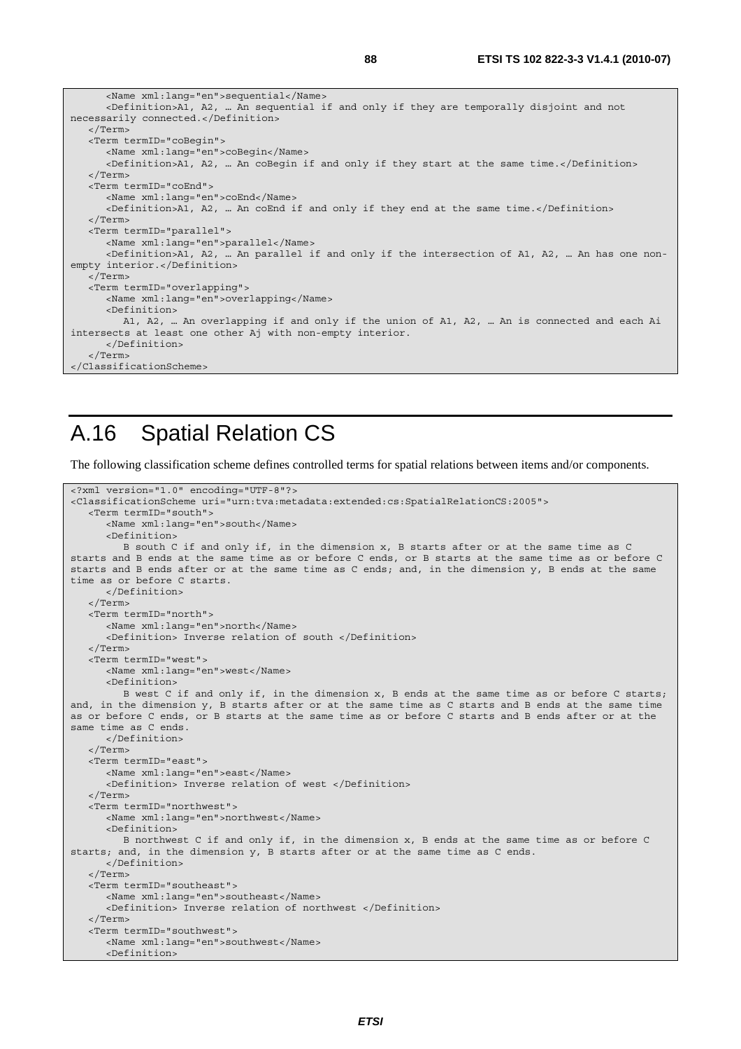```
      <Name xml:lang="en">sequential</Name>
      <Definition>A1, A2, … An sequential if and only if they are temporally disjoint and not
necessarily connected.</Definition>
   </Term>
   <Term termID="coBegin">
      <Name xml:lang="en">coBegin</Name>
      <Definition>A1, A2, … An coBegin if and only if they start at the same time.</Definition>
   </Term>
   <Term termID="coEnd">
      <Name xml:lang="en">coEnd</Name>
      <Definition>A1, A2, … An coEnd if and only if they end at the same time.</Definition>
   </Term>
   <Term termID="parallel">
      <Name xml:lang="en">parallel</Name>
      <Definition>A1, A2, … An parallel if and only if the intersection of A1, A2, … An has one non-
empty interior.</Definition>
   </Term>
   <Term termID="overlapping">
      <Name xml:lang="en">overlapping</Name>
      <Definition>
         A1, A2, … An overlapping if and only if the union of A1, A2, … An is connected and each Ai
intersects at least one other Aj with non-empty interior.
      </Definition>
   </Term>
</ClassificationScheme>
```

# A.16 Spatial Relation CS

The following classification scheme defines controlled terms for spatial relations between items and/or components.

```
<?xml version="1.0" encoding="UTF-8"?>
<ClassificationScheme uri="urn:tva:metadata:extended:cs:SpatialRelationCS:2005">
   <Term termID="south">
      <Name xml:lang="en">south</Name>
      <Definition>
         B south C if and only if, in the dimension x, B starts after or at the same time as C
starts and B ends at the same time as or before C ends, or B starts at the same time as or before C
starts and B ends after or at the same time as C ends; and, in the dimension y, B ends at the same
time as or before C starts.
      </Definition>
   </Term>
   <Term termID="north">
      <Name xml:lang="en">north</Name>
      <Definition> Inverse relation of south </Definition>
   </Term>
   <Term termID="west">
      <Name xml:lang="en">west</Name>
      <Definition>
         B west C if and only if, in the dimension x, B ends at the same time as or before C starts;
and, in the dimension y, B starts after or at the same time as C starts and B ends at the same time
as or before C ends, or B starts at the same time as or before C starts and B ends after or at the
same time as C ends.
      </Definition>
   </Term>
   <Term termID="east">
      <Name xml:lang="en">east</Name>
      <Definition> Inverse relation of west </Definition>
   </Term>
   <Term termID="northwest">
      <Name xml:lang="en">northwest</Name>
      <Definition>
         B northwest C if and only if, in the dimension x, B ends at the same time as or before C
starts; and, in the dimension y, B starts after or at the same time as C ends.
      </Definition>
   </Term>
   <Term termID="southeast">
      <Name xml:lang="en">southeast</Name>
      <Definition> Inverse relation of northwest </Definition>
   </Term>
   <Term termID="southwest">
      <Name xml:lang="en">southwest</Name>
      <Definition>
```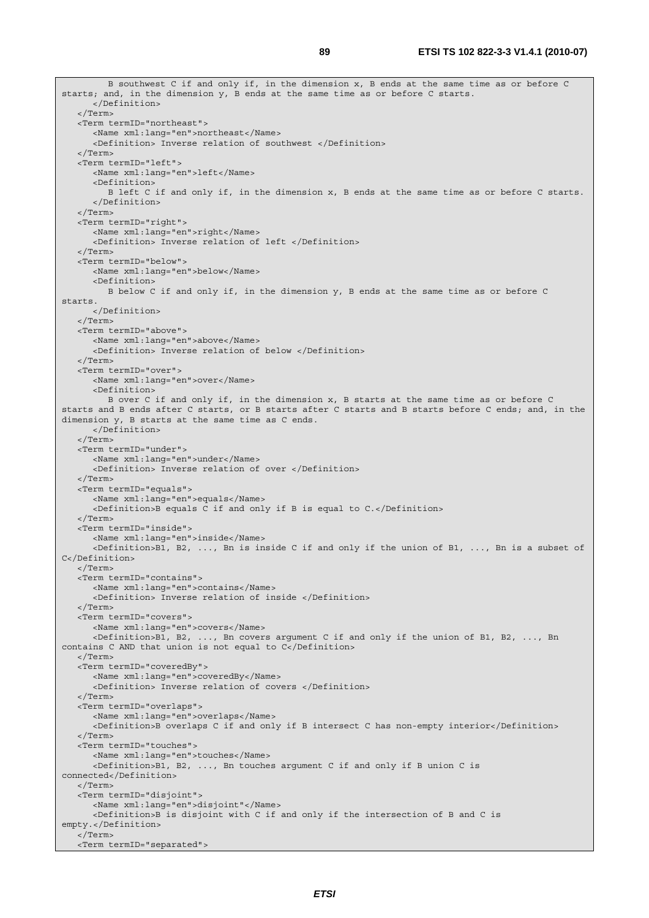```
        B southwest C if and only if, in the dimension x, B ends at the same time as or before C
starts; and, in the dimension y, B ends at the same time as or before C starts.
      </Definition>
   </Term>
   <Term termID="northeast">
      <Name xml:lang="en">northeast</Name>
      <Definition> Inverse relation of southwest </Definition>
   </Term>
   <Term termID="left">
      <Name xml:lang="en">left</Name>
      <Definition>
         B left C if and only if, in the dimension x, B ends at the same time as or before C starts.
      </Definition>
   </Term>
   <Term termID="right">
      <Name xml:lang="en">right</Name>
      <Definition> Inverse relation of left </Definition>
   </Term>
   <Term termID="below">
      <Name xml:lang="en">below</Name>
      <Definition>
         B below C if and only if, in the dimension y, B ends at the same time as or before C
starts.
      </Definition>
   </Term>
   <Term termID="above">
      <Name xml:lang="en">above</Name>
      <Definition> Inverse relation of below </Definition>
   </Term>
   <Term termID="over">
      <Name xml:lang="en">over</Name>
      <Definition>
         B over C if and only if, in the dimension x, B starts at the same time as or before C
starts and B ends after C starts, or B starts after C starts and B starts before C ends; and, in the
dimension y, B starts at the same time as C ends.
      </Definition>
   </Term>
   <Term termID="under">
      <Name xml:lang="en">under</Name>
      <Definition> Inverse relation of over </Definition>
   </Term>
   <Term termID="equals">
      <Name xml:lang="en">equals</Name>
      <Definition>B equals C if and only if B is equal to C.</Definition>
   </Term>
   <Term termID="inside">
      <Name xml:lang="en">inside</Name>
      <Definition>B1, B2, ..., Bn is inside C if and only if the union of B1, ..., Bn is a subset of
C</Definition>
   </Term>
   <Term termID="contains">
      <Name xml:lang="en">contains</Name>
      <Definition> Inverse relation of inside </Definition>
   </Term>
   <Term termID="covers">
      <Name xml:lang="en">covers</Name>
      <Definition>B1, B2, ..., Bn covers argument C if and only if the union of B1, B2, ..., Bn
contains C AND that union is not equal to C</Definition>
   </Term>
   <Term termID="coveredBy">
      <Name xml:lang="en">coveredBy</Name>
      <Definition> Inverse relation of covers </Definition>
   </Term>
   <Term termID="overlaps">
      <Name xml:lang="en">overlaps</Name>
      <Definition>B overlaps C if and only if B intersect C has non-empty interior</Definition>
   </Term>
   <Term termID="touches">
      <Name xml:lang="en">touches</Name>
      <Definition>B1, B2, ..., Bn touches argument C if and only if B union C is
connected</Definition>
   </Term>
   <Term termID="disjoint">
      <Name xml:lang="en">disjoint"</Name>
      <Definition>B is disjoint with C if and only if the intersection of B and C is
empty.</Definition>
   </Term>
   <Term termID="separated">
```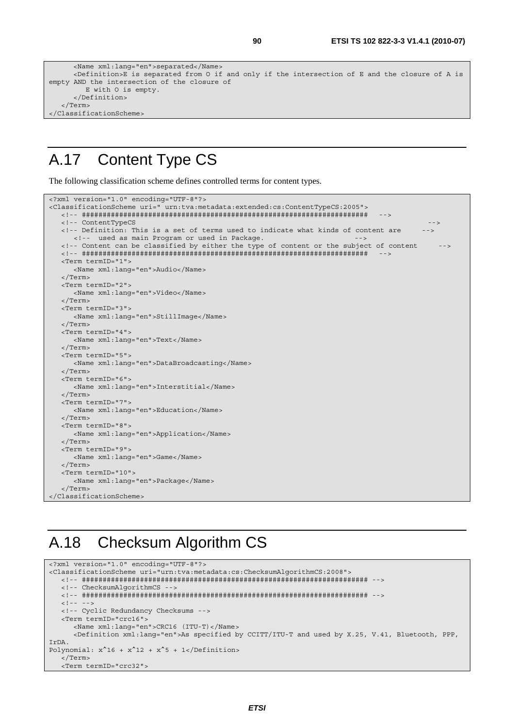```
      <Name xml:lang="en">separated</Name>
      <Definition>E is separated from O if and only if the intersection of E and the closure of A is 
empty AND the intersection of the closure of 
         E with O is empty.
      </Definition>
   </Term>
</ClassificationScheme>
```

# A.17 Content Type CS

The following classification scheme defines controlled terms for content types.

```
<?xml version="1.0" encoding="UTF-8"?>
<ClassificationScheme uri=" urn:tva:metadata:extended:cs:ContentTypeCS:2005">
   <!-- #####################################################################   -->
   <!-- ContentTypeCS                                                                           -->
   <!-- Definition: This is a set of terms used to indicate what kinds of content are     -->
      <!--  used as main Program or used in Package.                          -->
   <!-- Content can be classified by either the type of content or the subject of content      -->
   <!-- #####################################################################   -->
   <Term termID="1">
      <Name xml:lang="en">Audio</Name>
   </Term>
   <Term termID="2">
      <Name xml:lang="en">Video</Name>
   </Term>
   <Term termID="3">
      <Name xml:lang="en">StillImage</Name>
   </Term>
   <Term termID="4">
      <Name xml:lang="en">Text</Name>
   </Term>
   <Term termID="5">
      <Name xml:lang="en">DataBroadcasting</Name>
   </Term>
   <Term termID="6">
      <Name xml:lang="en">Interstitial</Name>
   </Term>
   <Term termID="7">
      <Name xml:lang="en">Education</Name>
   </Term>
   <Term termID="8">
      <Name xml:lang="en">Application</Name>
   </Term>
   <Term termID="9">
      <Name xml:lang="en">Game</Name>
   </Term>
   <Term termID="10">
      <Name xml:lang="en">Package</Name>
   </Term>
</ClassificationScheme>
```

# A.18 Checksum Algorithm CS

```
<?xml version="1.0" encoding="UTF-8"?>
<ClassificationScheme uri="urn:tva:metadata:cs:ChecksumAlgorithmCS:2008">
   <!-- ##################################################################### -->
   <!-- ChecksumAlgorithmCS -->
   <!-- ##################################################################### -->
   <!-- -->
   <!-- Cyclic Redundancy Checksums -->
   <Term termID="crc16">
      <Name xml:lang="en">CRC16 (ITU-T)</Name>
      <Definition xml:lang="en">As specified by CCITT/ITU-T and used by X.25, V.41, Bluetooth, PPP, 
IrDA.
Polynomial: x^16 + x^12 + x^5 + 1</Definition>
   </Term>
   <Term termID="crc32">
```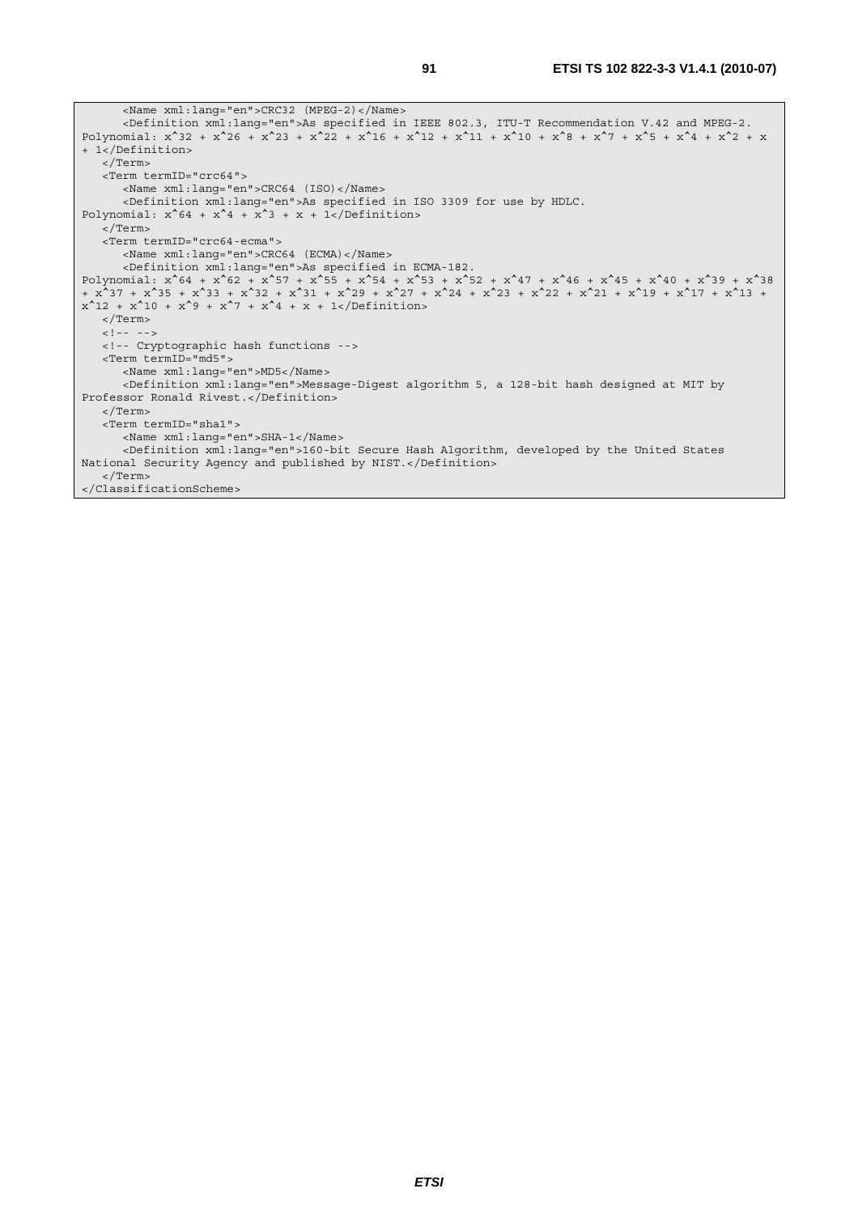```
      <Name xml:lang="en">CRC32 (MPEG-2)</Name>
      <Definition xml:lang="en">As specified in IEEE 802.3, ITU-T Recommendation V.42 and MPEG-2.
Polynomial: x^32 + x^26 + x^23 + x^22 + x^16 + x^12 + x^11 + x^10 + x^8 + x^7 + x^5 + x^4 + x^2 + x
+ 1</Definition>
   </Term>
   <Term termID="crc64">
      <Name xml:lang="en">CRC64 (ISO)</Name>
      <Definition xml:lang="en">As specified in ISO 3309 for use by HDLC.
Polynomial: x^64 + x^4 + x^3 + x + 1</Definition>
   </Term>
   <Term termID="crc64-ecma">
      <Name xml:lang="en">CRC64 (ECMA)</Name>
      <Definition xml:lang="en">As specified in ECMA-182.
Polynomial: x^64 + x^62 + x^57 + x^55 + x^54 + x^53 + x^52 + x^47 + x^46 + x^45 + x^40 + x^39 + x^38
+ x^37 + x^35 + x^33 + x^32 + x^31 + x^29 + x^27 + x^24 + x^23 + x^22 + x^21 + x^19 + x^17 + x^13 +
x^12 + x^10 + x^9 + x^7 + x^4 + x + 1</Definition>
   </Term>
   <!-- -->
   <!-- Cryptographic hash functions -->
   <Term termID="md5">
      <Name xml:lang="en">MD5</Name>
      <Definition xml:lang="en">Message-Digest algorithm 5, a 128-bit hash designed at MIT by
Professor Ronald Rivest.</Definition>
   </Term>
   <Term termID="sha1">
      <Name xml:lang="en">SHA-1</Name>
      <Definition xml:lang="en">160-bit Secure Hash Algorithm, developed by the United States
National Security Agency and published by NIST.</Definition>
   </Term>
</ClassificationScheme>
```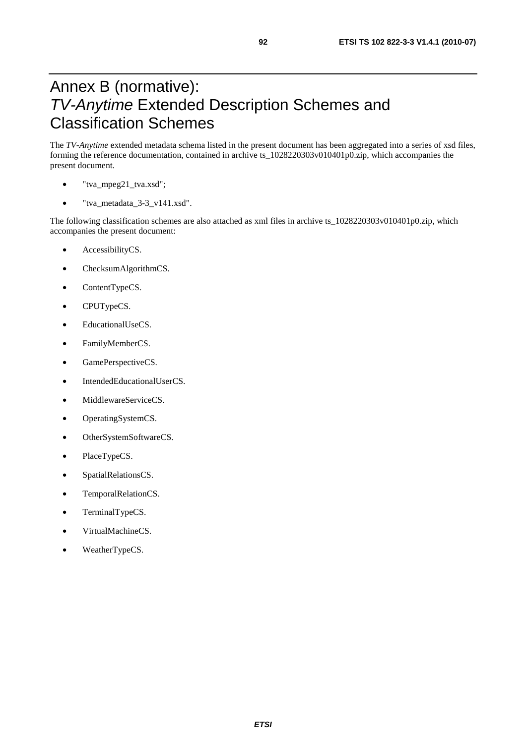# Annex B (normative): *TV-Anytime* Extended Description Schemes and Classification Schemes

The *TV-Anytime* extended metadata schema listed in the present document has been aggregated into a series of xsd files, forming the reference documentation, contained in archive ts_1028220303v010401p0.zip, which accompanies the present document.

- "tva_mpeg21_tva.xsd";
- "tva_metadata_3-3_v141.xsd".

The following classification schemes are also attached as xml files in archive ts_1028220303v010401p0.zip, which accompanies the present document:

- AccessibilityCS.
- ChecksumAlgorithmCS.
- ContentTypeCS.
- CPUTypeCS.
- EducationalUseCS.
- FamilyMemberCS.
- GamePerspectiveCS.
- IntendedEducationalUserCS.
- MiddlewareServiceCS.
- OperatingSystemCS.
- OtherSystemSoftwareCS.
- PlaceTypeCS.
- SpatialRelationsCS.
- TemporalRelationCS.
- TerminalTypeCS.
- VirtualMachineCS.
- WeatherTypeCS.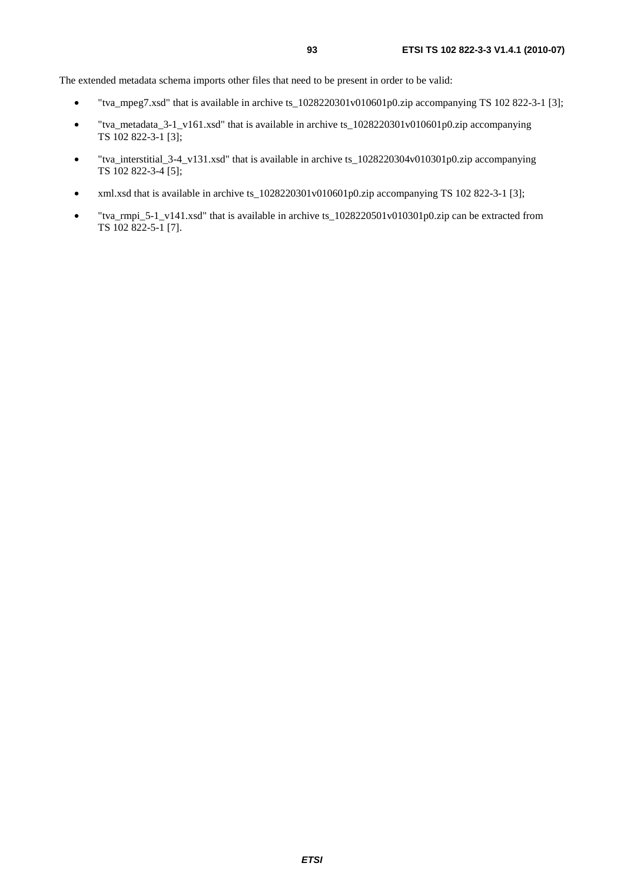The extended metadata schema imports other files that need to be present in order to be valid:

- "tva_mpeg7.xsd" that is available in archive ts_1028220301v010601p0.zip accompanying TS 102 822-3-1 [3];
- "tva_metadata_3-1_v161.xsd" that is available in archive ts_1028220301v010601p0.zip accompanying TS 102 822-3-1 [3];
- "tva_interstitial_3-4_v131.xsd" that is available in archive ts_1028220304v010301p0.zip accompanying TS 102 822-3-4 [5];
- xml.xsd that is available in archive ts_1028220301v010601p0.zip accompanying TS 102 822-3-1 [3];
- "tva_rmpi_5-1_v141.xsd" that is available in archive ts_1028220501v010301p0.zip can be extracted from TS 102 822-5-1 [7].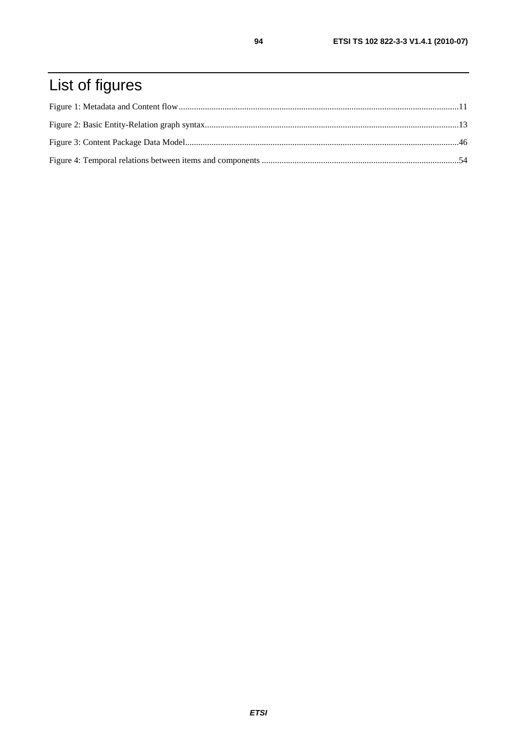# List of figures

Figure 1: Metadata and Content flow................................................................................................................................11

Figure 2: Basic Entity-Relation graph syntax...................................................................................................................13

Figure 3: Content Package Data Model............................................................................................................................46

Figure 4: Temporal relations between items and components ..........................................................................................54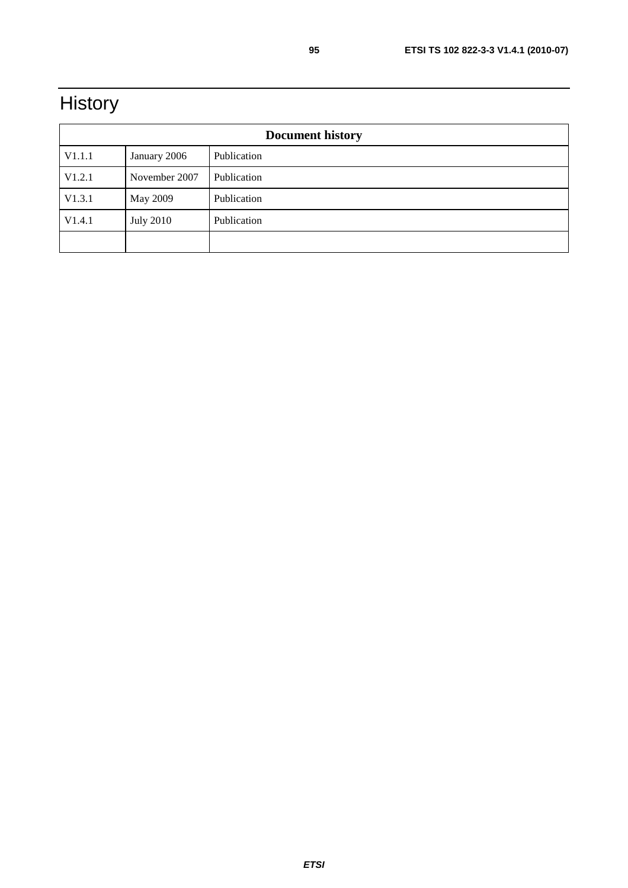# History

| Document history | | |
|---|---|---|
| V1.1.1 | January 2006 | Publication |
| V1.2.1 | November 2007 | Publication |
| V1.3.1 | May 2009 | Publication |
| V1.4.1 | July 2010 | Publication |
| | | |